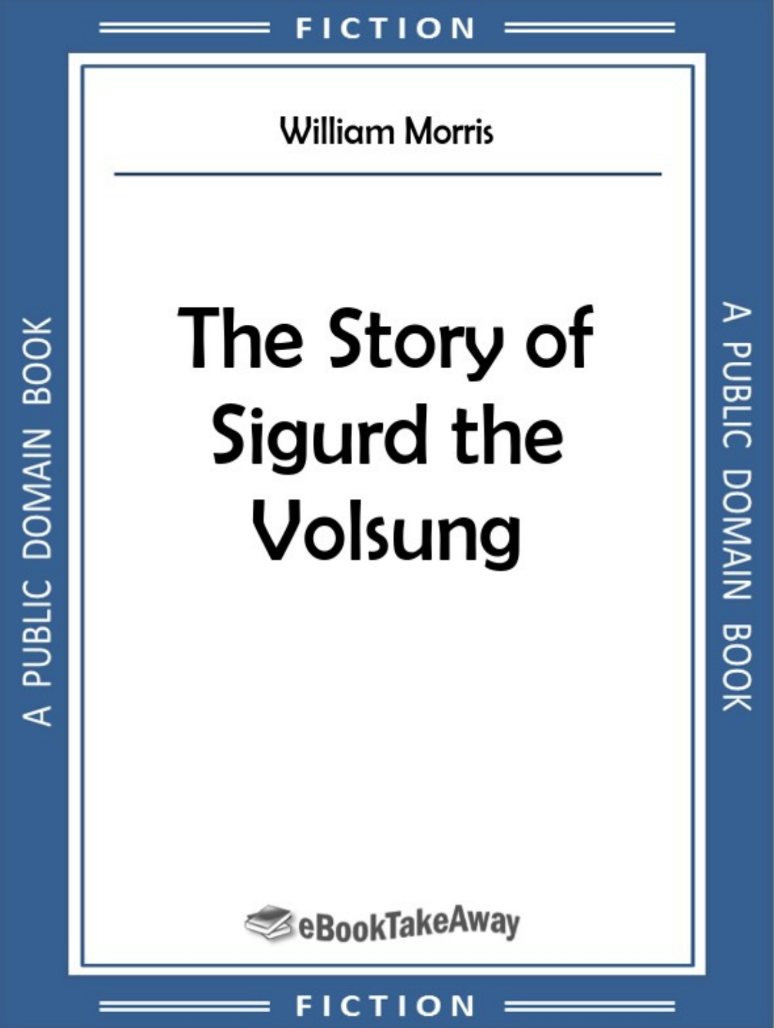FICTION

William Morris

# The Story of Sigurd the Volsung

eBookTakeAway

A PUBLIC DOMAIN BOOK

FICTION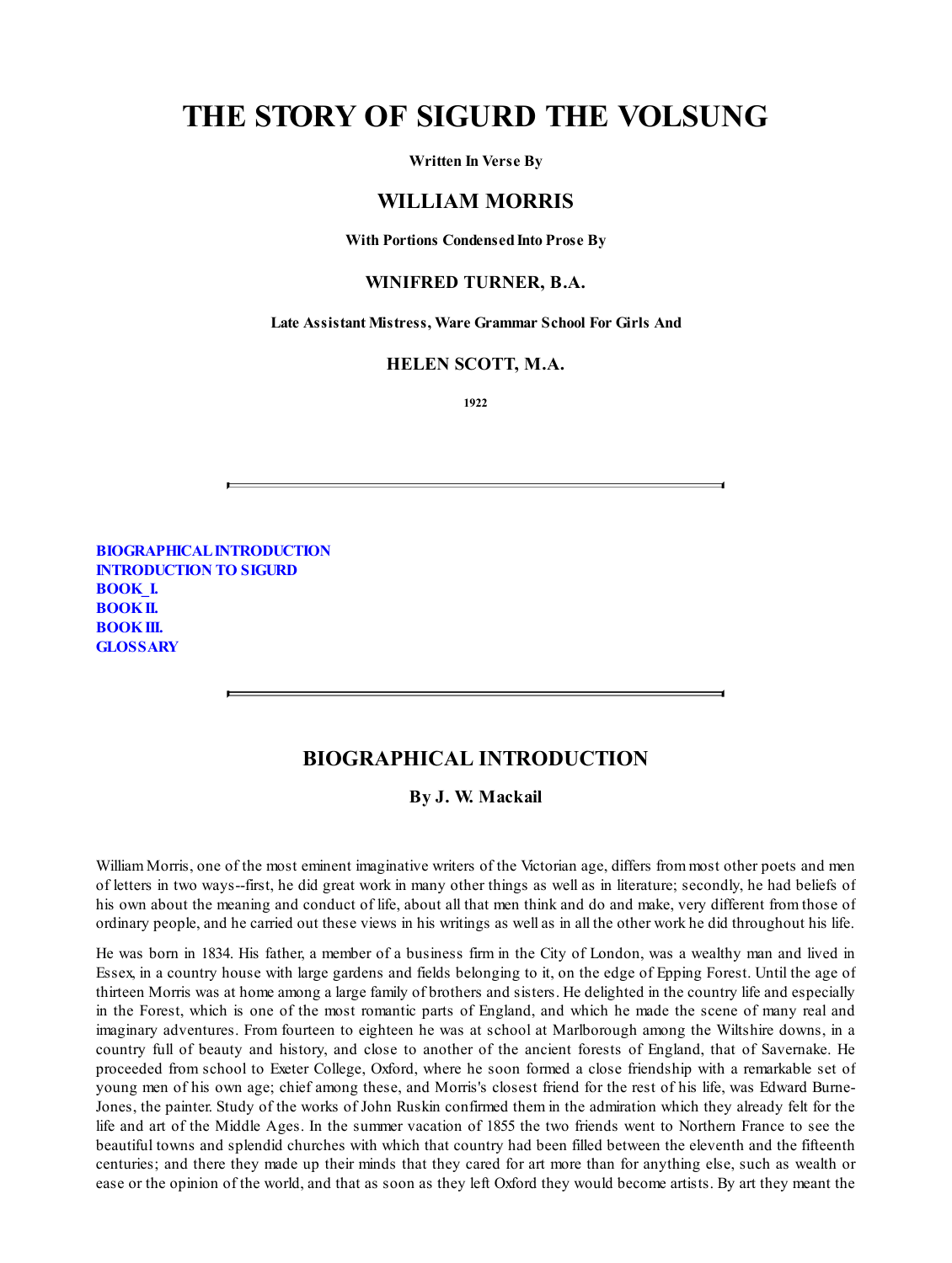# THE STORY OF SIGURD THE VOLSUNG

**Written In Verse By**

## WILLIAM MORRIS

**With Portions Condensed Into Prose By**

### WINIFRED TURNER, B.A.

**Late Assistant Mistress, Ware Grammar School For Girls And**

### HELEN SCOTT, M.A.

**1922**

---

**BIOGRAPHICAL INTRODUCTION**
**INTRODUCTION TO SIGURD**
**BOOK_I.**
**BOOK II.**
**BOOK III.**
**GLOSSARY**

---

## BIOGRAPHICAL INTRODUCTION

### By J. W. Mackail

William Morris, one of the most eminent imaginative writers of the Victorian age, differs from most other poets and men of letters in two ways--first, he did great work in many other things as well as in literature; secondly, he had beliefs of his own about the meaning and conduct of life, about all that men think and do and make, very different from those of ordinary people, and he carried out these views in his writings as well as in all the other work he did throughout his life.

He was born in 1834. His father, a member of a business firm in the City of London, was a wealthy man and lived in Essex, in a country house with large gardens and fields belonging to it, on the edge of Epping Forest. Until the age of thirteen Morris was at home among a large family of brothers and sisters. He delighted in the country life and especially in the Forest, which is one of the most romantic parts of England, and which he made the scene of many real and imaginary adventures. From fourteen to eighteen he was at school at Marlborough among the Wiltshire downs, in a country full of beauty and history, and close to another of the ancient forests of England, that of Savernake. He proceeded from school to Exeter College, Oxford, where he soon formed a close friendship with a remarkable set of young men of his own age; chief among these, and Morris's closest friend for the rest of his life, was Edward Burne-Jones, the painter. Study of the works of John Ruskin confirmed them in the admiration which they already felt for the life and art of the Middle Ages. In the summer vacation of 1855 the two friends went to Northern France to see the beautiful towns and splendid churches with which that country had been filled between the eleventh and the fifteenth centuries; and there they made up their minds that they cared for art more than for anything else, such as wealth or ease or the opinion of the world, and that as soon as they left Oxford they would become artists. By art they meant the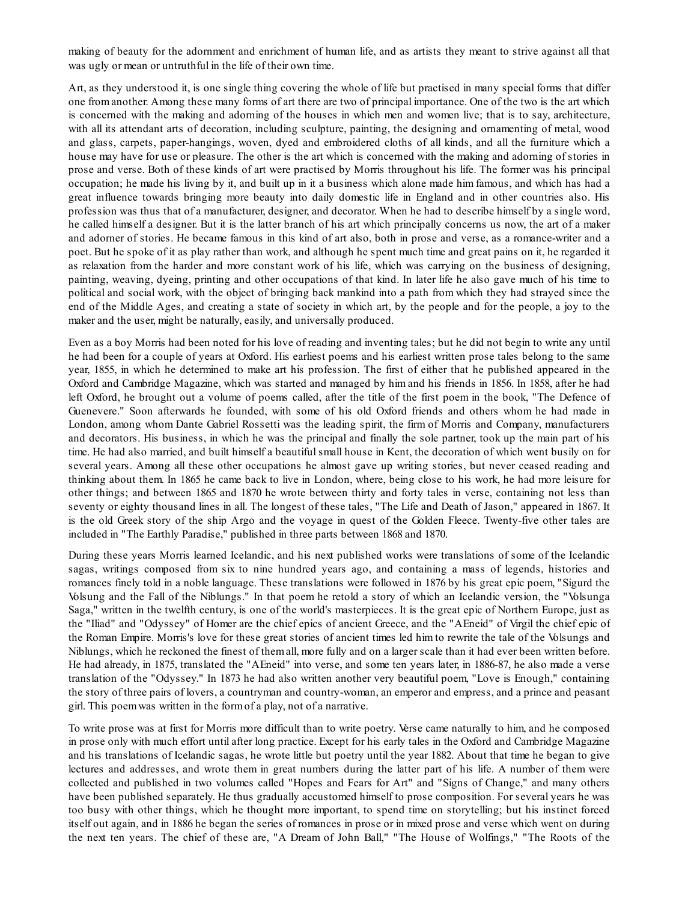making of beauty for the adornment and enrichment of human life, and as artists they meant to strive against all that was ugly or mean or untruthful in the life of their own time.

Art, as they understood it, is one single thing covering the whole of life but practised in many special forms that differ one from another. Among these many forms of art there are two of principal importance. One of the two is the art which is concerned with the making and adorning of the houses in which men and women live; that is to say, architecture, with all its attendant arts of decoration, including sculpture, painting, the designing and ornamenting of metal, wood and glass, carpets, paper-hangings, woven, dyed and embroidered cloths of all kinds, and all the furniture which a house may have for use or pleasure. The other is the art which is concerned with the making and adorning of stories in prose and verse. Both of these kinds of art were practised by Morris throughout his life. The former was his principal occupation; he made his living by it, and built up in it a business which alone made him famous, and which has had a great influence towards bringing more beauty into daily domestic life in England and in other countries also. His profession was thus that of a manufacturer, designer, and decorator. When he had to describe himself by a single word, he called himself a designer. But it is the latter branch of his art which principally concerns us now, the art of a maker and adorner of stories. He became famous in this kind of art also, both in prose and verse, as a romance-writer and a poet. But he spoke of it as play rather than work, and although he spent much time and great pains on it, he regarded it as relaxation from the harder and more constant work of his life, which was carrying on the business of designing, painting, weaving, dyeing, printing and other occupations of that kind. In later life he also gave much of his time to political and social work, with the object of bringing back mankind into a path from which they had strayed since the end of the Middle Ages, and creating a state of society in which art, by the people and for the people, a joy to the maker and the user, might be naturally, easily, and universally produced.

Even as a boy Morris had been noted for his love of reading and inventing tales; but he did not begin to write any until he had been for a couple of years at Oxford. His earliest poems and his earliest written prose tales belong to the same year, 1855, in which he determined to make art his profession. The first of either that he published appeared in the Oxford and Cambridge Magazine, which was started and managed by him and his friends in 1856. In 1858, after he had left Oxford, he brought out a volume of poems called, after the title of the first poem in the book, "The Defence of Guenevere." Soon afterwards he founded, with some of his old Oxford friends and others whom he had made in London, among whom Dante Gabriel Rossetti was the leading spirit, the firm of Morris and Company, manufacturers and decorators. His business, in which he was the principal and finally the sole partner, took up the main part of his time. He had also married, and built himself a beautiful small house in Kent, the decoration of which went busily on for several years. Among all these other occupations he almost gave up writing stories, but never ceased reading and thinking about them. In 1865 he came back to live in London, where, being close to his work, he had more leisure for other things; and between 1865 and 1870 he wrote between thirty and forty tales in verse, containing not less than seventy or eighty thousand lines in all. The longest of these tales, "The Life and Death of Jason," appeared in 1867. It is the old Greek story of the ship Argo and the voyage in quest of the Golden Fleece. Twenty-five other tales are included in "The Earthly Paradise," published in three parts between 1868 and 1870.

During these years Morris learned Icelandic, and his next published works were translations of some of the Icelandic sagas, writings composed from six to nine hundred years ago, and containing a mass of legends, histories and romances finely told in a noble language. These translations were followed in 1876 by his great epic poem, "Sigurd the Volsung and the Fall of the Niblungs." In that poem he retold a story of which an Icelandic version, the "Volsunga Saga," written in the twelfth century, is one of the world's masterpieces. It is the great epic of Northern Europe, just as the "Iliad" and "Odyssey" of Homer are the chief epics of ancient Greece, and the "AEneid" of Virgil the chief epic of the Roman Empire. Morris's love for these great stories of ancient times led him to rewrite the tale of the Volsungs and Niblungs, which he reckoned the finest of them all, more fully and on a larger scale than it had ever been written before. He had already, in 1875, translated the "AEneid" into verse, and some ten years later, in 1886-87, he also made a verse translation of the "Odyssey." In 1873 he had also written another very beautiful poem, "Love is Enough," containing the story of three pairs of lovers, a countryman and country-woman, an emperor and empress, and a prince and peasant girl. This poem was written in the form of a play, not of a narrative.

To write prose was at first for Morris more difficult than to write poetry. Verse came naturally to him, and he composed in prose only with much effort until after long practice. Except for his early tales in the Oxford and Cambridge Magazine and his translations of Icelandic sagas, he wrote little but poetry until the year 1882. About that time he began to give lectures and addresses, and wrote them in great numbers during the latter part of his life. A number of them were collected and published in two volumes called "Hopes and Fears for Art" and "Signs of Change," and many others have been published separately. He thus gradually accustomed himself to prose composition. For several years he was too busy with other things, which he thought more important, to spend time on storytelling; but his instinct forced itself out again, and in 1886 he began the series of romances in prose or in mixed prose and verse which went on during the next ten years. The chief of these are, "A Dream of John Ball," "The House of Wolfings," "The Roots of the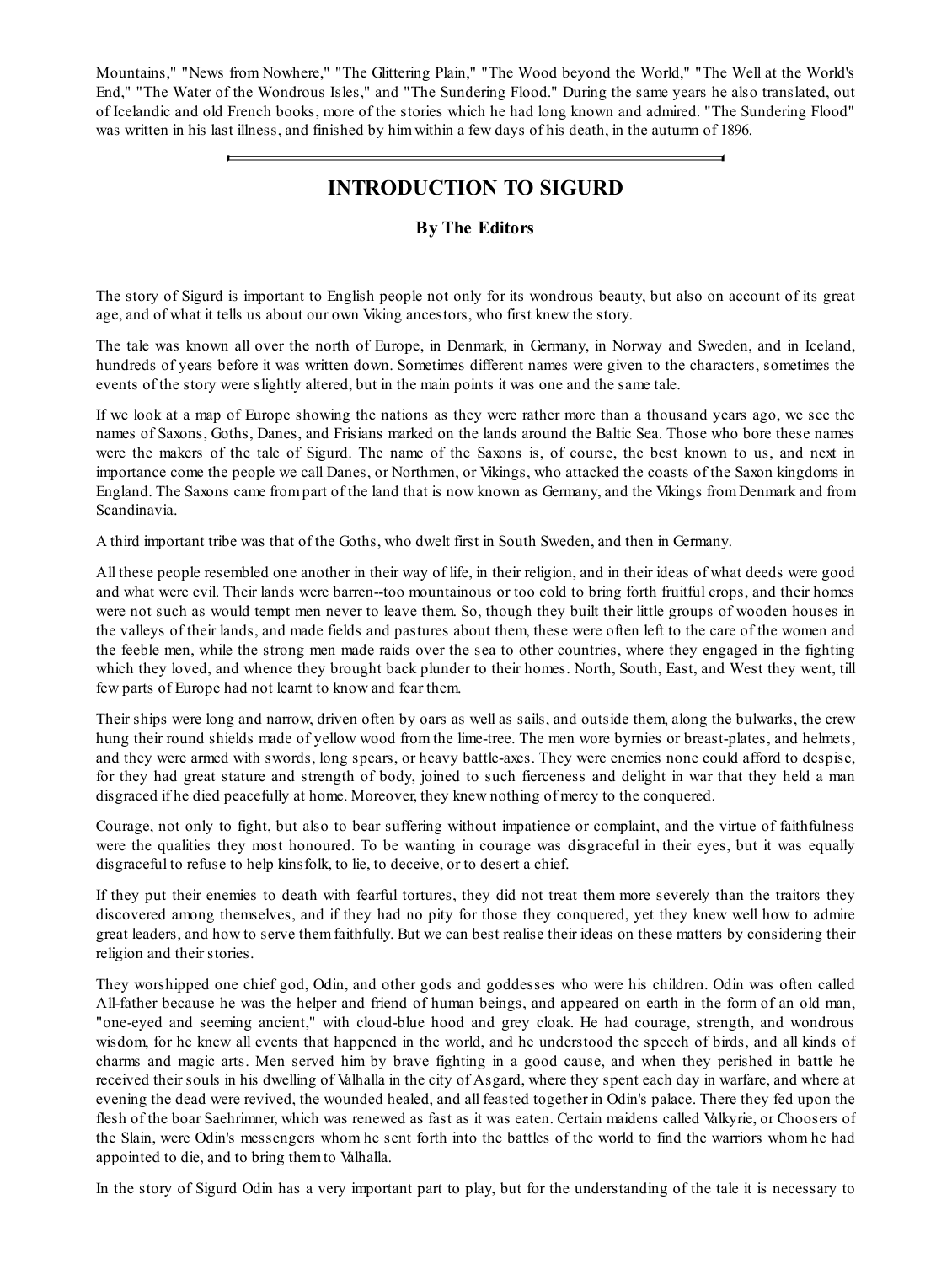Mountains," "News from Nowhere," "The Glittering Plain," "The Wood beyond the World," "The Well at the World's End," "The Water of the Wondrous Isles," and "The Sundering Flood." During the same years he also translated, out of Icelandic and old French books, more of the stories which he had long known and admired. "The Sundering Flood" was written in his last illness, and finished by him within a few days of his death, in the autumn of 1896.

---

## INTRODUCTION TO SIGURD

### By The Editors

The story of Sigurd is important to English people not only for its wondrous beauty, but also on account of its great age, and of what it tells us about our own Viking ancestors, who first knew the story.

The tale was known all over the north of Europe, in Denmark, in Germany, in Norway and Sweden, and in Iceland, hundreds of years before it was written down. Sometimes different names were given to the characters, sometimes the events of the story were slightly altered, but in the main points it was one and the same tale.

If we look at a map of Europe showing the nations as they were rather more than a thousand years ago, we see the names of Saxons, Goths, Danes, and Frisians marked on the lands around the Baltic Sea. Those who bore these names were the makers of the tale of Sigurd. The name of the Saxons is, of course, the best known to us, and next in importance come the people we call Danes, or Northmen, or Vikings, who attacked the coasts of the Saxon kingdoms in England. The Saxons came from part of the land that is now known as Germany, and the Vikings from Denmark and from Scandinavia.

A third important tribe was that of the Goths, who dwelt first in South Sweden, and then in Germany.

All these people resembled one another in their way of life, in their religion, and in their ideas of what deeds were good and what were evil. Their lands were barren--too mountainous or too cold to bring forth fruitful crops, and their homes were not such as would tempt men never to leave them. So, though they built their little groups of wooden houses in the valleys of their lands, and made fields and pastures about them, these were often left to the care of the women and the feeble men, while the strong men made raids over the sea to other countries, where they engaged in the fighting which they loved, and whence they brought back plunder to their homes. North, South, East, and West they went, till few parts of Europe had not learnt to know and fear them.

Their ships were long and narrow, driven often by oars as well as sails, and outside them, along the bulwarks, the crew hung their round shields made of yellow wood from the lime-tree. The men wore byrnies or breast-plates, and helmets, and they were armed with swords, long spears, or heavy battle-axes. They were enemies none could afford to despise, for they had great stature and strength of body, joined to such fierceness and delight in war that they held a man disgraced if he died peacefully at home. Moreover, they knew nothing of mercy to the conquered.

Courage, not only to fight, but also to bear suffering without impatience or complaint, and the virtue of faithfulness were the qualities they most honoured. To be wanting in courage was disgraceful in their eyes, but it was equally disgraceful to refuse to help kinsfolk, to lie, to deceive, or to desert a chief.

If they put their enemies to death with fearful tortures, they did not treat them more severely than the traitors they discovered among themselves, and if they had no pity for those they conquered, yet they knew well how to admire great leaders, and how to serve them faithfully. But we can best realise their ideas on these matters by considering their religion and their stories.

They worshipped one chief god, Odin, and other gods and goddesses who were his children. Odin was often called All-father because he was the helper and friend of human beings, and appeared on earth in the form of an old man, "one-eyed and seeming ancient," with cloud-blue hood and grey cloak. He had courage, strength, and wondrous wisdom, for he knew all events that happened in the world, and he understood the speech of birds, and all kinds of charms and magic arts. Men served him by brave fighting in a good cause, and when they perished in battle he received their souls in his dwelling of Valhalla in the city of Asgard, where they spent each day in warfare, and where at evening the dead were revived, the wounded healed, and all feasted together in Odin's palace. There they fed upon the flesh of the boar Saehrimner, which was renewed as fast as it was eaten. Certain maidens called Valkyrie, or Choosers of the Slain, were Odin's messengers whom he sent forth into the battles of the world to find the warriors whom he had appointed to die, and to bring them to Valhalla.

In the story of Sigurd Odin has a very important part to play, but for the understanding of the tale it is necessary to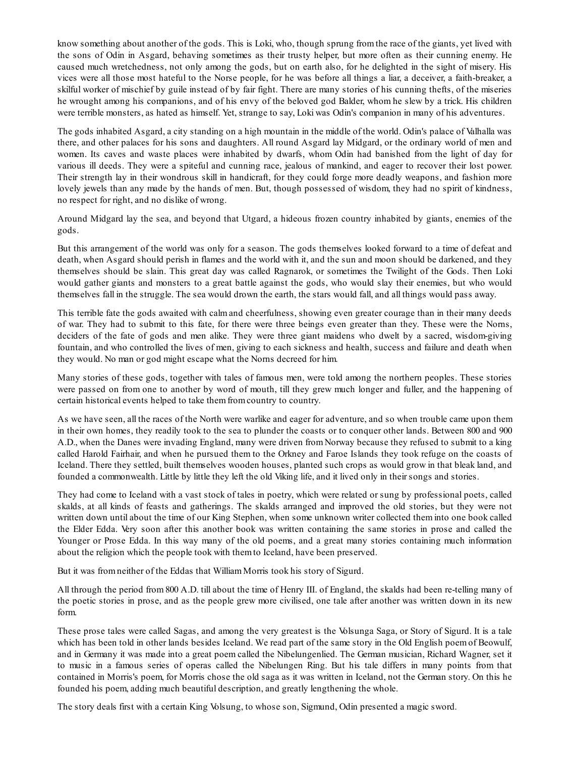know something about another of the gods. This is Loki, who, though sprung from the race of the giants, yet lived with the sons of Odin in Asgard, behaving sometimes as their trusty helper, but more often as their cunning enemy. He caused much wretchedness, not only among the gods, but on earth also, for he delighted in the sight of misery. His vices were all those most hateful to the Norse people, for he was before all things a liar, a deceiver, a faith-breaker, a skilful worker of mischief by guile instead of by fair fight. There are many stories of his cunning thefts, of the miseries he wrought among his companions, and of his envy of the beloved god Balder, whom he slew by a trick. His children were terrible monsters, as hated as himself. Yet, strange to say, Loki was Odin's companion in many of his adventures.

The gods inhabited Asgard, a city standing on a high mountain in the middle of the world. Odin's palace of Valhalla was there, and other palaces for his sons and daughters. All round Asgard lay Midgard, or the ordinary world of men and women. Its caves and waste places were inhabited by dwarfs, whom Odin had banished from the light of day for various ill deeds. They were a spiteful and cunning race, jealous of mankind, and eager to recover their lost power. Their strength lay in their wondrous skill in handicraft, for they could forge more deadly weapons, and fashion more lovely jewels than any made by the hands of men. But, though possessed of wisdom, they had no spirit of kindness, no respect for right, and no dislike of wrong.

Around Midgard lay the sea, and beyond that Utgard, a hideous frozen country inhabited by giants, enemies of the gods.

But this arrangement of the world was only for a season. The gods themselves looked forward to a time of defeat and death, when Asgard should perish in flames and the world with it, and the sun and moon should be darkened, and they themselves should be slain. This great day was called Ragnarok, or sometimes the Twilight of the Gods. Then Loki would gather giants and monsters to a great battle against the gods, who would slay their enemies, but who would themselves fall in the struggle. The sea would drown the earth, the stars would fall, and all things would pass away.

This terrible fate the gods awaited with calm and cheerfulness, showing even greater courage than in their many deeds of war. They had to submit to this fate, for there were three beings even greater than they. These were the Norns, deciders of the fate of gods and men alike. They were three giant maidens who dwelt by a sacred, wisdom-giving fountain, and who controlled the lives of men, giving to each sickness and health, success and failure and death when they would. No man or god might escape what the Norns decreed for him.

Many stories of these gods, together with tales of famous men, were told among the northern peoples. These stories were passed on from one to another by word of mouth, till they grew much longer and fuller, and the happening of certain historical events helped to take them from country to country.

As we have seen, all the races of the North were warlike and eager for adventure, and so when trouble came upon them in their own homes, they readily took to the sea to plunder the coasts or to conquer other lands. Between 800 and 900 A.D., when the Danes were invading England, many were driven from Norway because they refused to submit to a king called Harold Fairhair, and when he pursued them to the Orkney and Faroe Islands they took refuge on the coasts of Iceland. There they settled, built themselves wooden houses, planted such crops as would grow in that bleak land, and founded a commonwealth. Little by little they left the old Viking life, and it lived only in their songs and stories.

They had come to Iceland with a vast stock of tales in poetry, which were related or sung by professional poets, called skalds, at all kinds of feasts and gatherings. The skalds arranged and improved the old stories, but they were not written down until about the time of our King Stephen, when some unknown writer collected them into one book called the Elder Edda. Very soon after this another book was written containing the same stories in prose and called the Younger or Prose Edda. In this way many of the old poems, and a great many stories containing much information about the religion which the people took with them to Iceland, have been preserved.

But it was from neither of the Eddas that William Morris took his story of Sigurd.

All through the period from 800 A.D. till about the time of Henry III. of England, the skalds had been re-telling many of the poetic stories in prose, and as the people grew more civilised, one tale after another was written down in its new form.

These prose tales were called Sagas, and among the very greatest is the Volsunga Saga, or Story of Sigurd. It is a tale which has been told in other lands besides Iceland. We read part of the same story in the Old English poem of Beowulf, and in Germany it was made into a great poem called the Nibelungenlied. The German musician, Richard Wagner, set it to music in a famous series of operas called the Nibelungen Ring. But his tale differs in many points from that contained in Morris's poem, for Morris chose the old saga as it was written in Iceland, not the German story. On this he founded his poem, adding much beautiful description, and greatly lengthening the whole.

The story deals first with a certain King Volsung, to whose son, Sigmund, Odin presented a magic sword.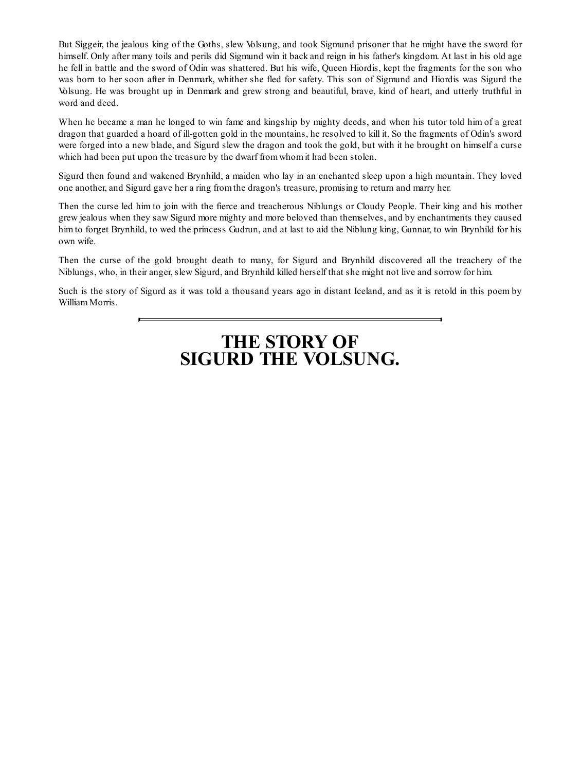But Siggeir, the jealous king of the Goths, slew Volsung, and took Sigmund prisoner that he might have the sword for himself. Only after many toils and perils did Sigmund win it back and reign in his father's kingdom. At last in his old age he fell in battle and the sword of Odin was shattered. But his wife, Queen Hiordis, kept the fragments for the son who was born to her soon after in Denmark, whither she fled for safety. This son of Sigmund and Hiordis was Sigurd the Volsung. He was brought up in Denmark and grew strong and beautiful, brave, kind of heart, and utterly truthful in word and deed.

When he became a man he longed to win fame and kingship by mighty deeds, and when his tutor told him of a great dragon that guarded a hoard of ill-gotten gold in the mountains, he resolved to kill it. So the fragments of Odin's sword were forged into a new blade, and Sigurd slew the dragon and took the gold, but with it he brought on himself a curse which had been put upon the treasure by the dwarf from whom it had been stolen.

Sigurd then found and wakened Brynhild, a maiden who lay in an enchanted sleep upon a high mountain. They loved one another, and Sigurd gave her a ring from the dragon's treasure, promising to return and marry her.

Then the curse led him to join with the fierce and treacherous Niblungs or Cloudy People. Their king and his mother grew jealous when they saw Sigurd more mighty and more beloved than themselves, and by enchantments they caused him to forget Brynhild, to wed the princess Gudrun, and at last to aid the Niblung king, Gunnar, to win Brynhild for his own wife.

Then the curse of the gold brought death to many, for Sigurd and Brynhild discovered all the treachery of the Niblungs, who, in their anger, slew Sigurd, and Brynhild killed herself that she might not live and sorrow for him.

Such is the story of Sigurd as it was told a thousand years ago in distant Iceland, and as it is retold in this poem by William Morris.

---

# THE STORY OF SIGURD THE VOLSUNG.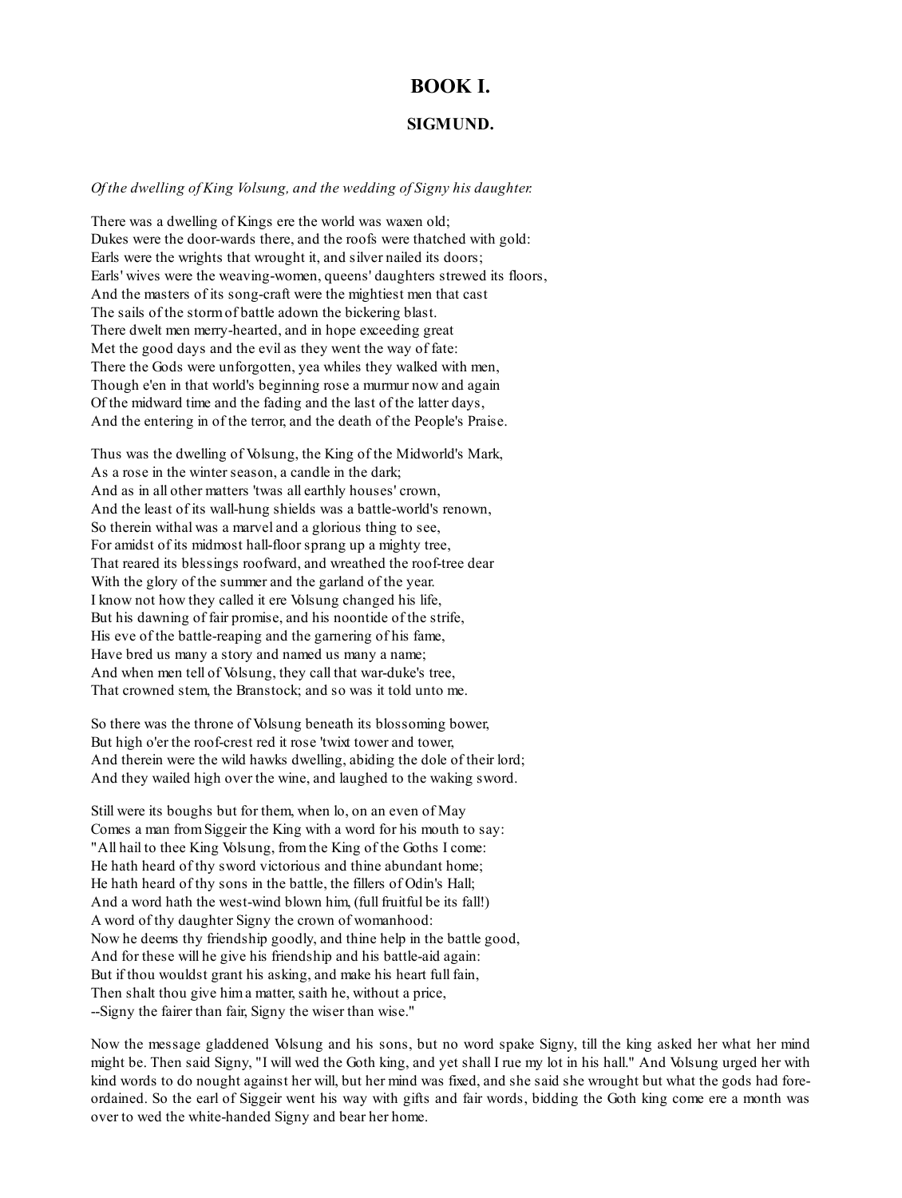# BOOK I.

## SIGMUND.

*Of the dwelling of King Volsung, and the wedding of Signy his daughter.*

There was a dwelling of Kings ere the world was waxen old;
Dukes were the door-wards there, and the roofs were thatched with gold:
Earls were the wrights that wrought it, and silver nailed its doors;
Earls' wives were the weaving-women, queens' daughters strewed its floors,
And the masters of its song-craft were the mightiest men that cast
The sails of the storm of battle adown the bickering blast.
There dwelt men merry-hearted, and in hope exceeding great
Met the good days and the evil as they went the way of fate:
There the Gods were unforgotten, yea whiles they walked with men,
Though e'en in that world's beginning rose a murmur now and again
Of the midward time and the fading and the last of the latter days,
And the entering in of the terror, and the death of the People's Praise.

Thus was the dwelling of Volsung, the King of the Midworld's Mark,
As a rose in the winter season, a candle in the dark;
And as in all other matters 'twas all earthly houses' crown,
And the least of its wall-hung shields was a battle-world's renown,
So therein withal was a marvel and a glorious thing to see,
For amidst of its midmost hall-floor sprang up a mighty tree,
That reared its blessings roofward, and wreathed the roof-tree dear
With the glory of the summer and the garland of the year.
I know not how they called it ere Volsung changed his life,
But his dawning of fair promise, and his noontide of the strife,
His eve of the battle-reaping and the garnering of his fame,
Have bred us many a story and named us many a name;
And when men tell of Volsung, they call that war-duke's tree,
That crowned stem, the Branstock; and so was it told unto me.

So there was the throne of Volsung beneath its blossoming bower,
But high o'er the roof-crest red it rose 'twixt tower and tower,
And therein were the wild hawks dwelling, abiding the dole of their lord;
And they wailed high over the wine, and laughed to the waking sword.

Still were its boughs but for them, when lo, on an even of May
Comes a man from Siggeir the King with a word for his mouth to say:
"All hail to thee King Volsung, from the King of the Goths I come:
He hath heard of thy sword victorious and thine abundant home;
He hath heard of thy sons in the battle, the fillers of Odin's Hall;
And a word hath the west-wind blown him, (full fruitful be its fall!)
A word of thy daughter Signy the crown of womanhood:
Now he deems thy friendship goodly, and thine help in the battle good,
And for these will he give his friendship and his battle-aid again:
But if thou wouldst grant his asking, and make his heart full fain,
Then shalt thou give him a matter, saith he, without a price,
--Signy the fairer than fair, Signy the wiser than wise."

Now the message gladdened Volsung and his sons, but no word spake Signy, till the king asked her what her mind might be. Then said Signy, "I will wed the Goth king, and yet shall I rue my lot in his hall." And Volsung urged her with kind words to do nought against her will, but her mind was fixed, and she said she wrought but what the gods had fore-ordained. So the earl of Siggeir went his way with gifts and fair words, bidding the Goth king come ere a month was over to wed the white-handed Signy and bear her home.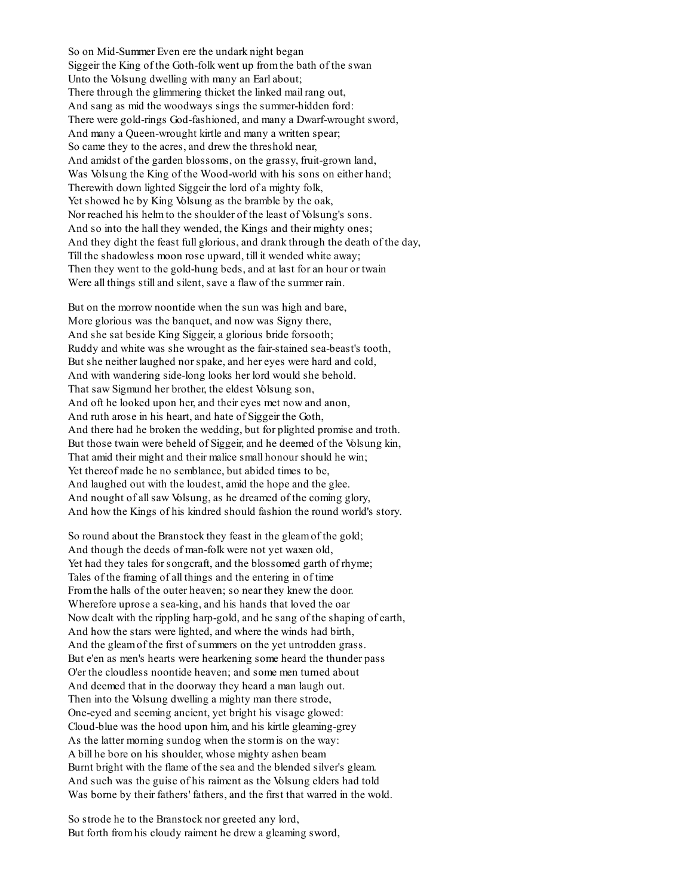So on Mid-Summer Even ere the undark night began
Siggeir the King of the Goth-folk went up from the bath of the swan
Unto the Volsung dwelling with many an Earl about;
There through the glimmering thicket the linked mail rang out,
And sang as mid the woodways sings the summer-hidden ford:
There were gold-rings God-fashioned, and many a Dwarf-wrought sword,
And many a Queen-wrought kirtle and many a written spear;
So came they to the acres, and drew the threshold near,
And amidst of the garden blossoms, on the grassy, fruit-grown land,
Was Volsung the King of the Wood-world with his sons on either hand;
Therewith down lighted Siggeir the lord of a mighty folk,
Yet showed he by King Volsung as the bramble by the oak,
Nor reached his helm to the shoulder of the least of Volsung's sons.
And so into the hall they wended, the Kings and their mighty ones;
And they dight the feast full glorious, and drank through the death of the day,
Till the shadowless moon rose upward, till it wended white away;
Then they went to the gold-hung beds, and at last for an hour or twain
Were all things still and silent, save a flaw of the summer rain.

But on the morrow noontide when the sun was high and bare,
More glorious was the banquet, and now was Signy there,
And she sat beside King Siggeir, a glorious bride forsooth;
Ruddy and white was she wrought as the fair-stained sea-beast's tooth,
But she neither laughed nor spake, and her eyes were hard and cold,
And with wandering side-long looks her lord would she behold.
That saw Sigmund her brother, the eldest Volsung son,
And oft he looked upon her, and their eyes met now and anon,
And ruth arose in his heart, and hate of Siggeir the Goth,
And there had he broken the wedding, but for plighted promise and troth.
But those twain were beheld of Siggeir, and he deemed of the Volsung kin,
That amid their might and their malice small honour should he win;
Yet thereof made he no semblance, but abided times to be,
And laughed out with the loudest, amid the hope and the glee.
And nought of all saw Volsung, as he dreamed of the coming glory,
And how the Kings of his kindred should fashion the round world's story.

So round about the Branstock they feast in the gleam of the gold;
And though the deeds of man-folk were not yet waxen old,
Yet had they tales for songcraft, and the blossomed garth of rhyme;
Tales of the framing of all things and the entering in of time
From the halls of the outer heaven; so near they knew the door.
Wherefore uprose a sea-king, and his hands that loved the oar
Now dealt with the rippling harp-gold, and he sang of the shaping of earth,
And how the stars were lighted, and where the winds had birth,
And the gleam of the first of summers on the yet untrodden grass.
But e'en as men's hearts were hearkening some heard the thunder pass
O'er the cloudless noontide heaven; and some men turned about
And deemed that in the doorway they heard a man laugh out.
Then into the Volsung dwelling a mighty man there strode,
One-eyed and seeming ancient, yet bright his visage glowed:
Cloud-blue was the hood upon him, and his kirtle gleaming-grey
As the latter morning sundog when the storm is on the way:
A bill he bore on his shoulder, whose mighty ashen beam
Burnt bright with the flame of the sea and the blended silver's gleam.
And such was the guise of his raiment as the Volsung elders had told
Was borne by their fathers' fathers, and the first that warred in the wold.

So strode he to the Branstock nor greeted any lord,
But forth from his cloudy raiment he drew a gleaming sword,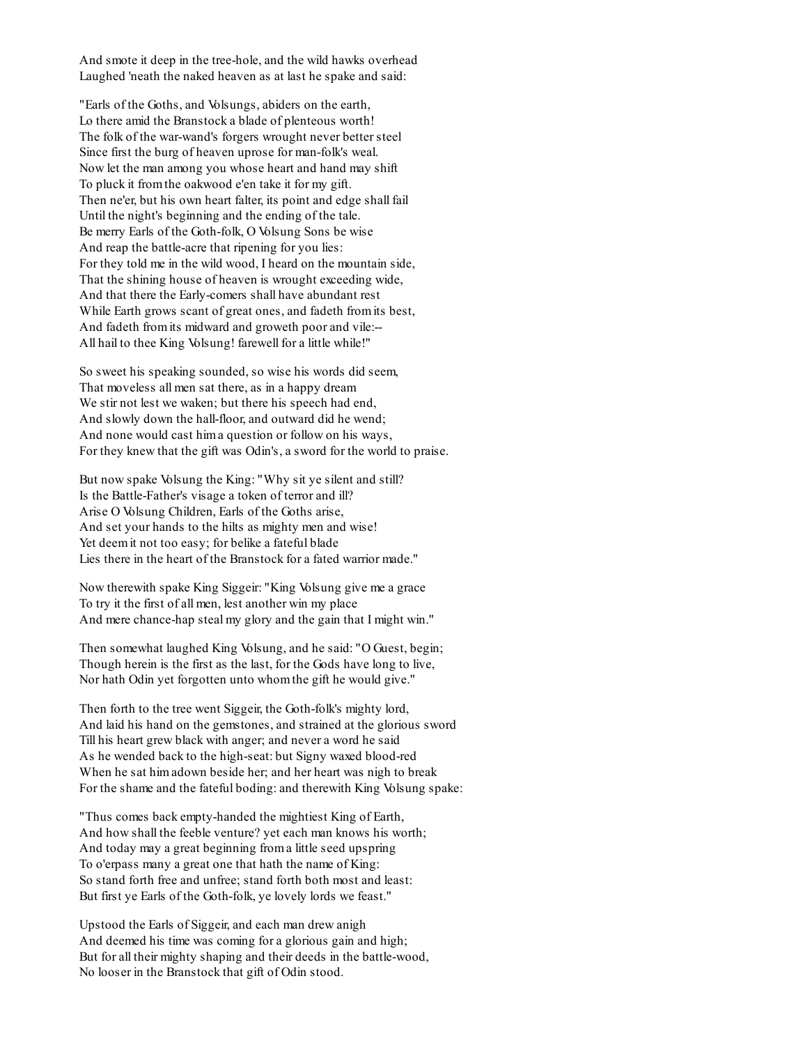And smote it deep in the tree-hole, and the wild hawks overhead
Laughed 'neath the naked heaven as at last he spake and said:

"Earls of the Goths, and Volsungs, abiders on the earth,
Lo there amid the Branstock a blade of plenteous worth!
The folk of the war-wand's forgers wrought never better steel
Since first the burg of heaven uprose for man-folk's weal.
Now let the man among you whose heart and hand may shift
To pluck it from the oakwood e'en take it for my gift.
Then ne'er, but his own heart falter, its point and edge shall fail
Until the night's beginning and the ending of the tale.
Be merry Earls of the Goth-folk, O Volsung Sons be wise
And reap the battle-acre that ripening for you lies:
For they told me in the wild wood, I heard on the mountain side,
That the shining house of heaven is wrought exceeding wide,
And that there the Early-comers shall have abundant rest
While Earth grows scant of great ones, and fadeth from its best,
And fadeth from its midward and groweth poor and vile:--
All hail to thee King Volsung! farewell for a little while!"

So sweet his speaking sounded, so wise his words did seem,
That moveless all men sat there, as in a happy dream
We stir not lest we waken; but there his speech had end,
And slowly down the hall-floor, and outward did he wend;
And none would cast him a question or follow on his ways,
For they knew that the gift was Odin's, a sword for the world to praise.

But now spake Volsung the King: "Why sit ye silent and still?
Is the Battle-Father's visage a token of terror and ill?
Arise O Volsung Children, Earls of the Goths arise,
And set your hands to the hilts as mighty men and wise!
Yet deem it not too easy; for belike a fateful blade
Lies there in the heart of the Branstock for a fated warrior made."

Now therewith spake King Siggeir: "King Volsung give me a grace
To try it the first of all men, lest another win my place
And mere chance-hap steal my glory and the gain that I might win."

Then somewhat laughed King Volsung, and he said: "O Guest, begin;
Though herein is the first as the last, for the Gods have long to live,
Nor hath Odin yet forgotten unto whom the gift he would give."

Then forth to the tree went Siggeir, the Goth-folk's mighty lord,
And laid his hand on the gemstones, and strained at the glorious sword
Till his heart grew black with anger; and never a word he said
As he wended back to the high-seat: but Signy waxed blood-red
When he sat him adown beside her; and her heart was nigh to break
For the shame and the fateful boding: and therewith King Volsung spake:

"Thus comes back empty-handed the mightiest King of Earth,
And how shall the feeble venture? yet each man knows his worth;
And today may a great beginning from a little seed upspring
To o'erpass many a great one that hath the name of King:
So stand forth free and unfree; stand forth both most and least:
But first ye Earls of the Goth-folk, ye lovely lords we feast."

Upstood the Earls of Siggeir, and each man drew anigh
And deemed his time was coming for a glorious gain and high;
But for all their mighty shaping and their deeds in the battle-wood,
No looser in the Branstock that gift of Odin stood.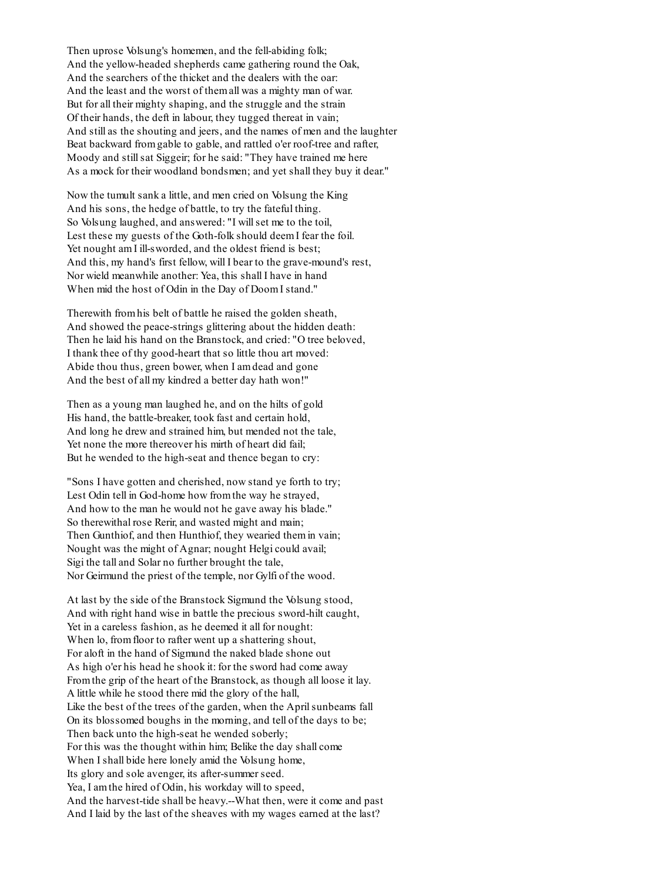Then uprose Volsung's homemen, and the fell-abiding folk;
And the yellow-headed shepherds came gathering round the Oak,
And the searchers of the thicket and the dealers with the oar:
And the least and the worst of them all was a mighty man of war.
But for all their mighty shaping, and the struggle and the strain
Of their hands, the deft in labour, they tugged thereat in vain;
And still as the shouting and jeers, and the names of men and the laughter
Beat backward from gable to gable, and rattled o'er roof-tree and rafter,
Moody and still sat Siggeir; for he said: "They have trained me here
As a mock for their woodland bondsmen; and yet shall they buy it dear."

Now the tumult sank a little, and men cried on Volsung the King
And his sons, the hedge of battle, to try the fateful thing.
So Volsung laughed, and answered: "I will set me to the toil,
Lest these my guests of the Goth-folk should deem I fear the foil.
Yet nought am I ill-sworded, and the oldest friend is best;
And this, my hand's first fellow, will I bear to the grave-mound's rest,
Nor wield meanwhile another: Yea, this shall I have in hand
When mid the host of Odin in the Day of Doom I stand."

Therewith from his belt of battle he raised the golden sheath,
And showed the peace-strings glittering about the hidden death:
Then he laid his hand on the Branstock, and cried: "O tree beloved,
I thank thee of thy good-heart that so little thou art moved:
Abide thou thus, green bower, when I am dead and gone
And the best of all my kindred a better day hath won!"

Then as a young man laughed he, and on the hilts of gold
His hand, the battle-breaker, took fast and certain hold,
And long he drew and strained him, but mended not the tale,
Yet none the more thereover his mirth of heart did fail;
But he wended to the high-seat and thence began to cry:

"Sons I have gotten and cherished, now stand ye forth to try;
Lest Odin tell in God-home how from the way he strayed,
And how to the man he would not he gave away his blade."
So therewithal rose Rerir, and wasted might and main;
Then Gunthiof, and then Hunthiof, they wearied them in vain;
Nought was the might of Agnar; nought Helgi could avail;
Sigi the tall and Solar no further brought the tale,
Nor Geirmund the priest of the temple, nor Gylfi of the wood.

At last by the side of the Branstock Sigmund the Volsung stood,
And with right hand wise in battle the precious sword-hilt caught,
Yet in a careless fashion, as he deemed it all for nought:
When lo, from floor to rafter went up a shattering shout,
For aloft in the hand of Sigmund the naked blade shone out
As high o'er his head he shook it: for the sword had come away
From the grip of the heart of the Branstock, as though all loose it lay.
A little while he stood there mid the glory of the hall,
Like the best of the trees of the garden, when the April sunbeams fall
On its blossomed boughs in the morning, and tell of the days to be;
Then back unto the high-seat he wended soberly;
For this was the thought within him; Belike the day shall come
When I shall bide here lonely amid the Volsung home,
Its glory and sole avenger, its after-summer seed.
Yea, I am the hired of Odin, his workday will to speed,
And the harvest-tide shall be heavy.--What then, were it come and past
And I laid by the last of the sheaves with my wages earned at the last?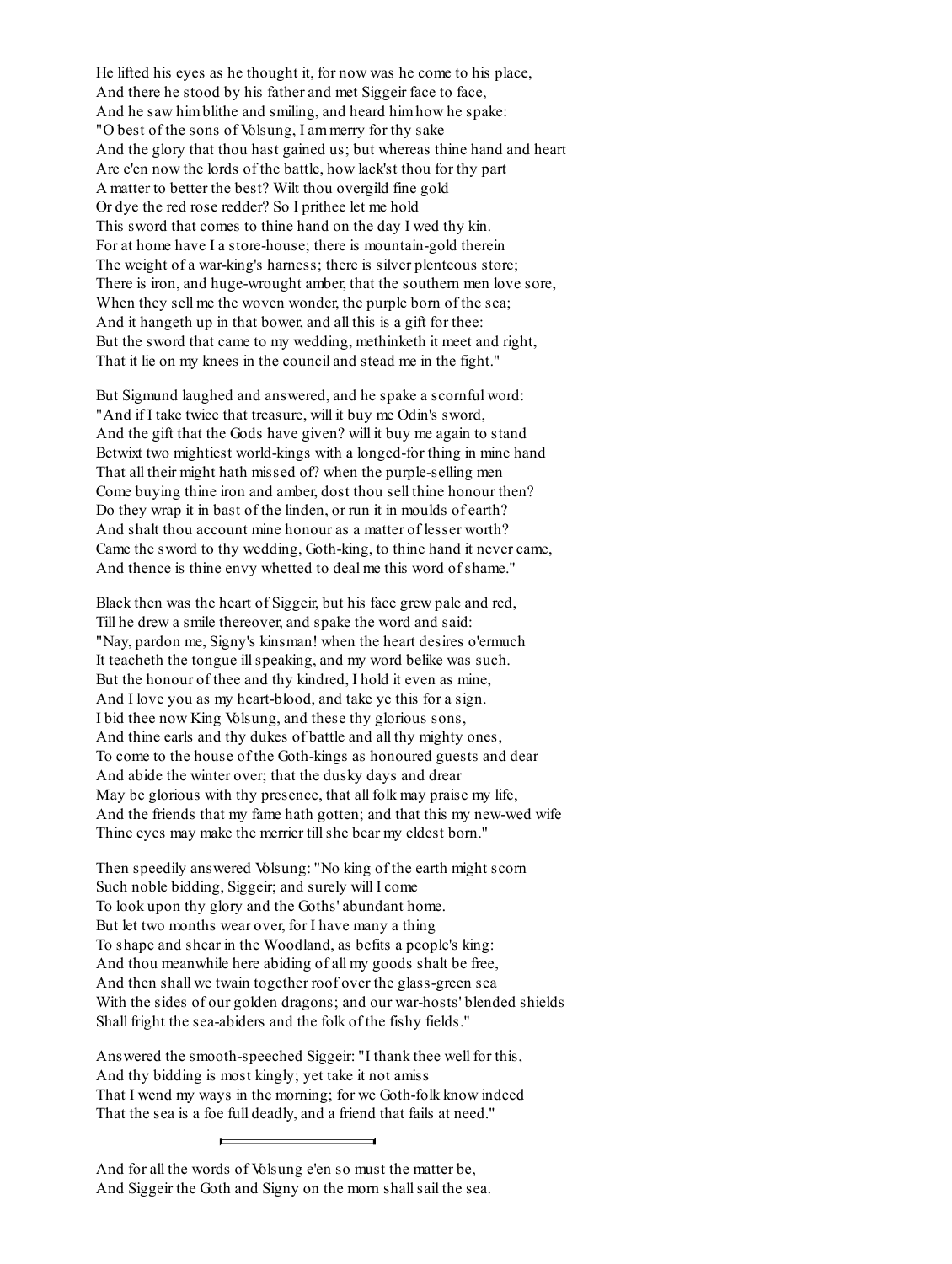He lifted his eyes as he thought it, for now was he come to his place,
And there he stood by his father and met Siggeir face to face,
And he saw him blithe and smiling, and heard him how he spake:
"O best of the sons of Volsung, I am merry for thy sake
And the glory that thou hast gained us; but whereas thine hand and heart
Are e'en now the lords of the battle, how lack'st thou for thy part
A matter to better the best? Wilt thou overgild fine gold
Or dye the red rose redder? So I prithee let me hold
This sword that comes to thine hand on the day I wed thy kin.
For at home have I a store-house; there is mountain-gold therein
The weight of a war-king's harness; there is silver plenteous store;
There is iron, and huge-wrought amber, that the southern men love sore,
When they sell me the woven wonder, the purple born of the sea;
And it hangeth up in that bower, and all this is a gift for thee:
But the sword that came to my wedding, methinketh it meet and right,
That it lie on my knees in the council and stead me in the fight."

But Sigmund laughed and answered, and he spake a scornful word:
"And if I take twice that treasure, will it buy me Odin's sword,
And the gift that the Gods have given? will it buy me again to stand
Betwixt two mightiest world-kings with a longed-for thing in mine hand
That all their might hath missed of? when the purple-selling men
Come buying thine iron and amber, dost thou sell thine honour then?
Do they wrap it in bast of the linden, or run it in moulds of earth?
And shalt thou account mine honour as a matter of lesser worth?
Came the sword to thy wedding, Goth-king, to thine hand it never came,
And thence is thine envy whetted to deal me this word of shame."

Black then was the heart of Siggeir, but his face grew pale and red,
Till he drew a smile thereover, and spake the word and said:
"Nay, pardon me, Signy's kinsman! when the heart desires o'ermuch
It teacheth the tongue ill speaking, and my word belike was such.
But the honour of thee and thy kindred, I hold it even as mine,
And I love you as my heart-blood, and take ye this for a sign.
I bid thee now King Volsung, and these thy glorious sons,
And thine earls and thy dukes of battle and all thy mighty ones,
To come to the house of the Goth-kings as honoured guests and dear
And abide the winter over; that the dusky days and drear
May be glorious with thy presence, that all folk may praise my life,
And the friends that my fame hath gotten; and that this my new-wed wife
Thine eyes may make the merrier till she bear my eldest born."

Then speedily answered Volsung: "No king of the earth might scorn
Such noble bidding, Siggeir; and surely will I come
To look upon thy glory and the Goths' abundant home.
But let two months wear over, for I have many a thing
To shape and shear in the Woodland, as befits a people's king:
And thou meanwhile here abiding of all my goods shalt be free,
And then shall we twain together roof over the glass-green sea
With the sides of our golden dragons; and our war-hosts' blended shields
Shall fright the sea-abiders and the folk of the fishy fields."

Answered the smooth-speeched Siggeir: "I thank thee well for this,
And thy bidding is most kingly; yet take it not amiss
That I wend my ways in the morning; for we Goth-folk know indeed
That the sea is a foe full deadly, and a friend that fails at need."

---

And for all the words of Volsung e'en so must the matter be,
And Siggeir the Goth and Signy on the morn shall sail the sea.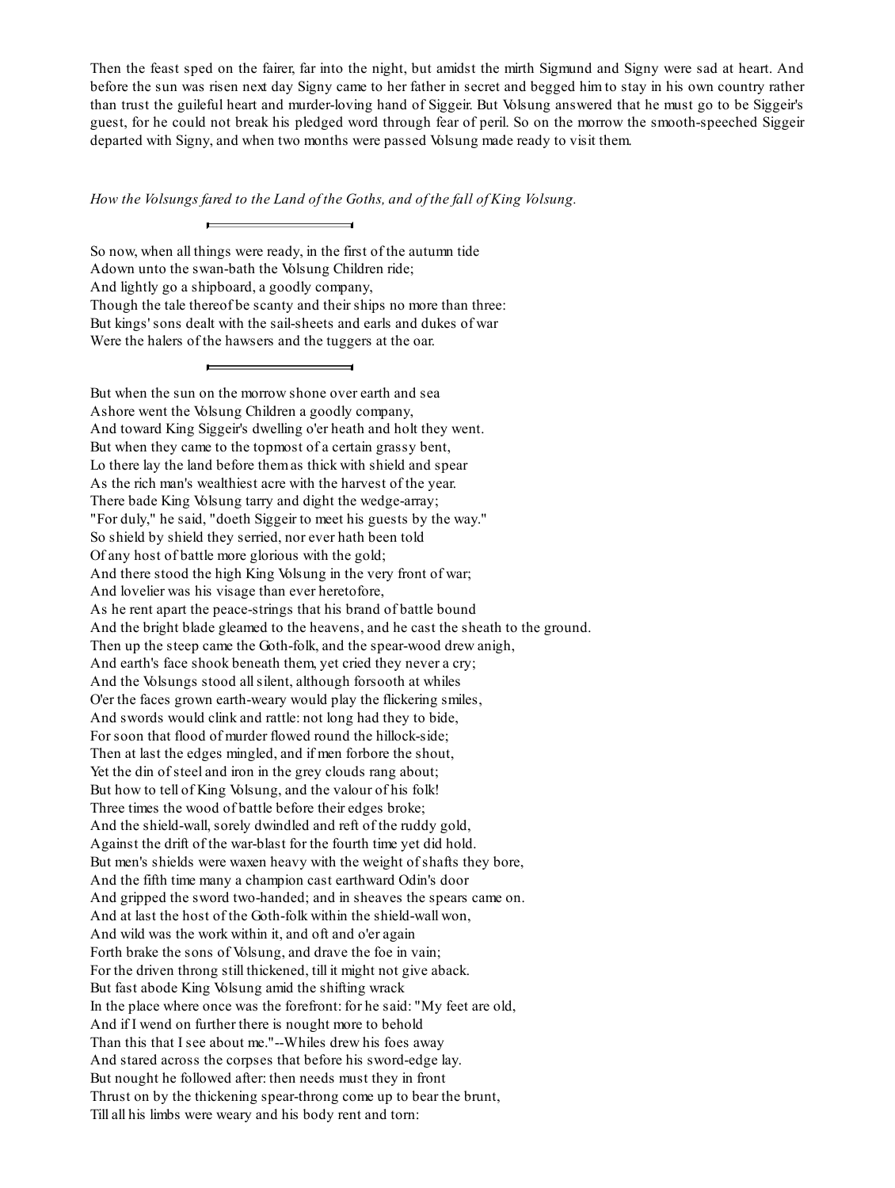Then the feast sped on the fairer, far into the night, but amidst the mirth Sigmund and Signy were sad at heart. And before the sun was risen next day Signy came to her father in secret and begged him to stay in his own country rather than trust the guileful heart and murder-loving hand of Siggeir. But Volsung answered that he must go to be Siggeir's guest, for he could not break his pledged word through fear of peril. So on the morrow the smooth-speeched Siggeir departed with Signy, and when two months were passed Volsung made ready to visit them.

*How the Volsungs fared to the Land of the Goths, and of the fall of King Volsung.*

---

So now, when all things were ready, in the first of the autumn tide
Adown unto the swan-bath the Volsung Children ride;
And lightly go a shipboard, a goodly company,
Though the tale thereof be scanty and their ships no more than three:
But kings' sons dealt with the sail-sheets and earls and dukes of war
Were the halers of the hawsers and the tuggers at the oar.

---

But when the sun on the morrow shone over earth and sea
Ashore went the Volsung Children a goodly company,
And toward King Siggeir's dwelling o'er heath and holt they went.
But when they came to the topmost of a certain grassy bent,
Lo there lay the land before them as thick with shield and spear
As the rich man's wealthiest acre with the harvest of the year.
There bade King Volsung tarry and dight the wedge-array;
"For duly," he said, "doeth Siggeir to meet his guests by the way."
So shield by shield they serried, nor ever hath been told
Of any host of battle more glorious with the gold;
And there stood the high King Volsung in the very front of war;
And lovelier was his visage than ever heretofore,
As he rent apart the peace-strings that his brand of battle bound
And the bright blade gleamed to the heavens, and he cast the sheath to the ground.
Then up the steep came the Goth-folk, and the spear-wood drew anigh,
And earth's face shook beneath them, yet cried they never a cry;
And the Volsungs stood all silent, although forsooth at whiles
O'er the faces grown earth-weary would play the flickering smiles,
And swords would clink and rattle: not long had they to bide,
For soon that flood of murder flowed round the hillock-side;
Then at last the edges mingled, and if men forbore the shout,
Yet the din of steel and iron in the grey clouds rang about;
But how to tell of King Volsung, and the valour of his folk!
Three times the wood of battle before their edges broke;
And the shield-wall, sorely dwindled and reft of the ruddy gold,
Against the drift of the war-blast for the fourth time yet did hold.
But men's shields were waxen heavy with the weight of shafts they bore,
And the fifth time many a champion cast earthward Odin's door
And gripped the sword two-handed; and in sheaves the spears came on.
And at last the host of the Goth-folk within the shield-wall won,
And wild was the work within it, and oft and o'er again
Forth brake the sons of Volsung, and drave the foe in vain;
For the driven throng still thickened, till it might not give aback.
But fast abode King Volsung amid the shifting wrack
In the place where once was the forefront: for he said: "My feet are old,
And if I wend on further there is nought more to behold
Than this that I see about me."--Whiles drew his foes away
And stared across the corpses that before his sword-edge lay.
But nought he followed after: then needs must they in front
Thrust on by the thickening spear-throng come up to bear the brunt,
Till all his limbs were weary and his body rent and torn: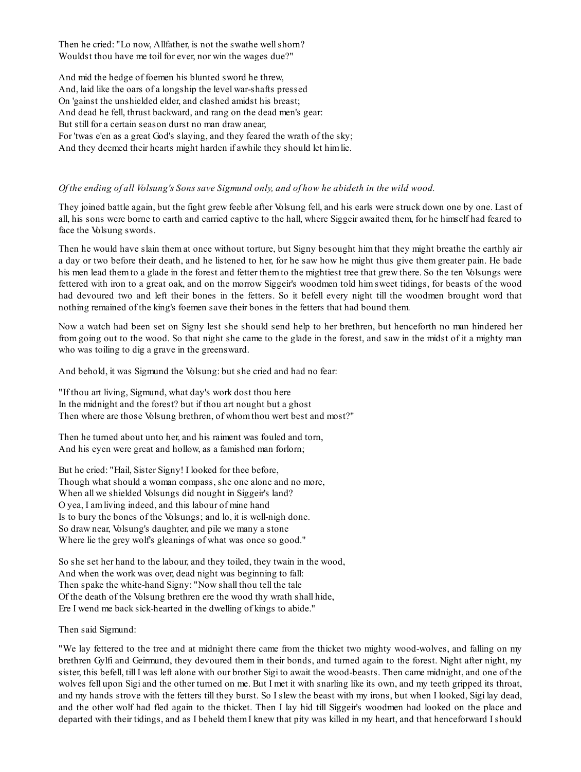Then he cried: "Lo now, Allfather, is not the swathe well shorn?
Wouldst thou have me toil for ever, nor win the wages due?"

And mid the hedge of foemen his blunted sword he threw,
And, laid like the oars of a longship the level war-shafts pressed
On 'gainst the unshielded elder, and clashed amidst his breast;
And dead he fell, thrust backward, and rang on the dead men's gear:
But still for a certain season durst no man draw anear,
For 'twas e'en as a great God's slaying, and they feared the wrath of the sky;
And they deemed their hearts might harden if awhile they should let him lie.

*Of the ending of all Volsung's Sons save Sigmund only, and of how he abideth in the wild wood.*

They joined battle again, but the fight grew feeble after Volsung fell, and his earls were struck down one by one. Last of all, his sons were borne to earth and carried captive to the hall, where Siggeir awaited them, for he himself had feared to face the Volsung swords.

Then he would have slain them at once without torture, but Signy besought him that they might breathe the earthly air a day or two before their death, and he listened to her, for he saw how he might thus give them greater pain. He bade his men lead them to a glade in the forest and fetter them to the mightiest tree that grew there. So the ten Volsungs were fettered with iron to a great oak, and on the morrow Siggeir's woodmen told him sweet tidings, for beasts of the wood had devoured two and left their bones in the fetters. So it befell every night till the woodmen brought word that nothing remained of the king's foemen save their bones in the fetters that had bound them.

Now a watch had been set on Signy lest she should send help to her brethren, but henceforth no man hindered her from going out to the wood. So that night she came to the glade in the forest, and saw in the midst of it a mighty man who was toiling to dig a grave in the greensward.

And behold, it was Sigmund the Volsung: but she cried and had no fear:

"If thou art living, Sigmund, what day's work dost thou here
In the midnight and the forest? but if thou art nought but a ghost
Then where are those Volsung brethren, of whom thou wert best and most?"

Then he turned about unto her, and his raiment was fouled and torn,
And his eyen were great and hollow, as a famished man forlorn;

But he cried: "Hail, Sister Signy! I looked for thee before,
Though what should a woman compass, she one alone and no more,
When all we shielded Volsungs did nought in Siggeir's land?
O yea, I am living indeed, and this labour of mine hand
Is to bury the bones of the Volsungs; and lo, it is well-nigh done.
So draw near, Volsung's daughter, and pile we many a stone
Where lie the grey wolf's gleanings of what was once so good."

So she set her hand to the labour, and they toiled, they twain in the wood,
And when the work was over, dead night was beginning to fall:
Then spake the white-hand Signy: "Now shall thou tell the tale
Of the death of the Volsung brethren ere the wood thy wrath shall hide,
Ere I wend me back sick-hearted in the dwelling of kings to abide."

Then said Sigmund:

"We lay fettered to the tree and at midnight there came from the thicket two mighty wood-wolves, and falling on my brethren Gylfi and Geirmund, they devoured them in their bonds, and turned again to the forest. Night after night, my sister, this befell, till I was left alone with our brother Sigi to await the wood-beasts. Then came midnight, and one of the wolves fell upon Sigi and the other turned on me. But I met it with snarling like its own, and my teeth gripped its throat, and my hands strove with the fetters till they burst. So I slew the beast with my irons, but when I looked, Sigi lay dead, and the other wolf had fled again to the thicket. Then I lay hid till Siggeir's woodmen had looked on the place and departed with their tidings, and as I beheld them I knew that pity was killed in my heart, and that henceforward I should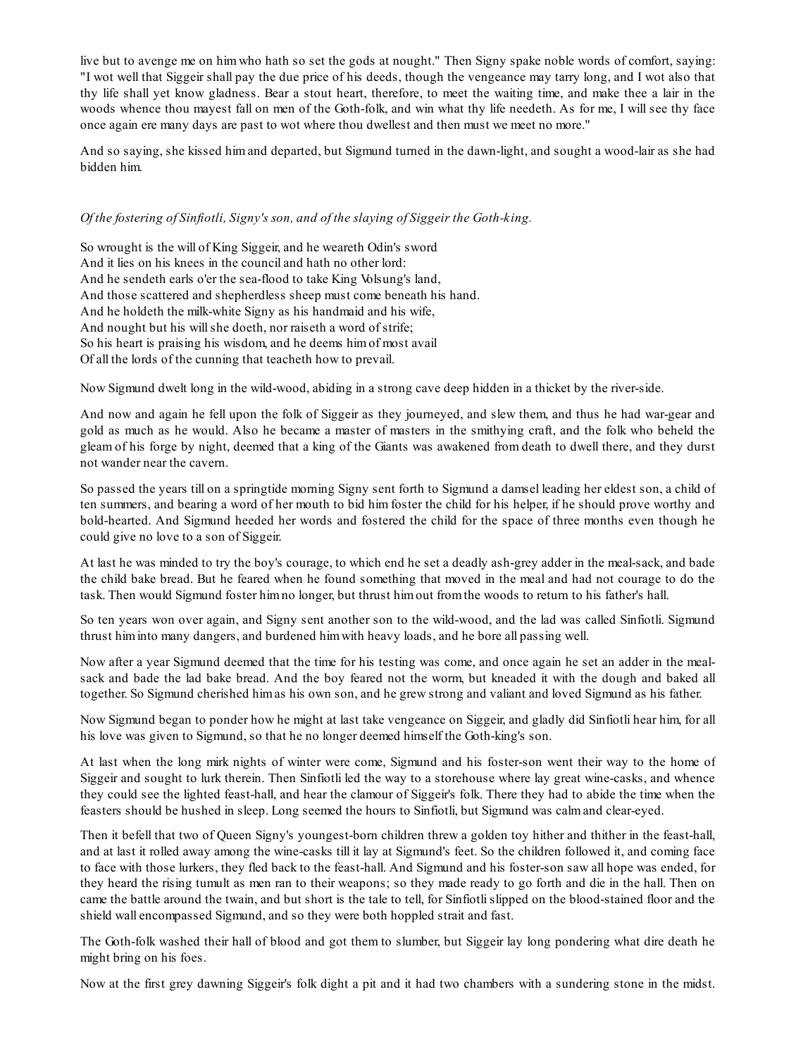live but to avenge me on him who hath so set the gods at nought." Then Signy spake noble words of comfort, saying: "I wot well that Siggeir shall pay the due price of his deeds, though the vengeance may tarry long, and I wot also that thy life shall yet know gladness. Bear a stout heart, therefore, to meet the waiting time, and make thee a lair in the woods whence thou mayest fall on men of the Goth-folk, and win what thy life needeth. As for me, I will see thy face once again ere many days are past to wot where thou dwellest and then must we meet no more."

And so saying, she kissed him and departed, but Sigmund turned in the dawn-light, and sought a wood-lair as she had bidden him.

*Of the fostering of Sinfiotli, Signy's son, and of the slaying of Siggeir the Goth-king.*

So wrought is the will of King Siggeir, and he weareth Odin's sword
And it lies on his knees in the council and hath no other lord:
And he sendeth earls o'er the sea-flood to take King Volsung's land,
And those scattered and shepherdless sheep must come beneath his hand.
And he holdeth the milk-white Signy as his handmaid and his wife,
And nought but his will she doeth, nor raiseth a word of strife;
So his heart is praising his wisdom, and he deems him of most avail
Of all the lords of the cunning that teacheth how to prevail.

Now Sigmund dwelt long in the wild-wood, abiding in a strong cave deep hidden in a thicket by the river-side.

And now and again he fell upon the folk of Siggeir as they journeyed, and slew them, and thus he had war-gear and gold as much as he would. Also he became a master of masters in the smithying craft, and the folk who beheld the gleam of his forge by night, deemed that a king of the Giants was awakened from death to dwell there, and they durst not wander near the cavern.

So passed the years till on a springtide morning Signy sent forth to Sigmund a damsel leading her eldest son, a child of ten summers, and bearing a word of her mouth to bid him foster the child for his helper, if he should prove worthy and bold-hearted. And Sigmund heeded her words and fostered the child for the space of three months even though he could give no love to a son of Siggeir.

At last he was minded to try the boy's courage, to which end he set a deadly ash-grey adder in the meal-sack, and bade the child bake bread. But he feared when he found something that moved in the meal and had not courage to do the task. Then would Sigmund foster him no longer, but thrust him out from the woods to return to his father's hall.

So ten years won over again, and Signy sent another son to the wild-wood, and the lad was called Sinfiotli. Sigmund thrust him into many dangers, and burdened him with heavy loads, and he bore all passing well.

Now after a year Sigmund deemed that the time for his testing was come, and once again he set an adder in the meal-sack and bade the lad bake bread. And the boy feared not the worm, but kneaded it with the dough and baked all together. So Sigmund cherished him as his own son, and he grew strong and valiant and loved Sigmund as his father.

Now Sigmund began to ponder how he might at last take vengeance on Siggeir, and gladly did Sinfiotli hear him, for all his love was given to Sigmund, so that he no longer deemed himself the Goth-king's son.

At last when the long mirk nights of winter were come, Sigmund and his foster-son went their way to the home of Siggeir and sought to lurk therein. Then Sinfiotli led the way to a storehouse where lay great wine-casks, and whence they could see the lighted feast-hall, and hear the clamour of Siggeir's folk. There they had to abide the time when the feasters should be hushed in sleep. Long seemed the hours to Sinfiotli, but Sigmund was calm and clear-eyed.

Then it befell that two of Queen Signy's youngest-born children threw a golden toy hither and thither in the feast-hall, and at last it rolled away among the wine-casks till it lay at Sigmund's feet. So the children followed it, and coming face to face with those lurkers, they fled back to the feast-hall. And Sigmund and his foster-son saw all hope was ended, for they heard the rising tumult as men ran to their weapons; so they made ready to go forth and die in the hall. Then on came the battle around the twain, and but short is the tale to tell, for Sinfiotli slipped on the blood-stained floor and the shield wall encompassed Sigmund, and so they were both hoppled strait and fast.

The Goth-folk washed their hall of blood and got them to slumber, but Siggeir lay long pondering what dire death he might bring on his foes.

Now at the first grey dawning Siggeir's folk dight a pit and it had two chambers with a sundering stone in the midst.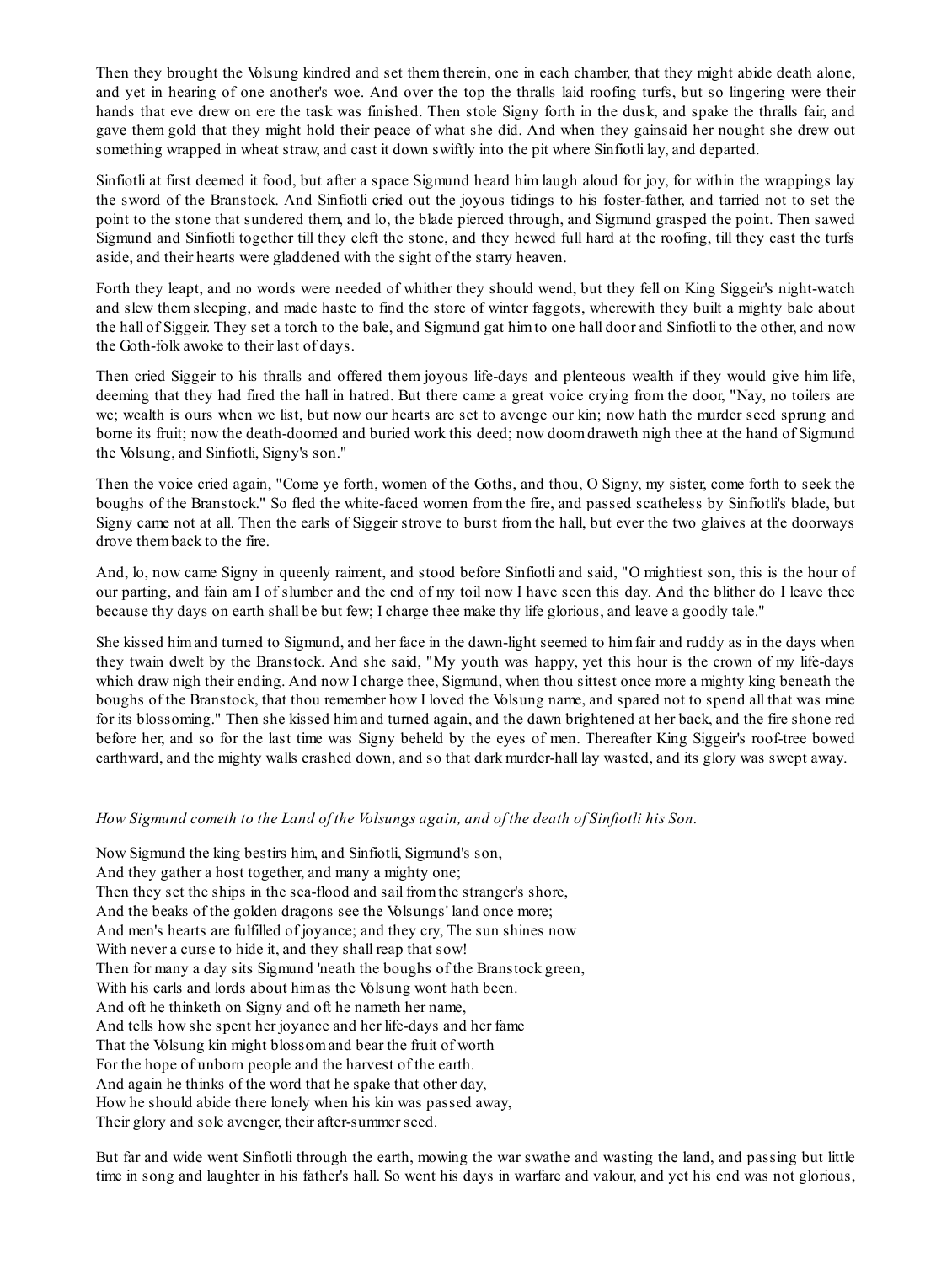Then they brought the Volsung kindred and set them therein, one in each chamber, that they might abide death alone, and yet in hearing of one another's woe. And over the top the thralls laid roofing turfs, but so lingering were their hands that eve drew on ere the task was finished. Then stole Signy forth in the dusk, and spake the thralls fair, and gave them gold that they might hold their peace of what she did. And when they gainsaid her nought she drew out something wrapped in wheat straw, and cast it down swiftly into the pit where Sinfiotli lay, and departed.

Sinfiotli at first deemed it food, but after a space Sigmund heard him laugh aloud for joy, for within the wrappings lay the sword of the Branstock. And Sinfiotli cried out the joyous tidings to his foster-father, and tarried not to set the point to the stone that sundered them, and lo, the blade pierced through, and Sigmund grasped the point. Then sawed Sigmund and Sinfiotli together till they cleft the stone, and they hewed full hard at the roofing, till they cast the turfs aside, and their hearts were gladdened with the sight of the starry heaven.

Forth they leapt, and no words were needed of whither they should wend, but they fell on King Siggeir's night-watch and slew them sleeping, and made haste to find the store of winter faggots, wherewith they built a mighty bale about the hall of Siggeir. They set a torch to the bale, and Sigmund gat him to one hall door and Sinfiotli to the other, and now the Goth-folk awoke to their last of days.

Then cried Siggeir to his thralls and offered them joyous life-days and plenteous wealth if they would give him life, deeming that they had fired the hall in hatred. But there came a great voice crying from the door, "Nay, no toilers are we; wealth is ours when we list, but now our hearts are set to avenge our kin; now hath the murder seed sprung and borne its fruit; now the death-doomed and buried work this deed; now doom draweth nigh thee at the hand of Sigmund the Volsung, and Sinfiotli, Signy's son."

Then the voice cried again, "Come ye forth, women of the Goths, and thou, O Signy, my sister, come forth to seek the boughs of the Branstock." So fled the white-faced women from the fire, and passed scatheless by Sinfiotli's blade, but Signy came not at all. Then the earls of Siggeir strove to burst from the hall, but ever the two glaives at the doorways drove them back to the fire.

And, lo, now came Signy in queenly raiment, and stood before Sinfiotli and said, "O mightiest son, this is the hour of our parting, and fain am I of slumber and the end of my toil now I have seen this day. And the blither do I leave thee because thy days on earth shall be but few; I charge thee make thy life glorious, and leave a goodly tale."

She kissed him and turned to Sigmund, and her face in the dawn-light seemed to him fair and ruddy as in the days when they twain dwelt by the Branstock. And she said, "My youth was happy, yet this hour is the crown of my life-days which draw nigh their ending. And now I charge thee, Sigmund, when thou sittest once more a mighty king beneath the boughs of the Branstock, that thou remember how I loved the Volsung name, and spared not to spend all that was mine for its blossoming." Then she kissed him and turned again, and the dawn brightened at her back, and the fire shone red before her, and so for the last time was Signy beheld by the eyes of men. Thereafter King Siggeir's roof-tree bowed earthward, and the mighty walls crashed down, and so that dark murder-hall lay wasted, and its glory was swept away.

*How Sigmund cometh to the Land of the Volsungs again, and of the death of Sinfiotli his Son.*

Now Sigmund the king bestirs him, and Sinfiotli, Sigmund's son,  
And they gather a host together, and many a mighty one;  
Then they set the ships in the sea-flood and sail from the stranger's shore,  
And the beaks of the golden dragons see the Volsungs' land once more;  
And men's hearts are fulfilled of joyance; and they cry, The sun shines now  
With never a curse to hide it, and they shall reap that sow!  
Then for many a day sits Sigmund 'neath the boughs of the Branstock green,  
With his earls and lords about him as the Volsung wont hath been.  
And oft he thinketh on Signy and oft he nameth her name,  
And tells how she spent her joyance and her life-days and her fame  
That the Volsung kin might blossom and bear the fruit of worth  
For the hope of unborn people and the harvest of the earth.  
And again he thinks of the word that he spake that other day,  
How he should abide there lonely when his kin was passed away,  
Their glory and sole avenger, their after-summer seed.

But far and wide went Sinfiotli through the earth, mowing the war swathe and wasting the land, and passing but little time in song and laughter in his father's hall. So went his days in warfare and valour, and yet his end was not glorious,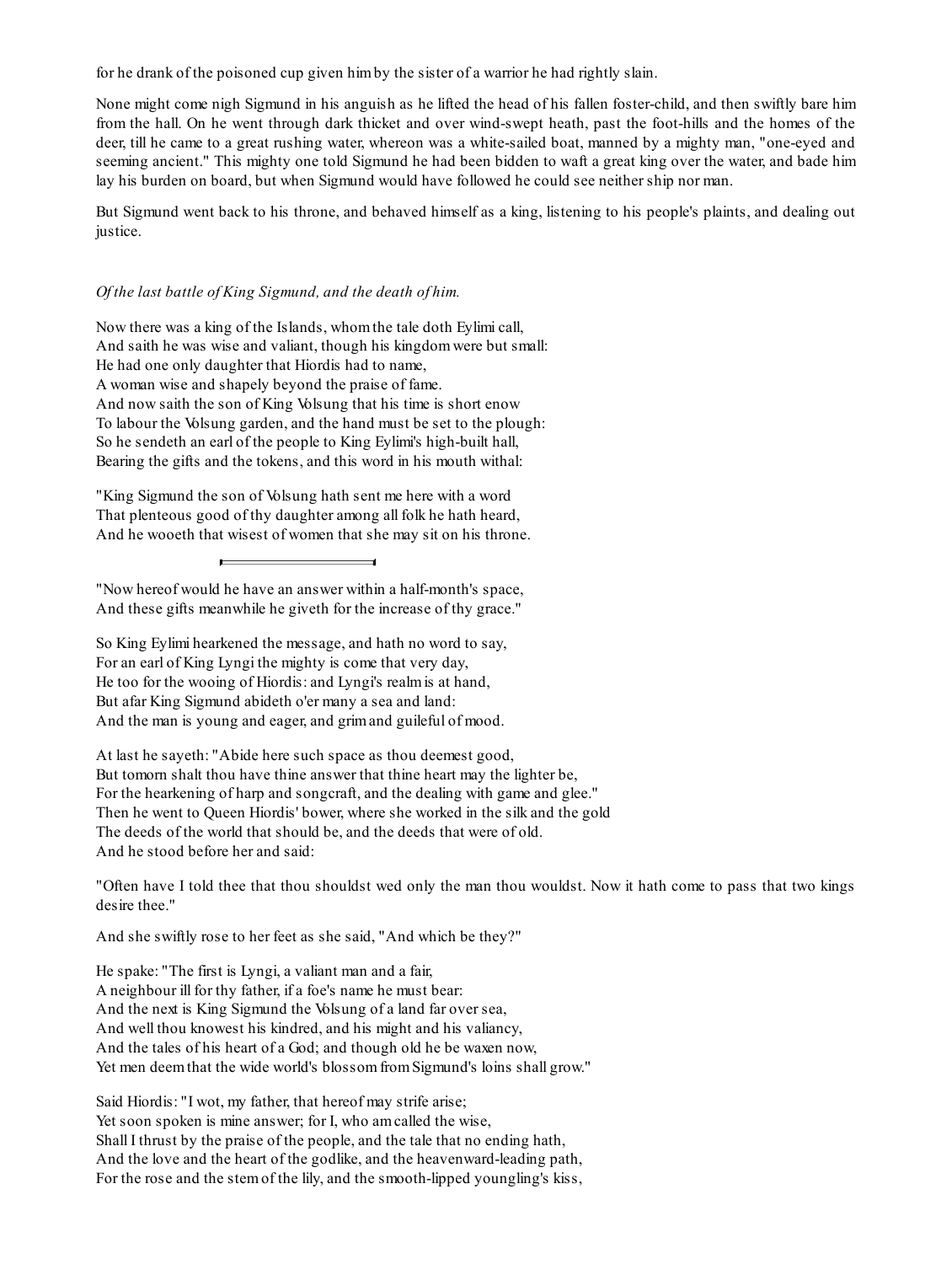for he drank of the poisoned cup given him by the sister of a warrior he had rightly slain.

None might come nigh Sigmund in his anguish as he lifted the head of his fallen foster-child, and then swiftly bare him from the hall. On he went through dark thicket and over wind-swept heath, past the foot-hills and the homes of the deer, till he came to a great rushing water, whereon was a white-sailed boat, manned by a mighty man, "one-eyed and seeming ancient." This mighty one told Sigmund he had been bidden to waft a great king over the water, and bade him lay his burden on board, but when Sigmund would have followed he could see neither ship nor man.

But Sigmund went back to his throne, and behaved himself as a king, listening to his people's plaints, and dealing out justice.

*Of the last battle of King Sigmund, and the death of him.*

Now there was a king of the Islands, whom the tale doth Eylimi call,  
And saith he was wise and valiant, though his kingdom were but small:  
He had one only daughter that Hiordis had to name,  
A woman wise and shapely beyond the praise of fame.  
And now saith the son of King Volsung that his time is short enow  
To labour the Volsung garden, and the hand must be set to the plough:  
So he sendeth an earl of the people to King Eylimi's high-built hall,  
Bearing the gifts and the tokens, and this word in his mouth withal:

"King Sigmund the son of Volsung hath sent me here with a word  
That plenteous good of thy daughter among all folk he hath heard,  
And he wooeth that wisest of women that she may sit on his throne.

---

"Now hereof would he have an answer within a half-month's space,  
And these gifts meanwhile he giveth for the increase of thy grace."

So King Eylimi hearkened the message, and hath no word to say,  
For an earl of King Lyngi the mighty is come that very day,  
He too for the wooing of Hiordis: and Lyngi's realm is at hand,  
But afar King Sigmund abideth o'er many a sea and land:  
And the man is young and eager, and grim and guileful of mood.

At last he sayeth: "Abide here such space as thou deemest good,  
But tomorn shalt thou have thine answer that thine heart may the lighter be,  
For the hearkening of harp and songcraft, and the dealing with game and glee."  
Then he went to Queen Hiordis' bower, where she worked in the silk and the gold  
The deeds of the world that should be, and the deeds that were of old.  
And he stood before her and said:

"Often have I told thee that thou shouldst wed only the man thou wouldst. Now it hath come to pass that two kings desire thee."

And she swiftly rose to her feet as she said, "And which be they?"

He spake: "The first is Lyngi, a valiant man and a fair,  
A neighbour ill for thy father, if a foe's name he must bear:  
And the next is King Sigmund the Volsung of a land far over sea,  
And well thou knowest his kindred, and his might and his valiancy,  
And the tales of his heart of a God; and though old he be waxen now,  
Yet men deem that the wide world's blossom from Sigmund's loins shall grow."

Said Hiordis: "I wot, my father, that hereof may strife arise;  
Yet soon spoken is mine answer; for I, who am called the wise,  
Shall I thrust by the praise of the people, and the tale that no ending hath,  
And the love and the heart of the godlike, and the heavenward-leading path,  
For the rose and the stem of the lily, and the smooth-lipped youngling's kiss,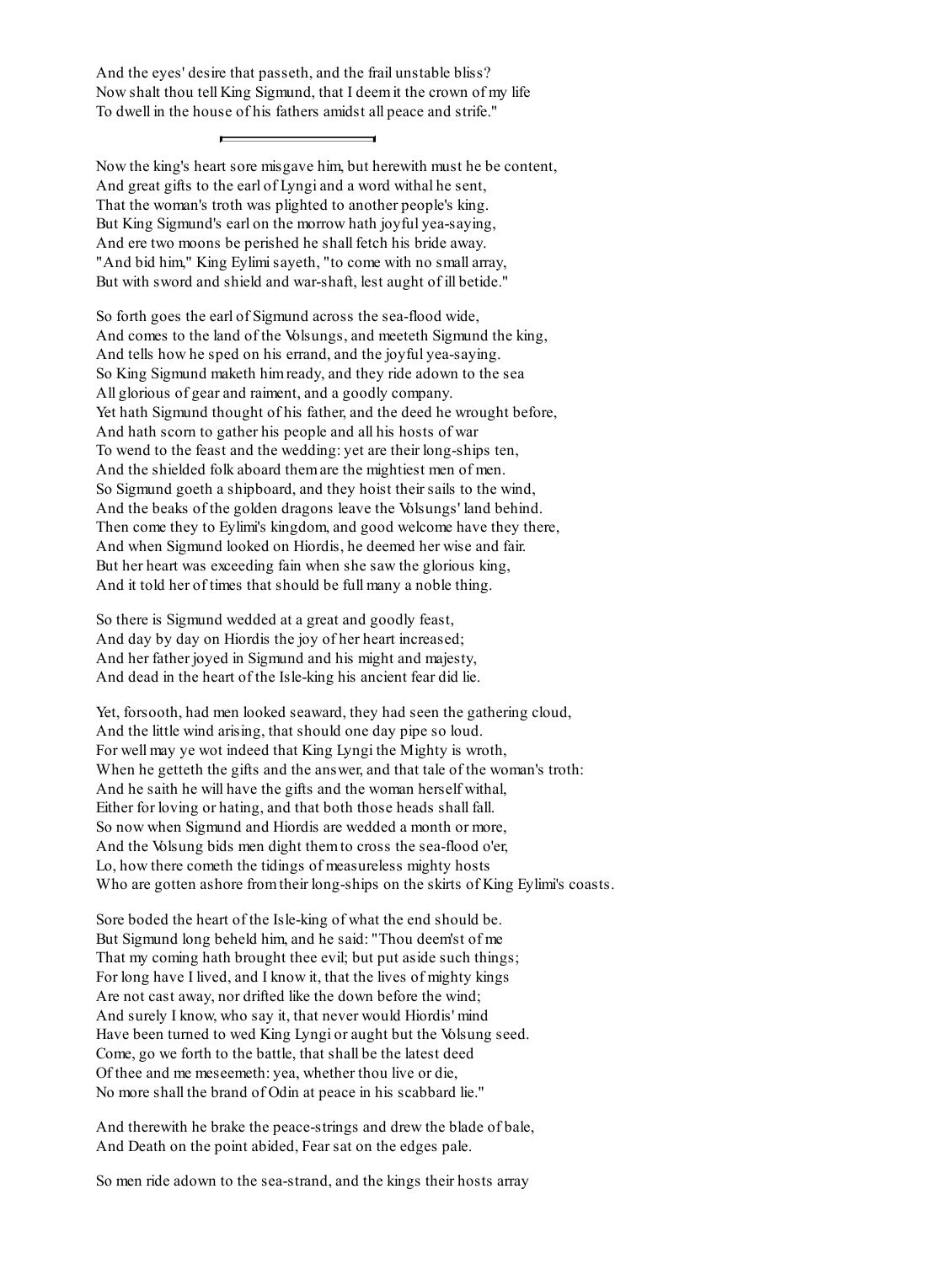And the eyes' desire that passeth, and the frail unstable bliss?
Now shalt thou tell King Sigmund, that I deem it the crown of my life
To dwell in the house of his fathers amidst all peace and strife."

---

Now the king's heart sore misgave him, but herewith must he be content,
And great gifts to the earl of Lyngi and a word withal he sent,
That the woman's troth was plighted to another people's king.
But King Sigmund's earl on the morrow hath joyful yea-saying,
And ere two moons be perished he shall fetch his bride away.
"And bid him," King Eylimi sayeth, "to come with no small array,
But with sword and shield and war-shaft, lest aught of ill betide."

So forth goes the earl of Sigmund across the sea-flood wide,
And comes to the land of the Volsungs, and meeteth Sigmund the king,
And tells how he sped on his errand, and the joyful yea-saying.
So King Sigmund maketh him ready, and they ride adown to the sea
All glorious of gear and raiment, and a goodly company.
Yet hath Sigmund thought of his father, and the deed he wrought before,
And hath scorn to gather his people and all his hosts of war
To wend to the feast and the wedding: yet are their long-ships ten,
And the shielded folk aboard them are the mightiest men of men.
So Sigmund goeth a shipboard, and they hoist their sails to the wind,
And the beaks of the golden dragons leave the Volsungs' land behind.
Then come they to Eylimi's kingdom, and good welcome have they there,
And when Sigmund looked on Hiordis, he deemed her wise and fair.
But her heart was exceeding fain when she saw the glorious king,
And it told her of times that should be full many a noble thing.

So there is Sigmund wedded at a great and goodly feast,
And day by day on Hiordis the joy of her heart increased;
And her father joyed in Sigmund and his might and majesty,
And dead in the heart of the Isle-king his ancient fear did lie.

Yet, forsooth, had men looked seaward, they had seen the gathering cloud,
And the little wind arising, that should one day pipe so loud.
For well may ye wot indeed that King Lyngi the Mighty is wroth,
When he getteth the gifts and the answer, and that tale of the woman's troth:
And he saith he will have the gifts and the woman herself withal,
Either for loving or hating, and that both those heads shall fall.
So now when Sigmund and Hiordis are wedded a month or more,
And the Volsung bids men dight them to cross the sea-flood o'er,
Lo, how there cometh the tidings of measureless mighty hosts
Who are gotten ashore from their long-ships on the skirts of King Eylimi's coasts.

Sore boded the heart of the Isle-king of what the end should be.
But Sigmund long beheld him, and he said: "Thou deem'st of me
That my coming hath brought thee evil; but put aside such things;
For long have I lived, and I know it, that the lives of mighty kings
Are not cast away, nor drifted like the down before the wind;
And surely I know, who say it, that never would Hiordis' mind
Have been turned to wed King Lyngi or aught but the Volsung seed.
Come, go we forth to the battle, that shall be the latest deed
Of thee and me meseemeth: yea, whether thou live or die,
No more shall the brand of Odin at peace in his scabbard lie."

And therewith he brake the peace-strings and drew the blade of bale,
And Death on the point abided, Fear sat on the edges pale.

So men ride adown to the sea-strand, and the kings their hosts array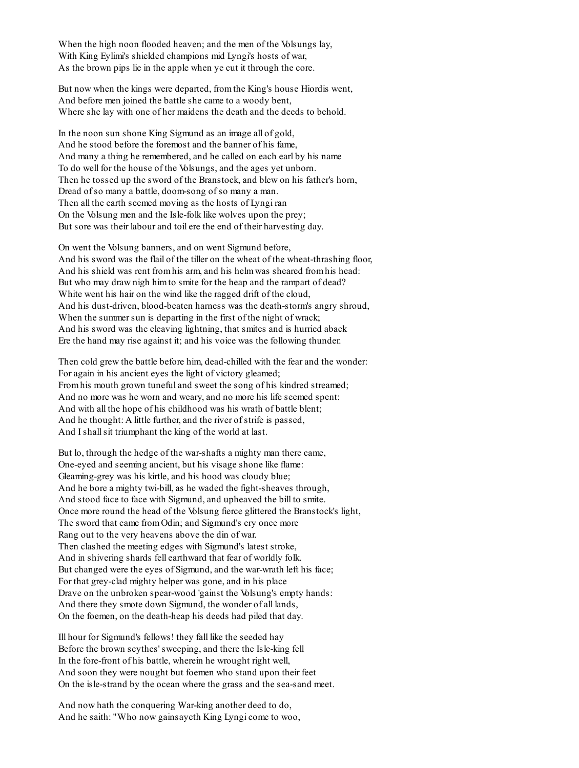When the high noon flooded heaven; and the men of the Volsungs lay,
With King Eylimi's shielded champions mid Lyngi's hosts of war,
As the brown pips lie in the apple when ye cut it through the core.

But now when the kings were departed, from the King's house Hiordis went,
And before men joined the battle she came to a woody bent,
Where she lay with one of her maidens the death and the deeds to behold.

In the noon sun shone King Sigmund as an image all of gold,
And he stood before the foremost and the banner of his fame,
And many a thing he remembered, and he called on each earl by his name
To do well for the house of the Volsungs, and the ages yet unborn.
Then he tossed up the sword of the Branstock, and blew on his father's horn,
Dread of so many a battle, doom-song of so many a man.
Then all the earth seemed moving as the hosts of Lyngi ran
On the Volsung men and the Isle-folk like wolves upon the prey;
But sore was their labour and toil ere the end of their harvesting day.

On went the Volsung banners, and on went Sigmund before,
And his sword was the flail of the tiller on the wheat of the wheat-thrashing floor,
And his shield was rent from his arm, and his helm was sheared from his head:
But who may draw nigh him to smite for the heap and the rampart of dead?
White went his hair on the wind like the ragged drift of the cloud,
And his dust-driven, blood-beaten harness was the death-storm's angry shroud,
When the summer sun is departing in the first of the night of wrack;
And his sword was the cleaving lightning, that smites and is hurried aback
Ere the hand may rise against it; and his voice was the following thunder.

Then cold grew the battle before him, dead-chilled with the fear and the wonder:
For again in his ancient eyes the light of victory gleamed;
From his mouth grown tuneful and sweet the song of his kindred streamed;
And no more was he worn and weary, and no more his life seemed spent:
And with all the hope of his childhood was his wrath of battle blent;
And he thought: A little further, and the river of strife is passed,
And I shall sit triumphant the king of the world at last.

But lo, through the hedge of the war-shafts a mighty man there came,
One-eyed and seeming ancient, but his visage shone like flame:
Gleaming-grey was his kirtle, and his hood was cloudy blue;
And he bore a mighty twi-bill, as he waded the fight-sheaves through,
And stood face to face with Sigmund, and upheaved the bill to smite.
Once more round the head of the Volsung fierce glittered the Branstock's light,
The sword that came from Odin; and Sigmund's cry once more
Rang out to the very heavens above the din of war.
Then clashed the meeting edges with Sigmund's latest stroke,
And in shivering shards fell earthward that fear of worldly folk.
But changed were the eyes of Sigmund, and the war-wrath left his face;
For that grey-clad mighty helper was gone, and in his place
Drave on the unbroken spear-wood 'gainst the Volsung's empty hands:
And there they smote down Sigmund, the wonder of all lands,
On the foemen, on the death-heap his deeds had piled that day.

Ill hour for Sigmund's fellows! they fall like the seeded hay
Before the brown scythes' sweeping, and there the Isle-king fell
In the fore-front of his battle, wherein he wrought right well,
And soon they were nought but foemen who stand upon their feet
On the isle-strand by the ocean where the grass and the sea-sand meet.

And now hath the conquering War-king another deed to do,
And he saith: "Who now gainsayeth King Lyngi come to woo,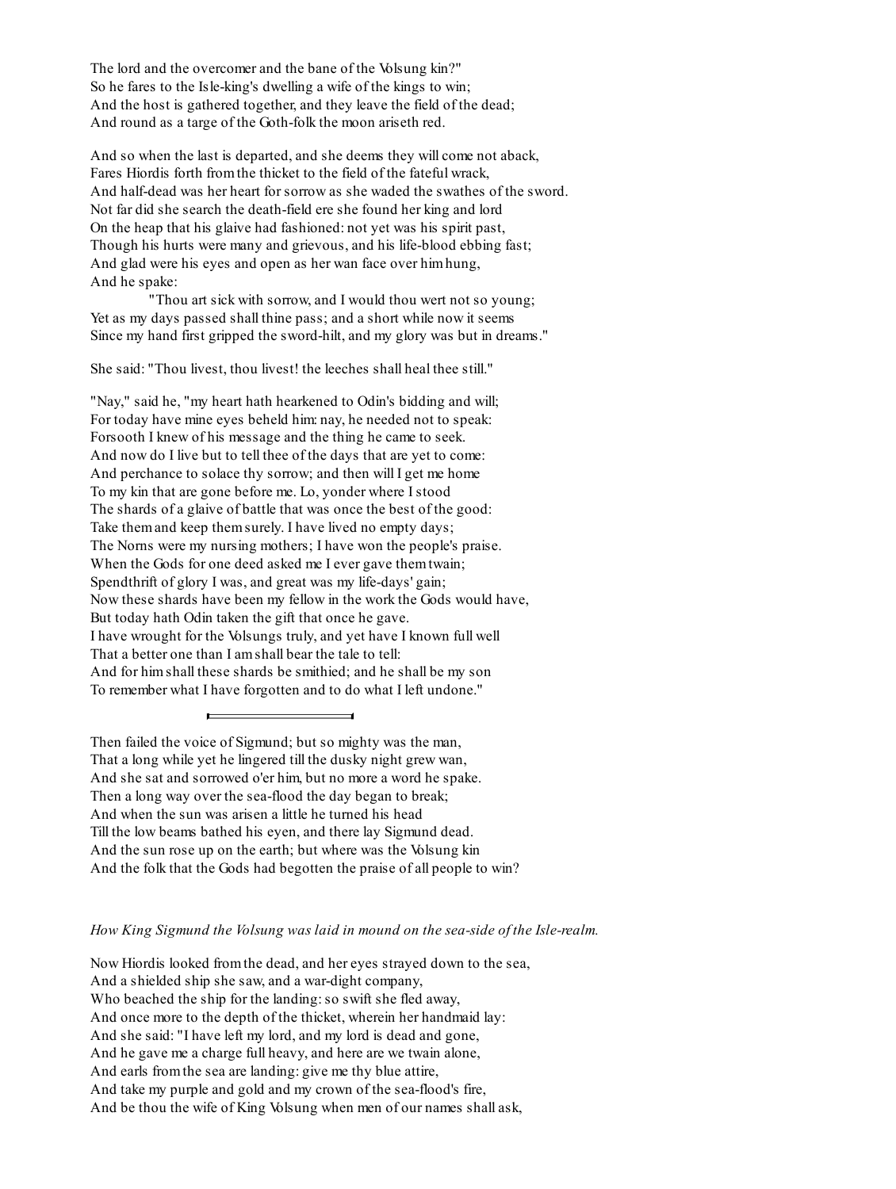The lord and the overcomer and the bane of the Volsung kin?"
So he fares to the Isle-king's dwelling a wife of the kings to win;
And the host is gathered together, and they leave the field of the dead;
And round as a targe of the Goth-folk the moon ariseth red.

And so when the last is departed, and she deems they will come not aback,
Fares Hiordis forth from the thicket to the field of the fateful wrack,
And half-dead was her heart for sorrow as she waded the swathes of the sword.
Not far did she search the death-field ere she found her king and lord
On the heap that his glaive had fashioned: not yet was his spirit past,
Though his hurts were many and grievous, and his life-blood ebbing fast;
And glad were his eyes and open as her wan face over him hung,
And he spake:
"Thou art sick with sorrow, and I would thou wert not so young;
Yet as my days passed shall thine pass; and a short while now it seems
Since my hand first gripped the sword-hilt, and my glory was but in dreams."

She said: "Thou livest, thou livest! the leeches shall heal thee still."

"Nay," said he, "my heart hath hearkened to Odin's bidding and will;
For today have mine eyes beheld him: nay, he needed not to speak:
Forsooth I knew of his message and the thing he came to seek.
And now do I live but to tell thee of the days that are yet to come:
And perchance to solace thy sorrow; and then will I get me home
To my kin that are gone before me. Lo, yonder where I stood
The shards of a glaive of battle that was once the best of the good:
Take them and keep them surely. I have lived no empty days;
The Norns were my nursing mothers; I have won the people's praise.
When the Gods for one deed asked me I ever gave them twain;
Spendthrift of glory I was, and great was my life-days' gain;
Now these shards have been my fellow in the work the Gods would have,
But today hath Odin taken the gift that once he gave.
I have wrought for the Volsungs truly, and yet have I known full well
That a better one than I am shall bear the tale to tell:
And for him shall these shards be smithied; and he shall be my son
To remember what I have forgotten and to do what I left undone."

---

Then failed the voice of Sigmund; but so mighty was the man,
That a long while yet he lingered till the dusky night grew wan,
And she sat and sorrowed o'er him, but no more a word he spake.
Then a long way over the sea-flood the day began to break;
And when the sun was arisen a little he turned his head
Till the low beams bathed his eyen, and there lay Sigmund dead.
And the sun rose up on the earth; but where was the Volsung kin
And the folk that the Gods had begotten the praise of all people to win?

*How King Sigmund the Volsung was laid in mound on the sea-side of the Isle-realm.*

Now Hiordis looked from the dead, and her eyes strayed down to the sea,
And a shielded ship she saw, and a war-dight company,
Who beached the ship for the landing: so swift she fled away,
And once more to the depth of the thicket, wherein her handmaid lay:
And she said: "I have left my lord, and my lord is dead and gone,
And he gave me a charge full heavy, and here are we twain alone,
And earls from the sea are landing: give me thy blue attire,
And take my purple and gold and my crown of the sea-flood's fire,
And be thou the wife of King Volsung when men of our names shall ask,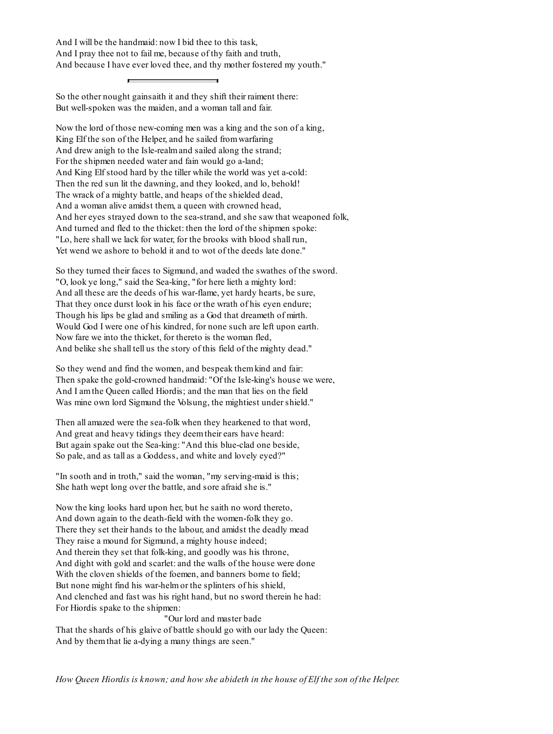And I will be the handmaid: now I bid thee to this task,
And I pray thee not to fail me, because of thy faith and truth,
And because I have ever loved thee, and thy mother fostered my youth."

---

So the other nought gainsaith it and they shift their raiment there:
But well-spoken was the maiden, and a woman tall and fair.

Now the lord of those new-coming men was a king and the son of a king,
King Elf the son of the Helper, and he sailed from warfaring
And drew anigh to the Isle-realm and sailed along the strand;
For the shipmen needed water and fain would go a-land;
And King Elf stood hard by the tiller while the world was yet a-cold:
Then the red sun lit the dawning, and they looked, and lo, behold!
The wrack of a mighty battle, and heaps of the shielded dead,
And a woman alive amidst them, a queen with crowned head,
And her eyes strayed down to the sea-strand, and she saw that weaponed folk,
And turned and fled to the thicket: then the lord of the shipmen spoke:
"Lo, here shall we lack for water, for the brooks with blood shall run,
Yet wend we ashore to behold it and to wot of the deeds late done."

So they turned their faces to Sigmund, and waded the swathes of the sword.
"O, look ye long," said the Sea-king, "for here lieth a mighty lord:
And all these are the deeds of his war-flame, yet hardy hearts, be sure,
That they once durst look in his face or the wrath of his eyen endure;
Though his lips be glad and smiling as a God that dreameth of mirth.
Would God I were one of his kindred, for none such are left upon earth.
Now fare we into the thicket, for thereto is the woman fled,
And belike she shall tell us the story of this field of the mighty dead."

So they wend and find the women, and bespeak them kind and fair:
Then spake the gold-crowned handmaid: "Of the Isle-king's house we were,
And I am the Queen called Hiordis; and the man that lies on the field
Was mine own lord Sigmund the Volsung, the mightiest under shield."

Then all amazed were the sea-folk when they hearkened to that word,
And great and heavy tidings they deem their ears have heard:
But again spake out the Sea-king: "And this blue-clad one beside,
So pale, and as tall as a Goddess, and white and lovely eyed?"

"In sooth and in troth," said the woman, "my serving-maid is this;
She hath wept long over the battle, and sore afraid she is."

Now the king looks hard upon her, but he saith no word thereto,
And down again to the death-field with the women-folk they go.
There they set their hands to the labour, and amidst the deadly mead
They raise a mound for Sigmund, a mighty house indeed;
And therein they set that folk-king, and goodly was his throne,
And dight with gold and scarlet: and the walls of the house were done
With the cloven shields of the foemen, and banners borne to field;
But none might find his war-helm or the splinters of his shield,
And clenched and fast was his right hand, but no sword therein he had:
For Hiordis spake to the shipmen:
"Our lord and master bade
That the shards of his glaive of battle should go with our lady the Queen:
And by them that lie a-dying a many things are seen."

*How Queen Hiordis is known; and how she abideth in the house of Elf the son of the Helper.*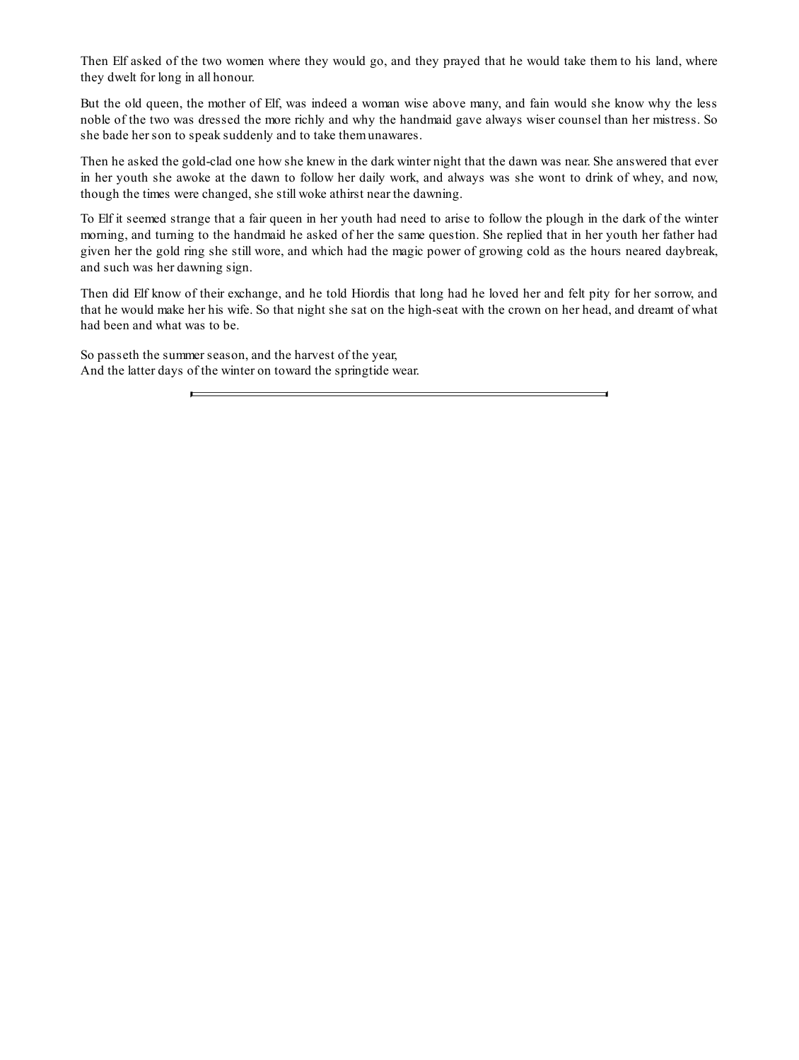Then Elf asked of the two women where they would go, and they prayed that he would take them to his land, where they dwelt for long in all honour.

But the old queen, the mother of Elf, was indeed a woman wise above many, and fain would she know why the less noble of the two was dressed the more richly and why the handmaid gave always wiser counsel than her mistress. So she bade her son to speak suddenly and to take them unawares.

Then he asked the gold-clad one how she knew in the dark winter night that the dawn was near. She answered that ever in her youth she awoke at the dawn to follow her daily work, and always was she wont to drink of whey, and now, though the times were changed, she still woke athirst near the dawning.

To Elf it seemed strange that a fair queen in her youth had need to arise to follow the plough in the dark of the winter morning, and turning to the handmaid he asked of her the same question. She replied that in her youth her father had given her the gold ring she still wore, and which had the magic power of growing cold as the hours neared daybreak, and such was her dawning sign.

Then did Elf know of their exchange, and he told Hiordis that long had he loved her and felt pity for her sorrow, and that he would make her his wife. So that night she sat on the high-seat with the crown on her head, and dreamt of what had been and what was to be.

So passeth the summer season, and the harvest of the year,  
And the latter days of the winter on toward the springtide wear.

---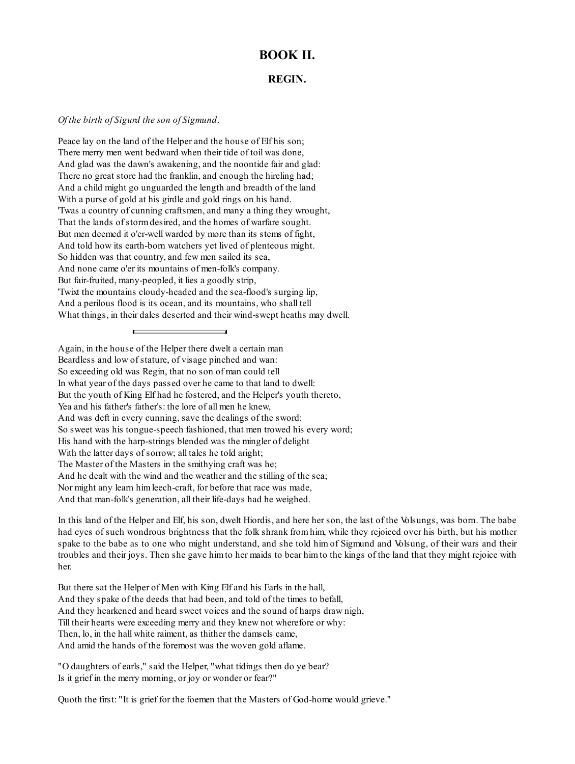# BOOK II.

## REGIN.

*Of the birth of Sigurd the son of Sigmund.*

Peace lay on the land of the Helper and the house of Elf his son;
There merry men went bedward when their tide of toil was done,
And glad was the dawn's awakening, and the noontide fair and glad:
There no great store had the franklin, and enough the hireling had;
And a child might go unguarded the length and breadth of the land
With a purse of gold at his girdle and gold rings on his hand.
'Twas a country of cunning craftsmen, and many a thing they wrought,
That the lands of storm desired, and the homes of warfare sought.
But men deemed it o'er-well warded by more than its stems of fight,
And told how its earth-born watchers yet lived of plenteous might.
So hidden was that country, and few men sailed its sea,
And none came o'er its mountains of men-folk's company.
But fair-fruited, many-peopled, it lies a goodly strip,
'Twixt the mountains cloudy-headed and the sea-flood's surging lip,
And a perilous flood is its ocean, and its mountains, who shall tell
What things, in their dales deserted and their wind-swept heaths may dwell.

---

Again, in the house of the Helper there dwelt a certain man
Beardless and low of stature, of visage pinched and wan:
So exceeding old was Regin, that no son of man could tell
In what year of the days passed over he came to that land to dwell:
But the youth of King Elf had he fostered, and the Helper's youth thereto,
Yea and his father's father's: the lore of all men he knew,
And was deft in every cunning, save the dealings of the sword:
So sweet was his tongue-speech fashioned, that men trowed his every word;
His hand with the harp-strings blended was the mingler of delight
With the latter days of sorrow; all tales he told aright;
The Master of the Masters in the smithying craft was he;
And he dealt with the wind and the weather and the stilling of the sea;
Nor might any learn him leech-craft, for before that race was made,
And that man-folk's generation, all their life-days had he weighed.

In this land of the Helper and Elf, his son, dwelt Hiordis, and here her son, the last of the Volsungs, was born. The babe had eyes of such wondrous brightness that the folk shrank from him, while they rejoiced over his birth, but his mother spake to the babe as to one who might understand, and she told him of Sigmund and Volsung, of their wars and their troubles and their joys. Then she gave him to her maids to bear him to the kings of the land that they might rejoice with her.

But there sat the Helper of Men with King Elf and his Earls in the hall,
And they spake of the deeds that had been, and told of the times to befall,
And they hearkened and heard sweet voices and the sound of harps draw nigh,
Till their hearts were exceeding merry and they knew not wherefore or why:
Then, lo, in the hall white raiment, as thither the damsels came,
And amid the hands of the foremost was the woven gold aflame.

"O daughters of earls," said the Helper, "what tidings then do ye bear?
Is it grief in the merry morning, or joy or wonder or fear?"

Quoth the first: "It is grief for the foemen that the Masters of God-home would grieve."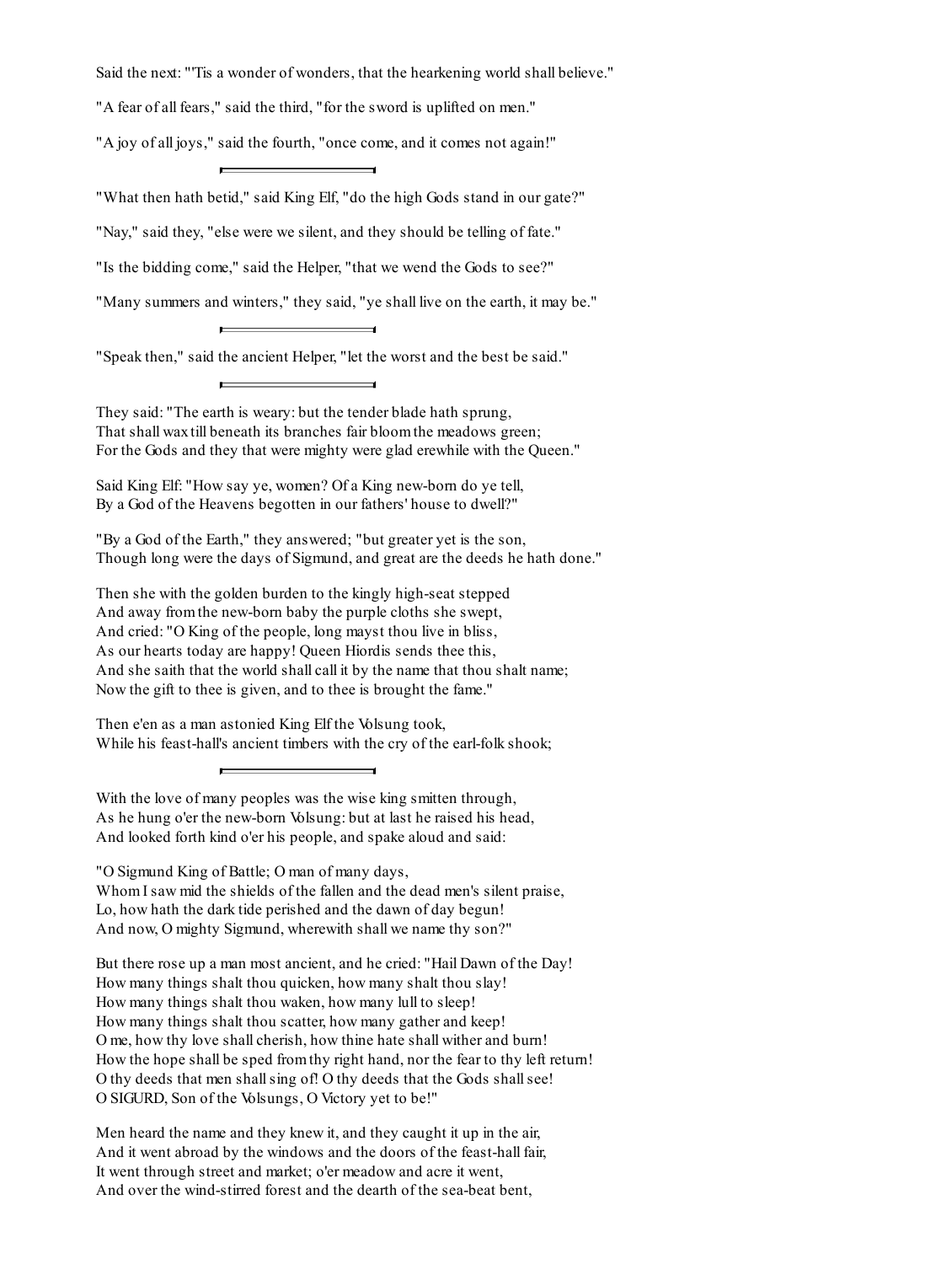Said the next: "'Tis a wonder of wonders, that the hearkening world shall believe."

"A fear of all fears," said the third, "for the sword is uplifted on men."

"A joy of all joys," said the fourth, "once come, and it comes not again!"

---

"What then hath betid," said King Elf, "do the high Gods stand in our gate?"

"Nay," said they, "else were we silent, and they should be telling of fate."

"Is the bidding come," said the Helper, "that we wend the Gods to see?"

"Many summers and winters," they said, "ye shall live on the earth, it may be."

---

"Speak then," said the ancient Helper, "let the worst and the best be said."

---

They said: "The earth is weary: but the tender blade hath sprung,
That shall wax till beneath its branches fair bloom the meadows green;
For the Gods and they that were mighty were glad erewhile with the Queen."

Said King Elf: "How say ye, women? Of a King new-born do ye tell,
By a God of the Heavens begotten in our fathers' house to dwell?"

"By a God of the Earth," they answered; "but greater yet is the son,
Though long were the days of Sigmund, and great are the deeds he hath done."

Then she with the golden burden to the kingly high-seat stepped
And away from the new-born baby the purple cloths she swept,
And cried: "O King of the people, long mayst thou live in bliss,
As our hearts today are happy! Queen Hiordis sends thee this,
And she saith that the world shall call it by the name that thou shalt name;
Now the gift to thee is given, and to thee is brought the fame."

Then e'en as a man astonied King Elf the Volsung took,
While his feast-hall's ancient timbers with the cry of the earl-folk shook;

---

With the love of many peoples was the wise king smitten through,
As he hung o'er the new-born Volsung: but at last he raised his head,
And looked forth kind o'er his people, and spake aloud and said:

"O Sigmund King of Battle; O man of many days,
Whom I saw mid the shields of the fallen and the dead men's silent praise,
Lo, how hath the dark tide perished and the dawn of day begun!
And now, O mighty Sigmund, wherewith shall we name thy son?"

But there rose up a man most ancient, and he cried: "Hail Dawn of the Day!
How many things shalt thou quicken, how many shalt thou slay!
How many things shalt thou waken, how many lull to sleep!
How many things shalt thou scatter, how many gather and keep!
O me, how thy love shall cherish, how thine hate shall wither and burn!
How the hope shall be sped from thy right hand, nor the fear to thy left return!
O thy deeds that men shall sing of! O thy deeds that the Gods shall see!
O SIGURD, Son of the Volsungs, O Victory yet to be!"

Men heard the name and they knew it, and they caught it up in the air,
And it went abroad by the windows and the doors of the feast-hall fair,
It went through street and market; o'er meadow and acre it went,
And over the wind-stirred forest and the dearth of the sea-beat bent,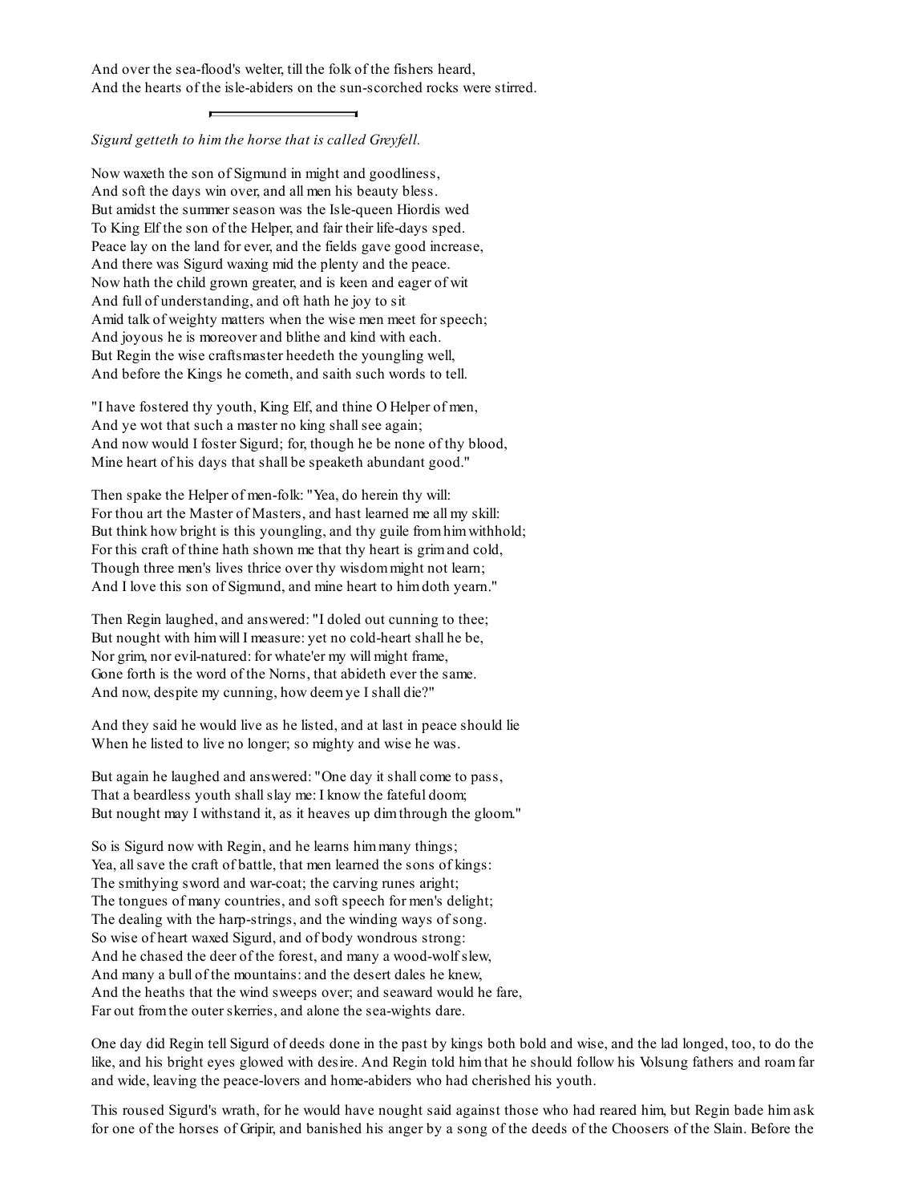And over the sea-flood's welter, till the folk of the fishers heard,
And the hearts of the isle-abiders on the sun-scorched rocks were stirred.

---

*Sigurd getteth to him the horse that is called Greyfell.*

Now waxeth the son of Sigmund in might and goodliness,
And soft the days win over, and all men his beauty bless.
But amidst the summer season was the Isle-queen Hiordis wed
To King Elf the son of the Helper, and fair their life-days sped.
Peace lay on the land for ever, and the fields gave good increase,
And there was Sigurd waxing mid the plenty and the peace.
Now hath the child grown greater, and is keen and eager of wit
And full of understanding, and oft hath he joy to sit
Amid talk of weighty matters when the wise men meet for speech;
And joyous he is moreover and blithe and kind with each.
But Regin the wise craftsmaster heedeth the youngling well,
And before the Kings he cometh, and saith such words to tell.

"I have fostered thy youth, King Elf, and thine O Helper of men,
And ye wot that such a master no king shall see again;
And now would I foster Sigurd; for, though he be none of thy blood,
Mine heart of his days that shall be speaketh abundant good."

Then spake the Helper of men-folk: "Yea, do herein thy will:
For thou art the Master of Masters, and hast learned me all my skill:
But think how bright is this youngling, and thy guile from him withhold;
For this craft of thine hath shown me that thy heart is grim and cold,
Though three men's lives thrice over thy wisdom might not learn;
And I love this son of Sigmund, and mine heart to him doth yearn."

Then Regin laughed, and answered: "I doled out cunning to thee;
But nought with him will I measure: yet no cold-heart shall he be,
Nor grim, nor evil-natured: for whate'er my will might frame,
Gone forth is the word of the Norns, that abideth ever the same.
And now, despite my cunning, how deem ye I shall die?"

And they said he would live as he listed, and at last in peace should lie
When he listed to live no longer; so mighty and wise he was.

But again he laughed and answered: "One day it shall come to pass,
That a beardless youth shall slay me: I know the fateful doom;
But nought may I withstand it, as it heaves up dim through the gloom."

So is Sigurd now with Regin, and he learns him many things;
Yea, all save the craft of battle, that men learned the sons of kings:
The smithying sword and war-coat; the carving runes aright;
The tongues of many countries, and soft speech for men's delight;
The dealing with the harp-strings, and the winding ways of song.
So wise of heart waxed Sigurd, and of body wondrous strong:
And he chased the deer of the forest, and many a wood-wolf slew,
And many a bull of the mountains: and the desert dales he knew,
And the heaths that the wind sweeps over; and seaward would he fare,
Far out from the outer skerries, and alone the sea-wights dare.

One day did Regin tell Sigurd of deeds done in the past by kings both bold and wise, and the lad longed, too, to do the like, and his bright eyes glowed with desire. And Regin told him that he should follow his Volsung fathers and roam far and wide, leaving the peace-lovers and home-abiders who had cherished his youth.

This roused Sigurd's wrath, for he would have nought said against those who had reared him, but Regin bade him ask for one of the horses of Gripir, and banished his anger by a song of the deeds of the Choosers of the Slain. Before the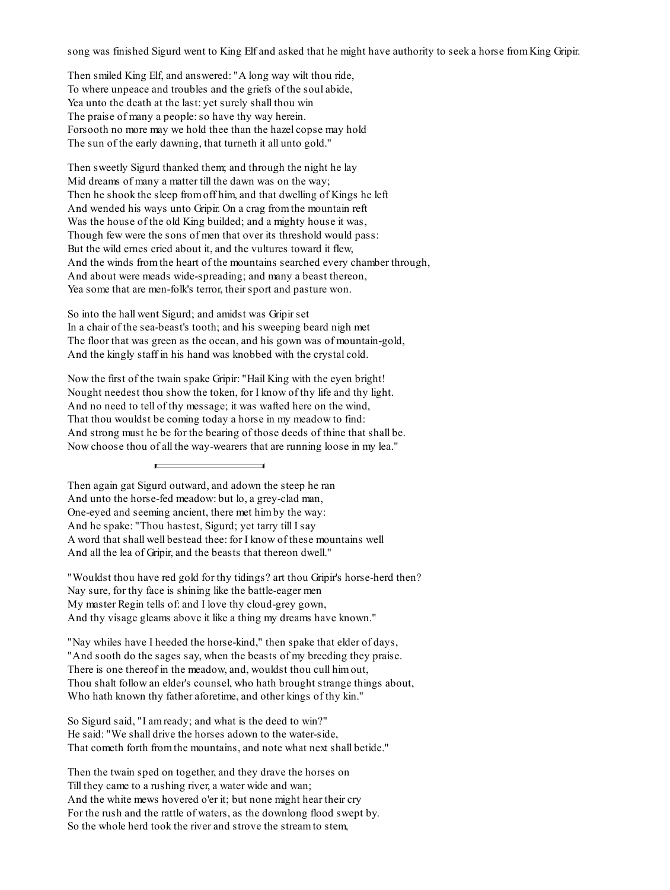song was finished Sigurd went to King Elf and asked that he might have authority to seek a horse from King Gripir.

Then smiled King Elf, and answered: "A long way wilt thou ride,
To where unpeace and troubles and the griefs of the soul abide,
Yea unto the death at the last: yet surely shall thou win
The praise of many a people: so have thy way herein.
Forsooth no more may we hold thee than the hazel copse may hold
The sun of the early dawning, that turneth it all unto gold."

Then sweetly Sigurd thanked them; and through the night he lay
Mid dreams of many a matter till the dawn was on the way;
Then he shook the sleep from off him, and that dwelling of Kings he left
And wended his ways unto Gripir. On a crag from the mountain reft
Was the house of the old King builded; and a mighty house it was,
Though few were the sons of men that over its threshold would pass:
But the wild ernes cried about it, and the vultures toward it flew,
And the winds from the heart of the mountains searched every chamber through,
And about were meads wide-spreading; and many a beast thereon,
Yea some that are men-folk's terror, their sport and pasture won.

So into the hall went Sigurd; and amidst was Gripir set
In a chair of the sea-beast's tooth; and his sweeping beard nigh met
The floor that was green as the ocean, and his gown was of mountain-gold,
And the kingly staff in his hand was knobbed with the crystal cold.

Now the first of the twain spake Gripir: "Hail King with the eyen bright!
Nought needest thou show the token, for I know of thy life and thy light.
And no need to tell of thy message; it was wafted here on the wind,
That thou wouldst be coming today a horse in my meadow to find:
And strong must he be for the bearing of those deeds of thine that shall be.
Now choose thou of all the way-wearers that are running loose in my lea."

---

Then again gat Sigurd outward, and adown the steep he ran
And unto the horse-fed meadow: but lo, a grey-clad man,
One-eyed and seeming ancient, there met him by the way:
And he spake: "Thou hastest, Sigurd; yet tarry till I say
A word that shall well bestead thee: for I know of these mountains well
And all the lea of Gripir, and the beasts that thereon dwell."

"Wouldst thou have red gold for thy tidings? art thou Gripir's horse-herd then?
Nay sure, for thy face is shining like the battle-eager men
My master Regin tells of: and I love thy cloud-grey gown,
And thy visage gleams above it like a thing my dreams have known."

"Nay whiles have I heeded the horse-kind," then spake that elder of days,
"And sooth do the sages say, when the beasts of my breeding they praise.
There is one thereof in the meadow, and, wouldst thou cull him out,
Thou shalt follow an elder's counsel, who hath brought strange things about,
Who hath known thy father aforetime, and other kings of thy kin."

So Sigurd said, "I am ready; and what is the deed to win?"
He said: "We shall drive the horses adown to the water-side,
That cometh forth from the mountains, and note what next shall betide."

Then the twain sped on together, and they drave the horses on
Till they came to a rushing river, a water wide and wan;
And the white mews hovered o'er it; but none might hear their cry
For the rush and the rattle of waters, as the downlong flood swept by.
So the whole herd took the river and strove the stream to stem,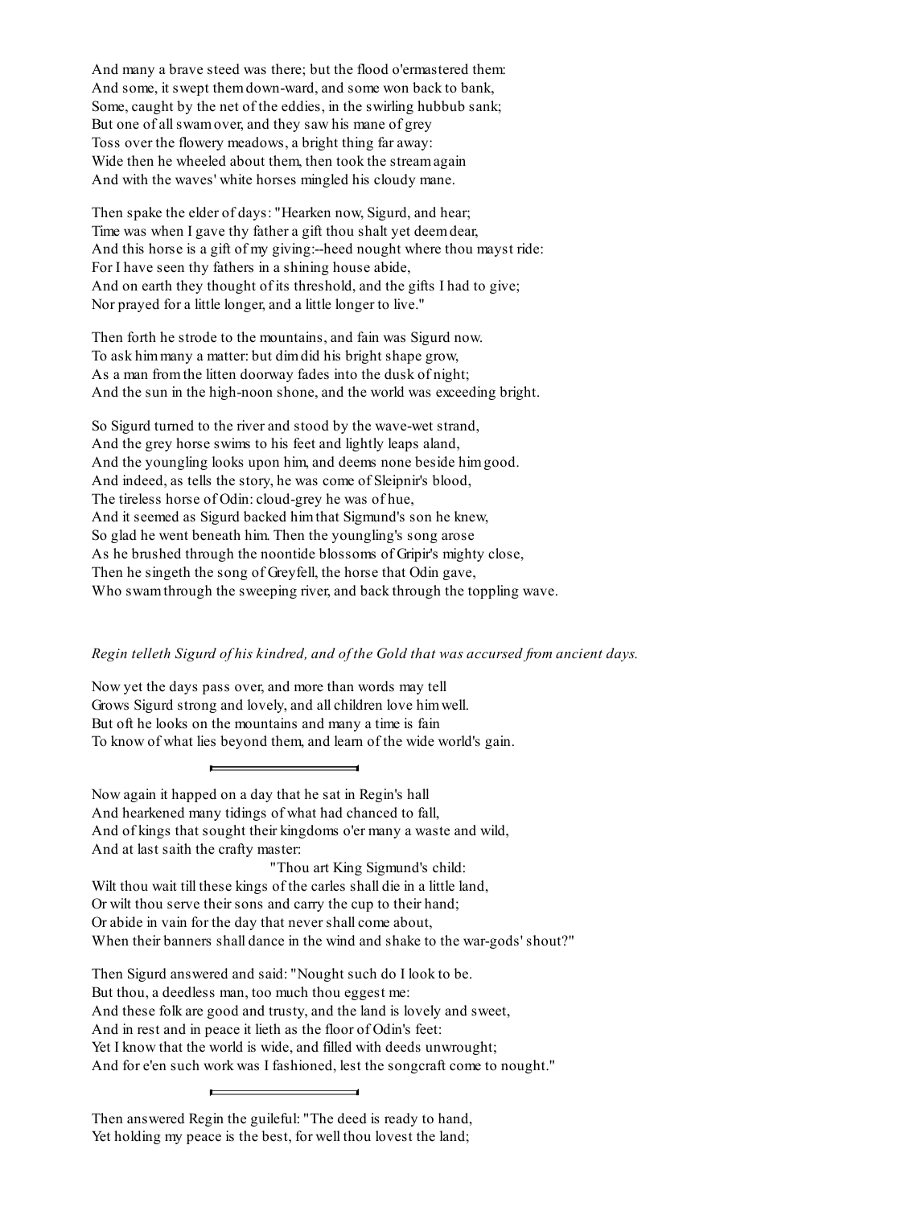And many a brave steed was there; but the flood o'ermastered them:
And some, it swept them down-ward, and some won back to bank,
Some, caught by the net of the eddies, in the swirling hubbub sank;
But one of all swam over, and they saw his mane of grey
Toss over the flowery meadows, a bright thing far away:
Wide then he wheeled about them, then took the stream again
And with the waves' white horses mingled his cloudy mane.

Then spake the elder of days: "Hearken now, Sigurd, and hear;
Time was when I gave thy father a gift thou shalt yet deem dear,
And this horse is a gift of my giving:--heed nought where thou mayst ride:
For I have seen thy fathers in a shining house abide,
And on earth they thought of its threshold, and the gifts I had to give;
Nor prayed for a little longer, and a little longer to live."

Then forth he strode to the mountains, and fain was Sigurd now.
To ask him many a matter: but dim did his bright shape grow,
As a man from the litten doorway fades into the dusk of night;
And the sun in the high-noon shone, and the world was exceeding bright.

So Sigurd turned to the river and stood by the wave-wet strand,
And the grey horse swims to his feet and lightly leaps aland,
And the youngling looks upon him, and deems none beside him good.
And indeed, as tells the story, he was come of Sleipnir's blood,
The tireless horse of Odin: cloud-grey he was of hue,
And it seemed as Sigurd backed him that Sigmund's son he knew,
So glad he went beneath him. Then the youngling's song arose
As he brushed through the noontide blossoms of Gripir's mighty close,
Then he singeth the song of Greyfell, the horse that Odin gave,
Who swam through the sweeping river, and back through the toppling wave.

*Regin telleth Sigurd of his kindred, and of the Gold that was accursed from ancient days.*

Now yet the days pass over, and more than words may tell
Grows Sigurd strong and lovely, and all children love him well.
But oft he looks on the mountains and many a time is fain
To know of what lies beyond them, and learn of the wide world's gain.

---

Now again it happed on a day that he sat in Regin's hall
And hearkened many tidings of what had chanced to fall,
And of kings that sought their kingdoms o'er many a waste and wild,
And at last saith the crafty master:
"Thou art King Sigmund's child:
Wilt thou wait till these kings of the carles shall die in a little land,
Or wilt thou serve their sons and carry the cup to their hand;
Or abide in vain for the day that never shall come about,
When their banners shall dance in the wind and shake to the war-gods' shout?"

Then Sigurd answered and said: "Nought such do I look to be.
But thou, a deedless man, too much thou eggest me:
And these folk are good and trusty, and the land is lovely and sweet,
And in rest and in peace it lieth as the floor of Odin's feet:
Yet I know that the world is wide, and filled with deeds unwrought;
And for e'en such work was I fashioned, lest the songcraft come to nought."

---

Then answered Regin the guileful: "The deed is ready to hand,
Yet holding my peace is the best, for well thou lovest the land;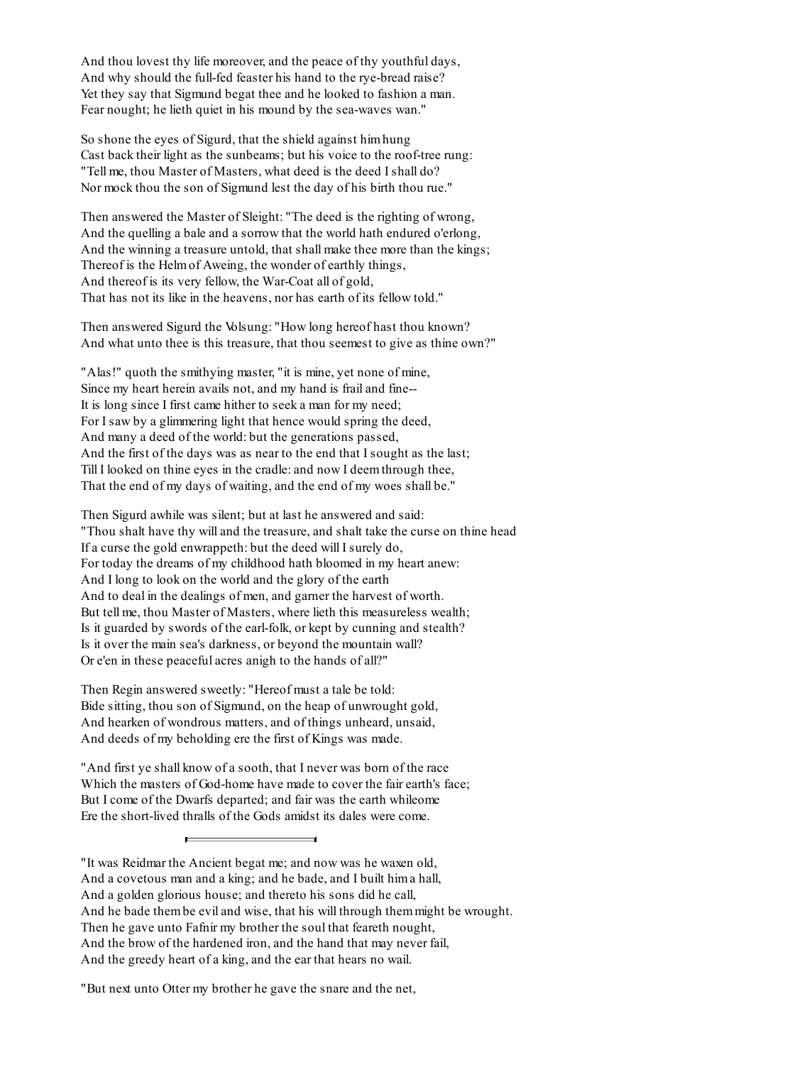And thou lovest thy life moreover, and the peace of thy youthful days,  
And why should the full-fed feaster his hand to the rye-bread raise?  
Yet they say that Sigmund begat thee and he looked to fashion a man.  
Fear nought; he lieth quiet in his mound by the sea-waves wan."

So shone the eyes of Sigurd, that the shield against him hung  
Cast back their light as the sunbeams; but his voice to the roof-tree rung:  
"Tell me, thou Master of Masters, what deed is the deed I shall do?  
Nor mock thou the son of Sigmund lest the day of his birth thou rue."

Then answered the Master of Sleight: "The deed is the righting of wrong,  
And the quelling a bale and a sorrow that the world hath endured o'erlong,  
And the winning a treasure untold, that shall make thee more than the kings;  
Thereof is the Helm of Aweing, the wonder of earthly things,  
And thereof is its very fellow, the War-Coat all of gold,  
That has not its like in the heavens, nor has earth of its fellow told."

Then answered Sigurd the Volsung: "How long hereof hast thou known?  
And what unto thee is this treasure, that thou seemest to give as thine own?"

"Alas!" quoth the smithying master, "it is mine, yet none of mine,  
Since my heart herein avails not, and my hand is frail and fine--  
It is long since I first came hither to seek a man for my need;  
For I saw by a glimmering light that hence would spring the deed,  
And many a deed of the world: but the generations passed,  
And the first of the days was as near to the end that I sought as the last;  
Till I looked on thine eyes in the cradle: and now I deem through thee,  
That the end of my days of waiting, and the end of my woes shall be."

Then Sigurd awhile was silent; but at last he answered and said:  
"Thou shalt have thy will and the treasure, and shalt take the curse on thine head  
If a curse the gold enwrappeth: but the deed will I surely do,  
For today the dreams of my childhood hath bloomed in my heart anew:  
And I long to look on the world and the glory of the earth  
And to deal in the dealings of men, and garner the harvest of worth.  
But tell me, thou Master of Masters, where lieth this measureless wealth;  
Is it guarded by swords of the earl-folk, or kept by cunning and stealth?  
Is it over the main sea's darkness, or beyond the mountain wall?  
Or e'en in these peaceful acres anigh to the hands of all?"

Then Regin answered sweetly: "Hereof must a tale be told:  
Bide sitting, thou son of Sigmund, on the heap of unwrought gold,  
And hearken of wondrous matters, and of things unheard, unsaid,  
And deeds of my beholding ere the first of Kings was made.

"And first ye shall know of a sooth, that I never was born of the race  
Which the masters of God-home have made to cover the fair earth's face;  
But I come of the Dwarfs departed; and fair was the earth whileome  
Ere the short-lived thralls of the Gods amidst its dales were come.

---

"It was Reidmar the Ancient begat me; and now was he waxen old,  
And a covetous man and a king; and he bade, and I built him a hall,  
And a golden glorious house; and thereto his sons did he call,  
And he bade them be evil and wise, that his will through them might be wrought.  
Then he gave unto Fafnir my brother the soul that feareth nought,  
And the brow of the hardened iron, and the hand that may never fail,  
And the greedy heart of a king, and the ear that hears no wail.

"But next unto Otter my brother he gave the snare and the net,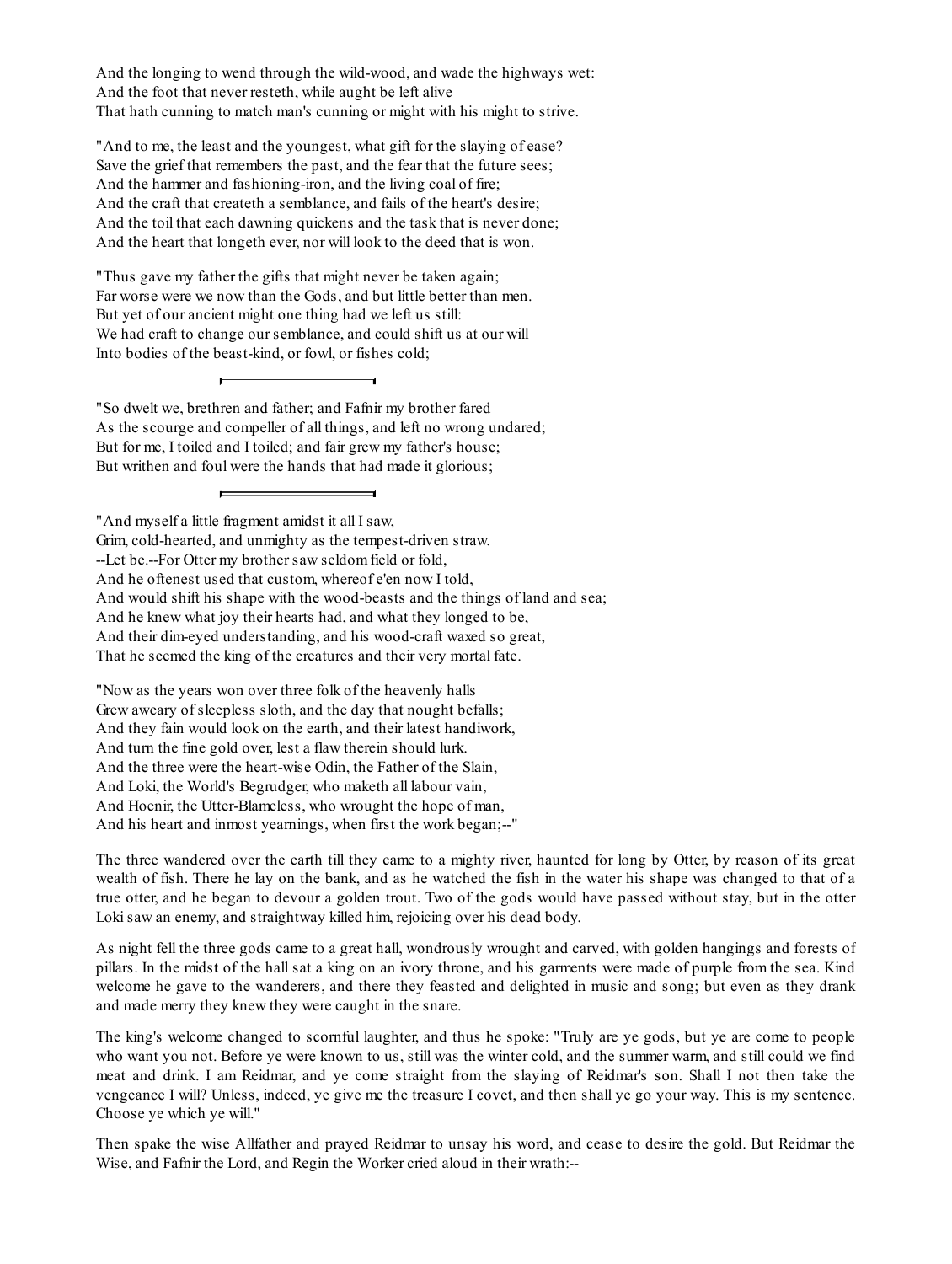And the longing to wend through the wild-wood, and wade the highways wet:
And the foot that never resteth, while aught be left alive
That hath cunning to match man's cunning or might with his might to strive.

"And to me, the least and the youngest, what gift for the slaying of ease?
Save the grief that remembers the past, and the fear that the future sees;
And the hammer and fashioning-iron, and the living coal of fire;
And the craft that createth a semblance, and fails of the heart's desire;
And the toil that each dawning quickens and the task that is never done;
And the heart that longeth ever, nor will look to the deed that is won.

"Thus gave my father the gifts that might never be taken again;
Far worse were we now than the Gods, and but little better than men.
But yet of our ancient might one thing had we left us still:
We had craft to change our semblance, and could shift us at our will
Into bodies of the beast-kind, or fowl, or fishes cold;

---

"So dwelt we, brethren and father; and Fafnir my brother fared
As the scourge and compeller of all things, and left no wrong undared;
But for me, I toiled and I toiled; and fair grew my father's house;
But writhen and foul were the hands that had made it glorious;

---

"And myself a little fragment amidst it all I saw,
Grim, cold-hearted, and unmighty as the tempest-driven straw.
--Let be.--For Otter my brother saw seldom field or fold,
And he oftenest used that custom, whereof e'en now I told,
And would shift his shape with the wood-beasts and the things of land and sea;
And he knew what joy their hearts had, and what they longed to be,
And their dim-eyed understanding, and his wood-craft waxed so great,
That he seemed the king of the creatures and their very mortal fate.

"Now as the years won over three folk of the heavenly halls
Grew aweary of sleepless sloth, and the day that nought befalls;
And they fain would look on the earth, and their latest handiwork,
And turn the fine gold over, lest a flaw therein should lurk.
And the three were the heart-wise Odin, the Father of the Slain,
And Loki, the World's Begrudger, who maketh all labour vain,
And Hoenir, the Utter-Blameless, who wrought the hope of man,
And his heart and inmost yearnings, when first the work began;--"

The three wandered over the earth till they came to a mighty river, haunted for long by Otter, by reason of its great wealth of fish. There he lay on the bank, and as he watched the fish in the water his shape was changed to that of a true otter, and he began to devour a golden trout. Two of the gods would have passed without stay, but in the otter Loki saw an enemy, and straightway killed him, rejoicing over his dead body.

As night fell the three gods came to a great hall, wondrously wrought and carved, with golden hangings and forests of pillars. In the midst of the hall sat a king on an ivory throne, and his garments were made of purple from the sea. Kind welcome he gave to the wanderers, and there they feasted and delighted in music and song; but even as they drank and made merry they knew they were caught in the snare.

The king's welcome changed to scornful laughter, and thus he spoke: "Truly are ye gods, but ye are come to people who want you not. Before ye were known to us, still was the winter cold, and the summer warm, and still could we find meat and drink. I am Reidmar, and ye come straight from the slaying of Reidmar's son. Shall I not then take the vengeance I will? Unless, indeed, ye give me the treasure I covet, and then shall ye go your way. This is my sentence. Choose ye which ye will."

Then spake the wise Allfather and prayed Reidmar to unsay his word, and cease to desire the gold. But Reidmar the Wise, and Fafnir the Lord, and Regin the Worker cried aloud in their wrath:--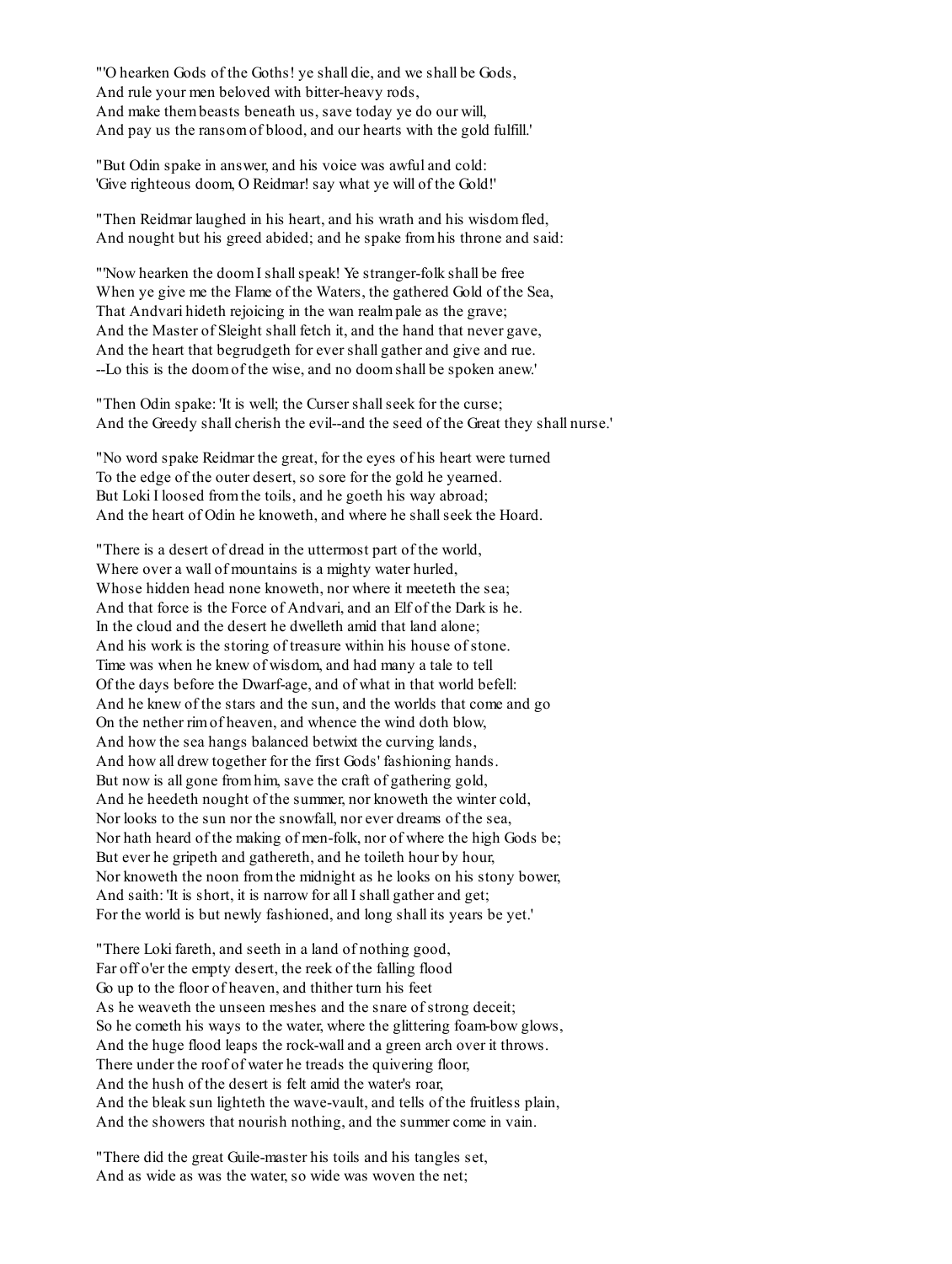"'O hearken Gods of the Goths! ye shall die, and we shall be Gods,
And rule your men beloved with bitter-heavy rods,
And make them beasts beneath us, save today ye do our will,
And pay us the ransom of blood, and our hearts with the gold fulfill.'

"But Odin spake in answer, and his voice was awful and cold:
'Give righteous doom, O Reidmar! say what ye will of the Gold!'

"Then Reidmar laughed in his heart, and his wrath and his wisdom fled,
And nought but his greed abided; and he spake from his throne and said:

"'Now hearken the doom I shall speak! Ye stranger-folk shall be free
When ye give me the Flame of the Waters, the gathered Gold of the Sea,
That Andvari hideth rejoicing in the wan realm pale as the grave;
And the Master of Sleight shall fetch it, and the hand that never gave,
And the heart that begrudgeth for ever shall gather and give and rue.
--Lo this is the doom of the wise, and no doom shall be spoken anew.'

"Then Odin spake: 'It is well; the Curser shall seek for the curse;
And the Greedy shall cherish the evil--and the seed of the Great they shall nurse.'

"No word spake Reidmar the great, for the eyes of his heart were turned
To the edge of the outer desert, so sore for the gold he yearned.
But Loki I loosed from the toils, and he goeth his way abroad;
And the heart of Odin he knoweth, and where he shall seek the Hoard.

"There is a desert of dread in the uttermost part of the world,
Where over a wall of mountains is a mighty water hurled,
Whose hidden head none knoweth, nor where it meeteth the sea;
And that force is the Force of Andvari, and an Elf of the Dark is he.
In the cloud and the desert he dwelleth amid that land alone;
And his work is the storing of treasure within his house of stone.
Time was when he knew of wisdom, and had many a tale to tell
Of the days before the Dwarf-age, and of what in that world befell:
And he knew of the stars and the sun, and the worlds that come and go
On the nether rim of heaven, and whence the wind doth blow,
And how the sea hangs balanced betwixt the curving lands,
And how all drew together for the first Gods' fashioning hands.
But now is all gone from him, save the craft of gathering gold,
And he heedeth nought of the summer, nor knoweth the winter cold,
Nor looks to the sun nor the snowfall, nor ever dreams of the sea,
Nor hath heard of the making of men-folk, nor of where the high Gods be;
But ever he gripeth and gathereth, and he toileth hour by hour,
Nor knoweth the noon from the midnight as he looks on his stony bower,
And saith: 'It is short, it is narrow for all I shall gather and get;
For the world is but newly fashioned, and long shall its years be yet.'

"There Loki fareth, and seeth in a land of nothing good,
Far off o'er the empty desert, the reek of the falling flood
Go up to the floor of heaven, and thither turn his feet
As he weaveth the unseen meshes and the snare of strong deceit;
So he cometh his ways to the water, where the glittering foam-bow glows,
And the huge flood leaps the rock-wall and a green arch over it throws.
There under the roof of water he treads the quivering floor,
And the hush of the desert is felt amid the water's roar,
And the bleak sun lighteth the wave-vault, and tells of the fruitless plain,
And the showers that nourish nothing, and the summer come in vain.

"There did the great Guile-master his toils and his tangles set,
And as wide as was the water, so wide was woven the net;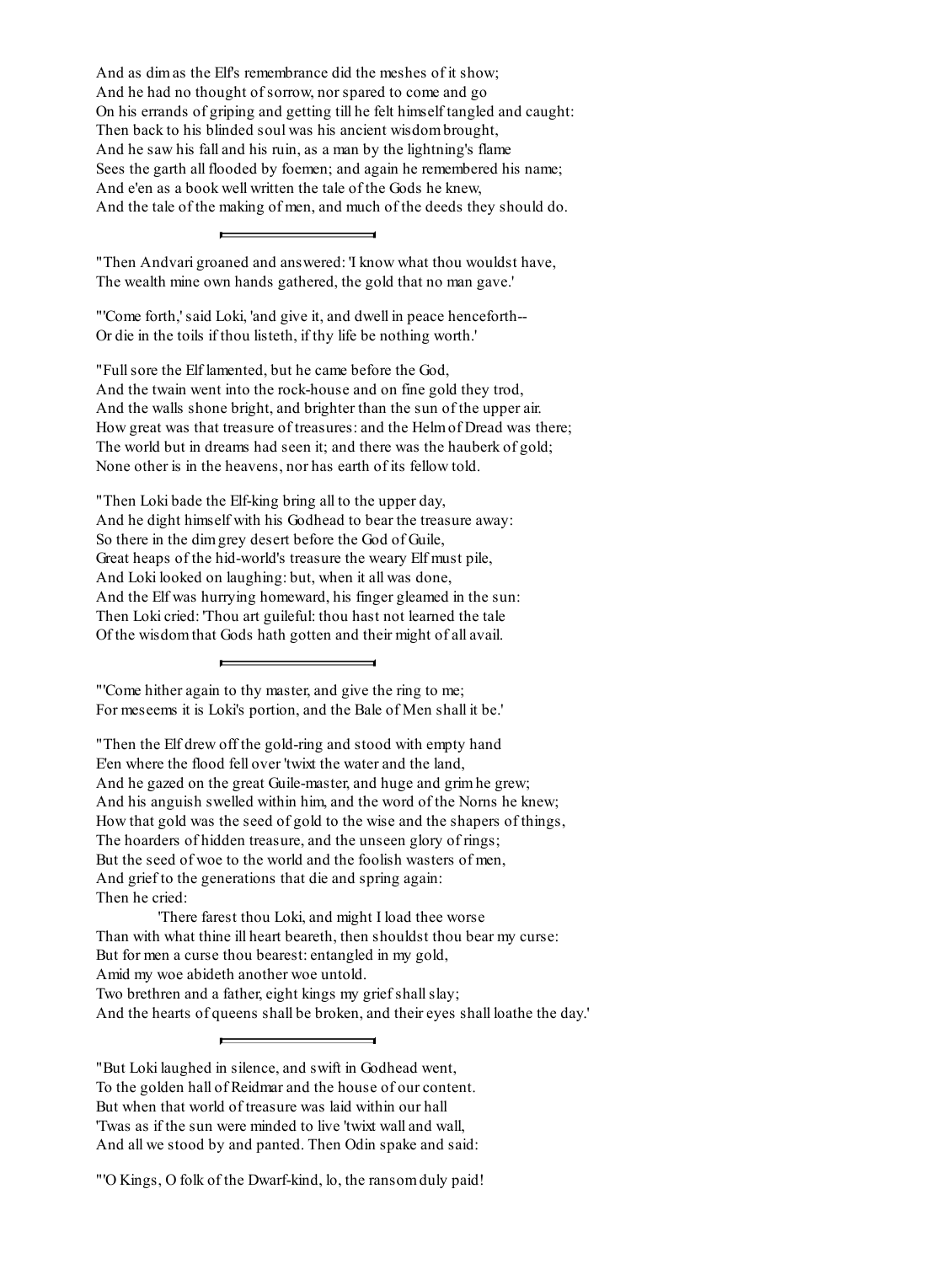And as dim as the Elf's remembrance did the meshes of it show;
And he had no thought of sorrow, nor spared to come and go
On his errands of griping and getting till he felt himself tangled and caught:
Then back to his blinded soul was his ancient wisdom brought,
And he saw his fall and his ruin, as a man by the lightning's flame
Sees the garth all flooded by foemen; and again he remembered his name;
And e'en as a book well written the tale of the Gods he knew,
And the tale of the making of men, and much of the deeds they should do.

---

"Then Andvari groaned and answered: 'I know what thou wouldst have,
The wealth mine own hands gathered, the gold that no man gave.'

"'Come forth,' said Loki, 'and give it, and dwell in peace henceforth--
Or die in the toils if thou listeth, if thy life be nothing worth.'

"Full sore the Elf lamented, but he came before the God,
And the twain went into the rock-house and on fine gold they trod,
And the walls shone bright, and brighter than the sun of the upper air.
How great was that treasure of treasures: and the Helm of Dread was there;
The world but in dreams had seen it; and there was the hauberk of gold;
None other is in the heavens, nor has earth of its fellow told.

"Then Loki bade the Elf-king bring all to the upper day,
And he dight himself with his Godhead to bear the treasure away:
So there in the dim grey desert before the God of Guile,
Great heaps of the hid-world's treasure the weary Elf must pile,
And Loki looked on laughing: but, when it all was done,
And the Elf was hurrying homeward, his finger gleamed in the sun:
Then Loki cried: 'Thou art guileful: thou hast not learned the tale
Of the wisdom that Gods hath gotten and their might of all avail.

---

"'Come hither again to thy master, and give the ring to me;
For meseems it is Loki's portion, and the Bale of Men shall it be.'

"Then the Elf drew off the gold-ring and stood with empty hand
E'en where the flood fell over 'twixt the water and the land,
And he gazed on the great Guile-master, and huge and grim he grew;
And his anguish swelled within him, and the word of the Norns he knew;
How that gold was the seed of gold to the wise and the shapers of things,
The hoarders of hidden treasure, and the unseen glory of rings;
But the seed of woe to the world and the foolish wasters of men,
And grief to the generations that die and spring again:
Then he cried:

'There farest thou Loki, and might I load thee worse
Than with what thine ill heart beareth, then shouldst thou bear my curse:
But for men a curse thou bearest: entangled in my gold,
Amid my woe abideth another woe untold.
Two brethren and a father, eight kings my grief shall slay;
And the hearts of queens shall be broken, and their eyes shall loathe the day.'

---

"But Loki laughed in silence, and swift in Godhead went,
To the golden hall of Reidmar and the house of our content.
But when that world of treasure was laid within our hall
'Twas as if the sun were minded to live 'twixt wall and wall,
And all we stood by and panted. Then Odin spake and said:

"'O Kings, O folk of the Dwarf-kind, lo, the ransom duly paid!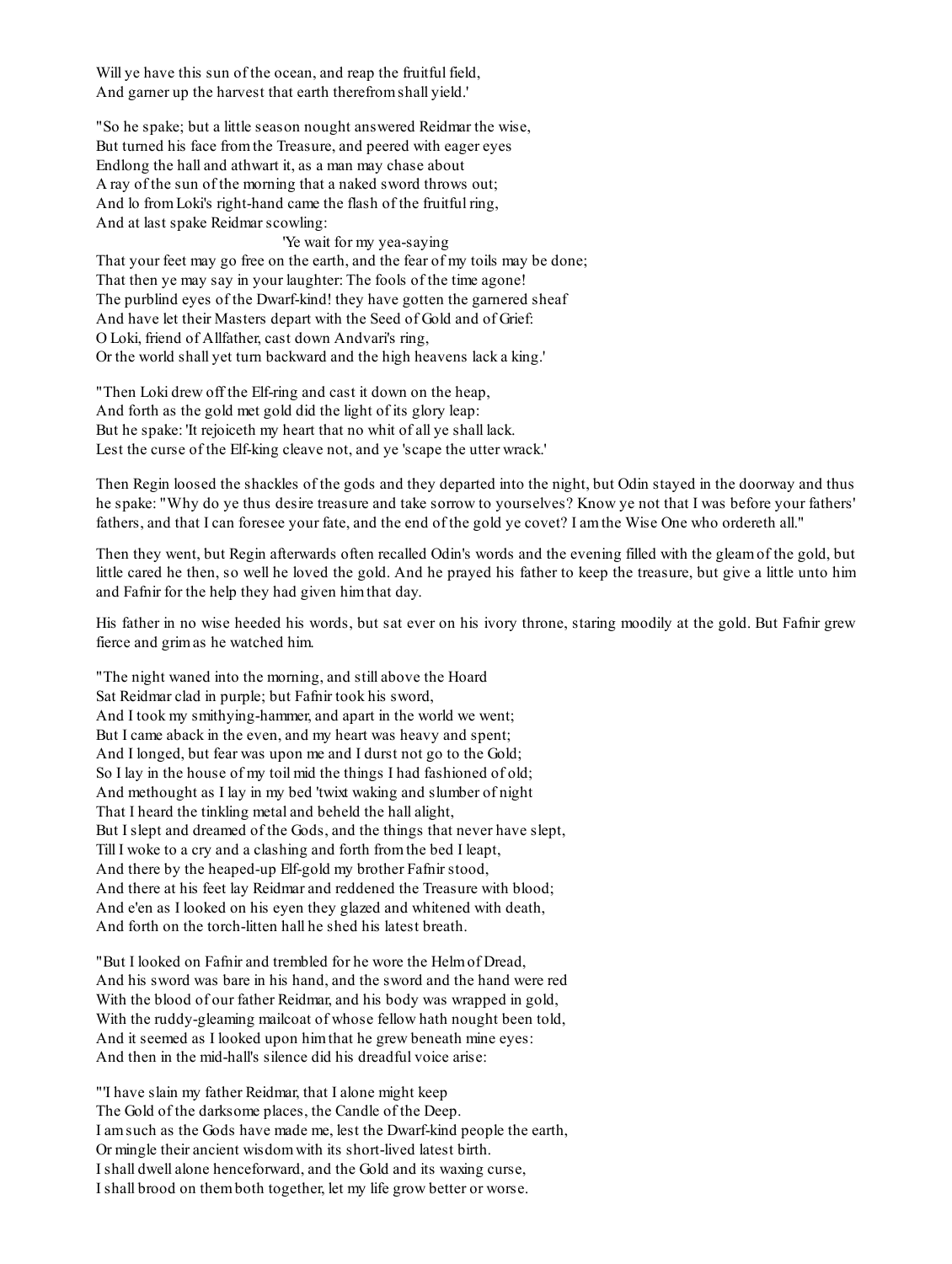Will ye have this sun of the ocean, and reap the fruitful field,
And garner up the harvest that earth therefrom shall yield.'

"So he spake; but a little season nought answered Reidmar the wise,
But turned his face from the Treasure, and peered with eager eyes
Endlong the hall and athwart it, as a man may chase about
A ray of the sun of the morning that a naked sword throws out;
And lo from Loki's right-hand came the flash of the fruitful ring,
And at last spake Reidmar scowling:
'Ye wait for my yea-saying
That your feet may go free on the earth, and the fear of my toils may be done;
That then ye may say in your laughter: The fools of the time agone!
The purblind eyes of the Dwarf-kind! they have gotten the garnered sheaf
And have let their Masters depart with the Seed of Gold and of Grief:
O Loki, friend of Allfather, cast down Andvari's ring,
Or the world shall yet turn backward and the high heavens lack a king.'

"Then Loki drew off the Elf-ring and cast it down on the heap,
And forth as the gold met gold did the light of its glory leap:
But he spake: 'It rejoiceth my heart that no whit of all ye shall lack.
Lest the curse of the Elf-king cleave not, and ye 'scape the utter wrack.'

Then Regin loosed the shackles of the gods and they departed into the night, but Odin stayed in the doorway and thus he spake: "Why do ye thus desire treasure and take sorrow to yourselves? Know ye not that I was before your fathers' fathers, and that I can foresee your fate, and the end of the gold ye covet? I am the Wise One who ordereth all."

Then they went, but Regin afterwards often recalled Odin's words and the evening filled with the gleam of the gold, but little cared he then, so well he loved the gold. And he prayed his father to keep the treasure, but give a little unto him and Fafnir for the help they had given him that day.

His father in no wise heeded his words, but sat ever on his ivory throne, staring moodily at the gold. But Fafnir grew fierce and grim as he watched him.

"The night waned into the morning, and still above the Hoard
Sat Reidmar clad in purple; but Fafnir took his sword,
And I took my smithying-hammer, and apart in the world we went;
But I came aback in the even, and my heart was heavy and spent;
And I longed, but fear was upon me and I durst not go to the Gold;
So I lay in the house of my toil mid the things I had fashioned of old;
And methought as I lay in my bed 'twixt waking and slumber of night
That I heard the tinkling metal and beheld the hall alight,
But I slept and dreamed of the Gods, and the things that never have slept,
Till I woke to a cry and a clashing and forth from the bed I leapt,
And there by the heaped-up Elf-gold my brother Fafnir stood,
And there at his feet lay Reidmar and reddened the Treasure with blood;
And e'en as I looked on his eyen they glazed and whitened with death,
And forth on the torch-litten hall he shed his latest breath.

"But I looked on Fafnir and trembled for he wore the Helm of Dread,
And his sword was bare in his hand, and the sword and the hand were red
With the blood of our father Reidmar, and his body was wrapped in gold,
With the ruddy-gleaming mailcoat of whose fellow hath nought been told,
And it seemed as I looked upon him that he grew beneath mine eyes:
And then in the mid-hall's silence did his dreadful voice arise:

"'I have slain my father Reidmar, that I alone might keep
The Gold of the darksome places, the Candle of the Deep.
I am such as the Gods have made me, lest the Dwarf-kind people the earth,
Or mingle their ancient wisdom with its short-lived latest birth.
I shall dwell alone henceforward, and the Gold and its waxing curse,
I shall brood on them both together, let my life grow better or worse.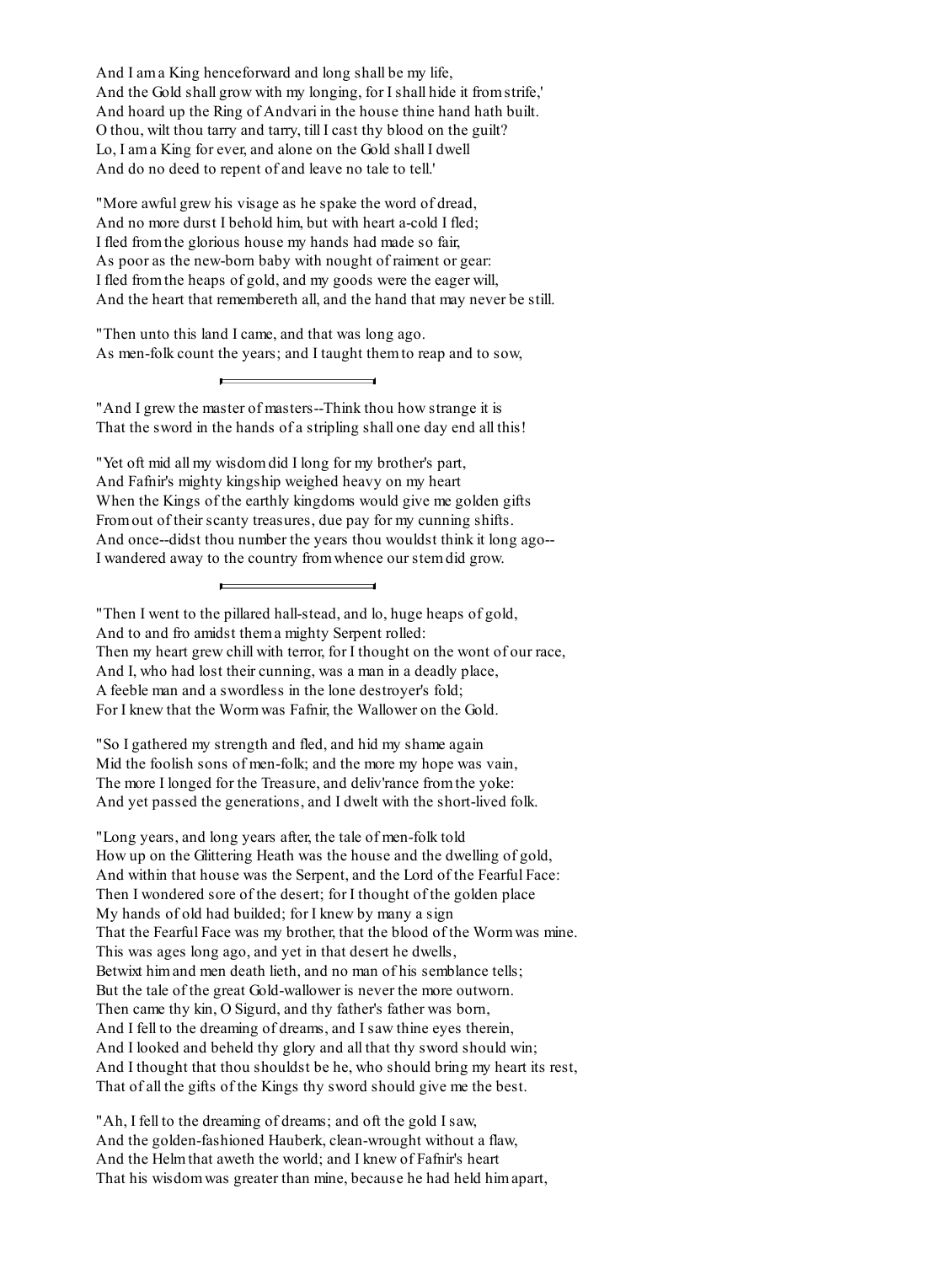And I am a King henceforward and long shall be my life,  
And the Gold shall grow with my longing, for I shall hide it from strife,'  
And hoard up the Ring of Andvari in the house thine hand hath built.  
O thou, wilt thou tarry and tarry, till I cast thy blood on the guilt?  
Lo, I am a King for ever, and alone on the Gold shall I dwell  
And do no deed to repent of and leave no tale to tell.'

"More awful grew his visage as he spake the word of dread,  
And no more durst I behold him, but with heart a-cold I fled;  
I fled from the glorious house my hands had made so fair,  
As poor as the new-born baby with nought of raiment or gear:  
I fled from the heaps of gold, and my goods were the eager will,  
And the heart that remembereth all, and the hand that may never be still.

"Then unto this land I came, and that was long ago.  
As men-folk count the years; and I taught them to reap and to sow,

---

"And I grew the master of masters--Think thou how strange it is  
That the sword in the hands of a stripling shall one day end all this!

"Yet oft mid all my wisdom did I long for my brother's part,  
And Fafnir's mighty kingship weighed heavy on my heart  
When the Kings of the earthly kingdoms would give me golden gifts  
From out of their scanty treasures, due pay for my cunning shifts.  
And once--didst thou number the years thou wouldst think it long ago--  
I wandered away to the country from whence our stem did grow.

---

"Then I went to the pillared hall-stead, and lo, huge heaps of gold,  
And to and fro amidst them a mighty Serpent rolled:  
Then my heart grew chill with terror, for I thought on the wont of our race,  
And I, who had lost their cunning, was a man in a deadly place,  
A feeble man and a swordless in the lone destroyer's fold;  
For I knew that the Worm was Fafnir, the Wallower on the Gold.

"So I gathered my strength and fled, and hid my shame again  
Mid the foolish sons of men-folk; and the more my hope was vain,  
The more I longed for the Treasure, and deliv'rance from the yoke:  
And yet passed the generations, and I dwelt with the short-lived folk.

"Long years, and long years after, the tale of men-folk told  
How up on the Glittering Heath was the house and the dwelling of gold,  
And within that house was the Serpent, and the Lord of the Fearful Face:  
Then I wondered sore of the desert; for I thought of the golden place  
My hands of old had builded; for I knew by many a sign  
That the Fearful Face was my brother, that the blood of the Worm was mine.  
This was ages long ago, and yet in that desert he dwells,  
Betwixt him and men death lieth, and no man of his semblance tells;  
But the tale of the great Gold-wallower is never the more outworn.  
Then came thy kin, O Sigurd, and thy father's father was born,  
And I fell to the dreaming of dreams, and I saw thine eyes therein,  
And I looked and beheld thy glory and all that thy sword should win;  
And I thought that thou shouldst be he, who should bring my heart its rest,  
That of all the gifts of the Kings thy sword should give me the best.

"Ah, I fell to the dreaming of dreams; and oft the gold I saw,  
And the golden-fashioned Hauberk, clean-wrought without a flaw,  
And the Helm that aweth the world; and I knew of Fafnir's heart  
That his wisdom was greater than mine, because he had held him apart,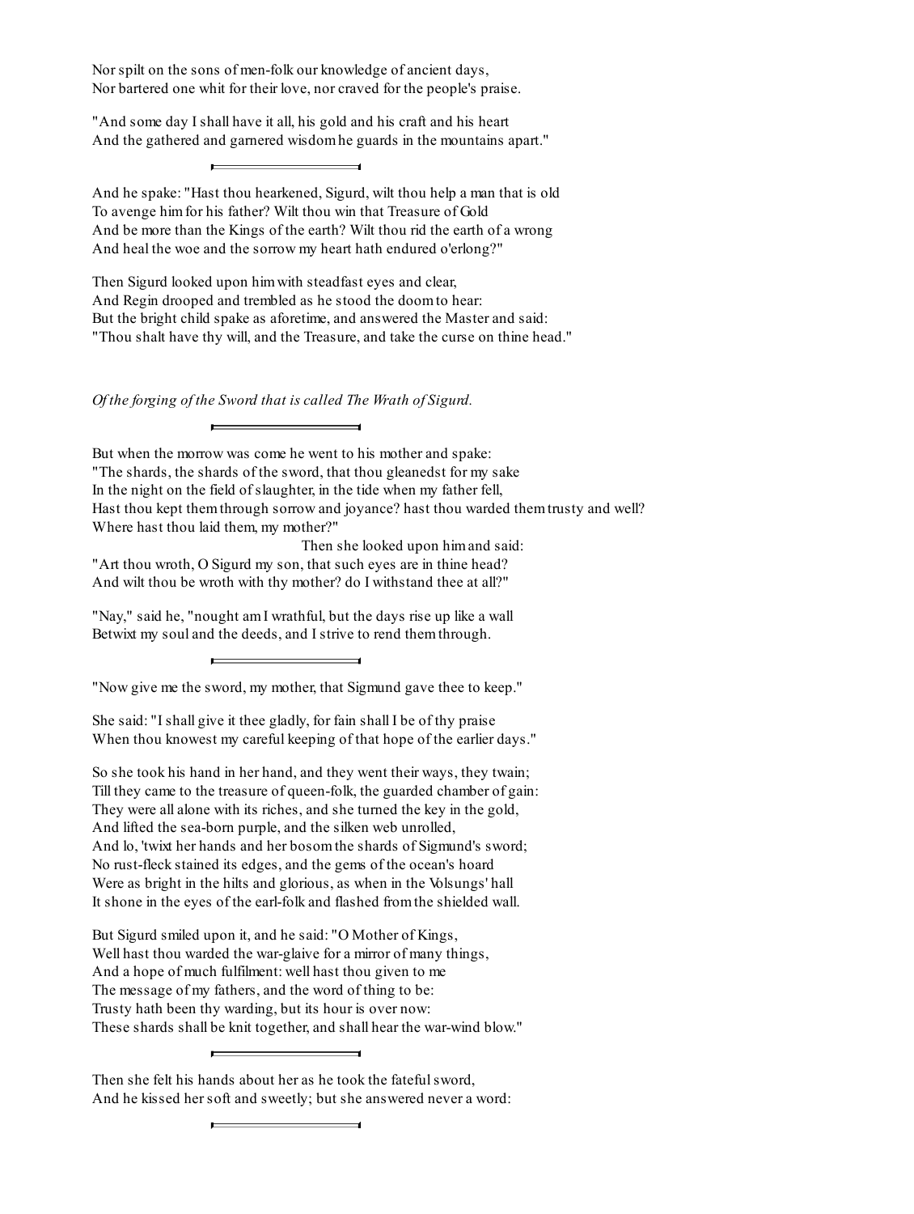Nor spilt on the sons of men-folk our knowledge of ancient days,
Nor bartered one whit for their love, nor craved for the people's praise.

"And some day I shall have it all, his gold and his craft and his heart
And the gathered and garnered wisdom he guards in the mountains apart."

---

And he spake: "Hast thou hearkened, Sigurd, wilt thou help a man that is old
To avenge him for his father? Wilt thou win that Treasure of Gold
And be more than the Kings of the earth? Wilt thou rid the earth of a wrong
And heal the woe and the sorrow my heart hath endured o'erlong?"

Then Sigurd looked upon him with steadfast eyes and clear,
And Regin drooped and trembled as he stood the doom to hear:
But the bright child spake as aforetime, and answered the Master and said:
"Thou shalt have thy will, and the Treasure, and take the curse on thine head."

*Of the forging of the Sword that is called The Wrath of Sigurd.*

---

But when the morrow was come he went to his mother and spake:
"The shards, the shards of the sword, that thou gleanedst for my sake
In the night on the field of slaughter, in the tide when my father fell,
Hast thou kept them through sorrow and joyance? hast thou warded them trusty and well?
Where hast thou laid them, my mother?"
Then she looked upon him and said:
"Art thou wroth, O Sigurd my son, that such eyes are in thine head?
And wilt thou be wroth with thy mother? do I withstand thee at all?"

"Nay," said he, "nought am I wrathful, but the days rise up like a wall
Betwixt my soul and the deeds, and I strive to rend them through.

---

"Now give me the sword, my mother, that Sigmund gave thee to keep."

She said: "I shall give it thee gladly, for fain shall I be of thy praise
When thou knowest my careful keeping of that hope of the earlier days."

So she took his hand in her hand, and they went their ways, they twain;
Till they came to the treasure of queen-folk, the guarded chamber of gain:
They were all alone with its riches, and she turned the key in the gold,
And lifted the sea-born purple, and the silken web unrolled,
And lo, 'twixt her hands and her bosom the shards of Sigmund's sword;
No rust-fleck stained its edges, and the gems of the ocean's hoard
Were as bright in the hilts and glorious, as when in the Volsungs' hall
It shone in the eyes of the earl-folk and flashed from the shielded wall.

But Sigurd smiled upon it, and he said: "O Mother of Kings,
Well hast thou warded the war-glaive for a mirror of many things,
And a hope of much fulfilment: well hast thou given to me
The message of my fathers, and the word of thing to be:
Trusty hath been thy warding, but its hour is over now:
These shards shall be knit together, and shall hear the war-wind blow."

---

Then she felt his hands about her as he took the fateful sword,
And he kissed her soft and sweetly; but she answered never a word:

---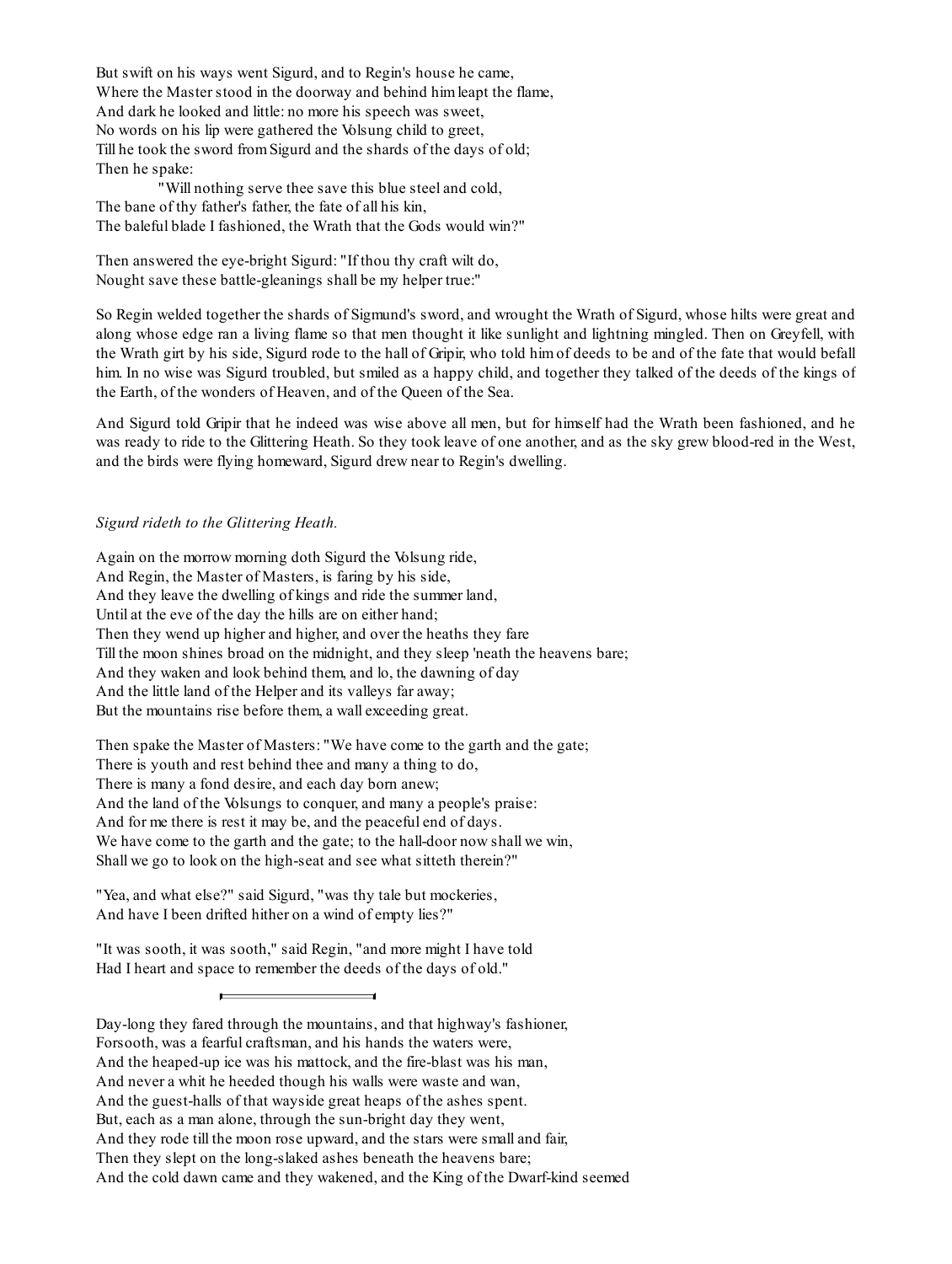But swift on his ways went Sigurd, and to Regin's house he came,
Where the Master stood in the doorway and behind him leapt the flame,
And dark he looked and little: no more his speech was sweet,
No words on his lip were gathered the Volsung child to greet,
Till he took the sword from Sigurd and the shards of the days of old;
Then he spake:
"Will nothing serve thee save this blue steel and cold,
The bane of thy father's father, the fate of all his kin,
The baleful blade I fashioned, the Wrath that the Gods would win?"

Then answered the eye-bright Sigurd: "If thou thy craft wilt do,
Nought save these battle-gleanings shall be my helper true:"

So Regin welded together the shards of Sigmund's sword, and wrought the Wrath of Sigurd, whose hilts were great and along whose edge ran a living flame so that men thought it like sunlight and lightning mingled. Then on Greyfell, with the Wrath girt by his side, Sigurd rode to the hall of Gripir, who told him of deeds to be and of the fate that would befall him. In no wise was Sigurd troubled, but smiled as a happy child, and together they talked of the deeds of the kings of the Earth, of the wonders of Heaven, and of the Queen of the Sea.

And Sigurd told Gripir that he indeed was wise above all men, but for himself had the Wrath been fashioned, and he was ready to ride to the Glittering Heath. So they took leave of one another, and as the sky grew blood-red in the West, and the birds were flying homeward, Sigurd drew near to Regin's dwelling.

*Sigurd rideth to the Glittering Heath.*

Again on the morrow morning doth Sigurd the Volsung ride,
And Regin, the Master of Masters, is faring by his side,
And they leave the dwelling of kings and ride the summer land,
Until at the eve of the day the hills are on either hand;
Then they wend up higher and higher, and over the heaths they fare
Till the moon shines broad on the midnight, and they sleep 'neath the heavens bare;
And they waken and look behind them, and lo, the dawning of day
And the little land of the Helper and its valleys far away;
But the mountains rise before them, a wall exceeding great.

Then spake the Master of Masters: "We have come to the garth and the gate;
There is youth and rest behind thee and many a thing to do,
There is many a fond desire, and each day born anew;
And the land of the Volsungs to conquer, and many a people's praise:
And for me there is rest it may be, and the peaceful end of days.
We have come to the garth and the gate; to the hall-door now shall we win,
Shall we go to look on the high-seat and see what sitteth therein?"

"Yea, and what else?" said Sigurd, "was thy tale but mockeries,
And have I been drifted hither on a wind of empty lies?"

"It was sooth, it was sooth," said Regin, "and more might I have told
Had I heart and space to remember the deeds of the days of old."

---

Day-long they fared through the mountains, and that highway's fashioner,
Forsooth, was a fearful craftsman, and his hands the waters were,
And the heaped-up ice was his mattock, and the fire-blast was his man,
And never a whit he heeded though his walls were waste and wan,
And the guest-halls of that wayside great heaps of the ashes spent.
But, each as a man alone, through the sun-bright day they went,
And they rode till the moon rose upward, and the stars were small and fair,
Then they slept on the long-slaked ashes beneath the heavens bare;
And the cold dawn came and they wakened, and the King of the Dwarf-kind seemed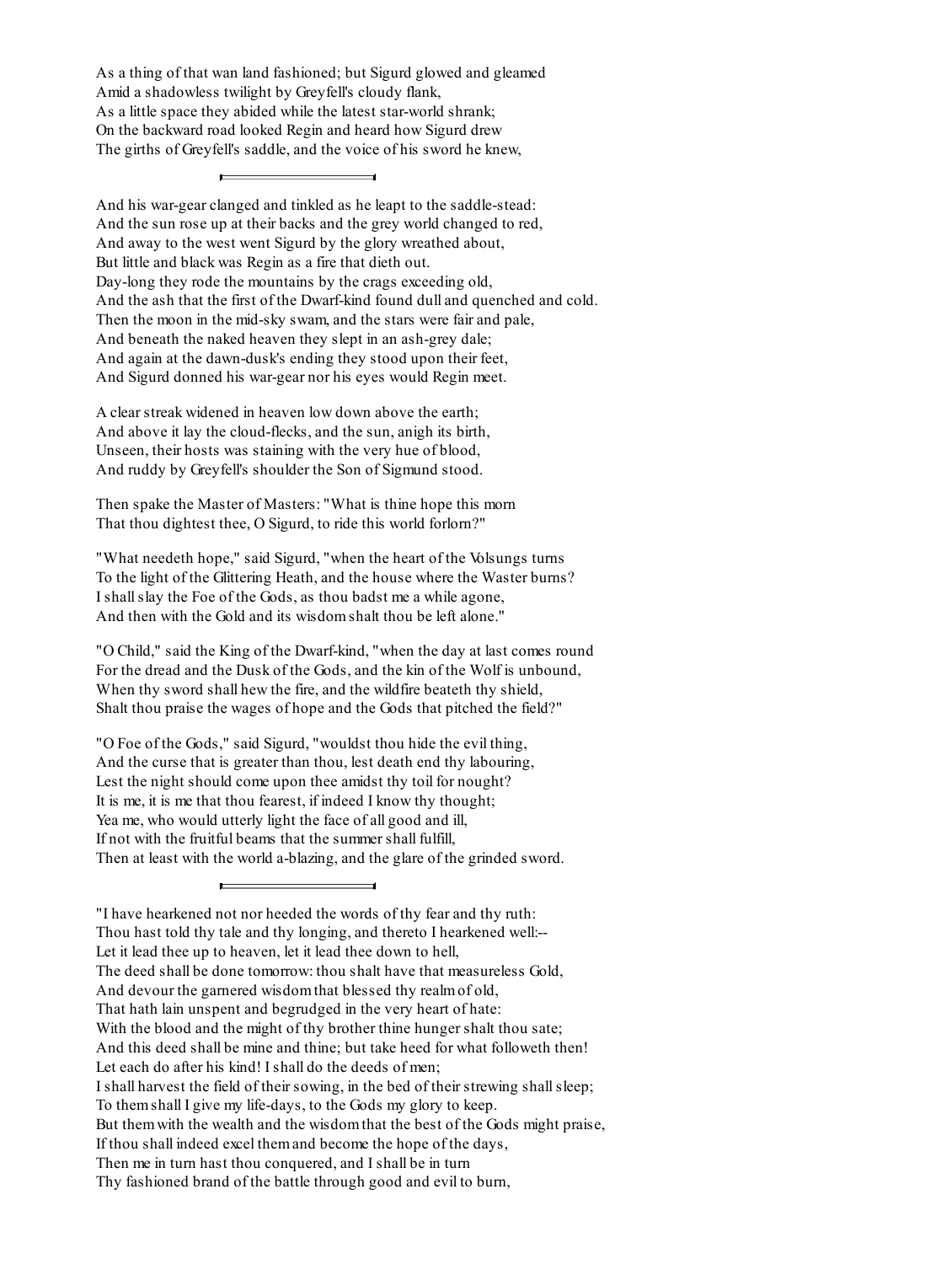As a thing of that wan land fashioned; but Sigurd glowed and gleamed  
Amid a shadowless twilight by Greyfell's cloudy flank,  
As a little space they abided while the latest star-world shrank;  
On the backward road looked Regin and heard how Sigurd drew  
The girths of Greyfell's saddle, and the voice of his sword he knew,

---

And his war-gear clanged and tinkled as he leapt to the saddle-stead:  
And the sun rose up at their backs and the grey world changed to red,  
And away to the west went Sigurd by the glory wreathed about,  
But little and black was Regin as a fire that dieth out.  
Day-long they rode the mountains by the crags exceeding old,  
And the ash that the first of the Dwarf-kind found dull and quenched and cold.  
Then the moon in the mid-sky swam, and the stars were fair and pale,  
And beneath the naked heaven they slept in an ash-grey dale;  
And again at the dawn-dusk's ending they stood upon their feet,  
And Sigurd donned his war-gear nor his eyes would Regin meet.

A clear streak widened in heaven low down above the earth;  
And above it lay the cloud-flecks, and the sun, anigh its birth,  
Unseen, their hosts was staining with the very hue of blood,  
And ruddy by Greyfell's shoulder the Son of Sigmund stood.

Then spake the Master of Masters: "What is thine hope this morn  
That thou dightest thee, O Sigurd, to ride this world forlorn?"

"What needeth hope," said Sigurd, "when the heart of the Volsungs turns  
To the light of the Glittering Heath, and the house where the Waster burns?  
I shall slay the Foe of the Gods, as thou badst me a while agone,  
And then with the Gold and its wisdom shalt thou be left alone."

"O Child," said the King of the Dwarf-kind, "when the day at last comes round  
For the dread and the Dusk of the Gods, and the kin of the Wolf is unbound,  
When thy sword shall hew the fire, and the wildfire beateth thy shield,  
Shalt thou praise the wages of hope and the Gods that pitched the field?"

"O Foe of the Gods," said Sigurd, "wouldst thou hide the evil thing,  
And the curse that is greater than thou, lest death end thy labouring,  
Lest the night should come upon thee amidst thy toil for nought?  
It is me, it is me that thou fearest, if indeed I know thy thought;  
Yea me, who would utterly light the face of all good and ill,  
If not with the fruitful beams that the summer shall fulfill,  
Then at least with the world a-blazing, and the glare of the grinded sword.

---

"I have hearkened not nor heeded the words of thy fear and thy ruth:  
Thou hast told thy tale and thy longing, and thereto I hearkened well:--  
Let it lead thee up to heaven, let it lead thee down to hell,  
The deed shall be done tomorrow: thou shalt have that measureless Gold,  
And devour the garnered wisdom that blessed thy realm of old,  
That hath lain unspent and begrudged in the very heart of hate:  
With the blood and the might of thy brother thine hunger shalt thou sate;  
And this deed shall be mine and thine; but take heed for what followeth then!  
Let each do after his kind! I shall do the deeds of men;  
I shall harvest the field of their sowing, in the bed of their strewing shall sleep;  
To them shall I give my life-days, to the Gods my glory to keep.  
But them with the wealth and the wisdom that the best of the Gods might praise,  
If thou shall indeed excel them and become the hope of the days,  
Then me in turn hast thou conquered, and I shall be in turn  
Thy fashioned brand of the battle through good and evil to burn,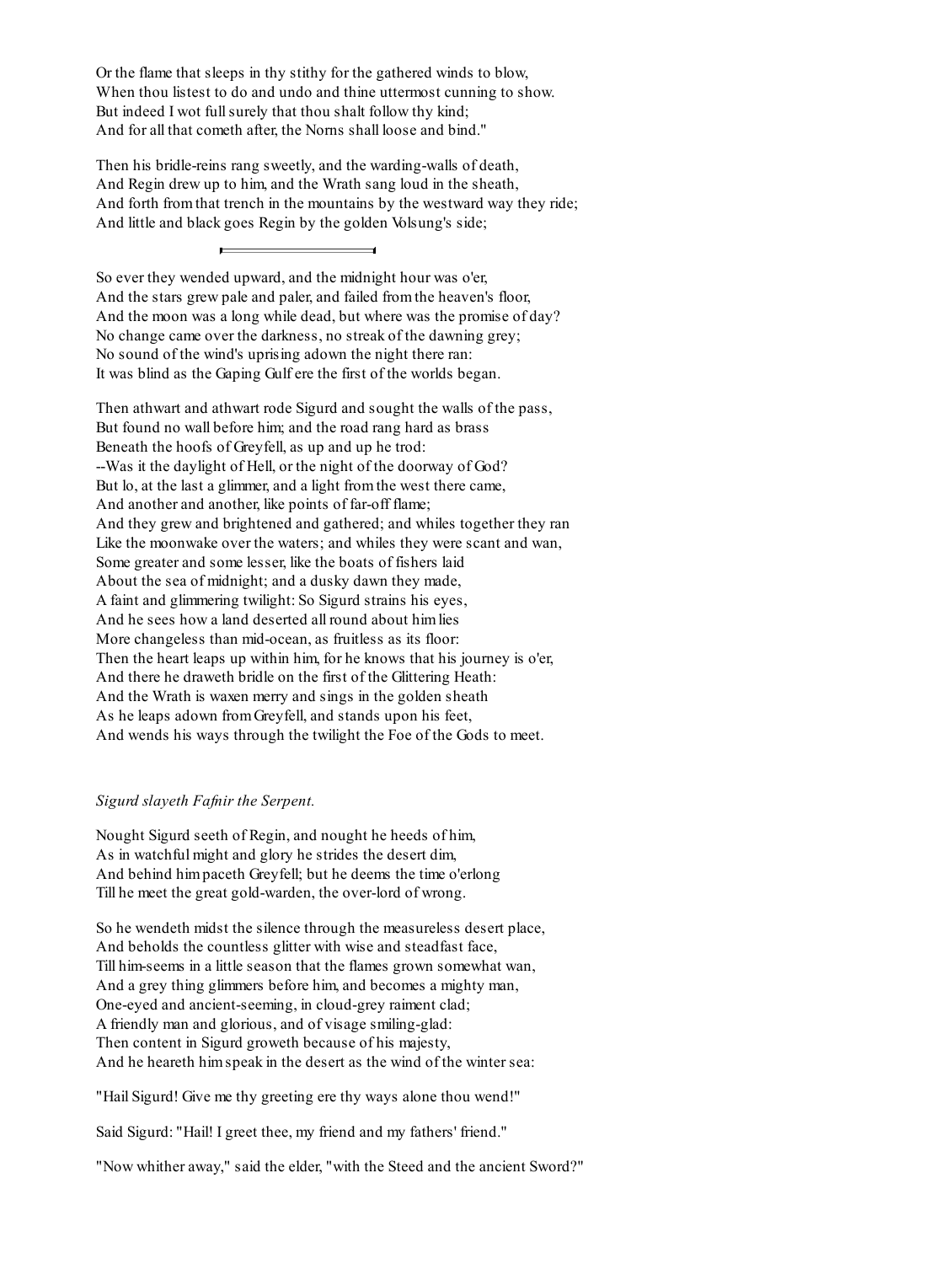Or the flame that sleeps in thy stithy for the gathered winds to blow,
When thou listest to do and undo and thine uttermost cunning to show.
But indeed I wot full surely that thou shalt follow thy kind;
And for all that cometh after, the Norns shall loose and bind."

Then his bridle-reins rang sweetly, and the warding-walls of death,
And Regin drew up to him, and the Wrath sang loud in the sheath,
And forth from that trench in the mountains by the westward way they ride;
And little and black goes Regin by the golden Volsung's side;

---

So ever they wended upward, and the midnight hour was o'er,
And the stars grew pale and paler, and failed from the heaven's floor,
And the moon was a long while dead, but where was the promise of day?
No change came over the darkness, no streak of the dawning grey;
No sound of the wind's uprising adown the night there ran:
It was blind as the Gaping Gulf ere the first of the worlds began.

Then athwart and athwart rode Sigurd and sought the walls of the pass,
But found no wall before him; and the road rang hard as brass
Beneath the hoofs of Greyfell, as up and up he trod:
--Was it the daylight of Hell, or the night of the doorway of God?
But lo, at the last a glimmer, and a light from the west there came,
And another and another, like points of far-off flame;
And they grew and brightened and gathered; and whiles together they ran
Like the moonwake over the waters; and whiles they were scant and wan,
Some greater and some lesser, like the boats of fishers laid
About the sea of midnight; and a dusky dawn they made,
A faint and glimmering twilight: So Sigurd strains his eyes,
And he sees how a land deserted all round about him lies
More changeless than mid-ocean, as fruitless as its floor:
Then the heart leaps up within him, for he knows that his journey is o'er,
And there he draweth bridle on the first of the Glittering Heath:
And the Wrath is waxen merry and sings in the golden sheath
As he leaps adown from Greyfell, and stands upon his feet,
And wends his ways through the twilight the Foe of the Gods to meet.

*Sigurd slayeth Fafnir the Serpent.*

Nought Sigurd seeth of Regin, and nought he heeds of him,
As in watchful might and glory he strides the desert dim,
And behind him paceth Greyfell; but he deems the time o'erlong
Till he meet the great gold-warden, the over-lord of wrong.

So he wendeth midst the silence through the measureless desert place,
And beholds the countless glitter with wise and steadfast face,
Till him-seems in a little season that the flames grown somewhat wan,
And a grey thing glimmers before him, and becomes a mighty man,
One-eyed and ancient-seeming, in cloud-grey raiment clad;
A friendly man and glorious, and of visage smiling-glad:
Then content in Sigurd groweth because of his majesty,
And he heareth him speak in the desert as the wind of the winter sea:

"Hail Sigurd! Give me thy greeting ere thy ways alone thou wend!"

Said Sigurd: "Hail! I greet thee, my friend and my fathers' friend."

"Now whither away," said the elder, "with the Steed and the ancient Sword?"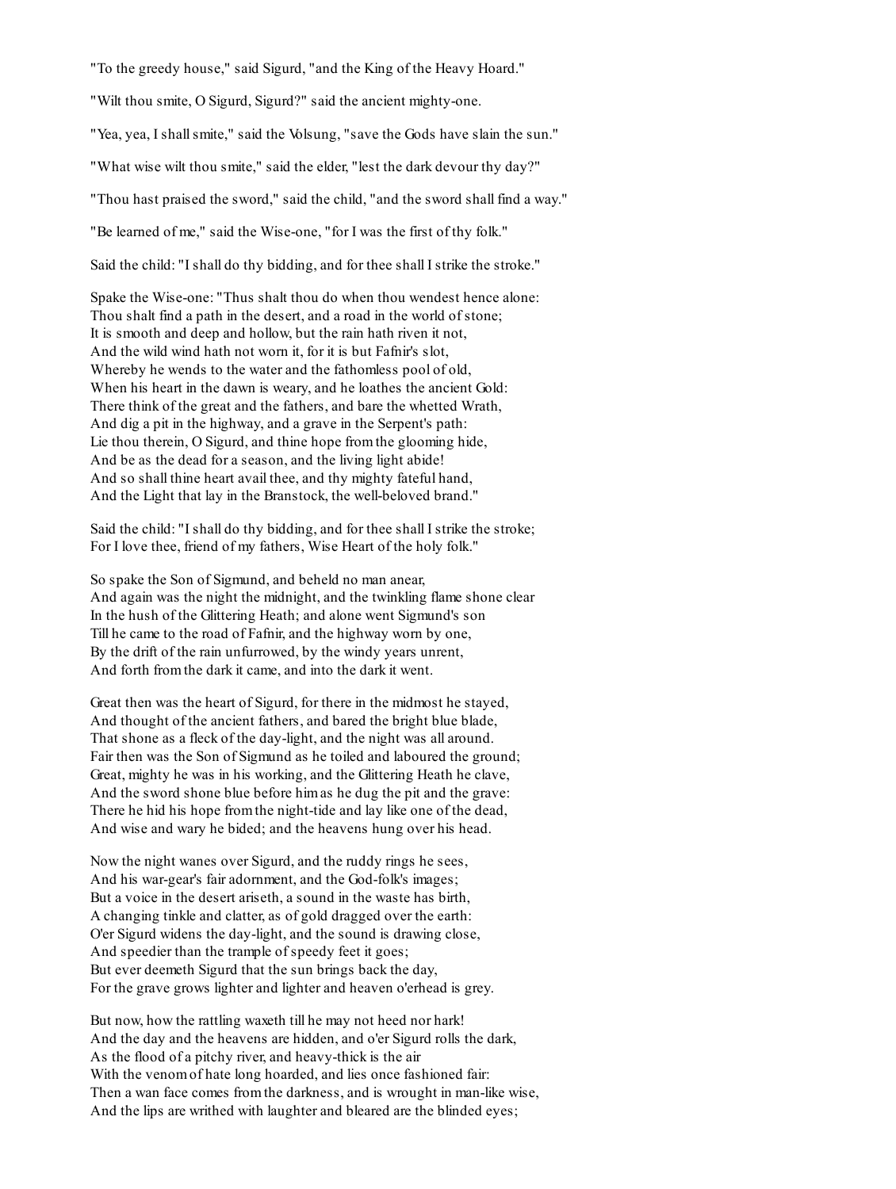"To the greedy house," said Sigurd, "and the King of the Heavy Hoard."

"Wilt thou smite, O Sigurd, Sigurd?" said the ancient mighty-one.

"Yea, yea, I shall smite," said the Volsung, "save the Gods have slain the sun."

"What wise wilt thou smite," said the elder, "lest the dark devour thy day?"

"Thou hast praised the sword," said the child, "and the sword shall find a way."

"Be learned of me," said the Wise-one, "for I was the first of thy folk."

Said the child: "I shall do thy bidding, and for thee shall I strike the stroke."

Spake the Wise-one: "Thus shalt thou do when thou wendest hence alone:
Thou shalt find a path in the desert, and a road in the world of stone;
It is smooth and deep and hollow, but the rain hath riven it not,
And the wild wind hath not worn it, for it is but Fafnir's slot,
Whereby he wends to the water and the fathomless pool of old,
When his heart in the dawn is weary, and he loathes the ancient Gold:
There think of the great and the fathers, and bare the whetted Wrath,
And dig a pit in the highway, and a grave in the Serpent's path:
Lie thou therein, O Sigurd, and thine hope from the glooming hide,
And be as the dead for a season, and the living light abide!
And so shall thine heart avail thee, and thy mighty fateful hand,
And the Light that lay in the Branstock, the well-beloved brand."

Said the child: "I shall do thy bidding, and for thee shall I strike the stroke;
For I love thee, friend of my fathers, Wise Heart of the holy folk."

So spake the Son of Sigmund, and beheld no man anear,
And again was the night the midnight, and the twinkling flame shone clear
In the hush of the Glittering Heath; and alone went Sigmund's son
Till he came to the road of Fafnir, and the highway worn by one,
By the drift of the rain unfurrowed, by the windy years unrent,
And forth from the dark it came, and into the dark it went.

Great then was the heart of Sigurd, for there in the midmost he stayed,
And thought of the ancient fathers, and bared the bright blue blade,
That shone as a fleck of the day-light, and the night was all around.
Fair then was the Son of Sigmund as he toiled and laboured the ground;
Great, mighty he was in his working, and the Glittering Heath he clave,
And the sword shone blue before him as he dug the pit and the grave:
There he hid his hope from the night-tide and lay like one of the dead,
And wise and wary he bided; and the heavens hung over his head.

Now the night wanes over Sigurd, and the ruddy rings he sees,
And his war-gear's fair adornment, and the God-folk's images;
But a voice in the desert ariseth, a sound in the waste has birth,
A changing tinkle and clatter, as of gold dragged over the earth:
O'er Sigurd widens the day-light, and the sound is drawing close,
And speedier than the trample of speedy feet it goes;
But ever deemeth Sigurd that the sun brings back the day,
For the grave grows lighter and lighter and heaven o'erhead is grey.

But now, how the rattling waxeth till he may not heed nor hark!
And the day and the heavens are hidden, and o'er Sigurd rolls the dark,
As the flood of a pitchy river, and heavy-thick is the air
With the venom of hate long hoarded, and lies once fashioned fair:
Then a wan face comes from the darkness, and is wrought in man-like wise,
And the lips are writhed with laughter and bleared are the blinded eyes;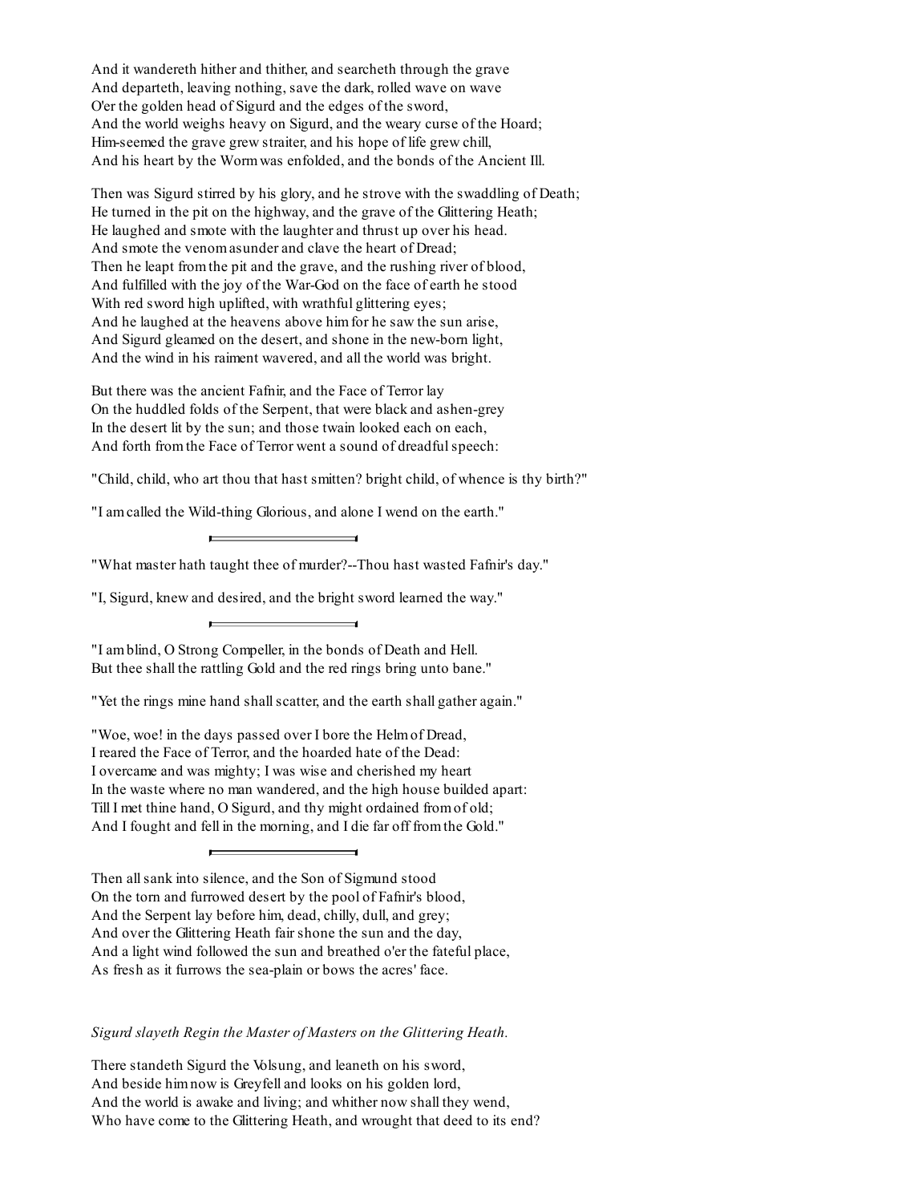And it wandereth hither and thither, and searcheth through the grave
And departeth, leaving nothing, save the dark, rolled wave on wave
O'er the golden head of Sigurd and the edges of the sword,
And the world weighs heavy on Sigurd, and the weary curse of the Hoard;
Him-seemed the grave grew straiter, and his hope of life grew chill,
And his heart by the Worm was enfolded, and the bonds of the Ancient Ill.

Then was Sigurd stirred by his glory, and he strove with the swaddling of Death;
He turned in the pit on the highway, and the grave of the Glittering Heath;
He laughed and smote with the laughter and thrust up over his head.
And smote the venom asunder and clave the heart of Dread;
Then he leapt from the pit and the grave, and the rushing river of blood,
And fulfilled with the joy of the War-God on the face of earth he stood
With red sword high uplifted, with wrathful glittering eyes;
And he laughed at the heavens above him for he saw the sun arise,
And Sigurd gleamed on the desert, and shone in the new-born light,
And the wind in his raiment wavered, and all the world was bright.

But there was the ancient Fafnir, and the Face of Terror lay
On the huddled folds of the Serpent, that were black and ashen-grey
In the desert lit by the sun; and those twain looked each on each,
And forth from the Face of Terror went a sound of dreadful speech:

"Child, child, who art thou that hast smitten? bright child, of whence is thy birth?"

"I am called the Wild-thing Glorious, and alone I wend on the earth."

---

"What master hath taught thee of murder?--Thou hast wasted Fafnir's day."

"I, Sigurd, knew and desired, and the bright sword learned the way."

---

"I am blind, O Strong Compeller, in the bonds of Death and Hell.
But thee shall the rattling Gold and the red rings bring unto bane."

"Yet the rings mine hand shall scatter, and the earth shall gather again."

"Woe, woe! in the days passed over I bore the Helm of Dread,
I reared the Face of Terror, and the hoarded hate of the Dead:
I overcame and was mighty; I was wise and cherished my heart
In the waste where no man wandered, and the high house builded apart:
Till I met thine hand, O Sigurd, and thy might ordained from of old;
And I fought and fell in the morning, and I die far off from the Gold."

---

Then all sank into silence, and the Son of Sigmund stood
On the torn and furrowed desert by the pool of Fafnir's blood,
And the Serpent lay before him, dead, chilly, dull, and grey;
And over the Glittering Heath fair shone the sun and the day,
And a light wind followed the sun and breathed o'er the fateful place,
As fresh as it furrows the sea-plain or bows the acres' face.

*Sigurd slayeth Regin the Master of Masters on the Glittering Heath.*

There standeth Sigurd the Volsung, and leaneth on his sword,
And beside him now is Greyfell and looks on his golden lord,
And the world is awake and living; and whither now shall they wend,
Who have come to the Glittering Heath, and wrought that deed to its end?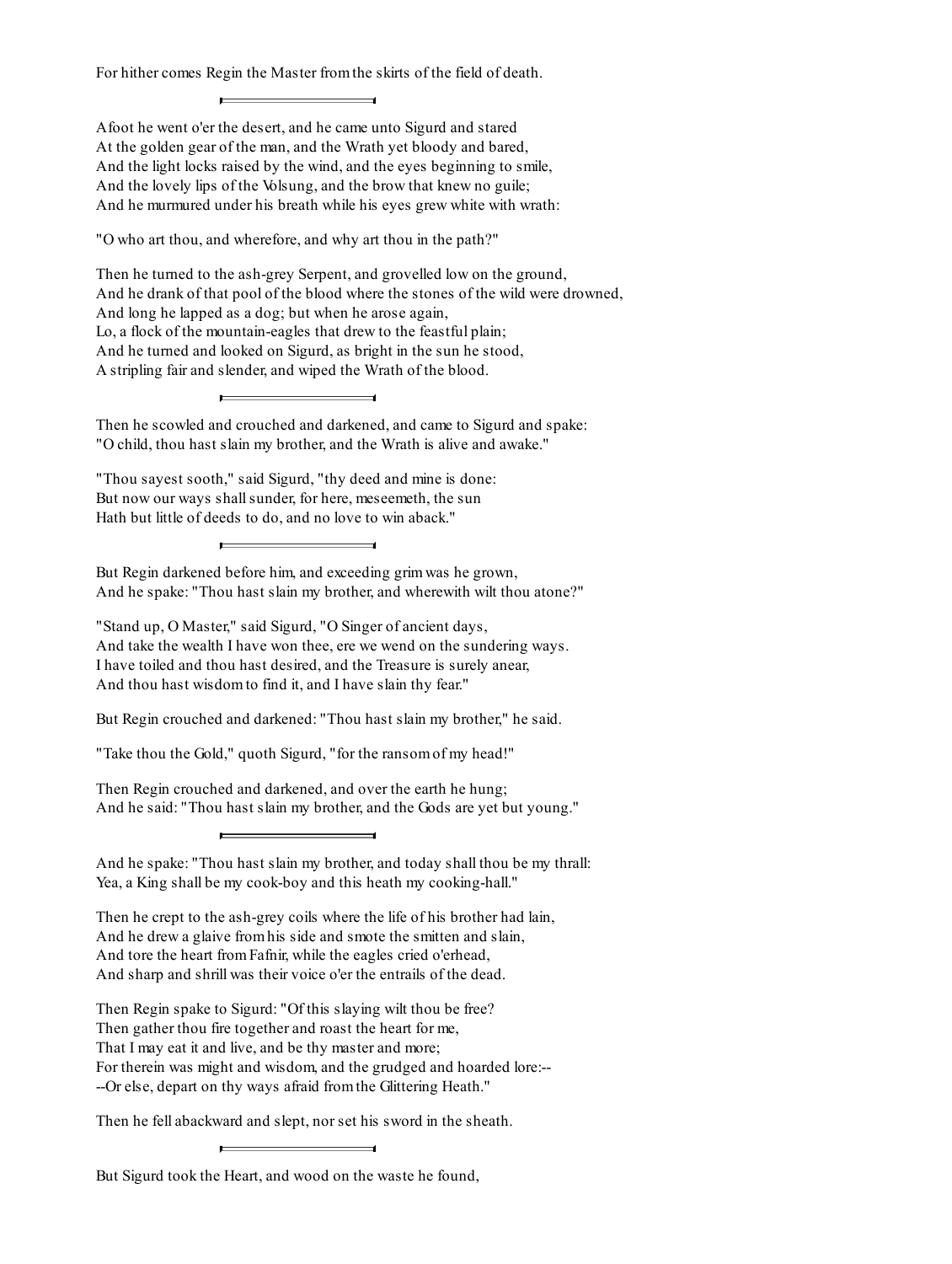For hither comes Regin the Master from the skirts of the field of death.

---

Afoot he went o'er the desert, and he came unto Sigurd and stared
At the golden gear of the man, and the Wrath yet bloody and bared,
And the light locks raised by the wind, and the eyes beginning to smile,
And the lovely lips of the Volsung, and the brow that knew no guile;
And he murmured under his breath while his eyes grew white with wrath:

"O who art thou, and wherefore, and why art thou in the path?"

Then he turned to the ash-grey Serpent, and grovelled low on the ground,
And he drank of that pool of the blood where the stones of the wild were drowned,
And long he lapped as a dog; but when he arose again,
Lo, a flock of the mountain-eagles that drew to the feastful plain;
And he turned and looked on Sigurd, as bright in the sun he stood,
A stripling fair and slender, and wiped the Wrath of the blood.

---

Then he scowled and crouched and darkened, and came to Sigurd and spake:
"O child, thou hast slain my brother, and the Wrath is alive and awake."

"Thou sayest sooth," said Sigurd, "thy deed and mine is done:
But now our ways shall sunder, for here, meseemeth, the sun
Hath but little of deeds to do, and no love to win aback."

---

But Regin darkened before him, and exceeding grim was he grown,
And he spake: "Thou hast slain my brother, and wherewith wilt thou atone?"

"Stand up, O Master," said Sigurd, "O Singer of ancient days,
And take the wealth I have won thee, ere we wend on the sundering ways.
I have toiled and thou hast desired, and the Treasure is surely anear,
And thou hast wisdom to find it, and I have slain thy fear."

But Regin crouched and darkened: "Thou hast slain my brother," he said.

"Take thou the Gold," quoth Sigurd, "for the ransom of my head!"

Then Regin crouched and darkened, and over the earth he hung;
And he said: "Thou hast slain my brother, and the Gods are yet but young."

---

And he spake: "Thou hast slain my brother, and today shall thou be my thrall:
Yea, a King shall be my cook-boy and this heath my cooking-hall."

Then he crept to the ash-grey coils where the life of his brother had lain,
And he drew a glaive from his side and smote the smitten and slain,
And tore the heart from Fafnir, while the eagles cried o'erhead,
And sharp and shrill was their voice o'er the entrails of the dead.

Then Regin spake to Sigurd: "Of this slaying wilt thou be free?
Then gather thou fire together and roast the heart for me,
That I may eat it and live, and be thy master and more;
For therein was might and wisdom, and the grudged and hoarded lore:--
--Or else, depart on thy ways afraid from the Glittering Heath."

Then he fell abackward and slept, nor set his sword in the sheath.

---

But Sigurd took the Heart, and wood on the waste he found,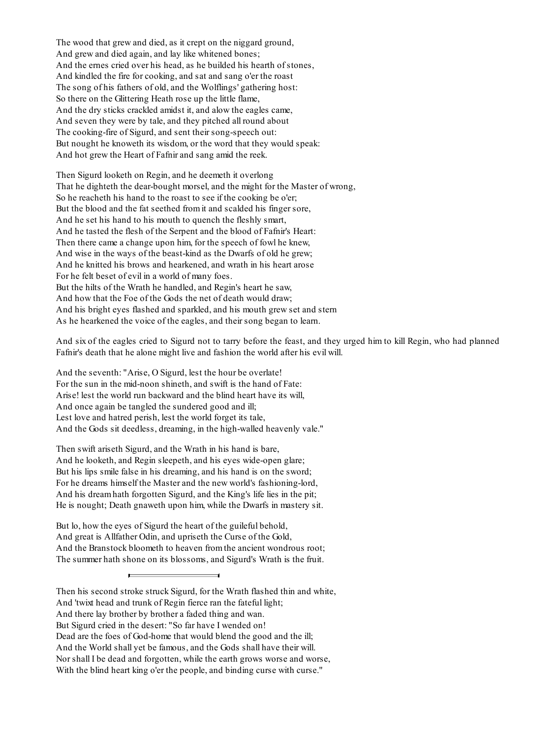The wood that grew and died, as it crept on the niggard ground,
And grew and died again, and lay like whitened bones;
And the ernes cried over his head, as he builded his hearth of stones,
And kindled the fire for cooking, and sat and sang o'er the roast
The song of his fathers of old, and the Wolflings' gathering host:
So there on the Glittering Heath rose up the little flame,
And the dry sticks crackled amidst it, and alow the eagles came,
And seven they were by tale, and they pitched all round about
The cooking-fire of Sigurd, and sent their song-speech out:
But nought he knoweth its wisdom, or the word that they would speak:
And hot grew the Heart of Fafnir and sang amid the reek.

Then Sigurd looketh on Regin, and he deemeth it overlong
That he dighteth the dear-bought morsel, and the might for the Master of wrong,
So he reacheth his hand to the roast to see if the cooking be o'er;
But the blood and the fat seethed from it and scalded his finger sore,
And he set his hand to his mouth to quench the fleshly smart,
And he tasted the flesh of the Serpent and the blood of Fafnir's Heart:
Then there came a change upon him, for the speech of fowl he knew,
And wise in the ways of the beast-kind as the Dwarfs of old he grew;
And he knitted his brows and hearkened, and wrath in his heart arose
For he felt beset of evil in a world of many foes.
But the hilts of the Wrath he handled, and Regin's heart he saw,
And how that the Foe of the Gods the net of death would draw;
And his bright eyes flashed and sparkled, and his mouth grew set and stern
As he hearkened the voice of the eagles, and their song began to learn.

And six of the eagles cried to Sigurd not to tarry before the feast, and they urged him to kill Regin, who had planned Fafnir's death that he alone might live and fashion the world after his evil will.

And the seventh: "Arise, O Sigurd, lest the hour be overlate!
For the sun in the mid-noon shineth, and swift is the hand of Fate:
Arise! lest the world run backward and the blind heart have its will,
And once again be tangled the sundered good and ill;
Lest love and hatred perish, lest the world forget its tale,
And the Gods sit deedless, dreaming, in the high-walled heavenly vale."

Then swift ariseth Sigurd, and the Wrath in his hand is bare,
And he looketh, and Regin sleepeth, and his eyes wide-open glare;
But his lips smile false in his dreaming, and his hand is on the sword;
For he dreams himself the Master and the new world's fashioning-lord,
And his dream hath forgotten Sigurd, and the King's life lies in the pit;
He is nought; Death gnaweth upon him, while the Dwarfs in mastery sit.

But lo, how the eyes of Sigurd the heart of the guileful behold,
And great is Allfather Odin, and upriseth the Curse of the Gold,
And the Branstock bloometh to heaven from the ancient wondrous root;
The summer hath shone on its blossoms, and Sigurd's Wrath is the fruit.

---

Then his second stroke struck Sigurd, for the Wrath flashed thin and white,
And 'twixt head and trunk of Regin fierce ran the fateful light;
And there lay brother by brother a faded thing and wan.
But Sigurd cried in the desert: "So far have I wended on!
Dead are the foes of God-home that would blend the good and the ill;
And the World shall yet be famous, and the Gods shall have their will.
Nor shall I be dead and forgotten, while the earth grows worse and worse,
With the blind heart king o'er the people, and binding curse with curse."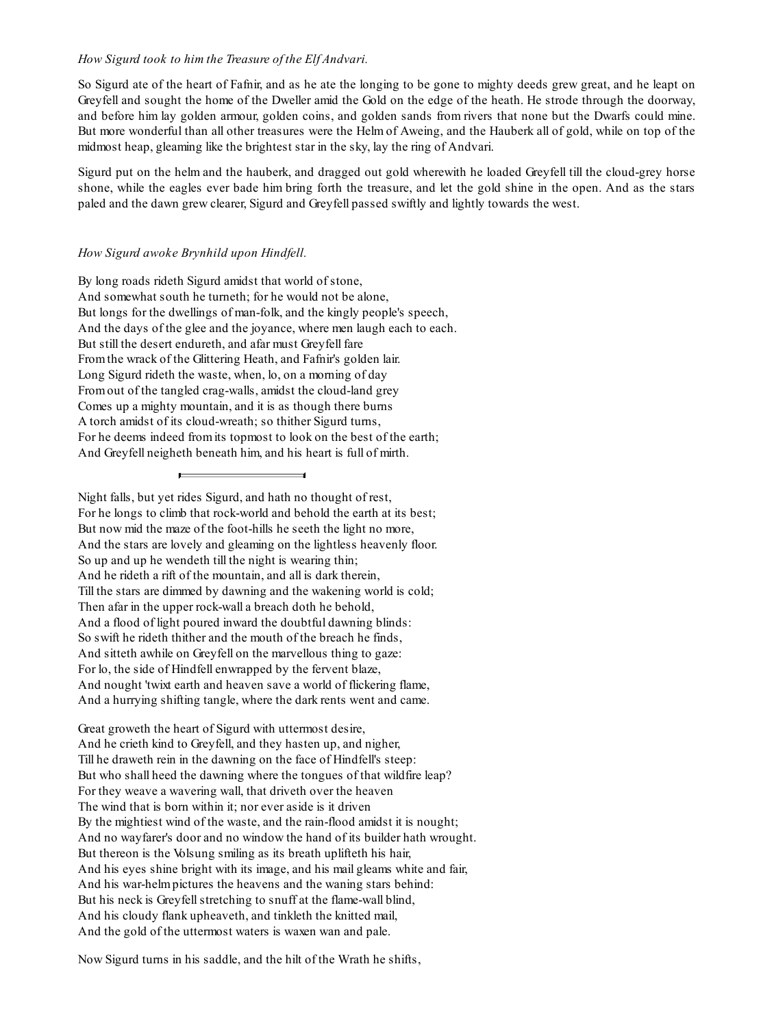*How Sigurd took to him the Treasure of the Elf Andvari.*

So Sigurd ate of the heart of Fafnir, and as he ate the longing to be gone to mighty deeds grew great, and he leapt on Greyfell and sought the home of the Dweller amid the Gold on the edge of the heath. He strode through the doorway, and before him lay golden armour, golden coins, and golden sands from rivers that none but the Dwarfs could mine. But more wonderful than all other treasures were the Helm of Aweing, and the Hauberk all of gold, while on top of the midmost heap, gleaming like the brightest star in the sky, lay the ring of Andvari.

Sigurd put on the helm and the hauberk, and dragged out gold wherewith he loaded Greyfell till the cloud-grey horse shone, while the eagles ever bade him bring forth the treasure, and let the gold shine in the open. And as the stars paled and the dawn grew clearer, Sigurd and Greyfell passed swiftly and lightly towards the west.

*How Sigurd awoke Brynhild upon Hindfell.*

By long roads rideth Sigurd amidst that world of stone,  
And somewhat south he turneth; for he would not be alone,  
But longs for the dwellings of man-folk, and the kingly people's speech,  
And the days of the glee and the joyance, where men laugh each to each.  
But still the desert endureth, and afar must Greyfell fare  
From the wrack of the Glittering Heath, and Fafnir's golden lair.  
Long Sigurd rideth the waste, when, lo, on a morning of day  
From out of the tangled crag-walls, amidst the cloud-land grey  
Comes up a mighty mountain, and it is as though there burns  
A torch amidst of its cloud-wreath; so thither Sigurd turns,  
For he deems indeed from its topmost to look on the best of the earth;  
And Greyfell neigheth beneath him, and his heart is full of mirth.

---

Night falls, but yet rides Sigurd, and hath no thought of rest,  
For he longs to climb that rock-world and behold the earth at its best;  
But now mid the maze of the foot-hills he seeth the light no more,  
And the stars are lovely and gleaming on the lightless heavenly floor.  
So up and up he wendeth till the night is wearing thin;  
And he rideth a rift of the mountain, and all is dark therein,  
Till the stars are dimmed by dawning and the wakening world is cold;  
Then afar in the upper rock-wall a breach doth he behold,  
And a flood of light poured inward the doubtful dawning blinds:  
So swift he rideth thither and the mouth of the breach he finds,  
And sitteth awhile on Greyfell on the marvellous thing to gaze:  
For lo, the side of Hindfell enwrapped by the fervent blaze,  
And nought 'twixt earth and heaven save a world of flickering flame,  
And a hurrying shifting tangle, where the dark rents went and came.

Great groweth the heart of Sigurd with uttermost desire,  
And he crieth kind to Greyfell, and they hasten up, and nigher,  
Till he draweth rein in the dawning on the face of Hindfell's steep:  
But who shall heed the dawning where the tongues of that wildfire leap?  
For they weave a wavering wall, that driveth over the heaven  
The wind that is born within it; nor ever aside is it driven  
By the mightiest wind of the waste, and the rain-flood amidst it is nought;  
And no wayfarer's door and no window the hand of its builder hath wrought.  
But thereon is the Volsung smiling as its breath uplifteth his hair,  
And his eyes shine bright with its image, and his mail gleams white and fair,  
And his war-helm pictures the heavens and the waning stars behind:  
But his neck is Greyfell stretching to snuff at the flame-wall blind,  
And his cloudy flank upheaveth, and tinkleth the knitted mail,  
And the gold of the uttermost waters is waxen wan and pale.

Now Sigurd turns in his saddle, and the hilt of the Wrath he shifts,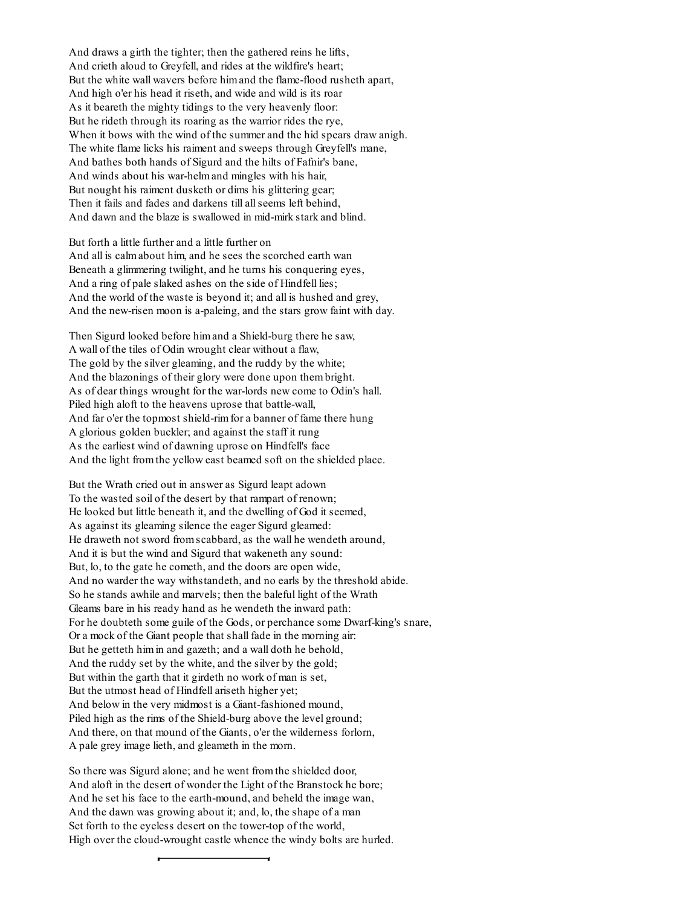And draws a girth the tighter; then the gathered reins he lifts,
And crieth aloud to Greyfell, and rides at the wildfire's heart;
But the white wall wavers before him and the flame-flood rusheth apart,
And high o'er his head it riseth, and wide and wild is its roar
As it beareth the mighty tidings to the very heavenly floor:
But he rideth through its roaring as the warrior rides the rye,
When it bows with the wind of the summer and the hid spears draw anigh.
The white flame licks his raiment and sweeps through Greyfell's mane,
And bathes both hands of Sigurd and the hilts of Fafnir's bane,
And winds about his war-helm and mingles with his hair,
But nought his raiment dusketh or dims his glittering gear;
Then it fails and fades and darkens till all seems left behind,
And dawn and the blaze is swallowed in mid-mirk stark and blind.

But forth a little further and a little further on
And all is calm about him, and he sees the scorched earth wan
Beneath a glimmering twilight, and he turns his conquering eyes,
And a ring of pale slaked ashes on the side of Hindfell lies;
And the world of the waste is beyond it; and all is hushed and grey,
And the new-risen moon is a-paleing, and the stars grow faint with day.

Then Sigurd looked before him and a Shield-burg there he saw,
A wall of the tiles of Odin wrought clear without a flaw,
The gold by the silver gleaming, and the ruddy by the white;
And the blazonings of their glory were done upon them bright.
As of dear things wrought for the war-lords new come to Odin's hall.
Piled high aloft to the heavens uprose that battle-wall,
And far o'er the topmost shield-rim for a banner of fame there hung
A glorious golden buckler; and against the staff it rung
As the earliest wind of dawning uprose on Hindfell's face
And the light from the yellow east beamed soft on the shielded place.

But the Wrath cried out in answer as Sigurd leapt adown
To the wasted soil of the desert by that rampart of renown;
He looked but little beneath it, and the dwelling of God it seemed,
As against its gleaming silence the eager Sigurd gleamed:
He draweth not sword from scabbard, as the wall he wendeth around,
And it is but the wind and Sigurd that wakeneth any sound:
But, lo, to the gate he cometh, and the doors are open wide,
And no warder the way withstandeth, and no earls by the threshold abide.
So he stands awhile and marvels; then the baleful light of the Wrath
Gleams bare in his ready hand as he wendeth the inward path:
For he doubteth some guile of the Gods, or perchance some Dwarf-king's snare,
Or a mock of the Giant people that shall fade in the morning air:
But he getteth him in and gazeth; and a wall doth he behold,
And the ruddy set by the white, and the silver by the gold;
But within the garth that it girdeth no work of man is set,
But the utmost head of Hindfell ariseth higher yet;
And below in the very midmost is a Giant-fashioned mound,
Piled high as the rims of the Shield-burg above the level ground;
And there, on that mound of the Giants, o'er the wilderness forlorn,
A pale grey image lieth, and gleameth in the morn.

So there was Sigurd alone; and he went from the shielded door,
And aloft in the desert of wonder the Light of the Branstock he bore;
And he set his face to the earth-mound, and beheld the image wan,
And the dawn was growing about it; and, lo, the shape of a man
Set forth to the eyeless desert on the tower-top of the world,
High over the cloud-wrought castle whence the windy bolts are hurled.

---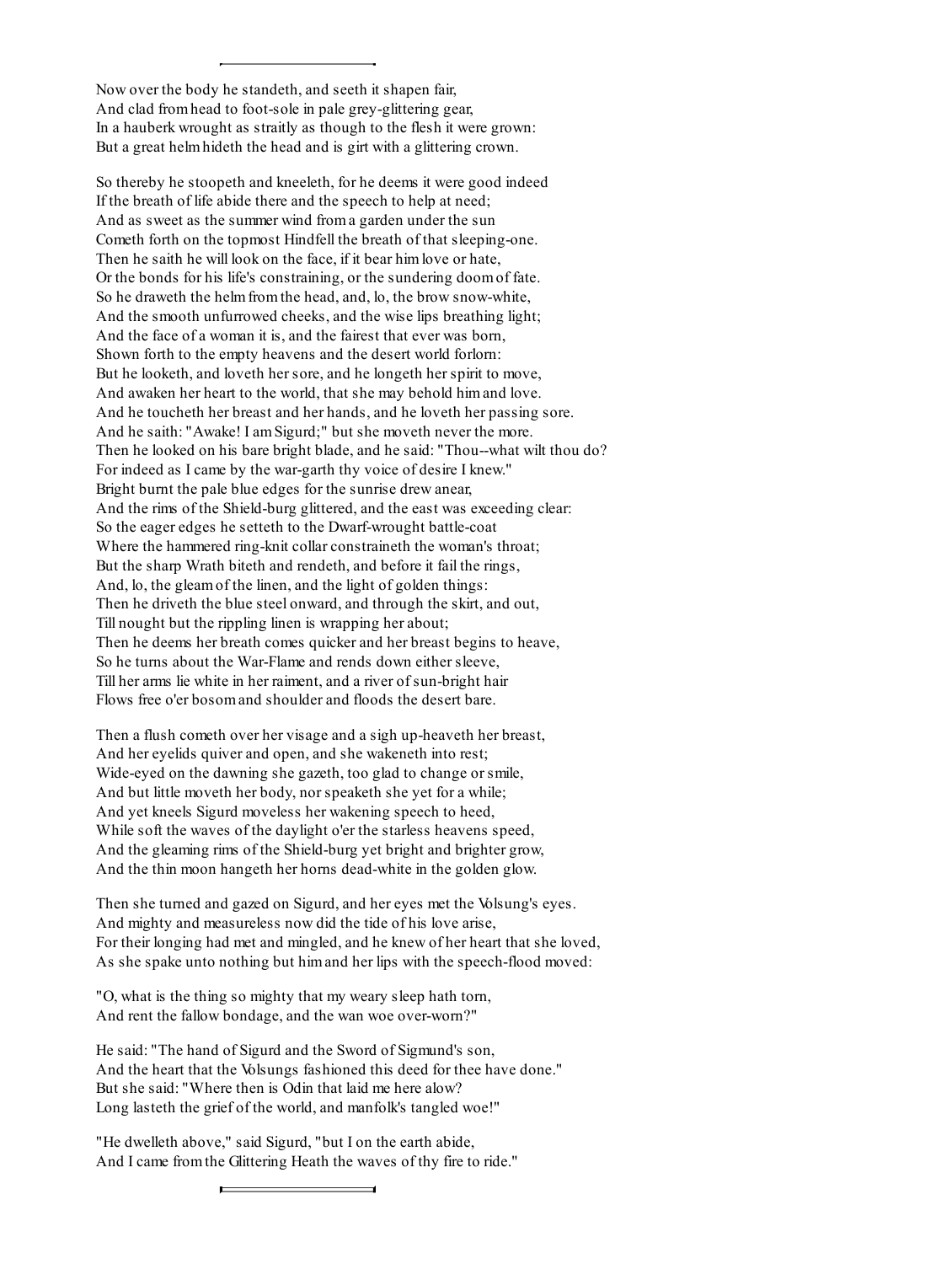Now over the body he standeth, and seeth it shapen fair,
And clad from head to foot-sole in pale grey-glittering gear,
In a hauberk wrought as straitly as though to the flesh it were grown:
But a great helm hideth the head and is girt with a glittering crown.

So thereby he stoopeth and kneeleth, for he deems it were good indeed
If the breath of life abide there and the speech to help at need;
And as sweet as the summer wind from a garden under the sun
Cometh forth on the topmost Hindfell the breath of that sleeping-one.
Then he saith he will look on the face, if it bear him love or hate,
Or the bonds for his life's constraining, or the sundering doom of fate.
So he draweth the helm from the head, and, lo, the brow snow-white,
And the smooth unfurrowed cheeks, and the wise lips breathing light;
And the face of a woman it is, and the fairest that ever was born,
Shown forth to the empty heavens and the desert world forlorn:
But he looketh, and loveth her sore, and he longeth her spirit to move,
And awaken her heart to the world, that she may behold him and love.
And he toucheth her breast and her hands, and he loveth her passing sore.
And he saith: "Awake! I am Sigurd;" but she moveth never the more.
Then he looked on his bare bright blade, and he said: "Thou--what wilt thou do?
For indeed as I came by the war-garth thy voice of desire I knew."
Bright burnt the pale blue edges for the sunrise drew anear,
And the rims of the Shield-burg glittered, and the east was exceeding clear:
So the eager edges he setteth to the Dwarf-wrought battle-coat
Where the hammered ring-knit collar constraineth the woman's throat;
But the sharp Wrath biteth and rendeth, and before it fail the rings,
And, lo, the gleam of the linen, and the light of golden things:
Then he driveth the blue steel onward, and through the skirt, and out,
Till nought but the rippling linen is wrapping her about;
Then he deems her breath comes quicker and her breast begins to heave,
So he turns about the War-Flame and rends down either sleeve,
Till her arms lie white in her raiment, and a river of sun-bright hair
Flows free o'er bosom and shoulder and floods the desert bare.

Then a flush cometh over her visage and a sigh up-heaveth her breast,
And her eyelids quiver and open, and she wakeneth into rest;
Wide-eyed on the dawning she gazeth, too glad to change or smile,
And but little moveth her body, nor speaketh she yet for a while;
And yet kneels Sigurd moveless her wakening speech to heed,
While soft the waves of the daylight o'er the starless heavens speed,
And the gleaming rims of the Shield-burg yet bright and brighter grow,
And the thin moon hangeth her horns dead-white in the golden glow.

Then she turned and gazed on Sigurd, and her eyes met the Volsung's eyes.
And mighty and measureless now did the tide of his love arise,
For their longing had met and mingled, and he knew of her heart that she loved,
As she spake unto nothing but him and her lips with the speech-flood moved:

"O, what is the thing so mighty that my weary sleep hath torn,
And rent the fallow bondage, and the wan woe over-worn?"

He said: "The hand of Sigurd and the Sword of Sigmund's son,
And the heart that the Volsungs fashioned this deed for thee have done."
But she said: "Where then is Odin that laid me here alow?
Long lasteth the grief of the world, and manfolk's tangled woe!"

"He dwelleth above," said Sigurd, "but I on the earth abide,
And I came from the Glittering Heath the waves of thy fire to ride."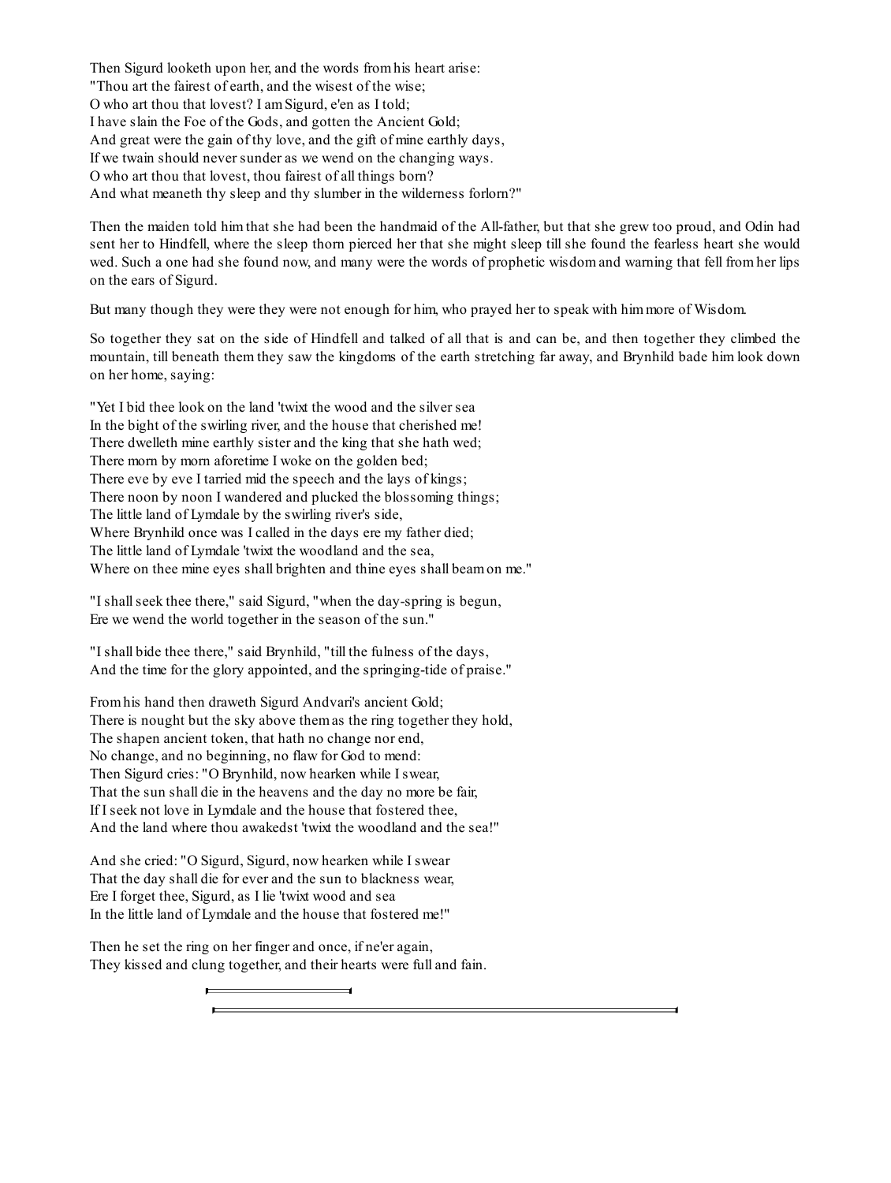Then Sigurd looketh upon her, and the words from his heart arise:
"Thou art the fairest of earth, and the wisest of the wise;
O who art thou that lovest? I am Sigurd, e'en as I told;
I have slain the Foe of the Gods, and gotten the Ancient Gold;
And great were the gain of thy love, and the gift of mine earthly days,
If we twain should never sunder as we wend on the changing ways.
O who art thou that lovest, thou fairest of all things born?
And what meaneth thy sleep and thy slumber in the wilderness forlorn?"

Then the maiden told him that she had been the handmaid of the All-father, but that she grew too proud, and Odin had sent her to Hindfell, where the sleep thorn pierced her that she might sleep till she found the fearless heart she would wed. Such a one had she found now, and many were the words of prophetic wisdom and warning that fell from her lips on the ears of Sigurd.

But many though they were they were not enough for him, who prayed her to speak with him more of Wisdom.

So together they sat on the side of Hindfell and talked of all that is and can be, and then together they climbed the mountain, till beneath them they saw the kingdoms of the earth stretching far away, and Brynhild bade him look down on her home, saying:

"Yet I bid thee look on the land 'twixt the wood and the silver sea
In the bight of the swirling river, and the house that cherished me!
There dwelleth mine earthly sister and the king that she hath wed;
There morn by morn aforetime I woke on the golden bed;
There eve by eve I tarried mid the speech and the lays of kings;
There noon by noon I wandered and plucked the blossoming things;
The little land of Lymdale by the swirling river's side,
Where Brynhild once was I called in the days ere my father died;
The little land of Lymdale 'twixt the woodland and the sea,
Where on thee mine eyes shall brighten and thine eyes shall beam on me."

"I shall seek thee there," said Sigurd, "when the day-spring is begun,
Ere we wend the world together in the season of the sun."

"I shall bide thee there," said Brynhild, "till the fulness of the days,
And the time for the glory appointed, and the springing-tide of praise."

From his hand then draweth Sigurd Andvari's ancient Gold;
There is nought but the sky above them as the ring together they hold,
The shapen ancient token, that hath no change nor end,
No change, and no beginning, no flaw for God to mend:
Then Sigurd cries: "O Brynhild, now hearken while I swear,
That the sun shall die in the heavens and the day no more be fair,
If I seek not love in Lymdale and the house that fostered thee,
And the land where thou awakedst 'twixt the woodland and the sea!"

And she cried: "O Sigurd, Sigurd, now hearken while I swear
That the day shall die for ever and the sun to blackness wear,
Ere I forget thee, Sigurd, as I lie 'twixt wood and sea
In the little land of Lymdale and the house that fostered me!"

Then he set the ring on her finger and once, if ne'er again,
They kissed and clung together, and their hearts were full and fain.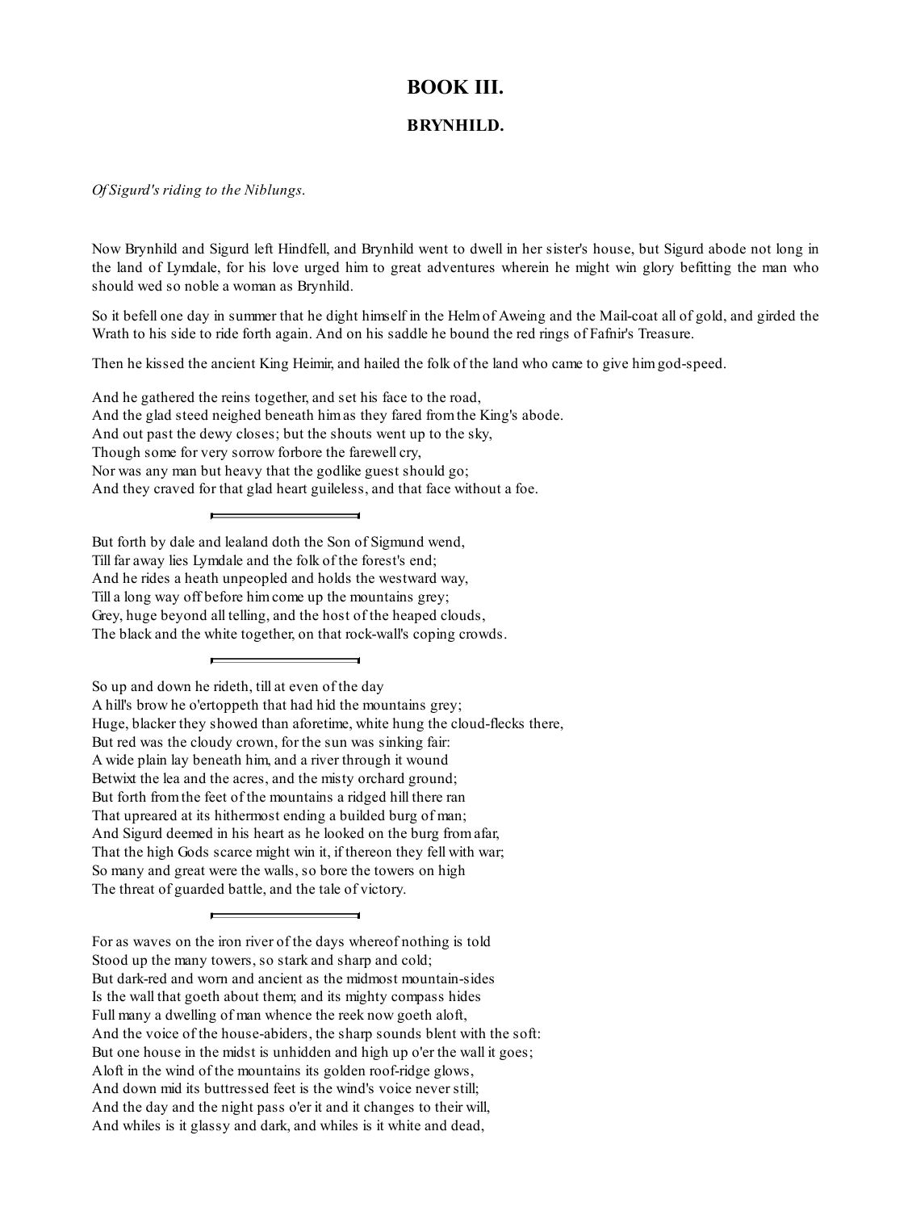# BOOK III.

## BRYNHILD.

*Of Sigurd's riding to the Niblungs.*

Now Brynhild and Sigurd left Hindfell, and Brynhild went to dwell in her sister's house, but Sigurd abode not long in the land of Lymdale, for his love urged him to great adventures wherein he might win glory befitting the man who should wed so noble a woman as Brynhild.

So it befell one day in summer that he dight himself in the Helm of Aweing and the Mail-coat all of gold, and girded the Wrath to his side to ride forth again. And on his saddle he bound the red rings of Fafnir's Treasure.

Then he kissed the ancient King Heimir, and hailed the folk of the land who came to give him god-speed.

And he gathered the reins together, and set his face to the road,
And the glad steed neighed beneath him as they fared from the King's abode.
And out past the dewy closes; but the shouts went up to the sky,
Though some for very sorrow forbore the farewell cry,
Nor was any man but heavy that the godlike guest should go;
And they craved for that glad heart guileless, and that face without a foe.

---

But forth by dale and lealand doth the Son of Sigmund wend,
Till far away lies Lymdale and the folk of the forest's end;
And he rides a heath unpeopled and holds the westward way,
Till a long way off before him come up the mountains grey;
Grey, huge beyond all telling, and the host of the heaped clouds,
The black and the white together, on that rock-wall's coping crowds.

---

So up and down he rideth, till at even of the day
A hill's brow he o'ertoppeth that had hid the mountains grey;
Huge, blacker they showed than aforetime, white hung the cloud-flecks there,
But red was the cloudy crown, for the sun was sinking fair:
A wide plain lay beneath him, and a river through it wound
Betwixt the lea and the acres, and the misty orchard ground;
But forth from the feet of the mountains a ridged hill there ran
That upreared at its hithermost ending a builded burg of man;
And Sigurd deemed in his heart as he looked on the burg from afar,
That the high Gods scarce might win it, if thereon they fell with war;
So many and great were the walls, so bore the towers on high
The threat of guarded battle, and the tale of victory.

---

For as waves on the iron river of the days whereof nothing is told
Stood up the many towers, so stark and sharp and cold;
But dark-red and worn and ancient as the midmost mountain-sides
Is the wall that goeth about them; and its mighty compass hides
Full many a dwelling of man whence the reek now goeth aloft,
And the voice of the house-abiders, the sharp sounds blent with the soft:
But one house in the midst is unhidden and high up o'er the wall it goes;
Aloft in the wind of the mountains its golden roof-ridge glows,
And down mid its buttressed feet is the wind's voice never still;
And the day and the night pass o'er it and it changes to their will,
And whiles is it glassy and dark, and whiles is it white and dead,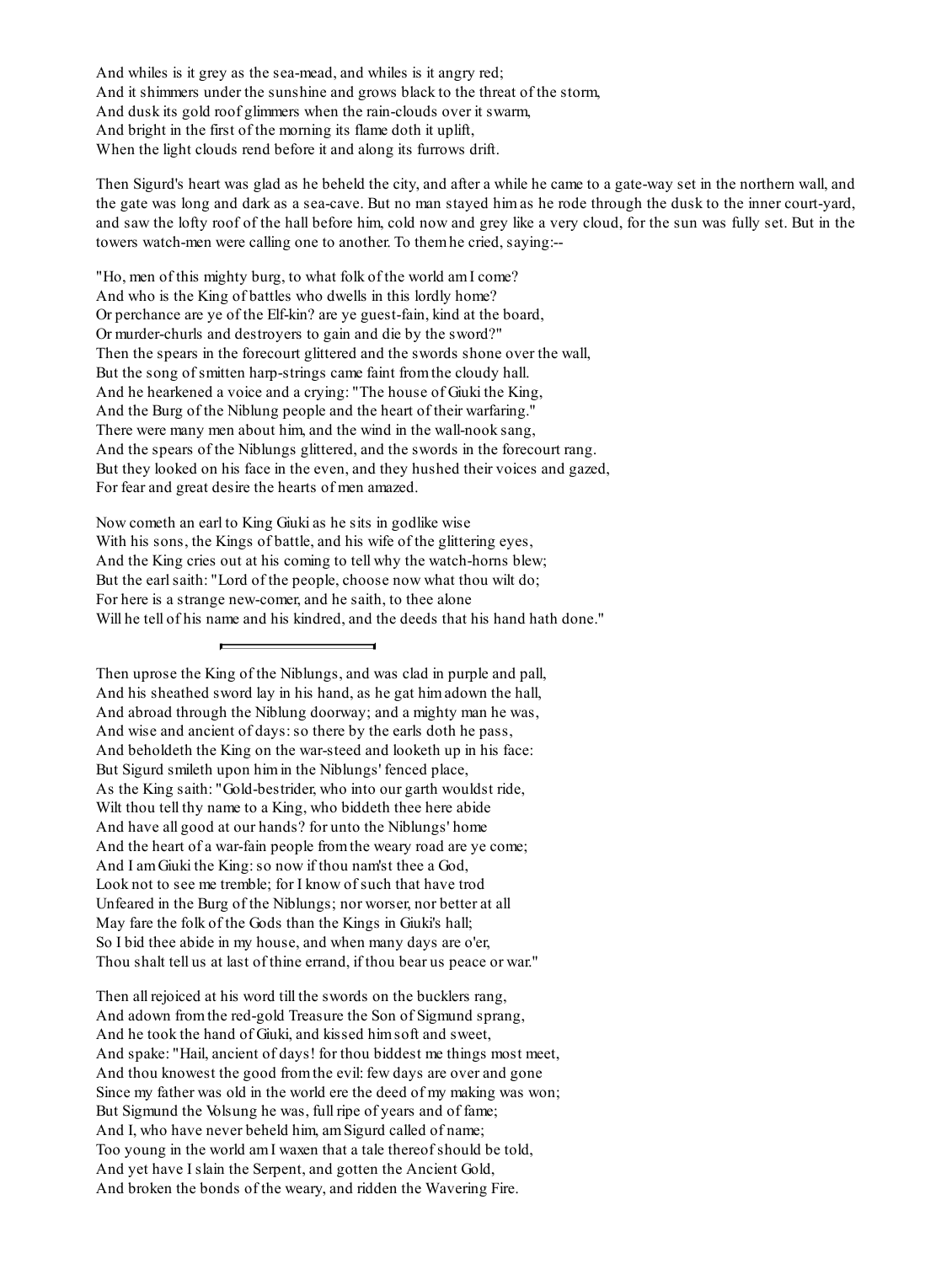And whiles is it grey as the sea-mead, and whiles is it angry red;
And it shimmers under the sunshine and grows black to the threat of the storm,
And dusk its gold roof glimmers when the rain-clouds over it swarm,
And bright in the first of the morning its flame doth it uplift,
When the light clouds rend before it and along its furrows drift.

Then Sigurd's heart was glad as he beheld the city, and after a while he came to a gate-way set in the northern wall, and the gate was long and dark as a sea-cave. But no man stayed him as he rode through the dusk to the inner court-yard, and saw the lofty roof of the hall before him, cold now and grey like a very cloud, for the sun was fully set. But in the towers watch-men were calling one to another. To them he cried, saying:--

"Ho, men of this mighty burg, to what folk of the world am I come?
And who is the King of battles who dwells in this lordly home?
Or perchance are ye of the Elf-kin? are ye guest-fain, kind at the board,
Or murder-churls and destroyers to gain and die by the sword?"
Then the spears in the forecourt glittered and the swords shone over the wall,
But the song of smitten harp-strings came faint from the cloudy hall.
And he hearkened a voice and a crying: "The house of Giuki the King,
And the Burg of the Niblung people and the heart of their warfaring."
There were many men about him, and the wind in the wall-nook sang,
And the spears of the Niblungs glittered, and the swords in the forecourt rang.
But they looked on his face in the even, and they hushed their voices and gazed,
For fear and great desire the hearts of men amazed.

Now cometh an earl to King Giuki as he sits in godlike wise
With his sons, the Kings of battle, and his wife of the glittering eyes,
And the King cries out at his coming to tell why the watch-horns blew;
But the earl saith: "Lord of the people, choose now what thou wilt do;
For here is a strange new-comer, and he saith, to thee alone
Will he tell of his name and his kindred, and the deeds that his hand hath done."

---

Then uprose the King of the Niblungs, and was clad in purple and pall,
And his sheathed sword lay in his hand, as he gat him adown the hall,
And abroad through the Niblung doorway; and a mighty man he was,
And wise and ancient of days: so there by the earls doth he pass,
And beholdeth the King on the war-steed and looketh up in his face:
But Sigurd smileth upon him in the Niblungs' fenced place,
As the King saith: "Gold-bestrider, who into our garth wouldst ride,
Wilt thou tell thy name to a King, who biddeth thee here abide
And have all good at our hands? for unto the Niblungs' home
And the heart of a war-fain people from the weary road are ye come;
And I am Giuki the King: so now if thou nam'st thee a God,
Look not to see me tremble; for I know of such that have trod
Unfeared in the Burg of the Niblungs; nor worser, nor better at all
May fare the folk of the Gods than the Kings in Giuki's hall;
So I bid thee abide in my house, and when many days are o'er,
Thou shalt tell us at last of thine errand, if thou bear us peace or war."

Then all rejoiced at his word till the swords on the bucklers rang,
And adown from the red-gold Treasure the Son of Sigmund sprang,
And he took the hand of Giuki, and kissed him soft and sweet,
And spake: "Hail, ancient of days! for thou biddest me things most meet,
And thou knowest the good from the evil: few days are over and gone
Since my father was old in the world ere the deed of my making was won;
But Sigmund the Volsung he was, full ripe of years and of fame;
And I, who have never beheld him, am Sigurd called of name;
Too young in the world am I waxen that a tale thereof should be told,
And yet have I slain the Serpent, and gotten the Ancient Gold,
And broken the bonds of the weary, and ridden the Wavering Fire.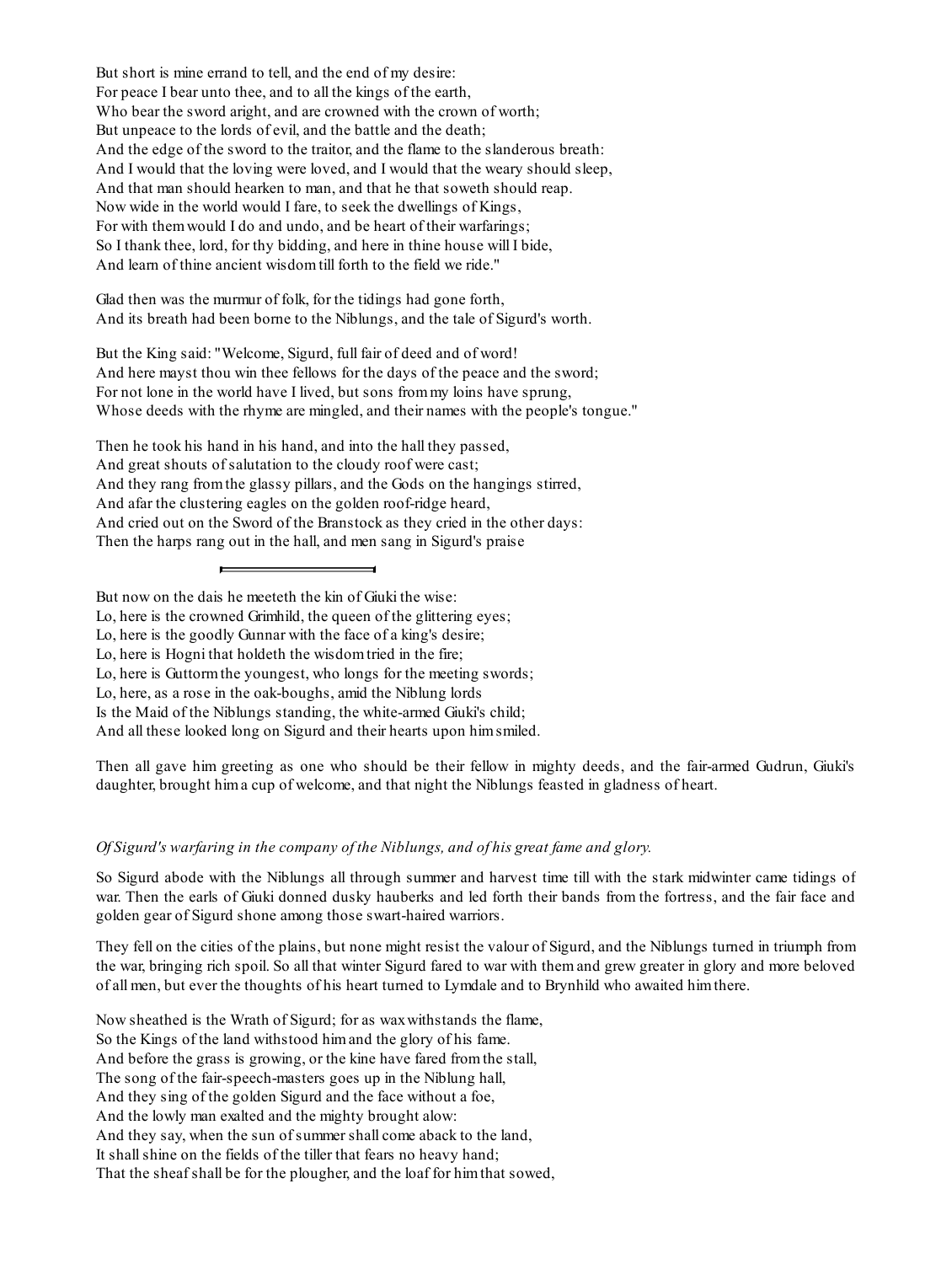But short is mine errand to tell, and the end of my desire:
For peace I bear unto thee, and to all the kings of the earth,
Who bear the sword aright, and are crowned with the crown of worth;
But unpeace to the lords of evil, and the battle and the death;
And the edge of the sword to the traitor, and the flame to the slanderous breath:
And I would that the loving were loved, and I would that the weary should sleep,
And that man should hearken to man, and that he that soweth should reap.
Now wide in the world would I fare, to seek the dwellings of Kings,
For with them would I do and undo, and be heart of their warfarings;
So I thank thee, lord, for thy bidding, and here in thine house will I bide,
And learn of thine ancient wisdom till forth to the field we ride."

Glad then was the murmur of folk, for the tidings had gone forth,
And its breath had been borne to the Niblungs, and the tale of Sigurd's worth.

But the King said: "Welcome, Sigurd, full fair of deed and of word!
And here mayst thou win thee fellows for the days of the peace and the sword;
For not lone in the world have I lived, but sons from my loins have sprung,
Whose deeds with the rhyme are mingled, and their names with the people's tongue."

Then he took his hand in his hand, and into the hall they passed,
And great shouts of salutation to the cloudy roof were cast;
And they rang from the glassy pillars, and the Gods on the hangings stirred,
And afar the clustering eagles on the golden roof-ridge heard,
And cried out on the Sword of the Branstock as they cried in the other days:
Then the harps rang out in the hall, and men sang in Sigurd's praise

---

But now on the dais he meeteth the kin of Giuki the wise:
Lo, here is the crowned Grimhild, the queen of the glittering eyes;
Lo, here is the goodly Gunnar with the face of a king's desire;
Lo, here is Hogni that holdeth the wisdom tried in the fire;
Lo, here is Guttorm the youngest, who longs for the meeting swords;
Lo, here, as a rose in the oak-boughs, amid the Niblung lords
Is the Maid of the Niblungs standing, the white-armed Giuki's child;
And all these looked long on Sigurd and their hearts upon him smiled.

Then all gave him greeting as one who should be their fellow in mighty deeds, and the fair-armed Gudrun, Giuki's daughter, brought him a cup of welcome, and that night the Niblungs feasted in gladness of heart.

*Of Sigurd's warfaring in the company of the Niblungs, and of his great fame and glory.*

So Sigurd abode with the Niblungs all through summer and harvest time till with the stark midwinter came tidings of war. Then the earls of Giuki donned dusky hauberks and led forth their bands from the fortress, and the fair face and golden gear of Sigurd shone among those swart-haired warriors.

They fell on the cities of the plains, but none might resist the valour of Sigurd, and the Niblungs turned in triumph from the war, bringing rich spoil. So all that winter Sigurd fared to war with them and grew greater in glory and more beloved of all men, but ever the thoughts of his heart turned to Lymdale and to Brynhild who awaited him there.

Now sheathed is the Wrath of Sigurd; for as wax withstands the flame,
So the Kings of the land withstood him and the glory of his fame.
And before the grass is growing, or the kine have fared from the stall,
The song of the fair-speech-masters goes up in the Niblung hall,
And they sing of the golden Sigurd and the face without a foe,
And the lowly man exalted and the mighty brought alow:
And they say, when the sun of summer shall come aback to the land,
It shall shine on the fields of the tiller that fears no heavy hand;
That the sheaf shall be for the plougher, and the loaf for him that sowed,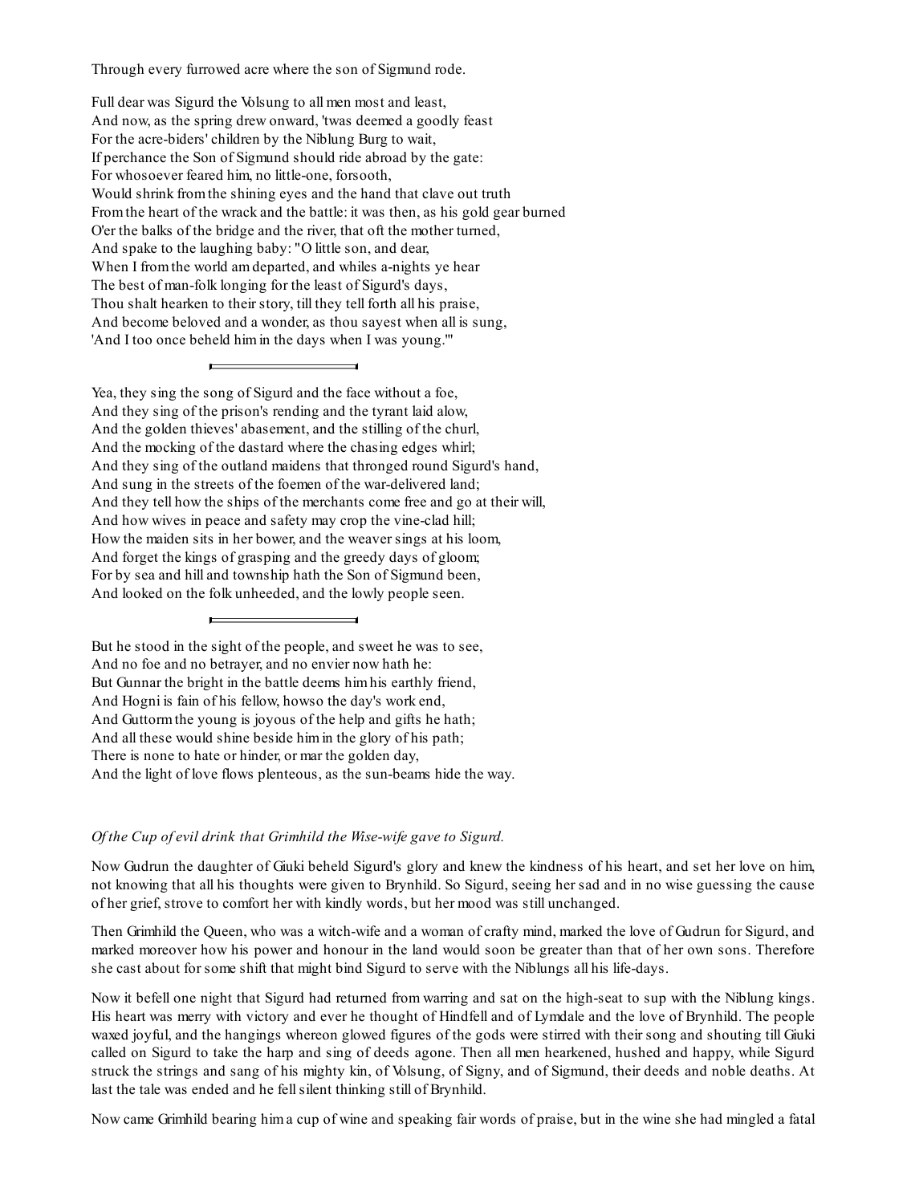Through every furrowed acre where the son of Sigmund rode.

Full dear was Sigurd the Volsung to all men most and least,
And now, as the spring drew onward, 'twas deemed a goodly feast
For the acre-biders' children by the Niblung Burg to wait,
If perchance the Son of Sigmund should ride abroad by the gate:
For whosoever feared him, no little-one, forsooth,
Would shrink from the shining eyes and the hand that clave out truth
From the heart of the wrack and the battle: it was then, as his gold gear burned
O'er the balks of the bridge and the river, that oft the mother turned,
And spake to the laughing baby: "O little son, and dear,
When I from the world am departed, and whiles a-nights ye hear
The best of man-folk longing for the least of Sigurd's days,
Thou shalt hearken to their story, till they tell forth all his praise,
And become beloved and a wonder, as thou sayest when all is sung,
'And I too once beheld him in the days when I was young.'"

---

Yea, they sing the song of Sigurd and the face without a foe,
And they sing of the prison's rending and the tyrant laid alow,
And the golden thieves' abasement, and the stilling of the churl,
And the mocking of the dastard where the chasing edges whirl;
And they sing of the outland maidens that thronged round Sigurd's hand,
And sung in the streets of the foemen of the war-delivered land;
And they tell how the ships of the merchants come free and go at their will,
And how wives in peace and safety may crop the vine-clad hill;
How the maiden sits in her bower, and the weaver sings at his loom,
And forget the kings of grasping and the greedy days of gloom;
For by sea and hill and township hath the Son of Sigmund been,
And looked on the folk unheeded, and the lowly people seen.

---

But he stood in the sight of the people, and sweet he was to see,
And no foe and no betrayer, and no envier now hath he:
But Gunnar the bright in the battle deems him his earthly friend,
And Hogni is fain of his fellow, howso the day's work end,
And Guttorm the young is joyous of the help and gifts he hath;
And all these would shine beside him in the glory of his path;
There is none to hate or hinder, or mar the golden day,
And the light of love flows plenteous, as the sun-beams hide the way.

*Of the Cup of evil drink that Grimhild the Wise-wife gave to Sigurd.*

Now Gudrun the daughter of Giuki beheld Sigurd's glory and knew the kindness of his heart, and set her love on him, not knowing that all his thoughts were given to Brynhild. So Sigurd, seeing her sad and in no wise guessing the cause of her grief, strove to comfort her with kindly words, but her mood was still unchanged.

Then Grimhild the Queen, who was a witch-wife and a woman of crafty mind, marked the love of Gudrun for Sigurd, and marked moreover how his power and honour in the land would soon be greater than that of her own sons. Therefore she cast about for some shift that might bind Sigurd to serve with the Niblungs all his life-days.

Now it befell one night that Sigurd had returned from warring and sat on the high-seat to sup with the Niblung kings. His heart was merry with victory and ever he thought of Hindfell and of Lymdale and the love of Brynhild. The people waxed joyful, and the hangings whereon glowed figures of the gods were stirred with their song and shouting till Giuki called on Sigurd to take the harp and sing of deeds agone. Then all men hearkened, hushed and happy, while Sigurd struck the strings and sang of his mighty kin, of Volsung, of Signy, and of Sigmund, their deeds and noble deaths. At last the tale was ended and he fell silent thinking still of Brynhild.

Now came Grimhild bearing him a cup of wine and speaking fair words of praise, but in the wine she had mingled a fatal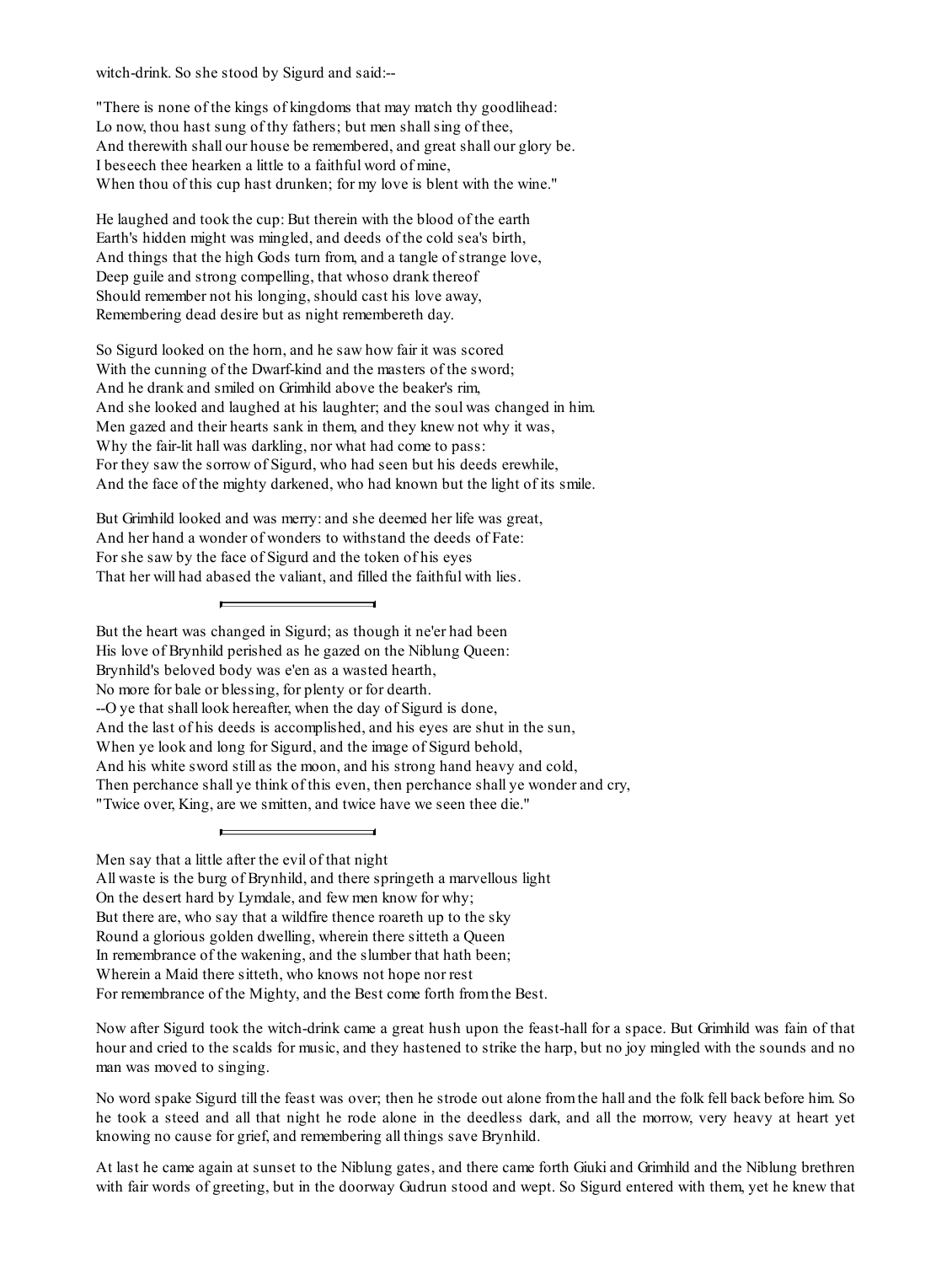witch-drink. So she stood by Sigurd and said:--

"There is none of the kings of kingdoms that may match thy goodlihead:
Lo now, thou hast sung of thy fathers; but men shall sing of thee,
And therewith shall our house be remembered, and great shall our glory be.
I beseech thee hearken a little to a faithful word of mine,
When thou of this cup hast drunken; for my love is blent with the wine."

He laughed and took the cup: But therein with the blood of the earth
Earth's hidden might was mingled, and deeds of the cold sea's birth,
And things that the high Gods turn from, and a tangle of strange love,
Deep guile and strong compelling, that whoso drank thereof
Should remember not his longing, should cast his love away,
Remembering dead desire but as night remembereth day.

So Sigurd looked on the horn, and he saw how fair it was scored
With the cunning of the Dwarf-kind and the masters of the sword;
And he drank and smiled on Grimhild above the beaker's rim,
And she looked and laughed at his laughter; and the soul was changed in him.
Men gazed and their hearts sank in them, and they knew not why it was,
Why the fair-lit hall was darkling, nor what had come to pass:
For they saw the sorrow of Sigurd, who had seen but his deeds erewhile,
And the face of the mighty darkened, who had known but the light of its smile.

But Grimhild looked and was merry: and she deemed her life was great,
And her hand a wonder of wonders to withstand the deeds of Fate:
For she saw by the face of Sigurd and the token of his eyes
That her will had abased the valiant, and filled the faithful with lies.

---

But the heart was changed in Sigurd; as though it ne'er had been
His love of Brynhild perished as he gazed on the Niblung Queen:
Brynhild's beloved body was e'en as a wasted hearth,
No more for bale or blessing, for plenty or for dearth.
--O ye that shall look hereafter, when the day of Sigurd is done,
And the last of his deeds is accomplished, and his eyes are shut in the sun,
When ye look and long for Sigurd, and the image of Sigurd behold,
And his white sword still as the moon, and his strong hand heavy and cold,
Then perchance shall ye think of this even, then perchance shall ye wonder and cry,
"Twice over, King, are we smitten, and twice have we seen thee die."

---

Men say that a little after the evil of that night
All waste is the burg of Brynhild, and there springeth a marvellous light
On the desert hard by Lymdale, and few men know for why;
But there are, who say that a wildfire thence roareth up to the sky
Round a glorious golden dwelling, wherein there sitteth a Queen
In remembrance of the wakening, and the slumber that hath been;
Wherein a Maid there sitteth, who knows not hope nor rest
For remembrance of the Mighty, and the Best come forth from the Best.

Now after Sigurd took the witch-drink came a great hush upon the feast-hall for a space. But Grimhild was fain of that hour and cried to the scalds for music, and they hastened to strike the harp, but no joy mingled with the sounds and no man was moved to singing.

No word spake Sigurd till the feast was over; then he strode out alone from the hall and the folk fell back before him. So he took a steed and all that night he rode alone in the deedless dark, and all the morrow, very heavy at heart yet knowing no cause for grief, and remembering all things save Brynhild.

At last he came again at sunset to the Niblung gates, and there came forth Giuki and Grimhild and the Niblung brethren with fair words of greeting, but in the doorway Gudrun stood and wept. So Sigurd entered with them, yet he knew that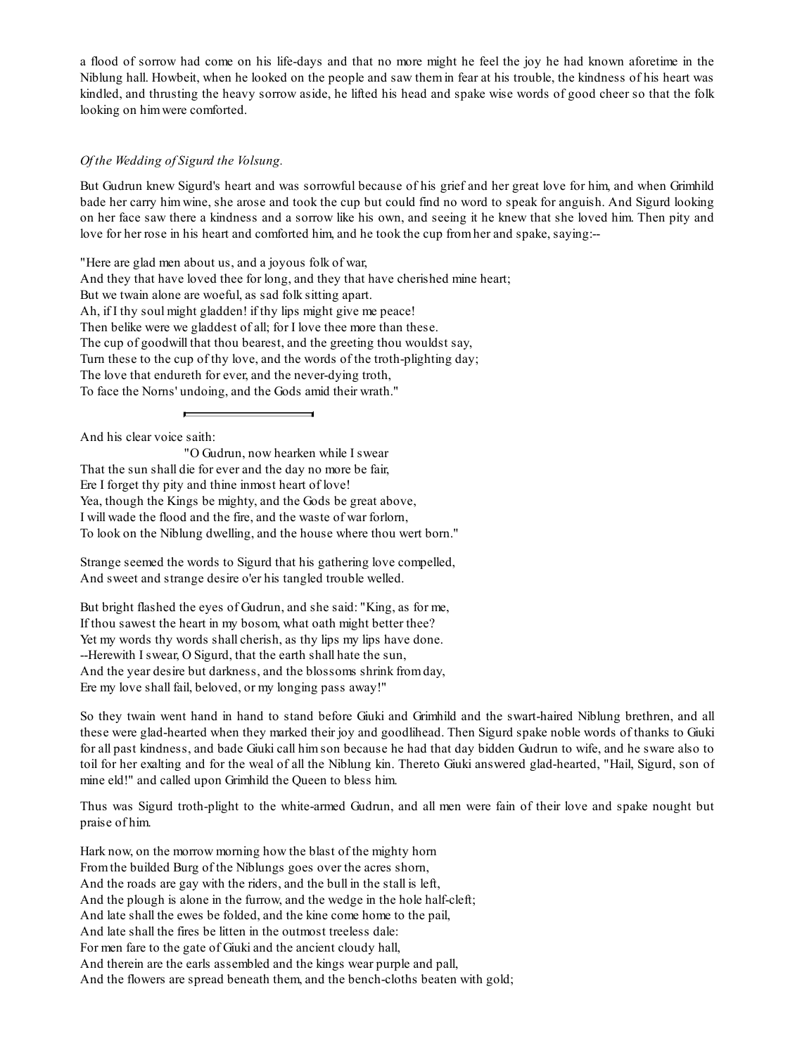a flood of sorrow had come on his life-days and that no more might he feel the joy he had known aforetime in the Niblung hall. Howbeit, when he looked on the people and saw them in fear at his trouble, the kindness of his heart was kindled, and thrusting the heavy sorrow aside, he lifted his head and spake wise words of good cheer so that the folk looking on him were comforted.

*Of the Wedding of Sigurd the Volsung.*

But Gudrun knew Sigurd's heart and was sorrowful because of his grief and her great love for him, and when Grimhild bade her carry him wine, she arose and took the cup but could find no word to speak for anguish. And Sigurd looking on her face saw there a kindness and a sorrow like his own, and seeing it he knew that she loved him. Then pity and love for her rose in his heart and comforted him, and he took the cup from her and spake, saying:--

"Here are glad men about us, and a joyous folk of war,  
And they that have loved thee for long, and they that have cherished mine heart;  
But we twain alone are woeful, as sad folk sitting apart.  
Ah, if I thy soul might gladden! if thy lips might give me peace!  
Then belike were we gladdest of all; for I love thee more than these.  
The cup of goodwill that thou bearest, and the greeting thou wouldst say,  
Turn these to the cup of thy love, and the words of the troth-plighting day;  
The love that endureth for ever, and the never-dying troth,  
To face the Norns' undoing, and the Gods amid their wrath."

---

And his clear voice saith:  
"O Gudrun, now hearken while I swear  
That the sun shall die for ever and the day no more be fair,  
Ere I forget thy pity and thine inmost heart of love!  
Yea, though the Kings be mighty, and the Gods be great above,  
I will wade the flood and the fire, and the waste of war forlorn,  
To look on the Niblung dwelling, and the house where thou wert born."

Strange seemed the words to Sigurd that his gathering love compelled,  
And sweet and strange desire o'er his tangled trouble welled.

But bright flashed the eyes of Gudrun, and she said: "King, as for me,  
If thou sawest the heart in my bosom, what oath might better thee?  
Yet my words thy words shall cherish, as thy lips my lips have done.  
--Herewith I swear, O Sigurd, that the earth shall hate the sun,  
And the year desire but darkness, and the blossoms shrink from day,  
Ere my love shall fail, beloved, or my longing pass away!"

So they twain went hand in hand to stand before Giuki and Grimhild and the swart-haired Niblung brethren, and all these were glad-hearted when they marked their joy and goodlihead. Then Sigurd spake noble words of thanks to Giuki for all past kindness, and bade Giuki call him son because he had that day bidden Gudrun to wife, and he sware also to toil for her exalting and for the weal of all the Niblung kin. Thereto Giuki answered glad-hearted, "Hail, Sigurd, son of mine eld!" and called upon Grimhild the Queen to bless him.

Thus was Sigurd troth-plight to the white-armed Gudrun, and all men were fain of their love and spake nought but praise of him.

Hark now, on the morrow morning how the blast of the mighty horn  
From the builded Burg of the Niblungs goes over the acres shorn,  
And the roads are gay with the riders, and the bull in the stall is left,  
And the plough is alone in the furrow, and the wedge in the hole half-cleft;  
And late shall the ewes be folded, and the kine come home to the pail,  
And late shall the fires be litten in the outmost treeless dale:  
For men fare to the gate of Giuki and the ancient cloudy hall,  
And therein are the earls assembled and the kings wear purple and pall,  
And the flowers are spread beneath them, and the bench-cloths beaten with gold;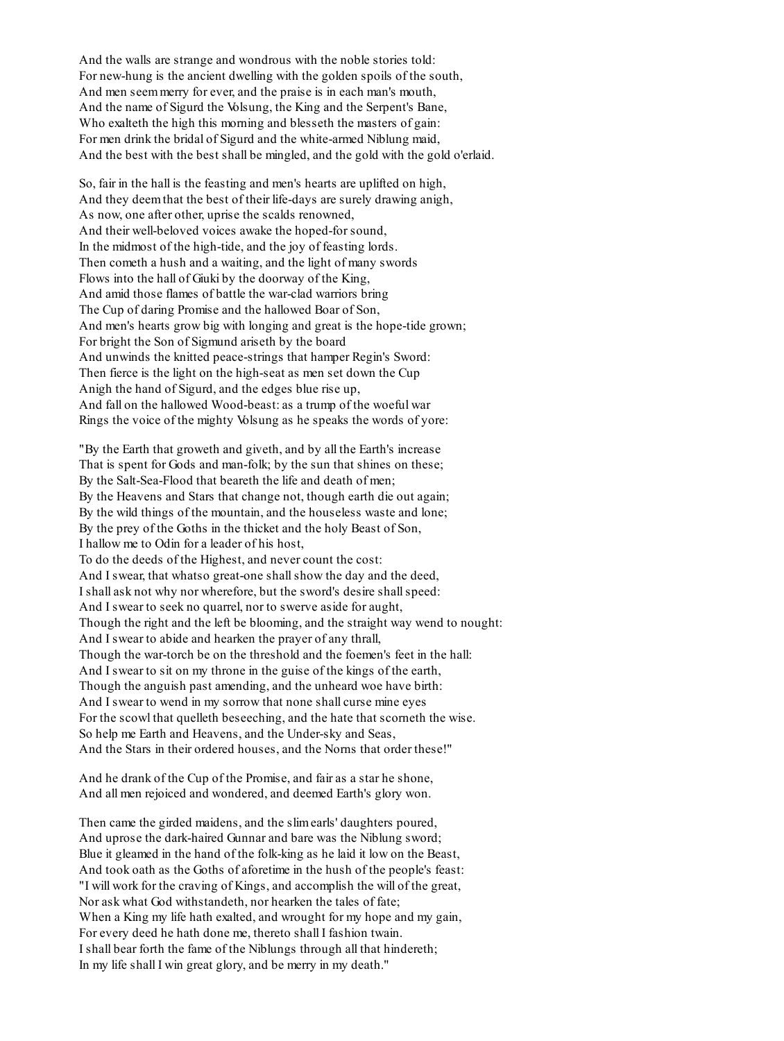And the walls are strange and wondrous with the noble stories told:
For new-hung is the ancient dwelling with the golden spoils of the south,
And men seem merry for ever, and the praise is in each man's mouth,
And the name of Sigurd the Volsung, the King and the Serpent's Bane,
Who exalteth the high this morning and blesseth the masters of gain:
For men drink the bridal of Sigurd and the white-armed Niblung maid,
And the best with the best shall be mingled, and the gold with the gold o'erlaid.

So, fair in the hall is the feasting and men's hearts are uplifted on high,
And they deem that the best of their life-days are surely drawing anigh,
As now, one after other, uprise the scalds renowned,
And their well-beloved voices awake the hoped-for sound,
In the midmost of the high-tide, and the joy of feasting lords.
Then cometh a hush and a waiting, and the light of many swords
Flows into the hall of Giuki by the doorway of the King,
And amid those flames of battle the war-clad warriors bring
The Cup of daring Promise and the hallowed Boar of Son,
And men's hearts grow big with longing and great is the hope-tide grown;
For bright the Son of Sigmund ariseth by the board
And unwinds the knitted peace-strings that hamper Regin's Sword:
Then fierce is the light on the high-seat as men set down the Cup
Anigh the hand of Sigurd, and the edges blue rise up,
And fall on the hallowed Wood-beast: as a trump of the woeful war
Rings the voice of the mighty Volsung as he speaks the words of yore:

"By the Earth that groweth and giveth, and by all the Earth's increase
That is spent for Gods and man-folk; by the sun that shines on these;
By the Salt-Sea-Flood that beareth the life and death of men;
By the Heavens and Stars that change not, though earth die out again;
By the wild things of the mountain, and the houseless waste and lone;
By the prey of the Goths in the thicket and the holy Beast of Son,
I hallow me to Odin for a leader of his host,
To do the deeds of the Highest, and never count the cost:
And I swear, that whatso great-one shall show the day and the deed,
I shall ask not why nor wherefore, but the sword's desire shall speed:
And I swear to seek no quarrel, nor to swerve aside for aught,
Though the right and the left be blooming, and the straight way wend to nought:
And I swear to abide and hearken the prayer of any thrall,
Though the war-torch be on the threshold and the foemen's feet in the hall:
And I swear to sit on my throne in the guise of the kings of the earth,
Though the anguish past amending, and the unheard woe have birth:
And I swear to wend in my sorrow that none shall curse mine eyes
For the scowl that quelleth beseeching, and the hate that scorneth the wise.
So help me Earth and Heavens, and the Under-sky and Seas,
And the Stars in their ordered houses, and the Norns that order these!"

And he drank of the Cup of the Promise, and fair as a star he shone,
And all men rejoiced and wondered, and deemed Earth's glory won.

Then came the girded maidens, and the slim earls' daughters poured,
And uprose the dark-haired Gunnar and bare was the Niblung sword;
Blue it gleamed in the hand of the folk-king as he laid it low on the Beast,
And took oath as the Goths of aforetime in the hush of the people's feast:
"I will work for the craving of Kings, and accomplish the will of the great,
Nor ask what God withstandeth, nor hearken the tales of fate;
When a King my life hath exalted, and wrought for my hope and my gain,
For every deed he hath done me, thereto shall I fashion twain.
I shall bear forth the fame of the Niblungs through all that hindereth;
In my life shall I win great glory, and be merry in my death."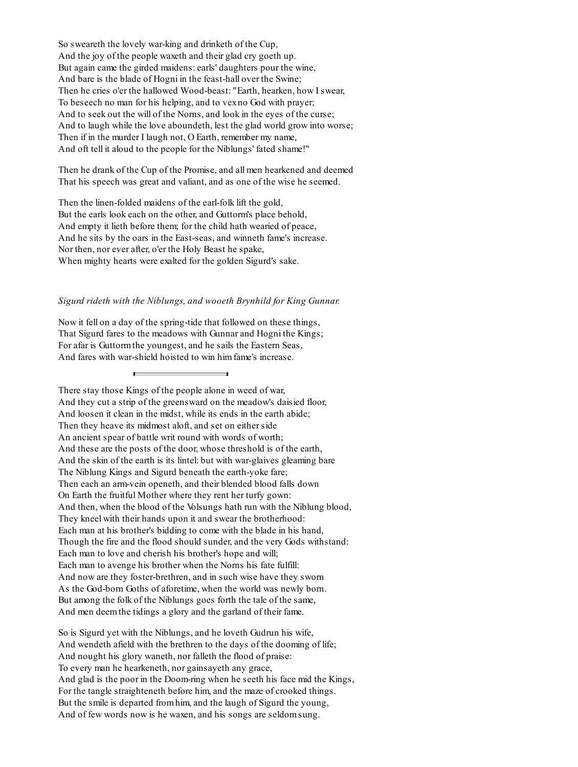So sweareth the lovely war-king and drinketh of the Cup,
And the joy of the people waxeth and their glad cry goeth up.
But again came the girded maidens: earls' daughters pour the wine,
And bare is the blade of Hogni in the feast-hall over the Swine;
Then he cries o'er the hallowed Wood-beast: "Earth, hearken, how I swear,
To beseech no man for his helping, and to vex no God with prayer;
And to seek out the will of the Norns, and look in the eyes of the curse;
And to laugh while the love aboundeth, lest the glad world grow into worse;
Then if in the murder I laugh not, O Earth, remember my name,
And oft tell it aloud to the people for the Niblungs' fated shame!"

Then he drank of the Cup of the Promise, and all men hearkened and deemed
That his speech was great and valiant, and as one of the wise he seemed.

Then the linen-folded maidens of the earl-folk lift the gold,
But the earls look each on the other, and Guttorm's place behold,
And empty it lieth before them; for the child hath wearied of peace,
And he sits by the oars in the East-seas, and winneth fame's increase.
Nor then, nor ever after, o'er the Holy Beast he spake,
When mighty hearts were exalted for the golden Sigurd's sake.

*Sigurd rideth with the Niblungs, and wooeth Brynhild for King Gunnar.*

Now it fell on a day of the spring-tide that followed on these things,
That Sigurd fares to the meadows with Gunnar and Hogni the Kings;
For afar is Guttorm the youngest, and he sails the Eastern Seas,
And fares with war-shield hoisted to win him fame's increase.

---

There stay those Kings of the people alone in weed of war,
And they cut a strip of the greensward on the meadow's daisied floor,
And loosen it clean in the midst, while its ends in the earth abide;
Then they heave its midmost aloft, and set on either side
An ancient spear of battle writ round with words of worth;
And these are the posts of the door, whose threshold is of the earth,
And the skin of the earth is its lintel: but with war-glaives gleaming bare
The Niblung Kings and Sigurd beneath the earth-yoke fare;
Then each an arm-vein openeth, and their blended blood falls down
On Earth the fruitful Mother where they rent her turfy gown:
And then, when the blood of the Volsungs hath run with the Niblung blood,
They kneel with their hands upon it and swear the brotherhood:
Each man at his brother's bidding to come with the blade in his hand,
Though the fire and the flood should sunder, and the very Gods withstand:
Each man to love and cherish his brother's hope and will;
Each man to avenge his brother when the Norns his fate fulfill:
And now are they foster-brethren, and in such wise have they sworn
As the God-born Goths of aforetime, when the world was newly born.
But among the folk of the Niblungs goes forth the tale of the same,
And men deem the tidings a glory and the garland of their fame.

So is Sigurd yet with the Niblungs, and he loveth Gudrun his wife,
And wendeth afield with the brethren to the days of the dooming of life;
And nought his glory waneth, nor falleth the flood of praise:
To every man he hearkeneth, nor gainsayeth any grace,
And glad is the poor in the Doom-ring when he seeth his face mid the Kings,
For the tangle straighteneth before him, and the maze of crooked things.
But the smile is departed from him, and the laugh of Sigurd the young,
And of few words now is he waxen, and his songs are seldom sung.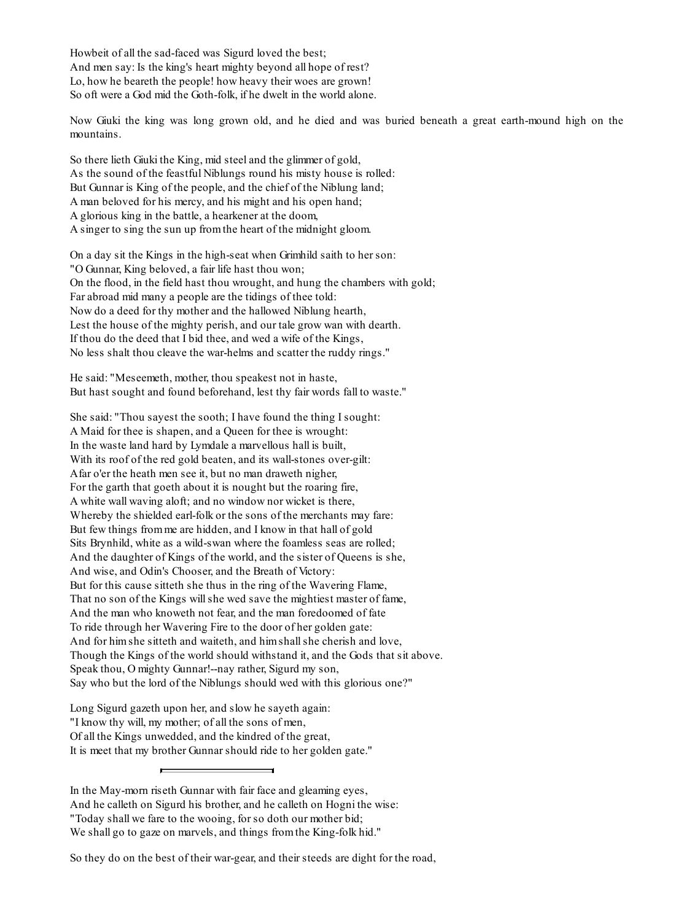Howbeit of all the sad-faced was Sigurd loved the best;
And men say: Is the king's heart mighty beyond all hope of rest?
Lo, how he beareth the people! how heavy their woes are grown!
So oft were a God mid the Goth-folk, if he dwelt in the world alone.

Now Giuki the king was long grown old, and he died and was buried beneath a great earth-mound high on the mountains.

So there lieth Giuki the King, mid steel and the glimmer of gold,
As the sound of the feastful Niblungs round his misty house is rolled:
But Gunnar is King of the people, and the chief of the Niblung land;
A man beloved for his mercy, and his might and his open hand;
A glorious king in the battle, a hearkener at the doom,
A singer to sing the sun up from the heart of the midnight gloom.

On a day sit the Kings in the high-seat when Grimhild saith to her son:
"O Gunnar, King beloved, a fair life hast thou won;
On the flood, in the field hast thou wrought, and hung the chambers with gold;
Far abroad mid many a people are the tidings of thee told:
Now do a deed for thy mother and the hallowed Niblung hearth,
Lest the house of the mighty perish, and our tale grow wan with dearth.
If thou do the deed that I bid thee, and wed a wife of the Kings,
No less shalt thou cleave the war-helms and scatter the ruddy rings."

He said: "Meseemeth, mother, thou speakest not in haste,
But hast sought and found beforehand, lest thy fair words fall to waste."

She said: "Thou sayest the sooth; I have found the thing I sought:
A Maid for thee is shapen, and a Queen for thee is wrought:
In the waste land hard by Lymdale a marvellous hall is built,
With its roof of the red gold beaten, and its wall-stones over-gilt:
Afar o'er the heath men see it, but no man draweth nigher,
For the garth that goeth about it is nought but the roaring fire,
A white wall waving aloft; and no window nor wicket is there,
Whereby the shielded earl-folk or the sons of the merchants may fare:
But few things from me are hidden, and I know in that hall of gold
Sits Brynhild, white as a wild-swan where the foamless seas are rolled;
And the daughter of Kings of the world, and the sister of Queens is she,
And wise, and Odin's Chooser, and the Breath of Victory:
But for this cause sitteth she thus in the ring of the Wavering Flame,
That no son of the Kings will she wed save the mightiest master of fame,
And the man who knoweth not fear, and the man foredoomed of fate
To ride through her Wavering Fire to the door of her golden gate:
And for him she sitteth and waiteth, and him shall she cherish and love,
Though the Kings of the world should withstand it, and the Gods that sit above.
Speak thou, O mighty Gunnar!--nay rather, Sigurd my son,
Say who but the lord of the Niblungs should wed with this glorious one?"

Long Sigurd gazeth upon her, and slow he sayeth again:
"I know thy will, my mother; of all the sons of men,
Of all the Kings unwedded, and the kindred of the great,
It is meet that my brother Gunnar should ride to her golden gate."

---

In the May-morn riseth Gunnar with fair face and gleaming eyes,
And he calleth on Sigurd his brother, and he calleth on Hogni the wise:
"Today shall we fare to the wooing, for so doth our mother bid;
We shall go to gaze on marvels, and things from the King-folk hid."

So they do on the best of their war-gear, and their steeds are dight for the road,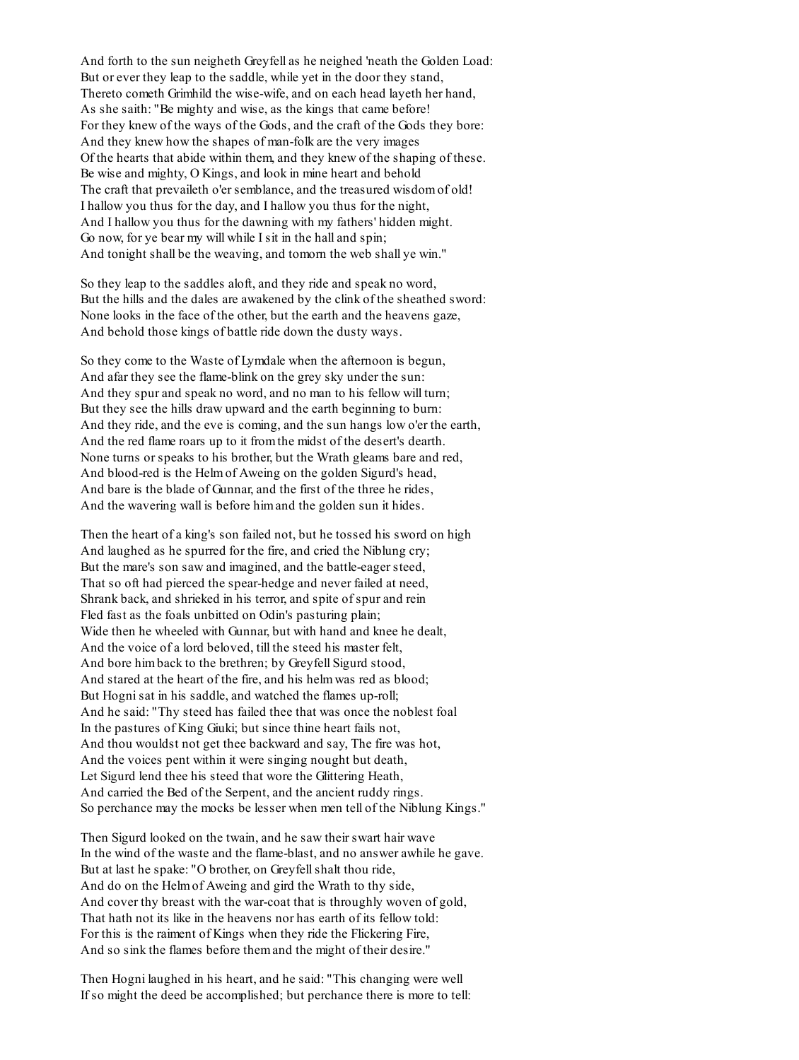And forth to the sun neigheth Greyfell as he neighed 'neath the Golden Load:
But or ever they leap to the saddle, while yet in the door they stand,
Thereto cometh Grimhild the wise-wife, and on each head layeth her hand,
As she saith: "Be mighty and wise, as the kings that came before!
For they knew of the ways of the Gods, and the craft of the Gods they bore:
And they knew how the shapes of man-folk are the very images
Of the hearts that abide within them, and they knew of the shaping of these.
Be wise and mighty, O Kings, and look in mine heart and behold
The craft that prevaileth o'er semblance, and the treasured wisdom of old!
I hallow you thus for the day, and I hallow you thus for the night,
And I hallow you thus for the dawning with my fathers' hidden might.
Go now, for ye bear my will while I sit in the hall and spin;
And tonight shall be the weaving, and tomorn the web shall ye win."

So they leap to the saddles aloft, and they ride and speak no word,
But the hills and the dales are awakened by the clink of the sheathed sword:
None looks in the face of the other, but the earth and the heavens gaze,
And behold those kings of battle ride down the dusty ways.

So they come to the Waste of Lymdale when the afternoon is begun,
And afar they see the flame-blink on the grey sky under the sun:
And they spur and speak no word, and no man to his fellow will turn;
But they see the hills draw upward and the earth beginning to burn:
And they ride, and the eve is coming, and the sun hangs low o'er the earth,
And the red flame roars up to it from the midst of the desert's dearth.
None turns or speaks to his brother, but the Wrath gleams bare and red,
And blood-red is the Helm of Aweing on the golden Sigurd's head,
And bare is the blade of Gunnar, and the first of the three he rides,
And the wavering wall is before him and the golden sun it hides.

Then the heart of a king's son failed not, but he tossed his sword on high
And laughed as he spurred for the fire, and cried the Niblung cry;
But the mare's son saw and imagined, and the battle-eager steed,
That so oft had pierced the spear-hedge and never failed at need,
Shrank back, and shrieked in his terror, and spite of spur and rein
Fled fast as the foals unbitted on Odin's pasturing plain;
Wide then he wheeled with Gunnar, but with hand and knee he dealt,
And the voice of a lord beloved, till the steed his master felt,
And bore him back to the brethren; by Greyfell Sigurd stood,
And stared at the heart of the fire, and his helm was red as blood;
But Hogni sat in his saddle, and watched the flames up-roll;
And he said: "Thy steed has failed thee that was once the noblest foal
In the pastures of King Giuki; but since thine heart fails not,
And thou wouldst not get thee backward and say, The fire was hot,
And the voices pent within it were singing nought but death,
Let Sigurd lend thee his steed that wore the Glittering Heath,
And carried the Bed of the Serpent, and the ancient ruddy rings.
So perchance may the mocks be lesser when men tell of the Niblung Kings."

Then Sigurd looked on the twain, and he saw their swart hair wave
In the wind of the waste and the flame-blast, and no answer awhile he gave.
But at last he spake: "O brother, on Greyfell shalt thou ride,
And do on the Helm of Aweing and gird the Wrath to thy side,
And cover thy breast with the war-coat that is throughly woven of gold,
That hath not its like in the heavens nor has earth of its fellow told:
For this is the raiment of Kings when they ride the Flickering Fire,
And so sink the flames before them and the might of their desire."

Then Hogni laughed in his heart, and he said: "This changing were well
If so might the deed be accomplished; but perchance there is more to tell: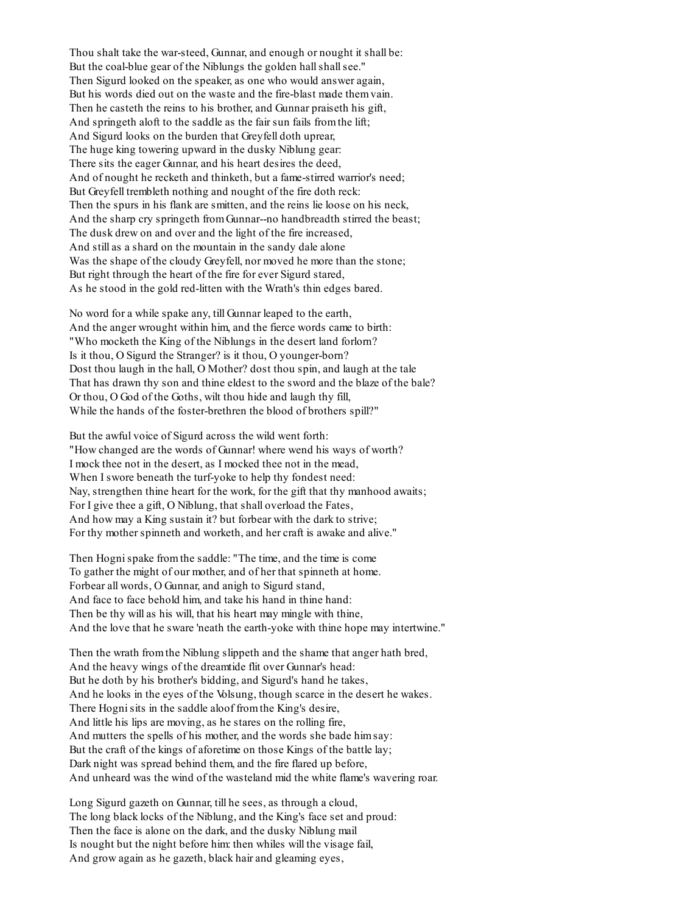Thou shalt take the war-steed, Gunnar, and enough or nought it shall be:
But the coal-blue gear of the Niblungs the golden hall shall see."
Then Sigurd looked on the speaker, as one who would answer again,
But his words died out on the waste and the fire-blast made them vain.
Then he casteth the reins to his brother, and Gunnar praiseth his gift,
And springeth aloft to the saddle as the fair sun fails from the lift;
And Sigurd looks on the burden that Greyfell doth uprear,
The huge king towering upward in the dusky Niblung gear:
There sits the eager Gunnar, and his heart desires the deed,
And of nought he recketh and thinketh, but a fame-stirred warrior's need;
But Greyfell trembleth nothing and nought of the fire doth reck:
Then the spurs in his flank are smitten, and the reins lie loose on his neck,
And the sharp cry springeth from Gunnar--no handbreadth stirred the beast;
The dusk drew on and over and the light of the fire increased,
And still as a shard on the mountain in the sandy dale alone
Was the shape of the cloudy Greyfell, nor moved he more than the stone;
But right through the heart of the fire for ever Sigurd stared,
As he stood in the gold red-litten with the Wrath's thin edges bared.

No word for a while spake any, till Gunnar leaped to the earth,
And the anger wrought within him, and the fierce words came to birth:
"Who mocketh the King of the Niblungs in the desert land forlorn?
Is it thou, O Sigurd the Stranger? is it thou, O younger-born?
Dost thou laugh in the hall, O Mother? dost thou spin, and laugh at the tale
That has drawn thy son and thine eldest to the sword and the blaze of the bale?
Or thou, O God of the Goths, wilt thou hide and laugh thy fill,
While the hands of the foster-brethren the blood of brothers spill?"

But the awful voice of Sigurd across the wild went forth:
"How changed are the words of Gunnar! where wend his ways of worth?
I mock thee not in the desert, as I mocked thee not in the mead,
When I swore beneath the turf-yoke to help thy fondest need:
Nay, strengthen thine heart for the work, for the gift that thy manhood awaits;
For I give thee a gift, O Niblung, that shall overload the Fates,
And how may a King sustain it? but forbear with the dark to strive;
For thy mother spinneth and worketh, and her craft is awake and alive."

Then Hogni spake from the saddle: "The time, and the time is come
To gather the might of our mother, and of her that spinneth at home.
Forbear all words, O Gunnar, and anigh to Sigurd stand,
And face to face behold him, and take his hand in thine hand:
Then be thy will as his will, that his heart may mingle with thine,
And the love that he sware 'neath the earth-yoke with thine hope may intertwine."

Then the wrath from the Niblung slippeth and the shame that anger hath bred,
And the heavy wings of the dreamtide flit over Gunnar's head:
But he doth by his brother's bidding, and Sigurd's hand he takes,
And he looks in the eyes of the Volsung, though scarce in the desert he wakes.
There Hogni sits in the saddle aloof from the King's desire,
And little his lips are moving, as he stares on the rolling fire,
And mutters the spells of his mother, and the words she bade him say:
But the craft of the kings of aforetime on those Kings of the battle lay;
Dark night was spread behind them, and the fire flared up before,
And unheard was the wind of the wasteland mid the white flame's wavering roar.

Long Sigurd gazeth on Gunnar, till he sees, as through a cloud,
The long black locks of the Niblung, and the King's face set and proud:
Then the face is alone on the dark, and the dusky Niblung mail
Is nought but the night before him: then whiles will the visage fail,
And grow again as he gazeth, black hair and gleaming eyes,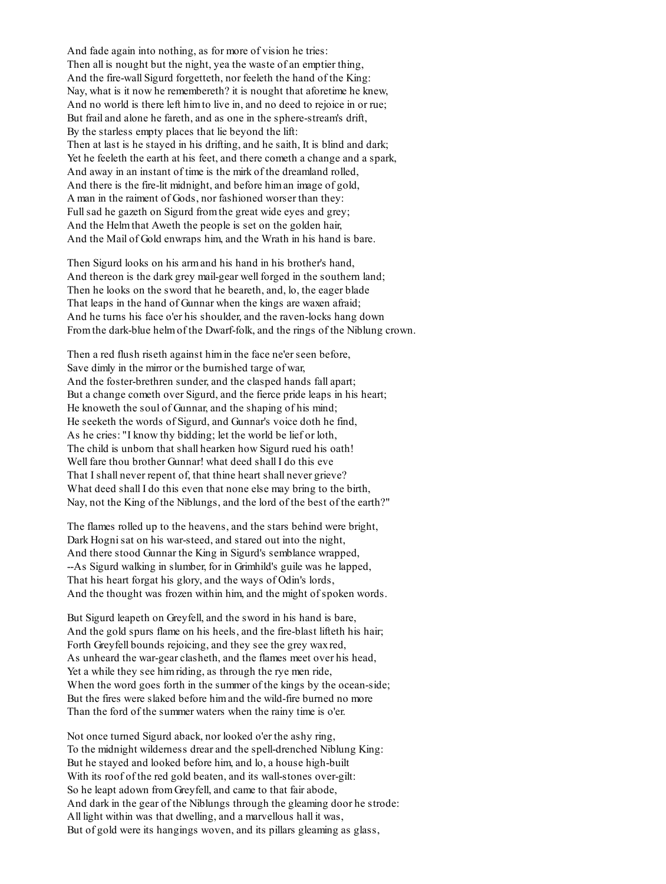And fade again into nothing, as for more of vision he tries:
Then all is nought but the night, yea the waste of an emptier thing,
And the fire-wall Sigurd forgetteth, nor feeleth the hand of the King:
Nay, what is it now he remembereth? it is nought that aforetime he knew,
And no world is there left him to live in, and no deed to rejoice in or rue;
But frail and alone he fareth, and as one in the sphere-stream's drift,
By the starless empty places that lie beyond the lift:
Then at last is he stayed in his drifting, and he saith, It is blind and dark;
Yet he feeleth the earth at his feet, and there cometh a change and a spark,
And away in an instant of time is the mirk of the dreamland rolled,
And there is the fire-lit midnight, and before him an image of gold,
A man in the raiment of Gods, nor fashioned worser than they:
Full sad he gazeth on Sigurd from the great wide eyes and grey;
And the Helm that Aweth the people is set on the golden hair,
And the Mail of Gold enwraps him, and the Wrath in his hand is bare.

Then Sigurd looks on his arm and his hand in his brother's hand,
And thereon is the dark grey mail-gear well forged in the southern land;
Then he looks on the sword that he beareth, and, lo, the eager blade
That leaps in the hand of Gunnar when the kings are waxen afraid;
And he turns his face o'er his shoulder, and the raven-locks hang down
From the dark-blue helm of the Dwarf-folk, and the rings of the Niblung crown.

Then a red flush riseth against him in the face ne'er seen before,
Save dimly in the mirror or the burnished targe of war,
And the foster-brethren sunder, and the clasped hands fall apart;
But a change cometh over Sigurd, and the fierce pride leaps in his heart;
He knoweth the soul of Gunnar, and the shaping of his mind;
He seeketh the words of Sigurd, and Gunnar's voice doth he find,
As he cries: "I know thy bidding; let the world be lief or loth,
The child is unborn that shall hearken how Sigurd rued his oath!
Well fare thou brother Gunnar! what deed shall I do this eve
That I shall never repent of, that thine heart shall never grieve?
What deed shall I do this even that none else may bring to the birth,
Nay, not the King of the Niblungs, and the lord of the best of the earth?"

The flames rolled up to the heavens, and the stars behind were bright,
Dark Hogni sat on his war-steed, and stared out into the night,
And there stood Gunnar the King in Sigurd's semblance wrapped,
--As Sigurd walking in slumber, for in Grimhild's guile was he lapped,
That his heart forgat his glory, and the ways of Odin's lords,
And the thought was frozen within him, and the might of spoken words.

But Sigurd leapeth on Greyfell, and the sword in his hand is bare,
And the gold spurs flame on his heels, and the fire-blast lifteth his hair;
Forth Greyfell bounds rejoicing, and they see the grey wax red,
As unheard the war-gear clasheth, and the flames meet over his head,
Yet a while they see him riding, as through the rye men ride,
When the word goes forth in the summer of the kings by the ocean-side;
But the fires were slaked before him and the wild-fire burned no more
Than the ford of the summer waters when the rainy time is o'er.

Not once turned Sigurd aback, nor looked o'er the ashy ring,
To the midnight wilderness drear and the spell-drenched Niblung King:
But he stayed and looked before him, and lo, a house high-built
With its roof of the red gold beaten, and its wall-stones over-gilt:
So he leapt adown from Greyfell, and came to that fair abode,
And dark in the gear of the Niblungs through the gleaming door he strode:
All light within was that dwelling, and a marvellous hall it was,
But of gold were its hangings woven, and its pillars gleaming as glass,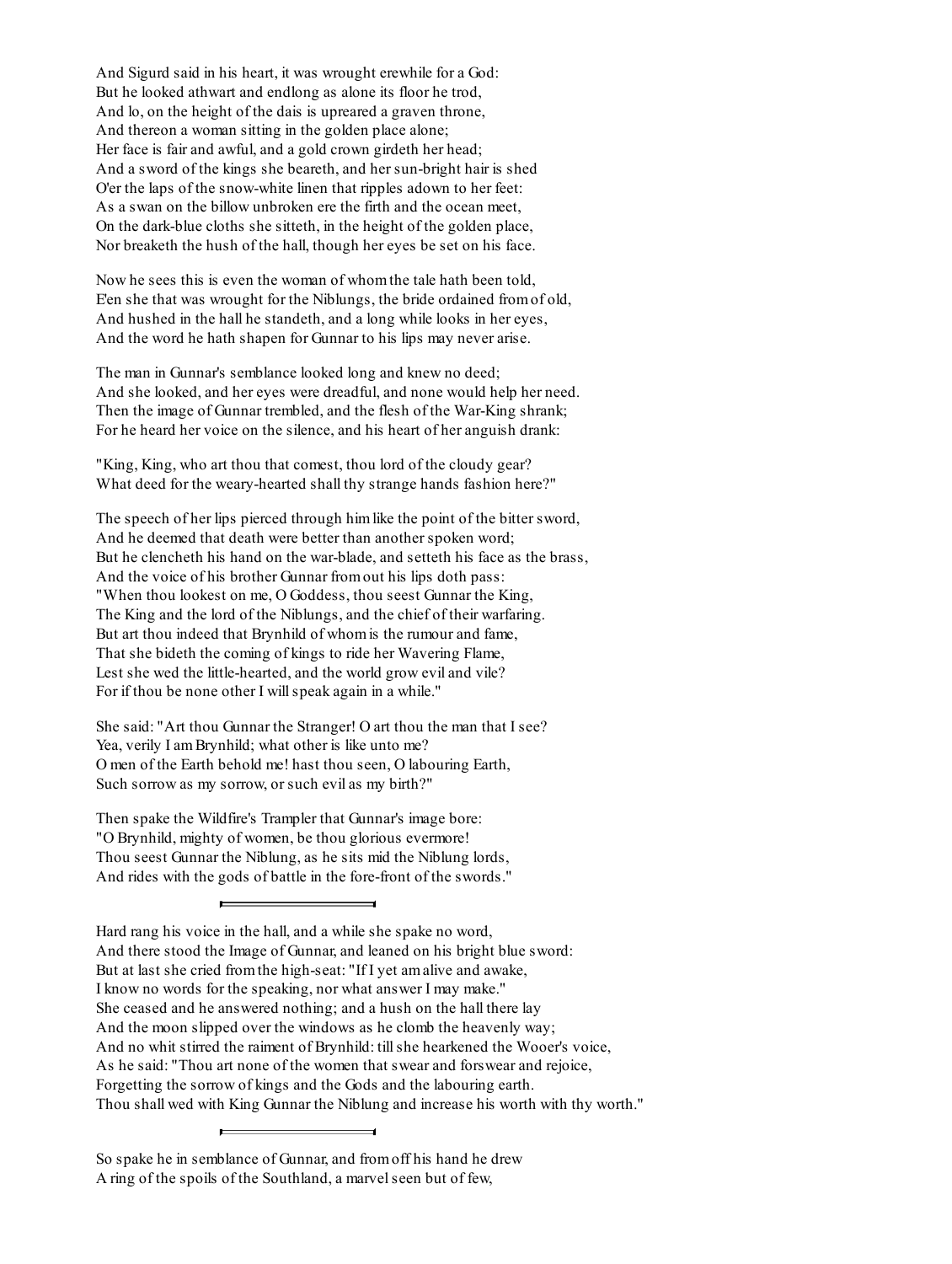And Sigurd said in his heart, it was wrought erewhile for a God:
But he looked athwart and endlong as alone its floor he trod,
And lo, on the height of the dais is upreared a graven throne,
And thereon a woman sitting in the golden place alone;
Her face is fair and awful, and a gold crown girdeth her head;
And a sword of the kings she beareth, and her sun-bright hair is shed
O'er the laps of the snow-white linen that ripples adown to her feet:
As a swan on the billow unbroken ere the firth and the ocean meet,
On the dark-blue cloths she sitteth, in the height of the golden place,
Nor breaketh the hush of the hall, though her eyes be set on his face.

Now he sees this is even the woman of whom the tale hath been told,
E'en she that was wrought for the Niblungs, the bride ordained from of old,
And hushed in the hall he standeth, and a long while looks in her eyes,
And the word he hath shapen for Gunnar to his lips may never arise.

The man in Gunnar's semblance looked long and knew no deed;
And she looked, and her eyes were dreadful, and none would help her need.
Then the image of Gunnar trembled, and the flesh of the War-King shrank;
For he heard her voice on the silence, and his heart of her anguish drank:

"King, King, who art thou that comest, thou lord of the cloudy gear?
What deed for the weary-hearted shall thy strange hands fashion here?"

The speech of her lips pierced through him like the point of the bitter sword,
And he deemed that death were better than another spoken word;
But he clencheth his hand on the war-blade, and setteth his face as the brass,
And the voice of his brother Gunnar from out his lips doth pass:
"When thou lookest on me, O Goddess, thou seest Gunnar the King,
The King and the lord of the Niblungs, and the chief of their warfaring.
But art thou indeed that Brynhild of whom is the rumour and fame,
That she bideth the coming of kings to ride her Wavering Flame,
Lest she wed the little-hearted, and the world grow evil and vile?
For if thou be none other I will speak again in a while."

She said: "Art thou Gunnar the Stranger! O art thou the man that I see?
Yea, verily I am Brynhild; what other is like unto me?
O men of the Earth behold me! hast thou seen, O labouring Earth,
Such sorrow as my sorrow, or such evil as my birth?"

Then spake the Wildfire's Trampler that Gunnar's image bore:
"O Brynhild, mighty of women, be thou glorious evermore!
Thou seest Gunnar the Niblung, as he sits mid the Niblung lords,
And rides with the gods of battle in the fore-front of the swords."

---

Hard rang his voice in the hall, and a while she spake no word,
And there stood the Image of Gunnar, and leaned on his bright blue sword:
But at last she cried from the high-seat: "If I yet am alive and awake,
I know no words for the speaking, nor what answer I may make."
She ceased and he answered nothing; and a hush on the hall there lay
And the moon slipped over the windows as he clomb the heavenly way;
And no whit stirred the raiment of Brynhild: till she hearkened the Wooer's voice,
As he said: "Thou art none of the women that swear and forswear and rejoice,
Forgetting the sorrow of kings and the Gods and the labouring earth.
Thou shall wed with King Gunnar the Niblung and increase his worth with thy worth."

---

So spake he in semblance of Gunnar, and from off his hand he drew
A ring of the spoils of the Southland, a marvel seen but of few,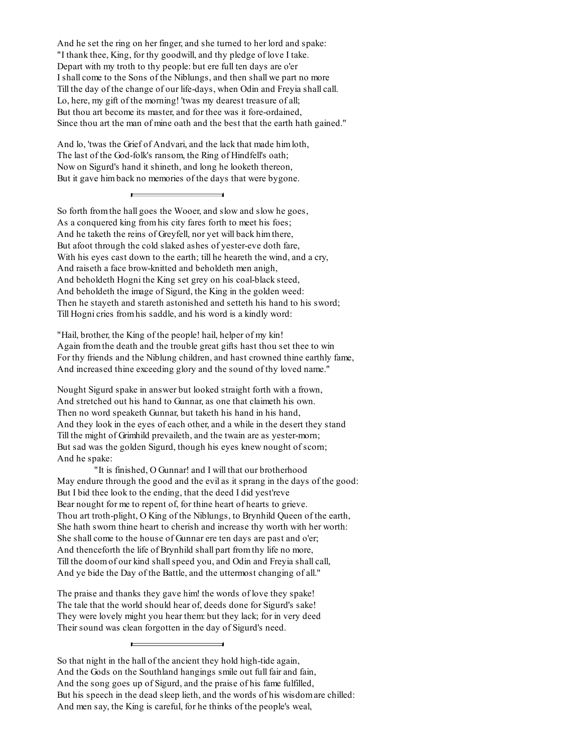And he set the ring on her finger, and she turned to her lord and spake:
"I thank thee, King, for thy goodwill, and thy pledge of love I take.
Depart with my troth to thy people: but ere full ten days are o'er
I shall come to the Sons of the Niblungs, and then shall we part no more
Till the day of the change of our life-days, when Odin and Freyia shall call.
Lo, here, my gift of the morning! 'twas my dearest treasure of all;
But thou art become its master, and for thee was it fore-ordained,
Since thou art the man of mine oath and the best that the earth hath gained."

And lo, 'twas the Grief of Andvari, and the lack that made him loth,
The last of the God-folk's ransom, the Ring of Hindfell's oath;
Now on Sigurd's hand it shineth, and long he looketh thereon,
But it gave him back no memories of the days that were bygone.

---

So forth from the hall goes the Wooer, and slow and slow he goes,
As a conquered king from his city fares forth to meet his foes;
And he taketh the reins of Greyfell, nor yet will back him there,
But afoot through the cold slaked ashes of yester-eve doth fare,
With his eyes cast down to the earth; till he heareth the wind, and a cry,
And raiseth a face brow-knitted and beholdeth men anigh,
And beholdeth Hogni the King set grey on his coal-black steed,
And beholdeth the image of Sigurd, the King in the golden weed:
Then he stayeth and stareth astonished and setteth his hand to his sword;
Till Hogni cries from his saddle, and his word is a kindly word:

"Hail, brother, the King of the people! hail, helper of my kin!
Again from the death and the trouble great gifts hast thou set thee to win
For thy friends and the Niblung children, and hast crowned thine earthly fame,
And increased thine exceeding glory and the sound of thy loved name."

Nought Sigurd spake in answer but looked straight forth with a frown,
And stretched out his hand to Gunnar, as one that claimeth his own.
Then no word speaketh Gunnar, but taketh his hand in his hand,
And they look in the eyes of each other, and a while in the desert they stand
Till the might of Grimhild prevaileth, and the twain are as yester-morn;
But sad was the golden Sigurd, though his eyes knew nought of scorn;
And he spake:
"It is finished, O Gunnar! and I will that our brotherhood
May endure through the good and the evil as it sprang in the days of the good:
But I bid thee look to the ending, that the deed I did yest'reve
Bear nought for me to repent of, for thine heart of hearts to grieve.
Thou art troth-plight, O King of the Niblungs, to Brynhild Queen of the earth,
She hath sworn thine heart to cherish and increase thy worth with her worth:
She shall come to the house of Gunnar ere ten days are past and o'er;
And thenceforth the life of Brynhild shall part from thy life no more,
Till the doom of our kind shall speed you, and Odin and Freyia shall call,
And ye bide the Day of the Battle, and the uttermost changing of all."

The praise and thanks they gave him! the words of love they spake!
The tale that the world should hear of, deeds done for Sigurd's sake!
They were lovely might you hear them: but they lack; for in very deed
Their sound was clean forgotten in the day of Sigurd's need.

---

So that night in the hall of the ancient they hold high-tide again,
And the Gods on the Southland hangings smile out full fair and fain,
And the song goes up of Sigurd, and the praise of his fame fulfilled,
But his speech in the dead sleep lieth, and the words of his wisdom are chilled:
And men say, the King is careful, for he thinks of the people's weal,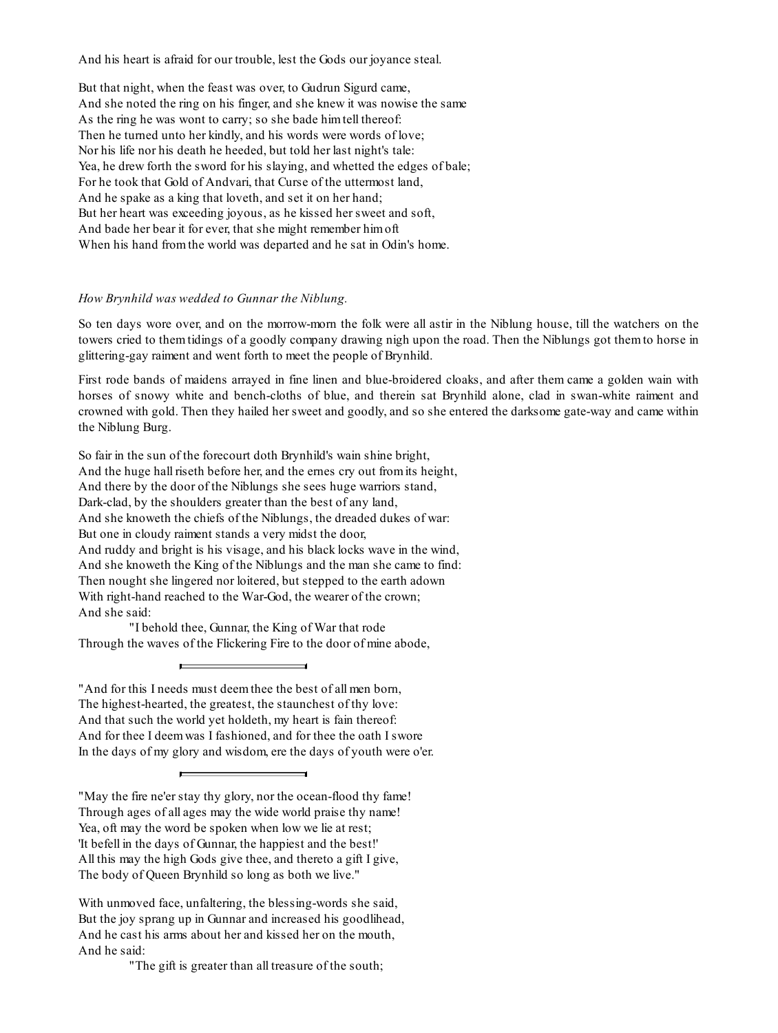And his heart is afraid for our trouble, lest the Gods our joyance steal.

But that night, when the feast was over, to Gudrun Sigurd came,  
And she noted the ring on his finger, and she knew it was nowise the same  
As the ring he was wont to carry; so she bade him tell thereof:  
Then he turned unto her kindly, and his words were words of love;  
Nor his life nor his death he heeded, but told her last night's tale:  
Yea, he drew forth the sword for his slaying, and whetted the edges of bale;  
For he took that Gold of Andvari, that Curse of the uttermost land,  
And he spake as a king that loveth, and set it on her hand;  
But her heart was exceeding joyous, as he kissed her sweet and soft,  
And bade her bear it for ever, that she might remember him oft  
When his hand from the world was departed and he sat in Odin's home.

*How Brynhild was wedded to Gunnar the Niblung.*

So ten days wore over, and on the morrow-morn the folk were all astir in the Niblung house, till the watchers on the towers cried to them tidings of a goodly company drawing nigh upon the road. Then the Niblungs got them to horse in glittering-gay raiment and went forth to meet the people of Brynhild.

First rode bands of maidens arrayed in fine linen and blue-broidered cloaks, and after them came a golden wain with horses of snowy white and bench-cloths of blue, and therein sat Brynhild alone, clad in swan-white raiment and crowned with gold. Then they hailed her sweet and goodly, and so she entered the darksome gate-way and came within the Niblung Burg.

So fair in the sun of the forecourt doth Brynhild's wain shine bright,  
And the huge hall riseth before her, and the ernes cry out from its height,  
And there by the door of the Niblungs she sees huge warriors stand,  
Dark-clad, by the shoulders greater than the best of any land,  
And she knoweth the chiefs of the Niblungs, the dreaded dukes of war:  
But one in cloudy raiment stands a very midst the door,  
And ruddy and bright is his visage, and his black locks wave in the wind,  
And she knoweth the King of the Niblungs and the man she came to find:  
Then nought she lingered nor loitered, but stepped to the earth adown  
With right-hand reached to the War-God, the wearer of the crown;  
And she said:  
"I behold thee, Gunnar, the King of War that rode  
Through the waves of the Flickering Fire to the door of mine abode,

---

"And for this I needs must deem thee the best of all men born,  
The highest-hearted, the greatest, the staunchest of thy love:  
And that such the world yet holdeth, my heart is fain thereof:  
And for thee I deem was I fashioned, and for thee the oath I swore  
In the days of my glory and wisdom, ere the days of youth were o'er.

---

"May the fire ne'er stay thy glory, nor the ocean-flood thy fame!  
Through ages of all ages may the wide world praise thy name!  
Yea, oft may the word be spoken when low we lie at rest;  
'It befell in the days of Gunnar, the happiest and the best!'  
All this may the high Gods give thee, and thereto a gift I give,  
The body of Queen Brynhild so long as both we live."

With unmoved face, unfaltering, the blessing-words she said,  
But the joy sprang up in Gunnar and increased his goodlihead,  
And he cast his arms about her and kissed her on the mouth,  
And he said:  
"The gift is greater than all treasure of the south;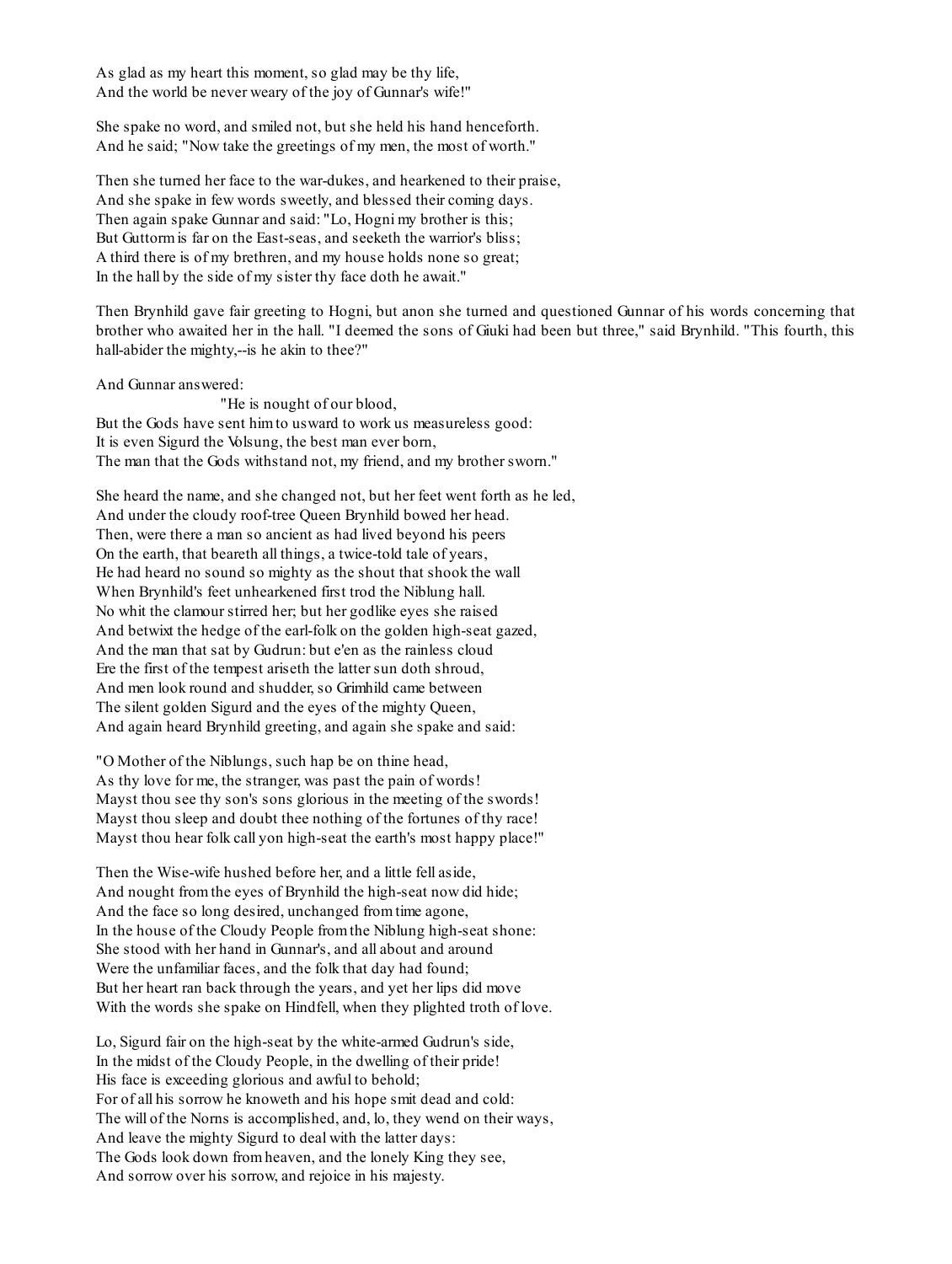As glad as my heart this moment, so glad may be thy life,
And the world be never weary of the joy of Gunnar's wife!"

She spake no word, and smiled not, but she held his hand henceforth.
And he said; "Now take the greetings of my men, the most of worth."

Then she turned her face to the war-dukes, and hearkened to their praise,
And she spake in few words sweetly, and blessed their coming days.
Then again spake Gunnar and said: "Lo, Hogni my brother is this;
But Guttorm is far on the East-seas, and seeketh the warrior's bliss;
A third there is of my brethren, and my house holds none so great;
In the hall by the side of my sister thy face doth he await."

Then Brynhild gave fair greeting to Hogni, but anon she turned and questioned Gunnar of his words concerning that brother who awaited her in the hall. "I deemed the sons of Giuki had been but three," said Brynhild. "This fourth, this hall-abider the mighty,--is he akin to thee?"

And Gunnar answered:

"He is nought of our blood,
But the Gods have sent him to usward to work us measureless good:
It is even Sigurd the Volsung, the best man ever born,
The man that the Gods withstand not, my friend, and my brother sworn."

She heard the name, and she changed not, but her feet went forth as he led,
And under the cloudy roof-tree Queen Brynhild bowed her head.
Then, were there a man so ancient as had lived beyond his peers
On the earth, that beareth all things, a twice-told tale of years,
He had heard no sound so mighty as the shout that shook the wall
When Brynhild's feet unhearkened first trod the Niblung hall.
No whit the clamour stirred her; but her godlike eyes she raised
And betwixt the hedge of the earl-folk on the golden high-seat gazed,
And the man that sat by Gudrun: but e'en as the rainless cloud
Ere the first of the tempest ariseth the latter sun doth shroud,
And men look round and shudder, so Grimhild came between
The silent golden Sigurd and the eyes of the mighty Queen,
And again heard Brynhild greeting, and again she spake and said:

"O Mother of the Niblungs, such hap be on thine head,
As thy love for me, the stranger, was past the pain of words!
Mayst thou see thy son's sons glorious in the meeting of the swords!
Mayst thou sleep and doubt thee nothing of the fortunes of thy race!
Mayst thou hear folk call yon high-seat the earth's most happy place!"

Then the Wise-wife hushed before her, and a little fell aside,
And nought from the eyes of Brynhild the high-seat now did hide;
And the face so long desired, unchanged from time agone,
In the house of the Cloudy People from the Niblung high-seat shone:
She stood with her hand in Gunnar's, and all about and around
Were the unfamiliar faces, and the folk that day had found;
But her heart ran back through the years, and yet her lips did move
With the words she spake on Hindfell, when they plighted troth of love.

Lo, Sigurd fair on the high-seat by the white-armed Gudrun's side,
In the midst of the Cloudy People, in the dwelling of their pride!
His face is exceeding glorious and awful to behold;
For of all his sorrow he knoweth and his hope smit dead and cold:
The will of the Norns is accomplished, and, lo, they wend on their ways,
And leave the mighty Sigurd to deal with the latter days:
The Gods look down from heaven, and the lonely King they see,
And sorrow over his sorrow, and rejoice in his majesty.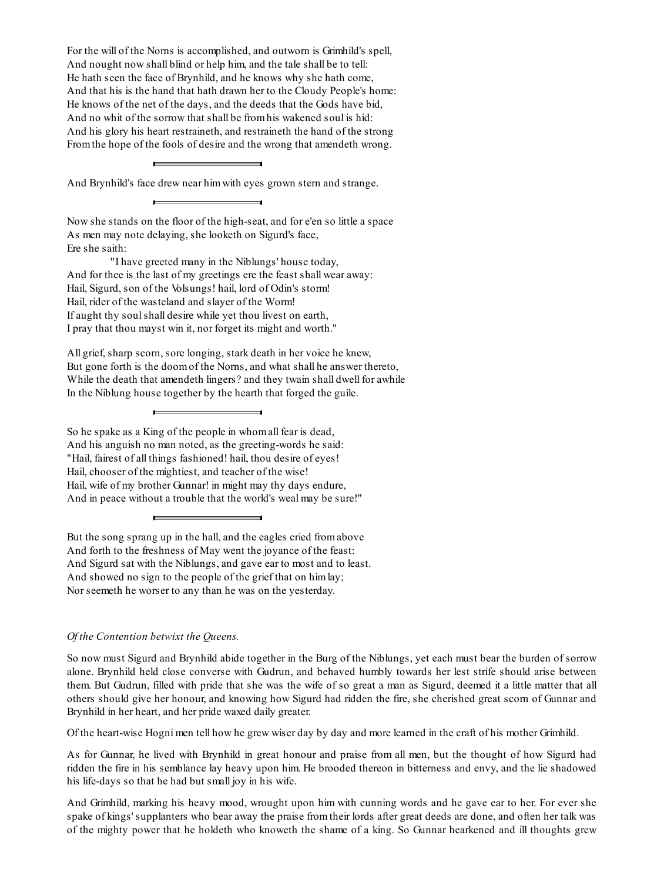For the will of the Norns is accomplished, and outworn is Grimhild's spell,
And nought now shall blind or help him, and the tale shall be to tell:
He hath seen the face of Brynhild, and he knows why she hath come,
And that his is the hand that hath drawn her to the Cloudy People's home:
He knows of the net of the days, and the deeds that the Gods have bid,
And no whit of the sorrow that shall be from his wakened soul is hid:
And his glory his heart restraineth, and restraineth the hand of the strong
From the hope of the fools of desire and the wrong that amendeth wrong.

---

And Brynhild's face drew near him with eyes grown stern and strange.

---

Now she stands on the floor of the high-seat, and for e'en so little a space
As men may note delaying, she looketh on Sigurd's face,
Ere she saith:
"I have greeted many in the Niblungs' house today,
And for thee is the last of my greetings ere the feast shall wear away:
Hail, Sigurd, son of the Volsungs! hail, lord of Odin's storm!
Hail, rider of the wasteland and slayer of the Worm!
If aught thy soul shall desire while yet thou livest on earth,
I pray that thou mayst win it, nor forget its might and worth."

All grief, sharp scorn, sore longing, stark death in her voice he knew,
But gone forth is the doom of the Norns, and what shall he answer thereto,
While the death that amendeth lingers? and they twain shall dwell for awhile
In the Niblung house together by the hearth that forged the guile.

---

So he spake as a King of the people in whom all fear is dead,
And his anguish no man noted, as the greeting-words he said:
"Hail, fairest of all things fashioned! hail, thou desire of eyes!
Hail, chooser of the mightiest, and teacher of the wise!
Hail, wife of my brother Gunnar! in might may thy days endure,
And in peace without a trouble that the world's weal may be sure!"

---

But the song sprang up in the hall, and the eagles cried from above
And forth to the freshness of May went the joyance of the feast:
And Sigurd sat with the Niblungs, and gave ear to most and to least.
And showed no sign to the people of the grief that on him lay;
Nor seemeth he worser to any than he was on the yesterday.

*Of the Contention betwixt the Queens.*

So now must Sigurd and Brynhild abide together in the Burg of the Niblungs, yet each must bear the burden of sorrow alone. Brynhild held close converse with Gudrun, and behaved humbly towards her lest strife should arise between them. But Gudrun, filled with pride that she was the wife of so great a man as Sigurd, deemed it a little matter that all others should give her honour, and knowing how Sigurd had ridden the fire, she cherished great scorn of Gunnar and Brynhild in her heart, and her pride waxed daily greater.

Of the heart-wise Hogni men tell how he grew wiser day by day and more learned in the craft of his mother Grimhild.

As for Gunnar, he lived with Brynhild in great honour and praise from all men, but the thought of how Sigurd had ridden the fire in his semblance lay heavy upon him. He brooded thereon in bitterness and envy, and the lie shadowed his life-days so that he had but small joy in his wife.

And Grimhild, marking his heavy mood, wrought upon him with cunning words and he gave ear to her. For ever she spake of kings' supplanters who bear away the praise from their lords after great deeds are done, and often her talk was of the mighty power that he holdeth who knoweth the shame of a king. So Gunnar hearkened and ill thoughts grew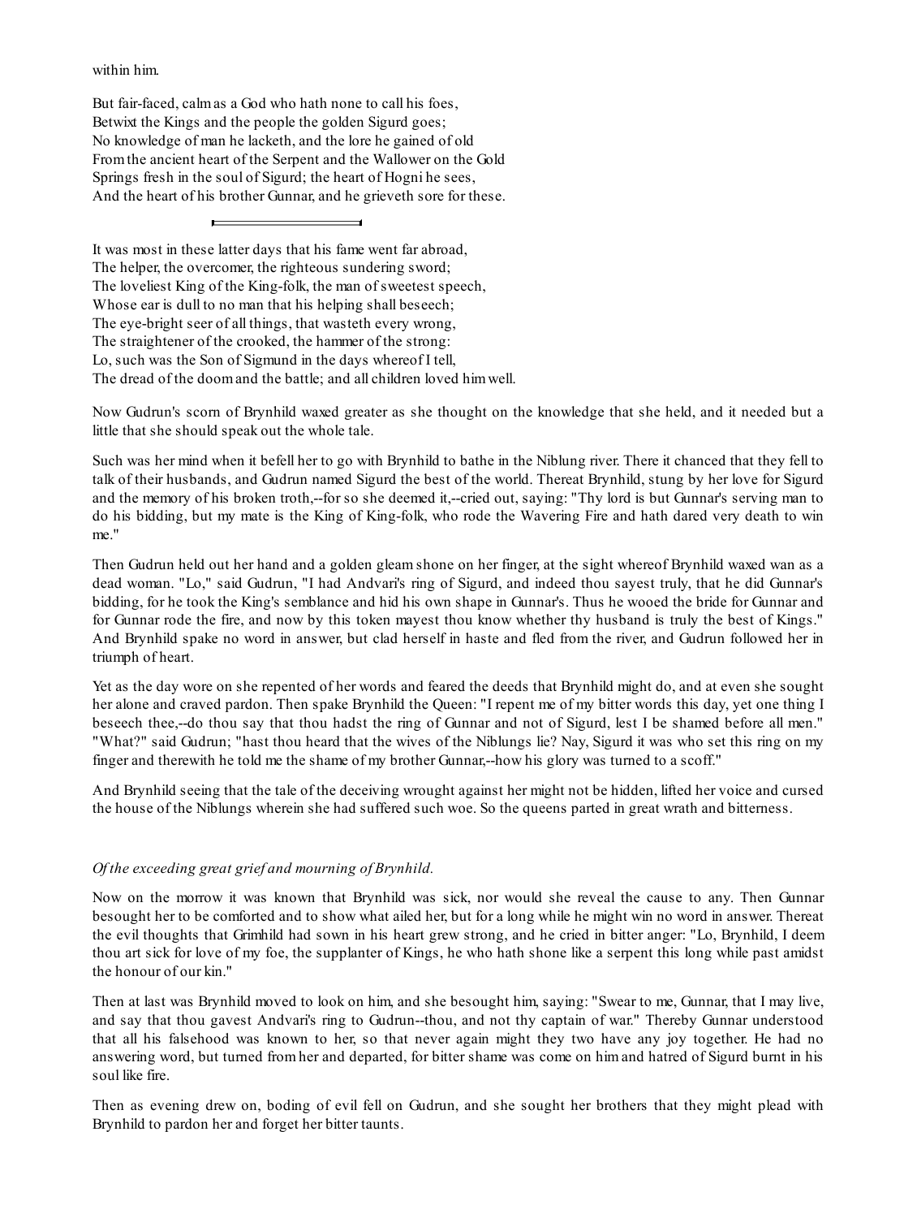within him.

But fair-faced, calm as a God who hath none to call his foes,  
Betwixt the Kings and the people the golden Sigurd goes;  
No knowledge of man he lacketh, and the lore he gained of old  
From the ancient heart of the Serpent and the Wallower on the Gold  
Springs fresh in the soul of Sigurd; the heart of Hogni he sees,  
And the heart of his brother Gunnar, and he grieveth sore for these.

---

It was most in these latter days that his fame went far abroad,  
The helper, the overcomer, the righteous sundering sword;  
The loveliest King of the King-folk, the man of sweetest speech,  
Whose ear is dull to no man that his helping shall beseech;  
The eye-bright seer of all things, that wasteth every wrong,  
The straightener of the crooked, the hammer of the strong:  
Lo, such was the Son of Sigmund in the days whereof I tell,  
The dread of the doom and the battle; and all children loved him well.

Now Gudrun's scorn of Brynhild waxed greater as she thought on the knowledge that she held, and it needed but a little that she should speak out the whole tale.

Such was her mind when it befell her to go with Brynhild to bathe in the Niblung river. There it chanced that they fell to talk of their husbands, and Gudrun named Sigurd the best of the world. Thereat Brynhild, stung by her love for Sigurd and the memory of his broken troth,--for so she deemed it,--cried out, saying: "Thy lord is but Gunnar's serving man to do his bidding, but my mate is the King of King-folk, who rode the Wavering Fire and hath dared very death to win me."

Then Gudrun held out her hand and a golden gleam shone on her finger, at the sight whereof Brynhild waxed wan as a dead woman. "Lo," said Gudrun, "I had Andvari's ring of Sigurd, and indeed thou sayest truly, that he did Gunnar's bidding, for he took the King's semblance and hid his own shape in Gunnar's. Thus he wooed the bride for Gunnar and for Gunnar rode the fire, and now by this token mayest thou know whether thy husband is truly the best of Kings." And Brynhild spake no word in answer, but clad herself in haste and fled from the river, and Gudrun followed her in triumph of heart.

Yet as the day wore on she repented of her words and feared the deeds that Brynhild might do, and at even she sought her alone and craved pardon. Then spake Brynhild the Queen: "I repent me of my bitter words this day, yet one thing I beseech thee,--do thou say that thou hadst the ring of Gunnar and not of Sigurd, lest I be shamed before all men." "What?" said Gudrun; "hast thou heard that the wives of the Niblungs lie? Nay, Sigurd it was who set this ring on my finger and therewith he told me the shame of my brother Gunnar,--how his glory was turned to a scoff."

And Brynhild seeing that the tale of the deceiving wrought against her might not be hidden, lifted her voice and cursed the house of the Niblungs wherein she had suffered such woe. So the queens parted in great wrath and bitterness.

*Of the exceeding great grief and mourning of Brynhild.*

Now on the morrow it was known that Brynhild was sick, nor would she reveal the cause to any. Then Gunnar besought her to be comforted and to show what ailed her, but for a long while he might win no word in answer. Thereat the evil thoughts that Grimhild had sown in his heart grew strong, and he cried in bitter anger: "Lo, Brynhild, I deem thou art sick for love of my foe, the supplanter of Kings, he who hath shone like a serpent this long while past amidst the honour of our kin."

Then at last was Brynhild moved to look on him, and she besought him, saying: "Swear to me, Gunnar, that I may live, and say that thou gavest Andvari's ring to Gudrun--thou, and not thy captain of war." Thereby Gunnar understood that all his falsehood was known to her, so that never again might they two have any joy together. He had no answering word, but turned from her and departed, for bitter shame was come on him and hatred of Sigurd burnt in his soul like fire.

Then as evening drew on, boding of evil fell on Gudrun, and she sought her brothers that they might plead with Brynhild to pardon her and forget her bitter taunts.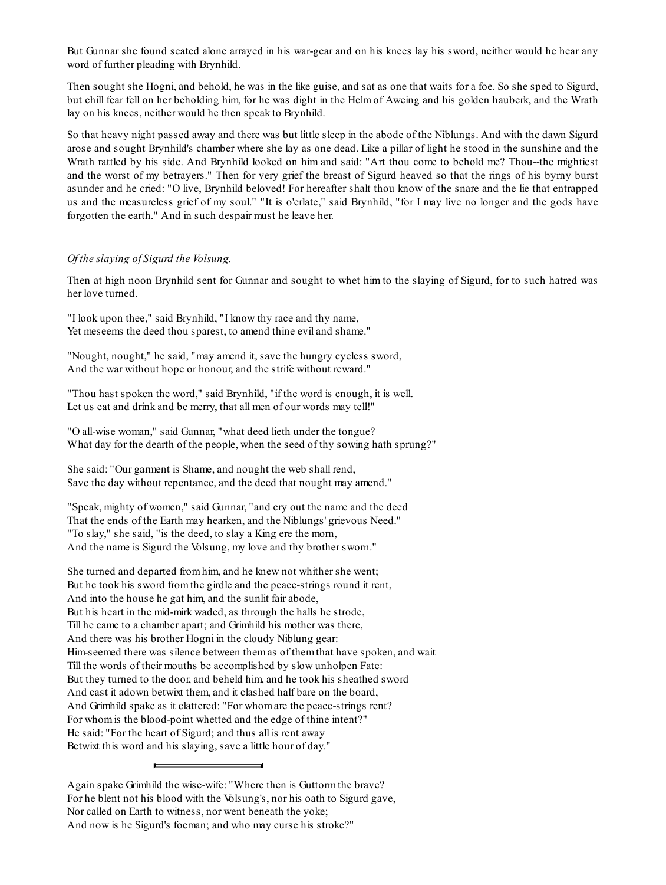But Gunnar she found seated alone arrayed in his war-gear and on his knees lay his sword, neither would he hear any word of further pleading with Brynhild.

Then sought she Hogni, and behold, he was in the like guise, and sat as one that waits for a foe. So she sped to Sigurd, but chill fear fell on her beholding him, for he was dight in the Helm of Aweing and his golden hauberk, and the Wrath lay on his knees, neither would he then speak to Brynhild.

So that heavy night passed away and there was but little sleep in the abode of the Niblungs. And with the dawn Sigurd arose and sought Brynhild's chamber where she lay as one dead. Like a pillar of light he stood in the sunshine and the Wrath rattled by his side. And Brynhild looked on him and said: "Art thou come to behold me? Thou--the mightiest and the worst of my betrayers." Then for very grief the breast of Sigurd heaved so that the rings of his byrny burst asunder and he cried: "O live, Brynhild beloved! For hereafter shalt thou know of the snare and the lie that entrapped us and the measureless grief of my soul." "It is o'erlate," said Brynhild, "for I may live no longer and the gods have forgotten the earth." And in such despair must he leave her.

*Of the slaying of Sigurd the Volsung.*

Then at high noon Brynhild sent for Gunnar and sought to whet him to the slaying of Sigurd, for to such hatred was her love turned.

"I look upon thee," said Brynhild, "I know thy race and thy name,
Yet meseems the deed thou sparest, to amend thine evil and shame."

"Nought, nought," he said, "may amend it, save the hungry eyeless sword,
And the war without hope or honour, and the strife without reward."

"Thou hast spoken the word," said Brynhild, "if the word is enough, it is well.
Let us eat and drink and be merry, that all men of our words may tell!"

"O all-wise woman," said Gunnar, "what deed lieth under the tongue?
What day for the dearth of the people, when the seed of thy sowing hath sprung?"

She said: "Our garment is Shame, and nought the web shall rend,
Save the day without repentance, and the deed that nought may amend."

"Speak, mighty of women," said Gunnar, "and cry out the name and the deed
That the ends of the Earth may hearken, and the Niblungs' grievous Need."
"To slay," she said, "is the deed, to slay a King ere the morn,
And the name is Sigurd the Volsung, my love and thy brother sworn."

She turned and departed from him, and he knew not whither she went;
But he took his sword from the girdle and the peace-strings round it rent,
And into the house he gat him, and the sunlit fair abode,
But his heart in the mid-mirk waded, as through the halls he strode,
Till he came to a chamber apart; and Grimhild his mother was there,
And there was his brother Hogni in the cloudy Niblung gear:
Him-seemed there was silence between them as of them that have spoken, and wait
Till the words of their mouths be accomplished by slow unholpen Fate:
But they turned to the door, and beheld him, and he took his sheathed sword
And cast it adown betwixt them, and it clashed half bare on the board,
And Grimhild spake as it clattered: "For whom are the peace-strings rent?
For whom is the blood-point whetted and the edge of thine intent?"
He said: "For the heart of Sigurd; and thus all is rent away
Betwixt this word and his slaying, save a little hour of day."

---

Again spake Grimhild the wise-wife: "Where then is Guttorm the brave?
For he blent not his blood with the Volsung's, nor his oath to Sigurd gave,
Nor called on Earth to witness, nor went beneath the yoke;
And now is he Sigurd's foeman; and who may curse his stroke?"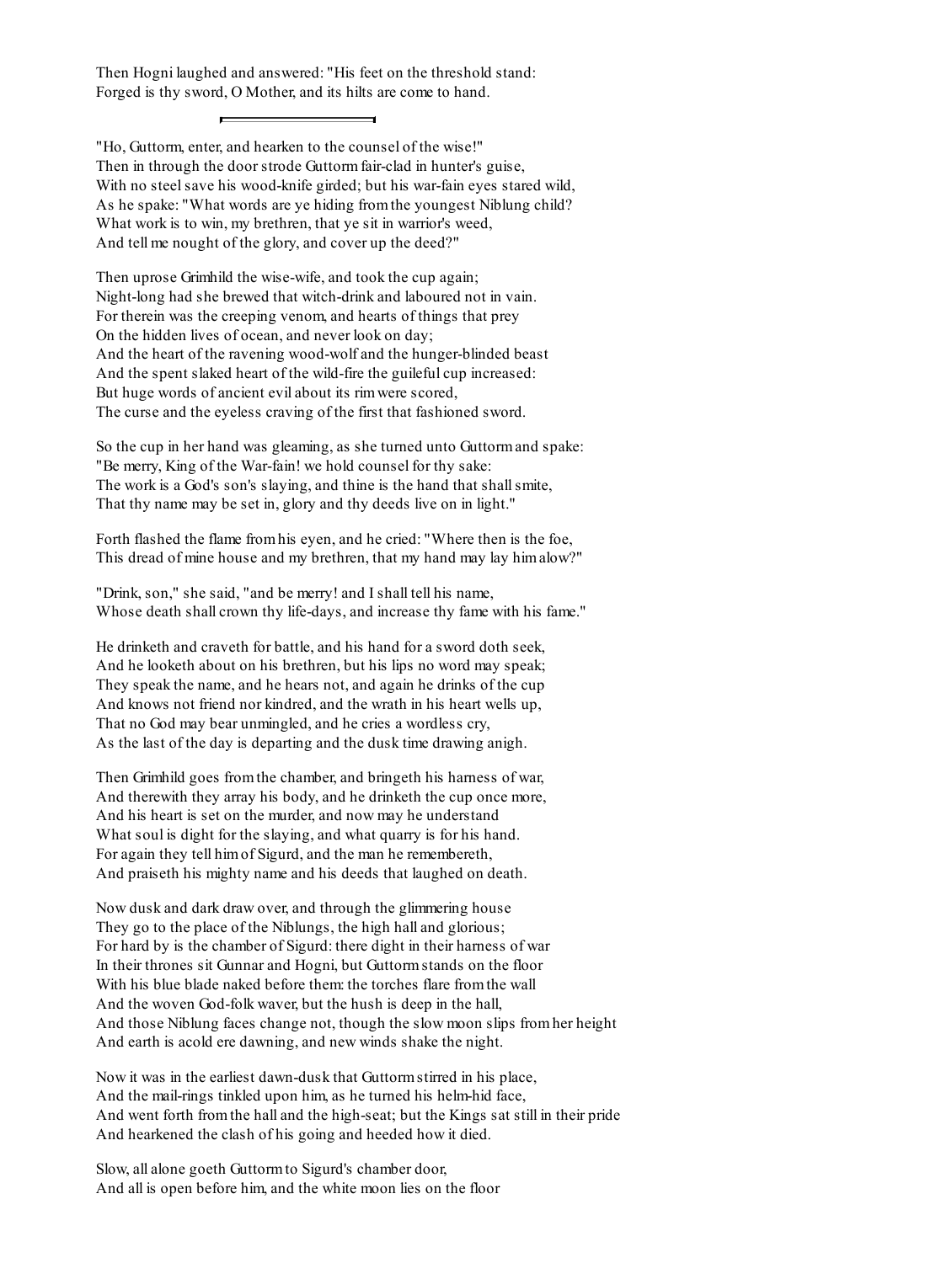Then Hogni laughed and answered: "His feet on the threshold stand:
Forged is thy sword, O Mother, and its hilts are come to hand.

---

"Ho, Guttorm, enter, and hearken to the counsel of the wise!"
Then in through the door strode Guttorm fair-clad in hunter's guise,
With no steel save his wood-knife girded; but his war-fain eyes stared wild,
As he spake: "What words are ye hiding from the youngest Niblung child?
What work is to win, my brethren, that ye sit in warrior's weed,
And tell me nought of the glory, and cover up the deed?"

Then uprose Grimhild the wise-wife, and took the cup again;
Night-long had she brewed that witch-drink and laboured not in vain.
For therein was the creeping venom, and hearts of things that prey
On the hidden lives of ocean, and never look on day;
And the heart of the ravening wood-wolf and the hunger-blinded beast
And the spent slaked heart of the wild-fire the guileful cup increased:
But huge words of ancient evil about its rim were scored,
The curse and the eyeless craving of the first that fashioned sword.

So the cup in her hand was gleaming, as she turned unto Guttorm and spake:
"Be merry, King of the War-fain! we hold counsel for thy sake:
The work is a God's son's slaying, and thine is the hand that shall smite,
That thy name may be set in, glory and thy deeds live on in light."

Forth flashed the flame from his eyen, and he cried: "Where then is the foe,
This dread of mine house and my brethren, that my hand may lay him alow?"

"Drink, son," she said, "and be merry! and I shall tell his name,
Whose death shall crown thy life-days, and increase thy fame with his fame."

He drinketh and craveth for battle, and his hand for a sword doth seek,
And he looketh about on his brethren, but his lips no word may speak;
They speak the name, and he hears not, and again he drinks of the cup
And knows not friend nor kindred, and the wrath in his heart wells up,
That no God may bear unmingled, and he cries a wordless cry,
As the last of the day is departing and the dusk time drawing anigh.

Then Grimhild goes from the chamber, and bringeth his harness of war,
And therewith they array his body, and he drinketh the cup once more,
And his heart is set on the murder, and now may he understand
What soul is dight for the slaying, and what quarry is for his hand.
For again they tell him of Sigurd, and the man he remembereth,
And praiseth his mighty name and his deeds that laughed on death.

Now dusk and dark draw over, and through the glimmering house
They go to the place of the Niblungs, the high hall and glorious;
For hard by is the chamber of Sigurd: there dight in their harness of war
In their thrones sit Gunnar and Hogni, but Guttorm stands on the floor
With his blue blade naked before them: the torches flare from the wall
And the woven God-folk waver, but the hush is deep in the hall,
And those Niblung faces change not, though the slow moon slips from her height
And earth is acold ere dawning, and new winds shake the night.

Now it was in the earliest dawn-dusk that Guttorm stirred in his place,
And the mail-rings tinkled upon him, as he turned his helm-hid face,
And went forth from the hall and the high-seat; but the Kings sat still in their pride
And hearkened the clash of his going and heeded how it died.

Slow, all alone goeth Guttorm to Sigurd's chamber door,
And all is open before him, and the white moon lies on the floor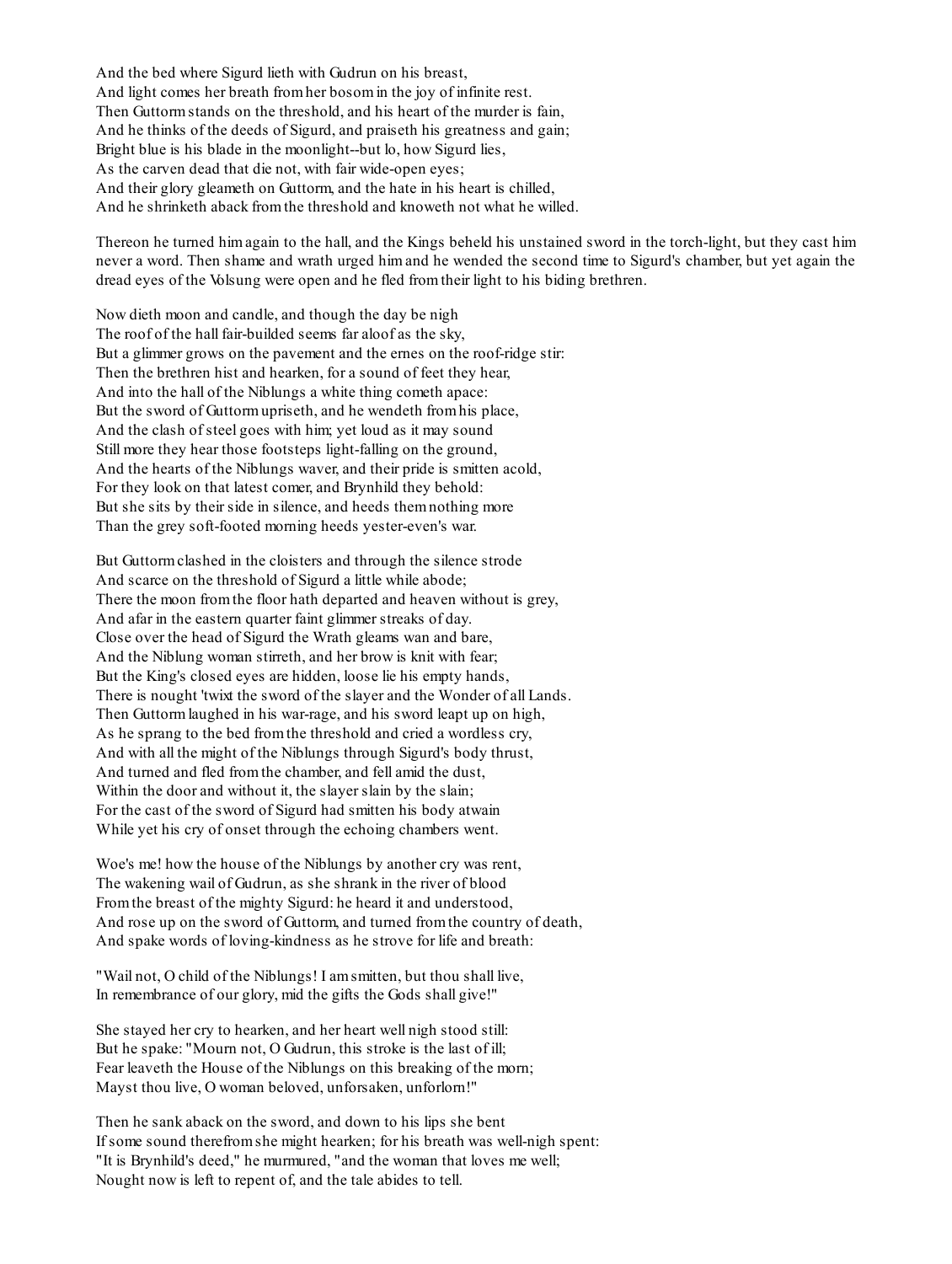And the bed where Sigurd lieth with Gudrun on his breast,
And light comes her breath from her bosom in the joy of infinite rest.
Then Guttorm stands on the threshold, and his heart of the murder is fain,
And he thinks of the deeds of Sigurd, and praiseth his greatness and gain;
Bright blue is his blade in the moonlight--but lo, how Sigurd lies,
As the carven dead that die not, with fair wide-open eyes;
And their glory gleameth on Guttorm, and the hate in his heart is chilled,
And he shrinketh aback from the threshold and knoweth not what he willed.

Thereon he turned him again to the hall, and the Kings beheld his unstained sword in the torch-light, but they cast him never a word. Then shame and wrath urged him and he wended the second time to Sigurd's chamber, but yet again the dread eyes of the Volsung were open and he fled from their light to his biding brethren.

Now dieth moon and candle, and though the day be nigh
The roof of the hall fair-builded seems far aloof as the sky,
But a glimmer grows on the pavement and the ernes on the roof-ridge stir:
Then the brethren hist and hearken, for a sound of feet they hear,
And into the hall of the Niblungs a white thing cometh apace:
But the sword of Guttorm upriseth, and he wendeth from his place,
And the clash of steel goes with him; yet loud as it may sound
Still more they hear those footsteps light-falling on the ground,
And the hearts of the Niblungs waver, and their pride is smitten acold,
For they look on that latest comer, and Brynhild they behold:
But she sits by their side in silence, and heeds them nothing more
Than the grey soft-footed morning heeds yester-even's war.

But Guttorm clashed in the cloisters and through the silence strode
And scarce on the threshold of Sigurd a little while abode;
There the moon from the floor hath departed and heaven without is grey,
And afar in the eastern quarter faint glimmer streaks of day.
Close over the head of Sigurd the Wrath gleams wan and bare,
And the Niblung woman stirreth, and her brow is knit with fear;
But the King's closed eyes are hidden, loose lie his empty hands,
There is nought 'twixt the sword of the slayer and the Wonder of all Lands.
Then Guttorm laughed in his war-rage, and his sword leapt up on high,
As he sprang to the bed from the threshold and cried a wordless cry,
And with all the might of the Niblungs through Sigurd's body thrust,
And turned and fled from the chamber, and fell amid the dust,
Within the door and without it, the slayer slain by the slain;
For the cast of the sword of Sigurd had smitten his body atwain
While yet his cry of onset through the echoing chambers went.

Woe's me! how the house of the Niblungs by another cry was rent,
The wakening wail of Gudrun, as she shrank in the river of blood
From the breast of the mighty Sigurd: he heard it and understood,
And rose up on the sword of Guttorm, and turned from the country of death,
And spake words of loving-kindness as he strove for life and breath:

"Wail not, O child of the Niblungs! I am smitten, but thou shall live,
In remembrance of our glory, mid the gifts the Gods shall give!"

She stayed her cry to hearken, and her heart well nigh stood still:
But he spake: "Mourn not, O Gudrun, this stroke is the last of ill;
Fear leaveth the House of the Niblungs on this breaking of the morn;
Mayst thou live, O woman beloved, unforsaken, unforlorn!"

Then he sank aback on the sword, and down to his lips she bent
If some sound therefrom she might hearken; for his breath was well-nigh spent:
"It is Brynhild's deed," he murmured, "and the woman that loves me well;
Nought now is left to repent of, and the tale abides to tell.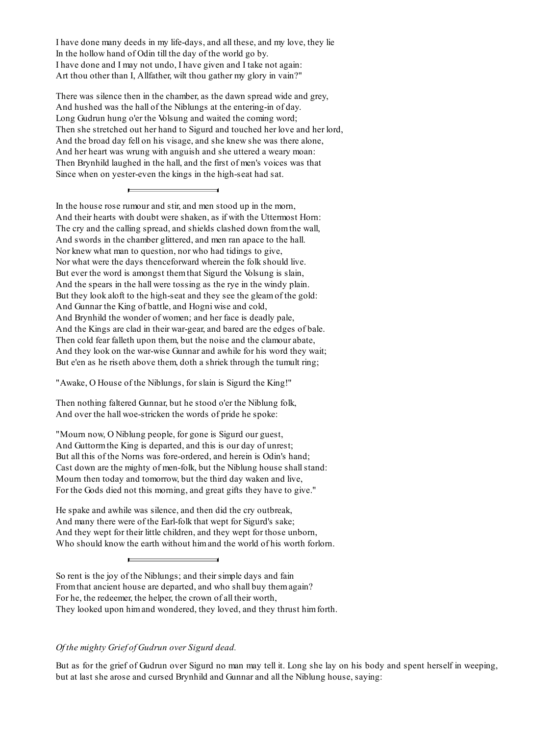I have done many deeds in my life-days, and all these, and my love, they lie
In the hollow hand of Odin till the day of the world go by.
I have done and I may not undo, I have given and I take not again:
Art thou other than I, Allfather, wilt thou gather my glory in vain?"

There was silence then in the chamber, as the dawn spread wide and grey,
And hushed was the hall of the Niblungs at the entering-in of day.
Long Gudrun hung o'er the Volsung and waited the coming word;
Then she stretched out her hand to Sigurd and touched her love and her lord,
And the broad day fell on his visage, and she knew she was there alone,
And her heart was wrung with anguish and she uttered a weary moan:
Then Brynhild laughed in the hall, and the first of men's voices was that
Since when on yester-even the kings in the high-seat had sat.

---

In the house rose rumour and stir, and men stood up in the morn,
And their hearts with doubt were shaken, as if with the Uttermost Horn:
The cry and the calling spread, and shields clashed down from the wall,
And swords in the chamber glittered, and men ran apace to the hall.
Nor knew what man to question, nor who had tidings to give,
Nor what were the days thenceforward wherein the folk should live.
But ever the word is amongst them that Sigurd the Volsung is slain,
And the spears in the hall were tossing as the rye in the windy plain.
But they look aloft to the high-seat and they see the gleam of the gold:
And Gunnar the King of battle, and Hogni wise and cold,
And Brynhild the wonder of women; and her face is deadly pale,
And the Kings are clad in their war-gear, and bared are the edges of bale.
Then cold fear falleth upon them, but the noise and the clamour abate,
And they look on the war-wise Gunnar and awhile for his word they wait;
But e'en as he riseth above them, doth a shriek through the tumult ring;

"Awake, O House of the Niblungs, for slain is Sigurd the King!"

Then nothing faltered Gunnar, but he stood o'er the Niblung folk,
And over the hall woe-stricken the words of pride he spoke:

"Mourn now, O Niblung people, for gone is Sigurd our guest,
And Guttorm the King is departed, and this is our day of unrest;
But all this of the Norns was fore-ordered, and herein is Odin's hand;
Cast down are the mighty of men-folk, but the Niblung house shall stand:
Mourn then today and tomorrow, but the third day waken and live,
For the Gods died not this morning, and great gifts they have to give."

He spake and awhile was silence, and then did the cry outbreak,
And many there were of the Earl-folk that wept for Sigurd's sake;
And they wept for their little children, and they wept for those unborn,
Who should know the earth without him and the world of his worth forlorn.

---

So rent is the joy of the Niblungs; and their simple days and fain
From that ancient house are departed, and who shall buy them again?
For he, the redeemer, the helper, the crown of all their worth,
They looked upon him and wondered, they loved, and they thrust him forth.

*Of the mighty Grief of Gudrun over Sigurd dead.*

But as for the grief of Gudrun over Sigurd no man may tell it. Long she lay on his body and spent herself in weeping, but at last she arose and cursed Brynhild and Gunnar and all the Niblung house, saying: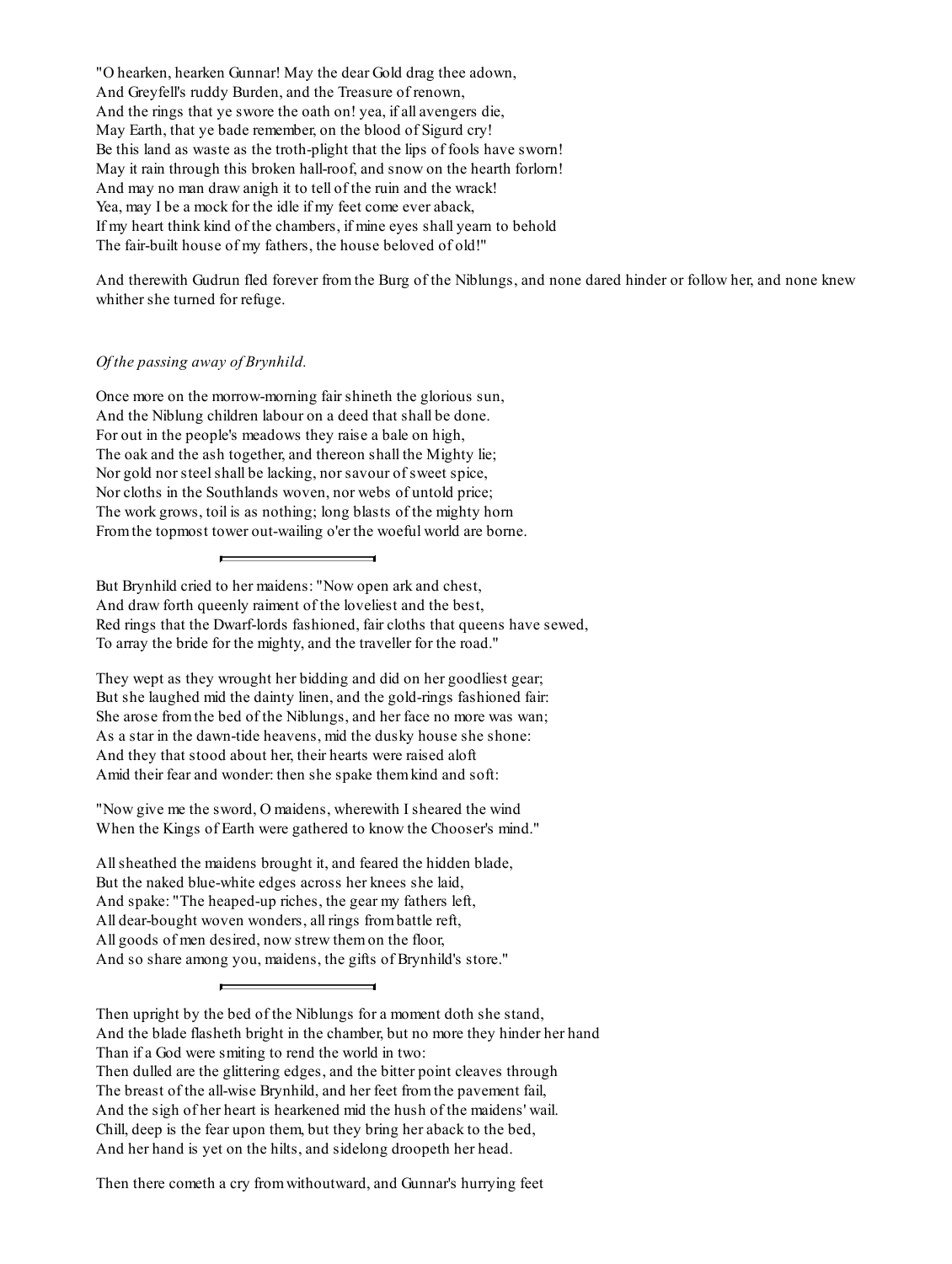"O hearken, hearken Gunnar! May the dear Gold drag thee adown,
And Greyfell's ruddy Burden, and the Treasure of renown,
And the rings that ye swore the oath on! yea, if all avengers die,
May Earth, that ye bade remember, on the blood of Sigurd cry!
Be this land as waste as the troth-plight that the lips of fools have sworn!
May it rain through this broken hall-roof, and snow on the hearth forlorn!
And may no man draw anigh it to tell of the ruin and the wrack!
Yea, may I be a mock for the idle if my feet come ever aback,
If my heart think kind of the chambers, if mine eyes shall yearn to behold
The fair-built house of my fathers, the house beloved of old!"

And therewith Gudrun fled forever from the Burg of the Niblungs, and none dared hinder or follow her, and none knew whither she turned for refuge.

*Of the passing away of Brynhild.*

Once more on the morrow-morning fair shineth the glorious sun,
And the Niblung children labour on a deed that shall be done.
For out in the people's meadows they raise a bale on high,
The oak and the ash together, and thereon shall the Mighty lie;
Nor gold nor steel shall be lacking, nor savour of sweet spice,
Nor cloths in the Southlands woven, nor webs of untold price;
The work grows, toil is as nothing; long blasts of the mighty horn
From the topmost tower out-wailing o'er the woeful world are borne.

---

But Brynhild cried to her maidens: "Now open ark and chest,
And draw forth queenly raiment of the loveliest and the best,
Red rings that the Dwarf-lords fashioned, fair cloths that queens have sewed,
To array the bride for the mighty, and the traveller for the road."

They wept as they wrought her bidding and did on her goodliest gear;
But she laughed mid the dainty linen, and the gold-rings fashioned fair:
She arose from the bed of the Niblungs, and her face no more was wan;
As a star in the dawn-tide heavens, mid the dusky house she shone:
And they that stood about her, their hearts were raised aloft
Amid their fear and wonder: then she spake them kind and soft:

"Now give me the sword, O maidens, wherewith I sheared the wind
When the Kings of Earth were gathered to know the Chooser's mind."

All sheathed the maidens brought it, and feared the hidden blade,
But the naked blue-white edges across her knees she laid,
And spake: "The heaped-up riches, the gear my fathers left,
All dear-bought woven wonders, all rings from battle reft,
All goods of men desired, now strew them on the floor,
And so share among you, maidens, the gifts of Brynhild's store."

---

Then upright by the bed of the Niblungs for a moment doth she stand,
And the blade flasheth bright in the chamber, but no more they hinder her hand
Than if a God were smiting to rend the world in two:
Then dulled are the glittering edges, and the bitter point cleaves through
The breast of the all-wise Brynhild, and her feet from the pavement fail,
And the sigh of her heart is hearkened mid the hush of the maidens' wail.
Chill, deep is the fear upon them, but they bring her aback to the bed,
And her hand is yet on the hilts, and sidelong droopeth her head.

Then there cometh a cry from withoutward, and Gunnar's hurrying feet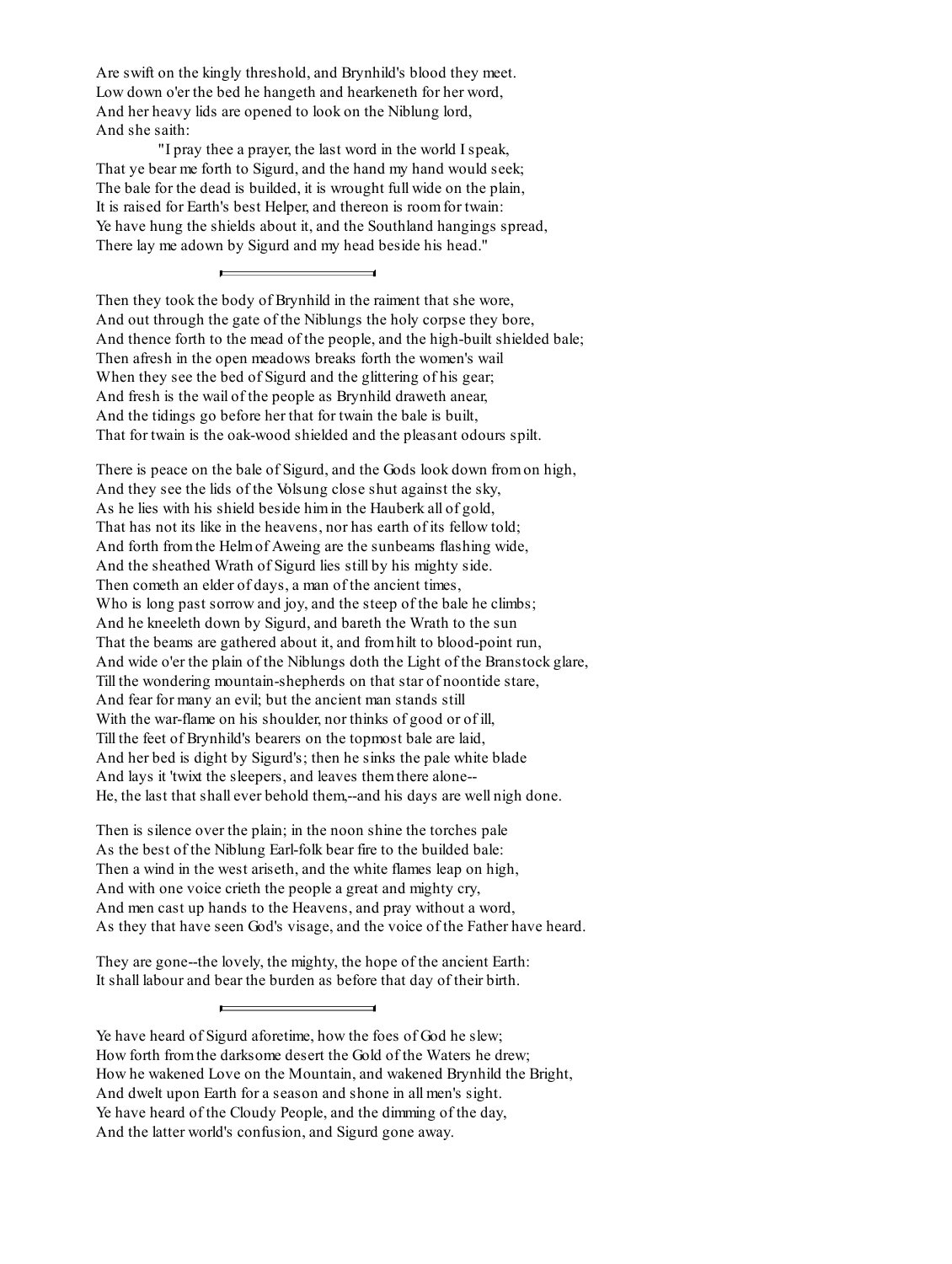Are swift on the kingly threshold, and Brynhild's blood they meet.
Low down o'er the bed he hangeth and hearkeneth for her word,
And her heavy lids are opened to look on the Niblung lord,
And she saith:

"I pray thee a prayer, the last word in the world I speak,
That ye bear me forth to Sigurd, and the hand my hand would seek;
The bale for the dead is builded, it is wrought full wide on the plain,
It is raised for Earth's best Helper, and thereon is room for twain:
Ye have hung the shields about it, and the Southland hangings spread,
There lay me adown by Sigurd and my head beside his head."

---

Then they took the body of Brynhild in the raiment that she wore,
And out through the gate of the Niblungs the holy corpse they bore,
And thence forth to the mead of the people, and the high-built shielded bale;
Then afresh in the open meadows breaks forth the women's wail
When they see the bed of Sigurd and the glittering of his gear;
And fresh is the wail of the people as Brynhild draweth anear,
And the tidings go before her that for twain the bale is built,
That for twain is the oak-wood shielded and the pleasant odours spilt.

There is peace on the bale of Sigurd, and the Gods look down from on high,
And they see the lids of the Volsung close shut against the sky,
As he lies with his shield beside him in the Hauberk all of gold,
That has not its like in the heavens, nor has earth of its fellow told;
And forth from the Helm of Aweing are the sunbeams flashing wide,
And the sheathed Wrath of Sigurd lies still by his mighty side.
Then cometh an elder of days, a man of the ancient times,
Who is long past sorrow and joy, and the steep of the bale he climbs;
And he kneeleth down by Sigurd, and bareth the Wrath to the sun
That the beams are gathered about it, and from hilt to blood-point run,
And wide o'er the plain of the Niblungs doth the Light of the Branstock glare,
Till the wondering mountain-shepherds on that star of noontide stare,
And fear for many an evil; but the ancient man stands still
With the war-flame on his shoulder, nor thinks of good or of ill,
Till the feet of Brynhild's bearers on the topmost bale are laid,
And her bed is dight by Sigurd's; then he sinks the pale white blade
And lays it 'twixt the sleepers, and leaves them there alone--
He, the last that shall ever behold them,--and his days are well nigh done.

Then is silence over the plain; in the noon shine the torches pale
As the best of the Niblung Earl-folk bear fire to the builded bale:
Then a wind in the west ariseth, and the white flames leap on high,
And with one voice crieth the people a great and mighty cry,
And men cast up hands to the Heavens, and pray without a word,
As they that have seen God's visage, and the voice of the Father have heard.

They are gone--the lovely, the mighty, the hope of the ancient Earth:
It shall labour and bear the burden as before that day of their birth.

---

Ye have heard of Sigurd aforetime, how the foes of God he slew;
How forth from the darksome desert the Gold of the Waters he drew;
How he wakened Love on the Mountain, and wakened Brynhild the Bright,
And dwelt upon Earth for a season and shone in all men's sight.
Ye have heard of the Cloudy People, and the dimming of the day,
And the latter world's confusion, and Sigurd gone away.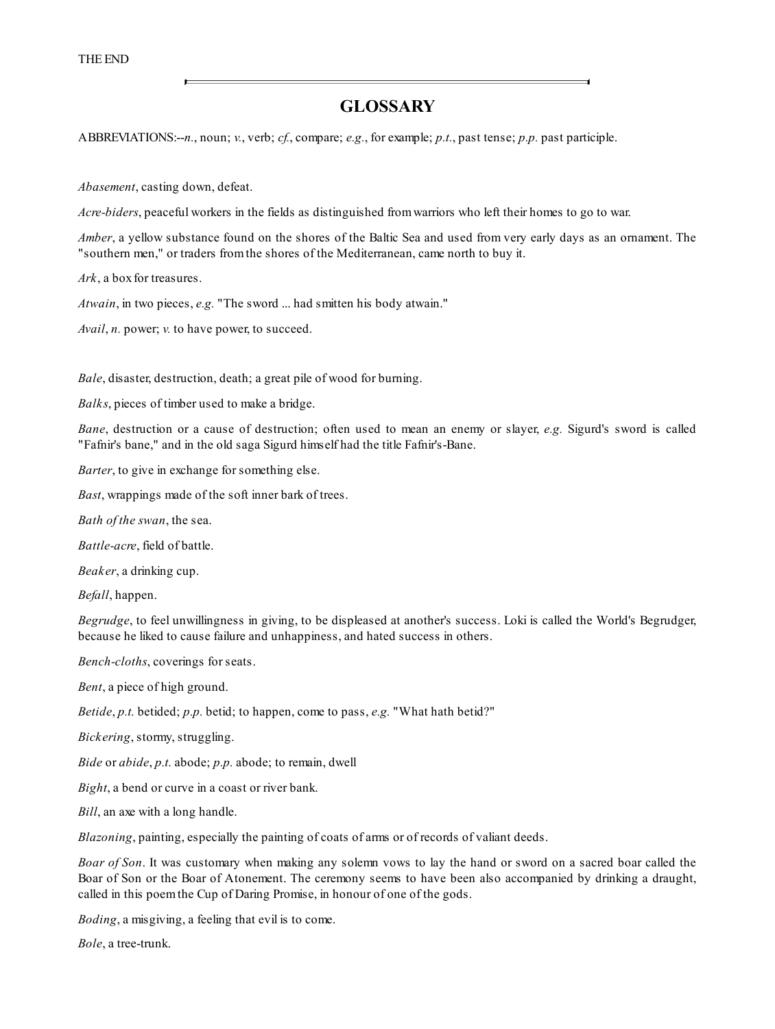THE END

---

## GLOSSARY

ABBREVIATIONS:--*n.*, noun; *v.*, verb; *cf.*, compare; *e.g.*, for example; *p.t.*, past tense; *p.p.* past participle.

*Abasement*, casting down, defeat.

*Acre-biders*, peaceful workers in the fields as distinguished from warriors who left their homes to go to war.

*Amber*, a yellow substance found on the shores of the Baltic Sea and used from very early days as an ornament. The "southern men," or traders from the shores of the Mediterranean, came north to buy it.

*Ark*, a box for treasures.

*Atwain*, in two pieces, *e.g.* "The sword ... had smitten his body atwain."

*Avail*, *n.* power; *v.* to have power, to succeed.

*Bale*, disaster, destruction, death; a great pile of wood for burning.

*Balks*, pieces of timber used to make a bridge.

*Bane*, destruction or a cause of destruction; often used to mean an enemy or slayer, *e.g.* Sigurd's sword is called "Fafnir's bane," and in the old saga Sigurd himself had the title Fafnir's-Bane.

*Barter*, to give in exchange for something else.

*Bast*, wrappings made of the soft inner bark of trees.

*Bath of the swan*, the sea.

*Battle-acre*, field of battle.

*Beaker*, a drinking cup.

*Befall*, happen.

*Begrudge*, to feel unwillingness in giving, to be displeased at another's success. Loki is called the World's Begrudger, because he liked to cause failure and unhappiness, and hated success in others.

*Bench-cloths*, coverings for seats.

*Bent*, a piece of high ground.

*Betide*, *p.t.* betided; *p.p.* betid; to happen, come to pass, *e.g.* "What hath betid?"

*Bickering*, stormy, struggling.

*Bide* or *abide*, *p.t.* abode; *p.p.* abode; to remain, dwell

*Bight*, a bend or curve in a coast or river bank.

*Bill*, an axe with a long handle.

*Blazoning*, painting, especially the painting of coats of arms or of records of valiant deeds.

*Boar of Son*. It was customary when making any solemn vows to lay the hand or sword on a sacred boar called the Boar of Son or the Boar of Atonement. The ceremony seems to have been also accompanied by drinking a draught, called in this poem the Cup of Daring Promise, in honour of one of the gods.

*Boding*, a misgiving, a feeling that evil is to come.

*Bole*, a tree-trunk.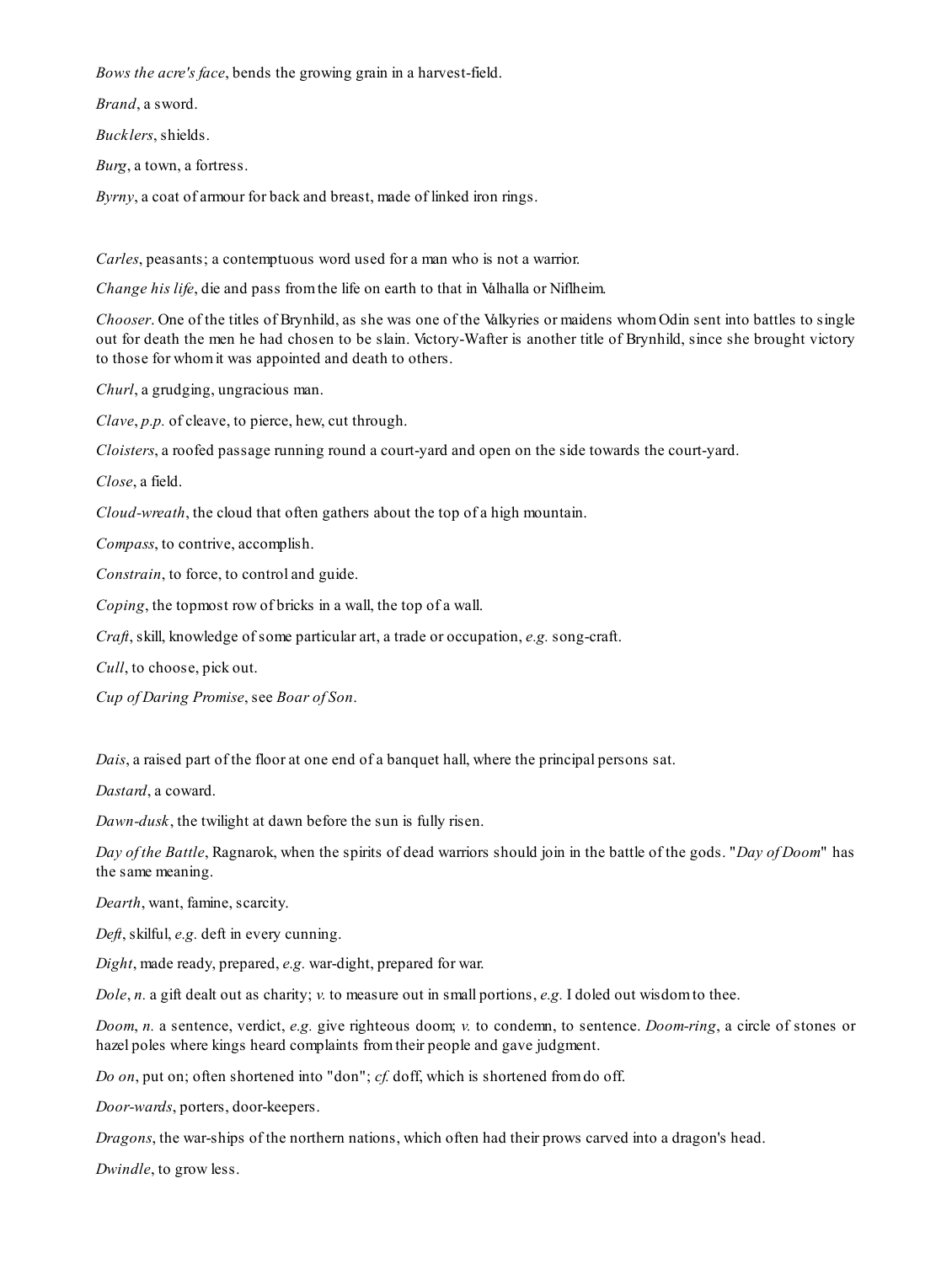*Bows the acre's face*, bends the growing grain in a harvest-field.

*Brand*, a sword.

*Bucklers*, shields.

*Burg*, a town, a fortress.

*Byrny*, a coat of armour for back and breast, made of linked iron rings.

*Carles*, peasants; a contemptuous word used for a man who is not a warrior.

*Change his life*, die and pass from the life on earth to that in Valhalla or Niflheim.

*Chooser*. One of the titles of Brynhild, as she was one of the Valkyries or maidens whom Odin sent into battles to single out for death the men he had chosen to be slain. Victory-Wafter is another title of Brynhild, since she brought victory to those for whom it was appointed and death to others.

*Churl*, a grudging, ungracious man.

*Clave*, *p.p.* of cleave, to pierce, hew, cut through.

*Cloisters*, a roofed passage running round a court-yard and open on the side towards the court-yard.

*Close*, a field.

*Cloud-wreath*, the cloud that often gathers about the top of a high mountain.

*Compass*, to contrive, accomplish.

*Constrain*, to force, to control and guide.

*Coping*, the topmost row of bricks in a wall, the top of a wall.

*Craft*, skill, knowledge of some particular art, a trade or occupation, *e.g.* song-craft.

*Cull*, to choose, pick out.

*Cup of Daring Promise*, see *Boar of Son*.

*Dais*, a raised part of the floor at one end of a banquet hall, where the principal persons sat.

*Dastard*, a coward.

*Dawn-dusk*, the twilight at dawn before the sun is fully risen.

*Day of the Battle*, Ragnarok, when the spirits of dead warriors should join in the battle of the gods. "*Day of Doom*" has the same meaning.

*Dearth*, want, famine, scarcity.

*Deft*, skilful, *e.g.* deft in every cunning.

*Dight*, made ready, prepared, *e.g.* war-dight, prepared for war.

*Dole*, *n.* a gift dealt out as charity; *v.* to measure out in small portions, *e.g.* I doled out wisdom to thee.

*Doom*, *n.* a sentence, verdict, *e.g.* give righteous doom; *v.* to condemn, to sentence. *Doom-ring*, a circle of stones or hazel poles where kings heard complaints from their people and gave judgment.

*Do on*, put on; often shortened into "don"; *cf.* doff, which is shortened from do off.

*Door-wards*, porters, door-keepers.

*Dragons*, the war-ships of the northern nations, which often had their prows carved into a dragon's head.

*Dwindle*, to grow less.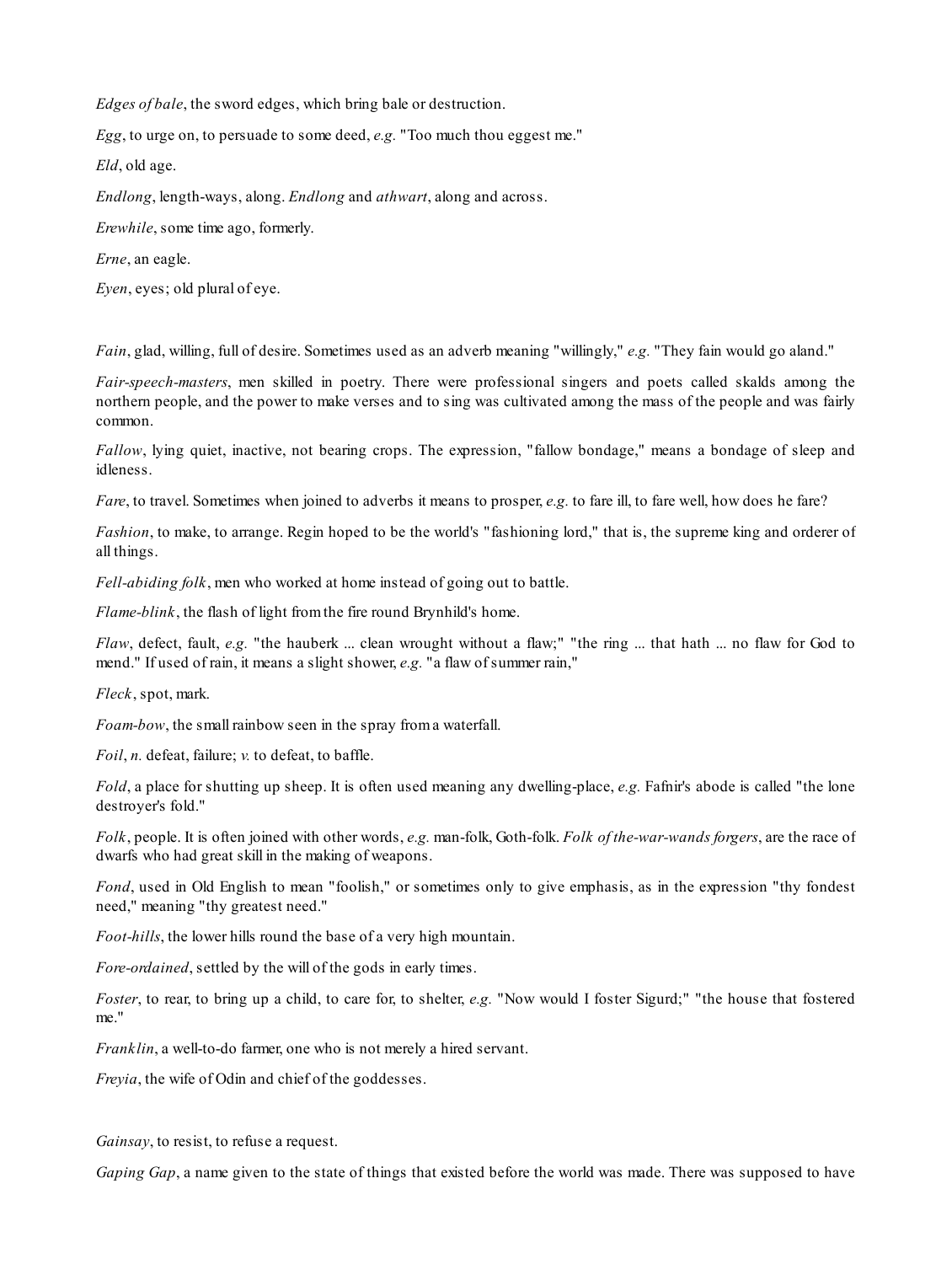*Edges of bale*, the sword edges, which bring bale or destruction.

*Egg*, to urge on, to persuade to some deed, *e.g.* "Too much thou eggest me."

*Eld*, old age.

*Endlong*, length-ways, along. *Endlong* and *athwart*, along and across.

*Erewhile*, some time ago, formerly.

*Erne*, an eagle.

*Eyen*, eyes; old plural of eye.

*Fain*, glad, willing, full of desire. Sometimes used as an adverb meaning "willingly," *e.g.* "They fain would go aland."

*Fair-speech-masters*, men skilled in poetry. There were professional singers and poets called skalds among the northern people, and the power to make verses and to sing was cultivated among the mass of the people and was fairly common.

*Fallow*, lying quiet, inactive, not bearing crops. The expression, "fallow bondage," means a bondage of sleep and idleness.

*Fare*, to travel. Sometimes when joined to adverbs it means to prosper, *e.g.* to fare ill, to fare well, how does he fare?

*Fashion*, to make, to arrange. Regin hoped to be the world's "fashioning lord," that is, the supreme king and orderer of all things.

*Fell-abiding folk*, men who worked at home instead of going out to battle.

*Flame-blink*, the flash of light from the fire round Brynhild's home.

*Flaw*, defect, fault, *e.g.* "the hauberk ... clean wrought without a flaw;" "the ring ... that hath ... no flaw for God to mend." If used of rain, it means a slight shower, *e.g.* "a flaw of summer rain,"

*Fleck*, spot, mark.

*Foam-bow*, the small rainbow seen in the spray from a waterfall.

*Foil*, *n.* defeat, failure; *v.* to defeat, to baffle.

*Fold*, a place for shutting up sheep. It is often used meaning any dwelling-place, *e.g.* Fafnir's abode is called "the lone destroyer's fold."

*Folk*, people. It is often joined with other words, *e.g.* man-folk, Goth-folk. *Folk of the-war-wands forgers*, are the race of dwarfs who had great skill in the making of weapons.

*Fond*, used in Old English to mean "foolish," or sometimes only to give emphasis, as in the expression "thy fondest need," meaning "thy greatest need."

*Foot-hills*, the lower hills round the base of a very high mountain.

*Fore-ordained*, settled by the will of the gods in early times.

*Foster*, to rear, to bring up a child, to care for, to shelter, *e.g.* "Now would I foster Sigurd;" "the house that fostered me."

*Franklin*, a well-to-do farmer, one who is not merely a hired servant.

*Freyia*, the wife of Odin and chief of the goddesses.

*Gainsay*, to resist, to refuse a request.

*Gaping Gap*, a name given to the state of things that existed before the world was made. There was supposed to have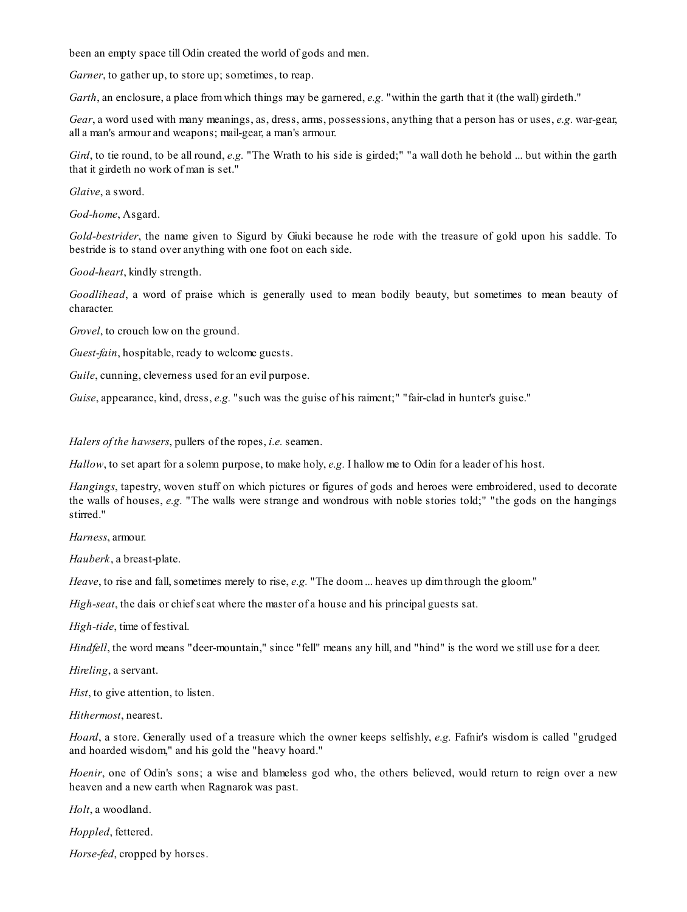been an empty space till Odin created the world of gods and men.

*Garner*, to gather up, to store up; sometimes, to reap.

*Garth*, an enclosure, a place from which things may be garnered, *e.g.* "within the garth that it (the wall) girdeth."

*Gear*, a word used with many meanings, as, dress, arms, possessions, anything that a person has or uses, *e.g.* war-gear, all a man's armour and weapons; mail-gear, a man's armour.

*Gird*, to tie round, to be all round, *e.g.* "The Wrath to his side is girded;" "a wall doth he behold ... but within the garth that it girdeth no work of man is set."

*Glaive*, a sword.

*God-home*, Asgard.

*Gold-bestrider*, the name given to Sigurd by Giuki because he rode with the treasure of gold upon his saddle. To bestride is to stand over anything with one foot on each side.

*Good-heart*, kindly strength.

*Goodlihead*, a word of praise which is generally used to mean bodily beauty, but sometimes to mean beauty of character.

*Grovel*, to crouch low on the ground.

*Guest-fain*, hospitable, ready to welcome guests.

*Guile*, cunning, cleverness used for an evil purpose.

*Guise*, appearance, kind, dress, *e.g.* "such was the guise of his raiment;" "fair-clad in hunter's guise."

*Halers of the hawsers*, pullers of the ropes, *i.e.* seamen.

*Hallow*, to set apart for a solemn purpose, to make holy, *e.g.* I hallow me to Odin for a leader of his host.

*Hangings*, tapestry, woven stuff on which pictures or figures of gods and heroes were embroidered, used to decorate the walls of houses, *e.g.* "The walls were strange and wondrous with noble stories told;" "the gods on the hangings stirred."

*Harness*, armour.

*Hauberk*, a breast-plate.

*Heave*, to rise and fall, sometimes merely to rise, *e.g.* "The doom ... heaves up dim through the gloom."

*High-seat*, the dais or chief seat where the master of a house and his principal guests sat.

*High-tide*, time of festival.

*Hindfell*, the word means "deer-mountain," since "fell" means any hill, and "hind" is the word we still use for a deer.

*Hireling*, a servant.

*Hist*, to give attention, to listen.

*Hithermost*, nearest.

*Hoard*, a store. Generally used of a treasure which the owner keeps selfishly, *e.g.* Fafnir's wisdom is called "grudged and hoarded wisdom," and his gold the "heavy hoard."

*Hoenir*, one of Odin's sons; a wise and blameless god who, the others believed, would return to reign over a new heaven and a new earth when Ragnarok was past.

*Holt*, a woodland.

*Hoppled*, fettered.

*Horse-fed*, cropped by horses.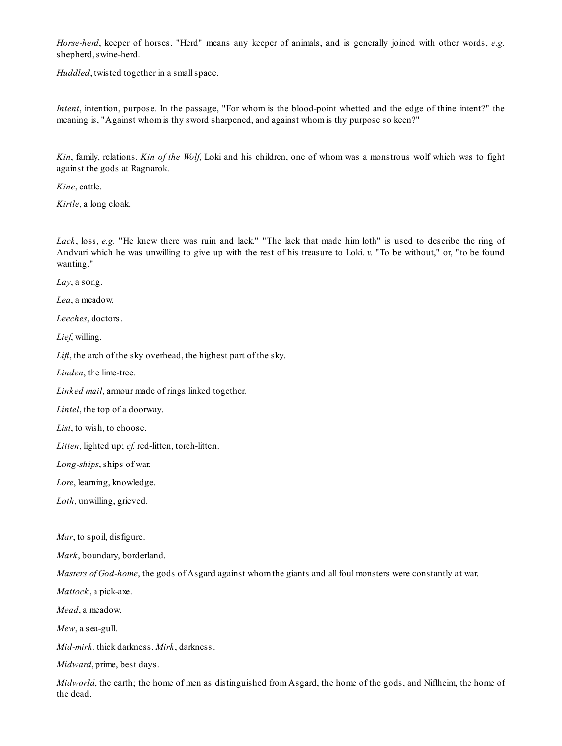*Horse-herd*, keeper of horses. "Herd" means any keeper of animals, and is generally joined with other words, *e.g.* shepherd, swine-herd.

*Huddled*, twisted together in a small space.

*Intent*, intention, purpose. In the passage, "For whom is the blood-point whetted and the edge of thine intent?" the meaning is, "Against whom is thy sword sharpened, and against whom is thy purpose so keen?"

*Kin*, family, relations. *Kin of the Wolf*, Loki and his children, one of whom was a monstrous wolf which was to fight against the gods at Ragnarok.

*Kine*, cattle.

*Kirtle*, a long cloak.

*Lack*, loss, *e.g.* "He knew there was ruin and lack." "The lack that made him loth" is used to describe the ring of Andvari which he was unwilling to give up with the rest of his treasure to Loki. *v.* "To be without," or, "to be found wanting."

*Lay*, a song.

*Lea*, a meadow.

*Leeches*, doctors.

*Lief*, willing.

*Lift*, the arch of the sky overhead, the highest part of the sky.

*Linden*, the lime-tree.

*Linked mail*, armour made of rings linked together.

*Lintel*, the top of a doorway.

*List*, to wish, to choose.

*Litten*, lighted up; *cf.* red-litten, torch-litten.

*Long-ships*, ships of war.

*Lore*, learning, knowledge.

*Loth*, unwilling, grieved.

*Mar*, to spoil, disfigure.

*Mark*, boundary, borderland.

*Masters of God-home*, the gods of Asgard against whom the giants and all foul monsters were constantly at war.

*Mattock*, a pick-axe.

*Mead*, a meadow.

*Mew*, a sea-gull.

*Mid-mirk*, thick darkness. *Mirk*, darkness.

*Midward*, prime, best days.

*Midworld*, the earth; the home of men as distinguished from Asgard, the home of the gods, and Niflheim, the home of the dead.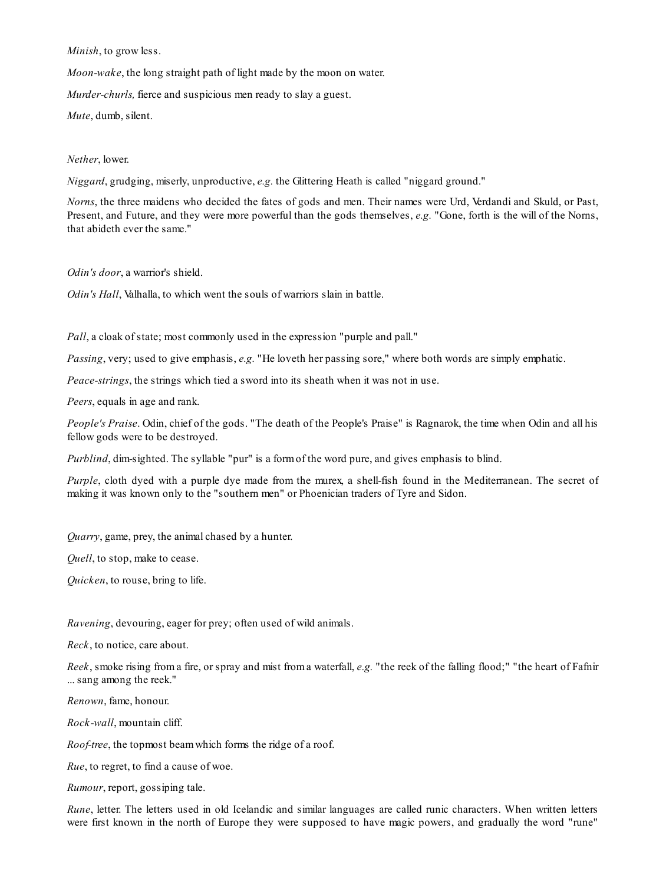*Minish*, to grow less.

*Moon-wake*, the long straight path of light made by the moon on water.

*Murder-churls,* fierce and suspicious men ready to slay a guest.

*Mute*, dumb, silent.

*Nether*, lower.

*Niggard*, grudging, miserly, unproductive, *e.g.* the Glittering Heath is called "niggard ground."

*Norns*, the three maidens who decided the fates of gods and men. Their names were Urd, Verdandi and Skuld, or Past, Present, and Future, and they were more powerful than the gods themselves, *e.g.* "Gone, forth is the will of the Norns, that abideth ever the same."

*Odin's door*, a warrior's shield.

*Odin's Hall*, Valhalla, to which went the souls of warriors slain in battle.

*Pall*, a cloak of state; most commonly used in the expression "purple and pall."

*Passing*, very; used to give emphasis, *e.g.* "He loveth her passing sore," where both words are simply emphatic.

*Peace-strings*, the strings which tied a sword into its sheath when it was not in use.

*Peers*, equals in age and rank.

*People's Praise*. Odin, chief of the gods. "The death of the People's Praise" is Ragnarok, the time when Odin and all his fellow gods were to be destroyed.

*Purblind*, dim-sighted. The syllable "pur" is a form of the word pure, and gives emphasis to blind.

*Purple*, cloth dyed with a purple dye made from the murex, a shell-fish found in the Mediterranean. The secret of making it was known only to the "southern men" or Phoenician traders of Tyre and Sidon.

*Quarry*, game, prey, the animal chased by a hunter.

*Quell*, to stop, make to cease.

*Quicken*, to rouse, bring to life.

*Ravening*, devouring, eager for prey; often used of wild animals.

*Reck*, to notice, care about.

*Reek*, smoke rising from a fire, or spray and mist from a waterfall, *e.g.* "the reek of the falling flood;" "the heart of Fafnir ... sang among the reek."

*Renown*, fame, honour.

*Rock-wall*, mountain cliff.

*Roof-tree*, the topmost beam which forms the ridge of a roof.

*Rue*, to regret, to find a cause of woe.

*Rumour*, report, gossiping tale.

*Rune*, letter. The letters used in old Icelandic and similar languages are called runic characters. When written letters were first known in the north of Europe they were supposed to have magic powers, and gradually the word "rune"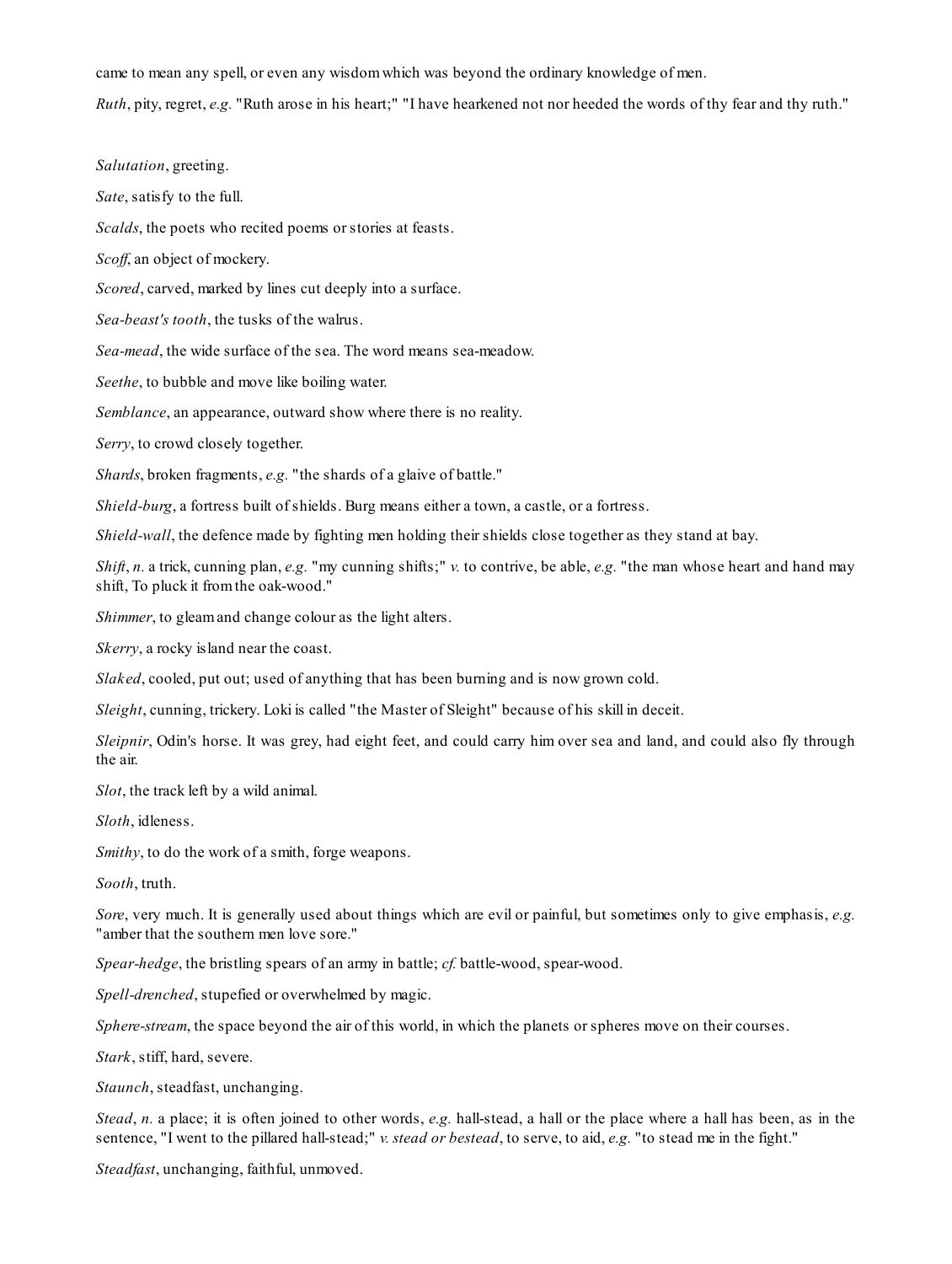came to mean any spell, or even any wisdom which was beyond the ordinary knowledge of men.

*Ruth*, pity, regret, *e.g.* "Ruth arose in his heart;" "I have hearkened not nor heeded the words of thy fear and thy ruth."

*Salutation*, greeting.

*Sate*, satisfy to the full.

*Scalds*, the poets who recited poems or stories at feasts.

*Scoff*, an object of mockery.

*Scored*, carved, marked by lines cut deeply into a surface.

*Sea-beast's tooth*, the tusks of the walrus.

*Sea-mead*, the wide surface of the sea. The word means sea-meadow.

*Seethe*, to bubble and move like boiling water.

*Semblance*, an appearance, outward show where there is no reality.

*Serry*, to crowd closely together.

*Shards*, broken fragments, *e.g.* "the shards of a glaive of battle."

*Shield-burg*, a fortress built of shields. Burg means either a town, a castle, or a fortress.

*Shield-wall*, the defence made by fighting men holding their shields close together as they stand at bay.

*Shift*, *n.* a trick, cunning plan, *e.g.* "my cunning shifts;" *v.* to contrive, be able, *e.g.* "the man whose heart and hand may shift, To pluck it from the oak-wood."

*Shimmer*, to gleam and change colour as the light alters.

*Skerry*, a rocky island near the coast.

*Slaked*, cooled, put out; used of anything that has been burning and is now grown cold.

*Sleight*, cunning, trickery. Loki is called "the Master of Sleight" because of his skill in deceit.

*Sleipnir*, Odin's horse. It was grey, had eight feet, and could carry him over sea and land, and could also fly through the air.

*Slot*, the track left by a wild animal.

*Sloth*, idleness.

*Smithy*, to do the work of a smith, forge weapons.

*Sooth*, truth.

*Sore*, very much. It is generally used about things which are evil or painful, but sometimes only to give emphasis, *e.g.* "amber that the southern men love sore."

*Spear-hedge*, the bristling spears of an army in battle; *cf.* battle-wood, spear-wood.

*Spell-drenched*, stupefied or overwhelmed by magic.

*Sphere-stream*, the space beyond the air of this world, in which the planets or spheres move on their courses.

*Stark*, stiff, hard, severe.

*Staunch*, steadfast, unchanging.

*Stead*, *n.* a place; it is often joined to other words, *e.g.* hall-stead, a hall or the place where a hall has been, as in the sentence, "I went to the pillared hall-stead;" *v. stead or bestead*, to serve, to aid, *e.g.* "to stead me in the fight."

*Steadfast*, unchanging, faithful, unmoved.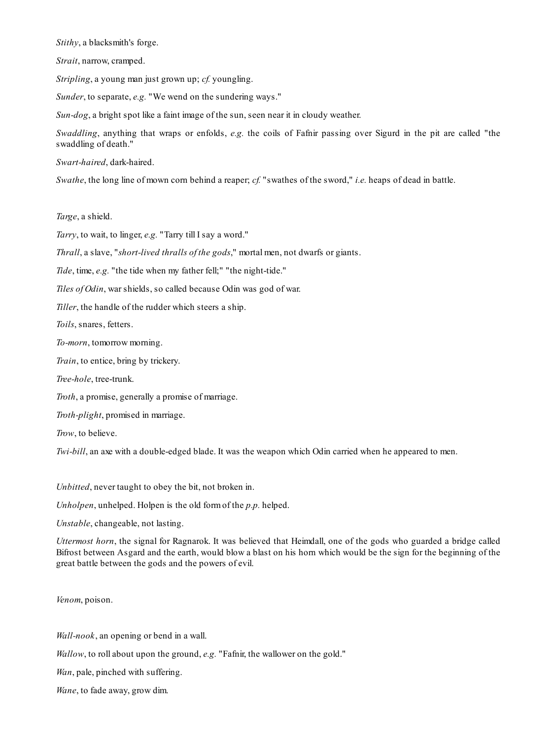*Stithy*, a blacksmith's forge.

*Strait*, narrow, cramped.

*Stripling*, a young man just grown up; *cf.* youngling.

*Sunder*, to separate, *e.g.* "We wend on the sundering ways."

*Sun-dog*, a bright spot like a faint image of the sun, seen near it in cloudy weather.

*Swaddling*, anything that wraps or enfolds, *e.g.* the coils of Fafnir passing over Sigurd in the pit are called "the swaddling of death."

*Swart-haired*, dark-haired.

*Swathe*, the long line of mown corn behind a reaper; *cf.* "swathes of the sword," *i.e.* heaps of dead in battle.

*Targe*, a shield.

*Tarry*, to wait, to linger, *e.g.* "Tarry till I say a word."

*Thrall*, a slave, "*short-lived thralls of the gods*," mortal men, not dwarfs or giants.

*Tide*, time, *e.g.* "the tide when my father fell;" "the night-tide."

*Tiles of Odin*, war shields, so called because Odin was god of war.

*Tiller*, the handle of the rudder which steers a ship.

*Toils*, snares, fetters.

*To-morn*, tomorrow morning.

*Train*, to entice, bring by trickery.

*Tree-hole*, tree-trunk.

*Troth*, a promise, generally a promise of marriage.

*Troth-plight*, promised in marriage.

*Trow*, to believe.

*Twi-bill*, an axe with a double-edged blade. It was the weapon which Odin carried when he appeared to men.

*Unbitted*, never taught to obey the bit, not broken in.

*Unholpen*, unhelped. Holpen is the old form of the *p.p.* helped.

*Unstable*, changeable, not lasting.

*Uttermost horn*, the signal for Ragnarok. It was believed that Heimdall, one of the gods who guarded a bridge called Bifrost between Asgard and the earth, would blow a blast on his horn which would be the sign for the beginning of the great battle between the gods and the powers of evil.

*Venom*, poison.

*Wall-nook*, an opening or bend in a wall.

*Wallow*, to roll about upon the ground, *e.g.* "Fafnir, the wallower on the gold."

*Wan*, pale, pinched with suffering.

*Wane*, to fade away, grow dim.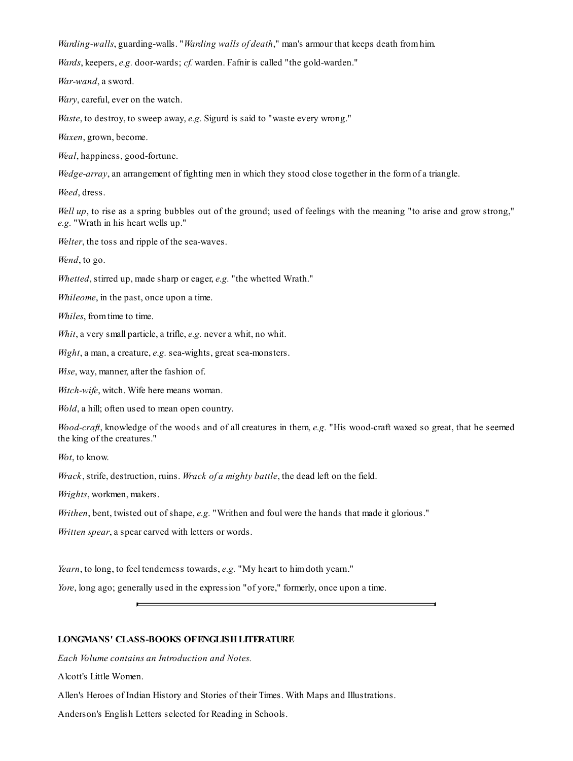*Warding-walls*, guarding-walls. "*Warding walls of death*," man's armour that keeps death from him.

*Wards*, keepers, *e.g.* door-wards; *cf.* warden. Fafnir is called "the gold-warden."

*War-wand*, a sword.

*Wary*, careful, ever on the watch.

*Waste*, to destroy, to sweep away, *e.g.* Sigurd is said to "waste every wrong."

*Waxen*, grown, become.

*Weal*, happiness, good-fortune.

*Wedge-array*, an arrangement of fighting men in which they stood close together in the form of a triangle.

*Weed*, dress.

*Well up*, to rise as a spring bubbles out of the ground; used of feelings with the meaning "to arise and grow strong," *e.g.* "Wrath in his heart wells up."

*Welter*, the toss and ripple of the sea-waves.

*Wend*, to go.

*Whetted*, stirred up, made sharp or eager, *e.g.* "the whetted Wrath."

*Whileome*, in the past, once upon a time.

*Whiles*, from time to time.

*Whit*, a very small particle, a trifle, *e.g.* never a whit, no whit.

*Wight*, a man, a creature, *e.g.* sea-wights, great sea-monsters.

*Wise*, way, manner, after the fashion of.

*Witch-wife*, witch. Wife here means woman.

*Wold*, a hill; often used to mean open country.

*Wood-craft*, knowledge of the woods and of all creatures in them, *e.g.* "His wood-craft waxed so great, that he seemed the king of the creatures."

*Wot*, to know.

*Wrack*, strife, destruction, ruins. *Wrack of a mighty battle*, the dead left on the field.

*Wrights*, workmen, makers.

*Writhen*, bent, twisted out of shape, *e.g.* "Writhen and foul were the hands that made it glorious."

*Written spear*, a spear carved with letters or words.

*Yearn*, to long, to feel tenderness towards, *e.g.* "My heart to him doth yearn."

*Yore*, long ago; generally used in the expression "of yore," formerly, once upon a time.

---

**LONGMANS' CLASS-BOOKS OF ENGLISH LITERATURE**

*Each Volume contains an Introduction and Notes.*

Alcott's Little Women.

Allen's Heroes of Indian History and Stories of their Times. With Maps and Illustrations.

Anderson's English Letters selected for Reading in Schools.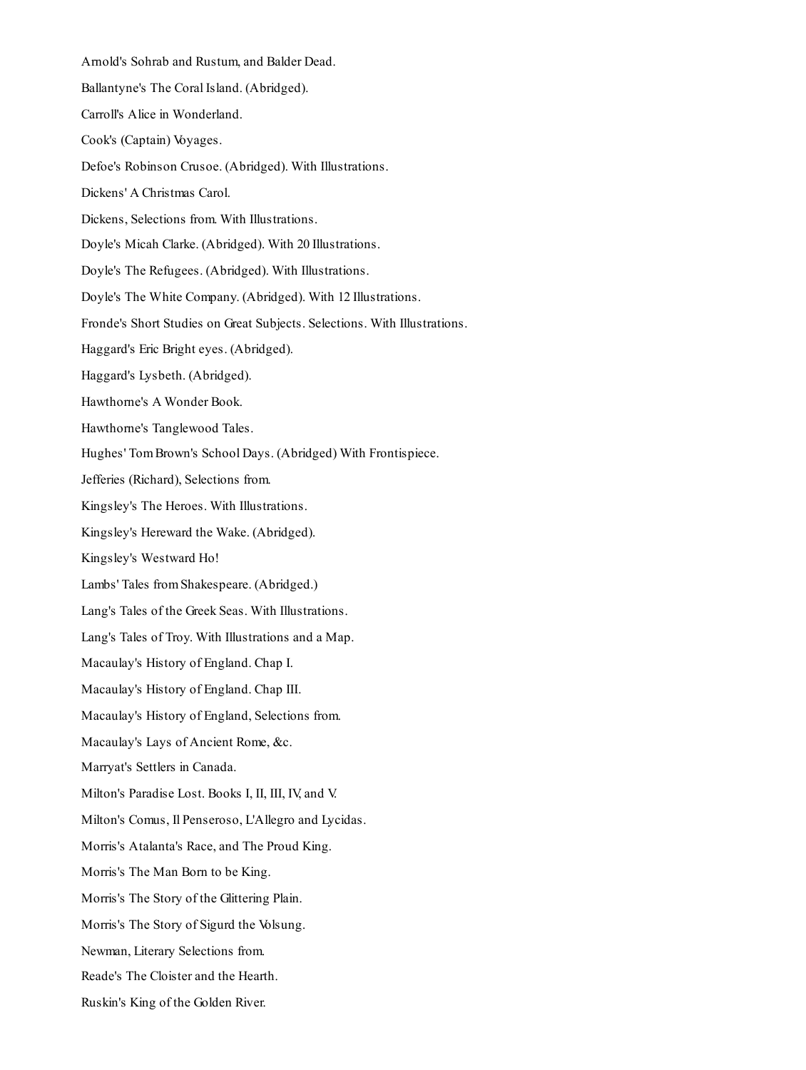Arnold's Sohrab and Rustum, and Balder Dead.

Ballantyne's The Coral Island. (Abridged).

Carroll's Alice in Wonderland.

Cook's (Captain) Voyages.

Defoe's Robinson Crusoe. (Abridged). With Illustrations.

Dickens' A Christmas Carol.

Dickens, Selections from. With Illustrations.

Doyle's Micah Clarke. (Abridged). With 20 Illustrations.

Doyle's The Refugees. (Abridged). With Illustrations.

Doyle's The White Company. (Abridged). With 12 Illustrations.

Fronde's Short Studies on Great Subjects. Selections. With Illustrations.

Haggard's Eric Bright eyes. (Abridged).

Haggard's Lysbeth. (Abridged).

Hawthorne's A Wonder Book.

Hawthorne's Tanglewood Tales.

Hughes' Tom Brown's School Days. (Abridged) With Frontispiece.

Jefferies (Richard), Selections from.

Kingsley's The Heroes. With Illustrations.

Kingsley's Hereward the Wake. (Abridged).

Kingsley's Westward Ho!

Lambs' Tales from Shakespeare. (Abridged.)

Lang's Tales of the Greek Seas. With Illustrations.

Lang's Tales of Troy. With Illustrations and a Map.

Macaulay's History of England. Chap I.

Macaulay's History of England. Chap III.

Macaulay's History of England, Selections from.

Macaulay's Lays of Ancient Rome, &c.

Marryat's Settlers in Canada.

Milton's Paradise Lost. Books I, II, III, IV, and V.

Milton's Comus, Il Penseroso, L'Allegro and Lycidas.

Morris's Atalanta's Race, and The Proud King.

Morris's The Man Born to be King.

Morris's The Story of the Glittering Plain.

Morris's The Story of Sigurd the Volsung.

Newman, Literary Selections from.

Reade's The Cloister and the Hearth.

Ruskin's King of the Golden River.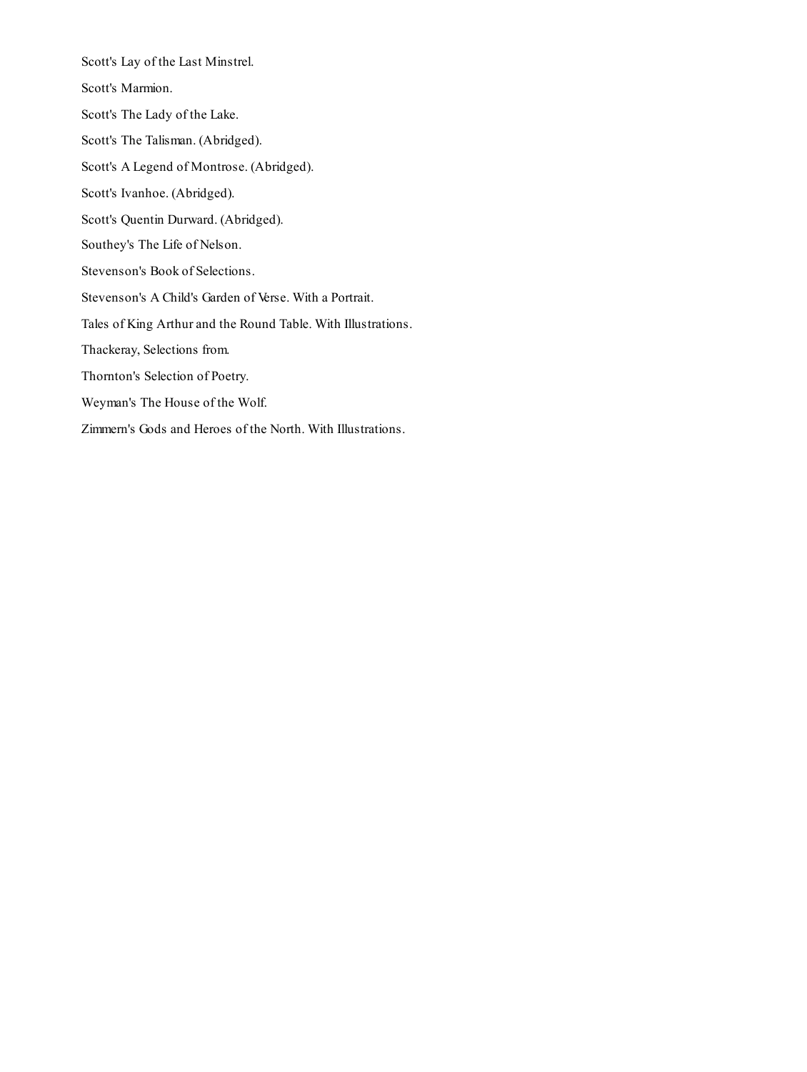Scott's Lay of the Last Minstrel.

Scott's Marmion.

Scott's The Lady of the Lake.

Scott's The Talisman. (Abridged).

Scott's A Legend of Montrose. (Abridged).

Scott's Ivanhoe. (Abridged).

Scott's Quentin Durward. (Abridged).

Southey's The Life of Nelson.

Stevenson's Book of Selections.

Stevenson's A Child's Garden of Verse. With a Portrait.

Tales of King Arthur and the Round Table. With Illustrations.

Thackeray, Selections from.

Thornton's Selection of Poetry.

Weyman's The House of the Wolf.

Zimmern's Gods and Heroes of the North. With Illustrations.